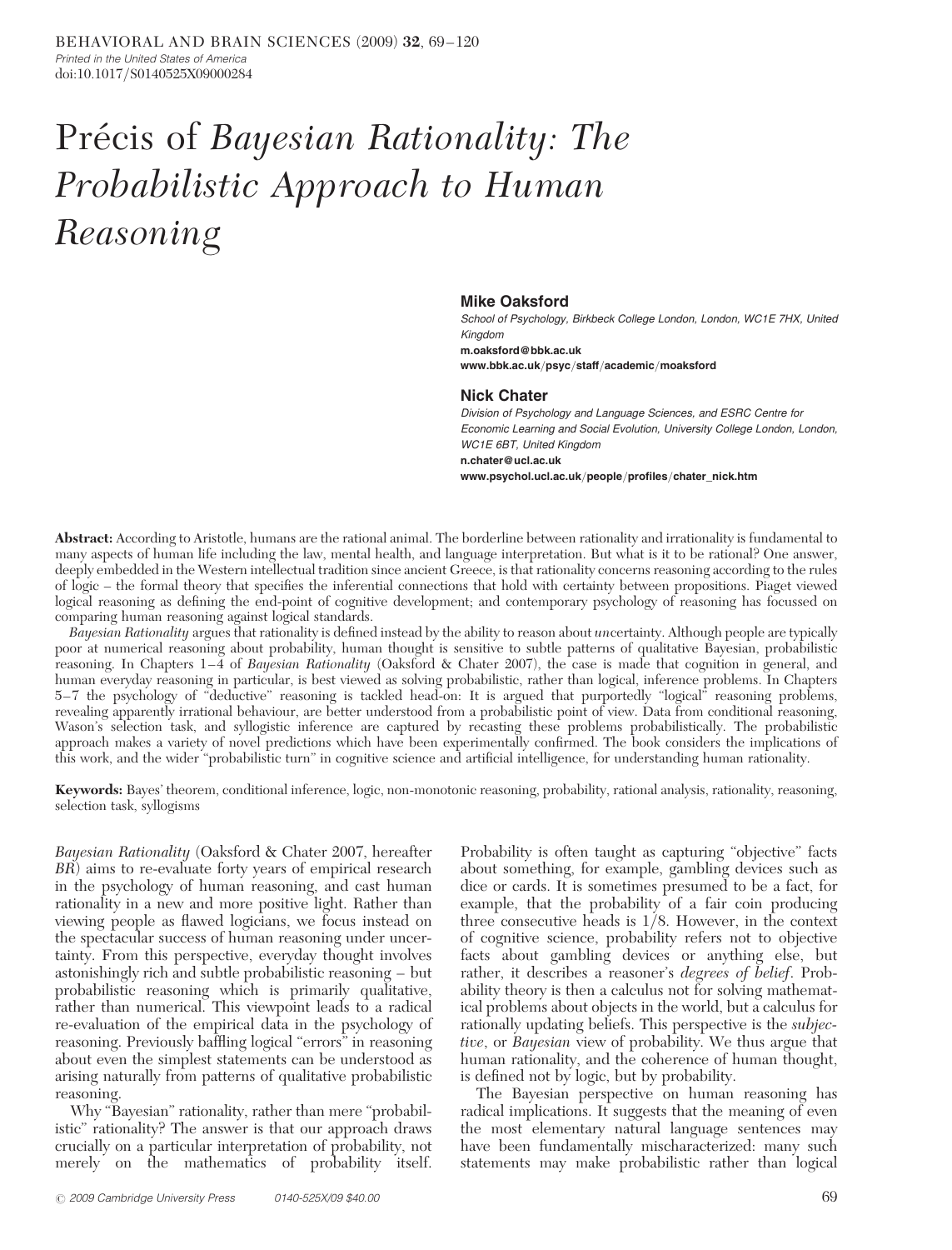# Précis of *Bayesian Rationality: The Probabilistic Approach to Human Reasoning*

**Mike Oaksford**

*School of Psychology, Birkbeck College London, London, WC1E 7HX, United Kingdom*

**m.oaksford@bbk.ac.uk**

**www.bbk.ac.uk/psyc/staff/academic/moaksford**

**Nick Chater**

*Division of Psychology and Language Sciences, and ESRC Centre for Economic Learning and Social Evolution, University College London, London, WC1E 6BT, United Kingdom*

**n.chater@ucl.ac.uk**

**www.psychol.ucl.ac.uk/people/profiles/chater_nick.htm**

**Abstract:** According to Aristotle, humans are the rational animal. The borderline between rationality and irrationality is fundamental to many aspects of human life including the law, mental health, and language interpretation. But what is it to be rational? One answer, deeply embedded in the Western intellectual tradition since ancient Greece, is that rationality concerns reasoning according to the rules of logic – the formal theory that specifies the inferential connections that hold with certainty between propositions. Piaget viewed logical reasoning as defining the end-point of cognitive development; and contemporary psychology of reasoning has focussed on comparing human reasoning against logical standards.

*Bayesian Rationality* argues that rationality is defined instead by the ability to reason about *un*certainty. Although people are typically poor at numerical reasoning about probability, human thought is sensitive to subtle patterns of qualitative Bayesian, probabilistic reasoning. In Chapters 1–4 of *Bayesian Rationality* (Oaksford & Chater 2007), the case is made that cognition in general, and human everyday reasoning in particular, is best viewed as solving probabilistic, rather than logical, inference problems. In Chapters 5–7 the psychology of "deductive" reasoning is tackled head-on: It is argued that purportedly "logical" reasoning problems, revealing apparently irrational behaviour, are better understood from a probabilistic point of view. Data from conditional reasoning, Wason's selection task, and syllogistic inference are captured by recasting these problems probabilistically. The probabilistic approach makes a variety of novel predictions which have been experimentally confirmed. The book considers the implications of this work, and the wider "probabilistic turn" in cognitive science and artificial intelligence, for understanding human rationality.

**Keywords:** Bayes' theorem, conditional inference, logic, non-monotonic reasoning, probability, rational analysis, rationality, reasoning, selection task, syllogisms

*Bayesian Rationality* (Oaksford & Chater 2007, hereafter *BR*) aims to re-evaluate forty years of empirical research in the psychology of human reasoning, and cast human rationality in a new and more positive light. Rather than viewing people as flawed logicians, we focus instead on the spectacular success of human reasoning under uncertainty. From this perspective, everyday thought involves astonishingly rich and subtle probabilistic reasoning – but probabilistic reasoning which is primarily qualitative, rather than numerical. This viewpoint leads to a radical re-evaluation of the empirical data in the psychology of reasoning. Previously baffling logical "errors" in reasoning about even the simplest statements can be understood as arising naturally from patterns of qualitative probabilistic reasoning.

Why "Bayesian" rationality, rather than mere "probabilistic" rationality? The answer is that our approach draws crucially on a particular interpretation of probability, not merely on the mathematics of probability itself. Probability is often taught as capturing "objective" facts about something, for example, gambling devices such as dice or cards. It is sometimes presumed to be a fact, for example, that the probability of a fair coin producing three consecutive heads is 1/8. However, in the context of cognitive science, probability refers not to objective facts about gambling devices or anything else, but rather, it describes a reasoner's *degrees of belief*. Probability theory is then a calculus not for solving mathematical problems about objects in the world, but a calculus for rationally updating beliefs. This perspective is the *subjective*, or *Bayesian* view of probability. We thus argue that human rationality, and the coherence of human thought, is defined not by logic, but by probability.

The Bayesian perspective on human reasoning has radical implications. It suggests that the meaning of even the most elementary natural language sentences may have been fundamentally mischaracterized: many such statements may make probabilistic rather than logical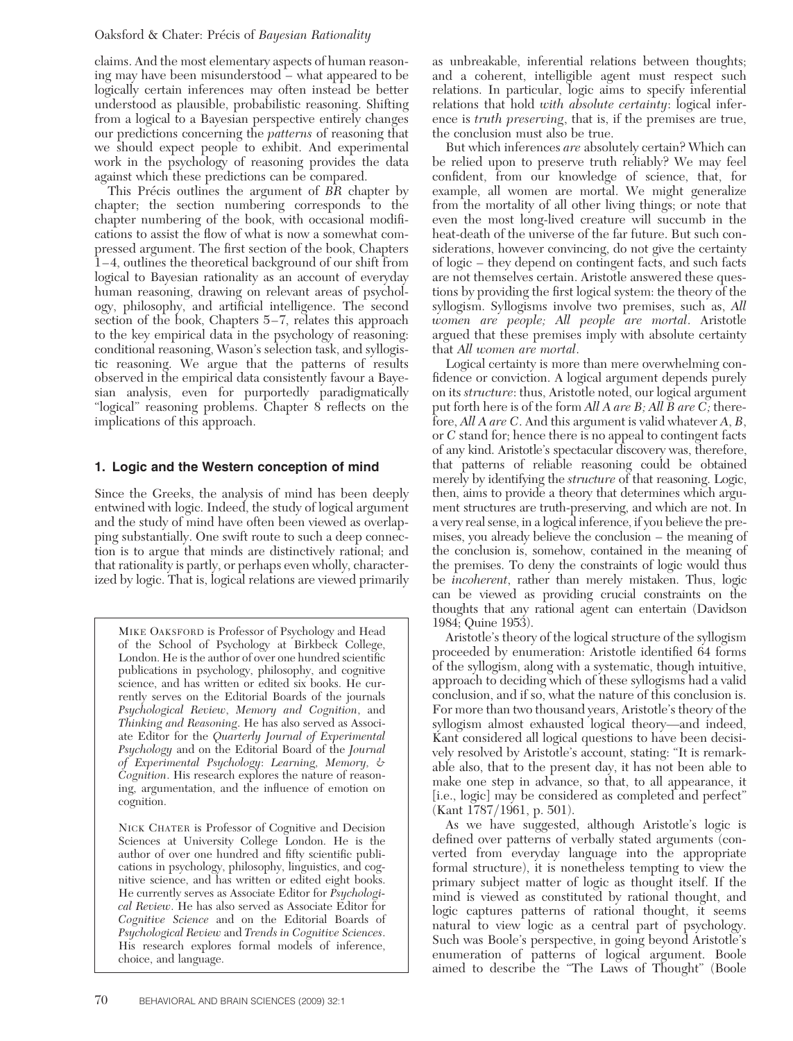claims. And the most elementary aspects of human reasoning may have been misunderstood – what appeared to be logically certain inferences may often instead be better understood as plausible, probabilistic reasoning. Shifting from a logical to a Bayesian perspective entirely changes our predictions concerning the *patterns* of reasoning that we should expect people to exhibit. And experimental work in the psychology of reasoning provides the data against which these predictions can be compared.

This Précis outlines the argument of *BR* chapter by chapter; the section numbering corresponds to the chapter numbering of the book, with occasional modifications to assist the flow of what is now a somewhat compressed argument. The first section of the book, Chapters 1–4, outlines the theoretical background of our shift from logical to Bayesian rationality as an account of everyday human reasoning, drawing on relevant areas of psychology, philosophy, and artificial intelligence. The second section of the book, Chapters 5–7, relates this approach to the key empirical data in the psychology of reasoning: conditional reasoning, Wason's selection task, and syllogistic reasoning. We argue that the patterns of results observed in the empirical data consistently favour a Bayesian analysis, even for purportedly paradigmatically "logical" reasoning problems. Chapter 8 reflects on the implications of this approach.

## 1. Logic and the Western conception of mind

Since the Greeks, the analysis of mind has been deeply entwined with logic. Indeed, the study of logical argument and the study of mind have often been viewed as overlapping substantially. One swift route to such a deep connection is to argue that minds are distinctively rational; and that rationality is partly, or perhaps even wholly, characterized by logic. That is, logical relations are viewed primarily as unbreakable, inferential relations between thoughts; and a coherent, intelligible agent must respect such relations. In particular, logic aims to specify inferential relations that hold *with absolute certainty*: logical inference is *truth preserving*, that is, if the premises are true, the conclusion must also be true.

But which inferences *are* absolutely certain? Which can be relied upon to preserve truth reliably? We may feel confident, from our knowledge of science, that, for example, all women are mortal. We might generalize from the mortality of all other living things; or note that even the most long-lived creature will succumb in the heat-death of the universe of the far future. But such considerations, however convincing, do not give the certainty of logic – they depend on contingent facts, and such facts are not themselves certain. Aristotle answered these questions by providing the first logical system: the theory of the syllogism. Syllogisms involve two premises, such as, *All women are people; All people are mortal*. Aristotle argued that these premises imply with absolute certainty that *All women are mortal*.

Logical certainty is more than mere overwhelming confidence or conviction. A logical argument depends purely on its *structure*: thus, Aristotle noted, our logical argument put forth here is of the form *All A are B; All B are C;* therefore, *All A are C*. And this argument is valid whatever *A*, *B*, or *C* stand for; hence there is no appeal to contingent facts of any kind. Aristotle's spectacular discovery was, therefore, that patterns of reliable reasoning could be obtained merely by identifying the *structure* of that reasoning. Logic, then, aims to provide a theory that determines which argument structures are truth-preserving, and which are not. In a very real sense, in a logical inference, if you believe the premises, you already believe the conclusion – the meaning of the conclusion is, somehow, contained in the meaning of the premises. To deny the constraints of logic would thus be *incoherent*, rather than merely mistaken. Thus, logic can be viewed as providing crucial constraints on the thoughts that any rational agent can entertain (Davidson 1984; Quine 1953).

Aristotle's theory of the logical structure of the syllogism proceeded by enumeration: Aristotle identified 64 forms of the syllogism, along with a systematic, though intuitive, approach to deciding which of these syllogisms had a valid conclusion, and if so, what the nature of this conclusion is. For more than two thousand years, Aristotle's theory of the syllogism almost exhausted logical theory—and indeed, Kant considered all logical questions to have been decisively resolved by Aristotle's account, stating: "It is remarkable also, that to the present day, it has not been able to make one step in advance, so that, to all appearance, it [i.e., logic] may be considered as completed and perfect" (Kant 1787/1961, p. 501).

As we have suggested, although Aristotle's logic is defined over patterns of verbally stated arguments (converted from everyday language into the appropriate formal structure), it is nonetheless tempting to view the primary subject matter of logic as thought itself. If the mind is viewed as constituted by rational thought, and logic captures patterns of rational thought, it seems natural to view logic as a central part of psychology. Such was Boole's perspective, in going beyond Aristotle's enumeration of patterns of logical argument. Boole aimed to describe the "The Laws of Thought" (Boole

MIKE OAKSFORD is Professor of Psychology and Head of the School of Psychology at Birkbeck College, London. He is the author of over one hundred scientific publications in psychology, philosophy, and cognitive science, and has written or edited six books. He currently serves on the Editorial Boards of the journals *Psychological Review*, *Memory and Cognition*, and *Thinking and Reasoning*. He has also served as Associate Editor for the *Quarterly Journal of Experimental Psychology* and on the Editorial Board of the *Journal of Experimental Psychology: Learning, Memory, & Cognition*. His research explores the nature of reasoning, argumentation, and the influence of emotion on cognition.

NICK CHATER is Professor of Cognitive and Decision Sciences at University College London. He is the author of over one hundred and fifty scientific publications in psychology, philosophy, linguistics, and cognitive science, and has written or edited eight books. He currently serves as Associate Editor for *Psychological Review*. He has also served as Associate Editor for *Cognitive Science* and on the Editorial Boards of *Psychological Review* and *Trends in Cognitive Sciences*. His research explores formal models of inference, choice, and language.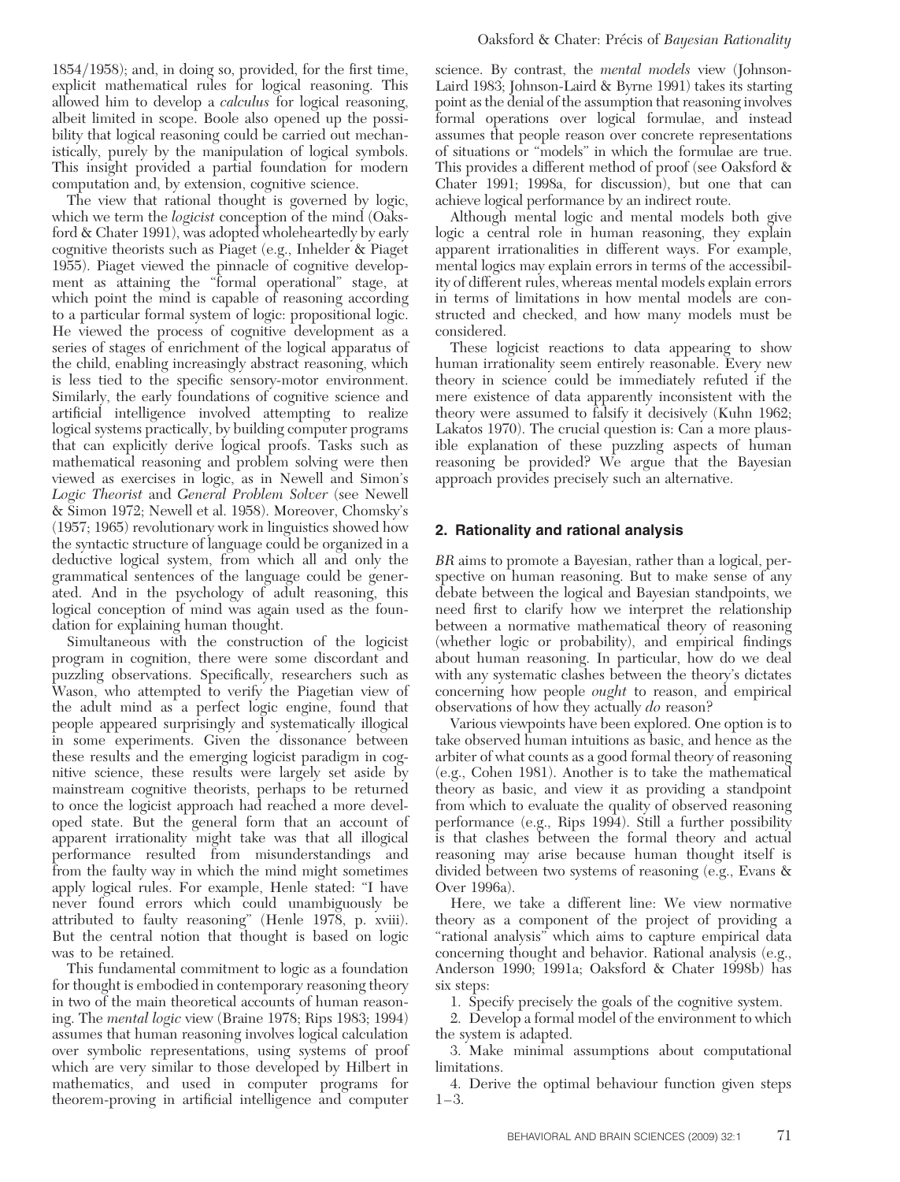1854/1958); and, in doing so, provided, for the first time, explicit mathematical rules for logical reasoning. This allowed him to develop a *calculus* for logical reasoning, albeit limited in scope. Boole also opened up the possibility that logical reasoning could be carried out mechanistically, purely by the manipulation of logical symbols. This insight provided a partial foundation for modern computation and, by extension, cognitive science.

The view that rational thought is governed by logic, which we term the *logicist* conception of the mind (Oaksford & Chater 1991), was adopted wholeheartedly by early cognitive theorists such as Piaget (e.g., Inhelder & Piaget 1955). Piaget viewed the pinnacle of cognitive development as attaining the "formal operational" stage, at which point the mind is capable of reasoning according to a particular formal system of logic: propositional logic. He viewed the process of cognitive development as a series of stages of enrichment of the logical apparatus of the child, enabling increasingly abstract reasoning, which is less tied to the specific sensory-motor environment. Similarly, the early foundations of cognitive science and artificial intelligence involved attempting to realize logical systems practically, by building computer programs that can explicitly derive logical proofs. Tasks such as mathematical reasoning and problem solving were then viewed as exercises in logic, as in Newell and Simon's *Logic Theorist* and *General Problem Solver* (see Newell & Simon 1972; Newell et al. 1958). Moreover, Chomsky's (1957; 1965) revolutionary work in linguistics showed how the syntactic structure of language could be organized in a deductive logical system, from which all and only the grammatical sentences of the language could be generated. And in the psychology of adult reasoning, this logical conception of mind was again used as the foundation for explaining human thought.

Simultaneous with the construction of the logicist program in cognition, there were some discordant and puzzling observations. Specifically, researchers such as Wason, who attempted to verify the Piagetian view of the adult mind as a perfect logic engine, found that people appeared surprisingly and systematically illogical in some experiments. Given the dissonance between these results and the emerging logicist paradigm in cognitive science, these results were largely set aside by mainstream cognitive theorists, perhaps to be returned to once the logicist approach had reached a more developed state. But the general form that an account of apparent irrationality might take was that all illogical performance resulted from misunderstandings and from the faulty way in which the mind might sometimes apply logical rules. For example, Henle stated: "I have never found errors which could unambiguously be attributed to faulty reasoning" (Henle 1978, p. xviii). But the central notion that thought is based on logic was to be retained.

This fundamental commitment to logic as a foundation for thought is embodied in contemporary reasoning theory in two of the main theoretical accounts of human reasoning. The *mental logic* view (Braine 1978; Rips 1983; 1994) assumes that human reasoning involves logical calculation over symbolic representations, using systems of proof which are very similar to those developed by Hilbert in mathematics, and used in computer programs for theorem-proving in artificial intelligence and computer science. By contrast, the *mental models* view (Johnson-Laird 1983; Johnson-Laird & Byrne 1991) takes its starting point as the denial of the assumption that reasoning involves formal operations over logical formulae, and instead assumes that people reason over concrete representations of situations or "models" in which the formulae are true. This provides a different method of proof (see Oaksford & Chater 1991; 1998a, for discussion), but one that can achieve logical performance by an indirect route.

Although mental logic and mental models both give logic a central role in human reasoning, they explain apparent irrationalities in different ways. For example, mental logics may explain errors in terms of the accessibility of different rules, whereas mental models explain errors in terms of limitations in how mental models are constructed and checked, and how many models must be considered.

These logicist reactions to data appearing to show human irrationality seem entirely reasonable. Every new theory in science could be immediately refuted if the mere existence of data apparently inconsistent with the theory were assumed to falsify it decisively (Kuhn 1962; Lakatos 1970). The crucial question is: Can a more plausible explanation of these puzzling aspects of human reasoning be provided? We argue that the Bayesian approach provides precisely such an alternative.

## 2. Rationality and rational analysis

*BR* aims to promote a Bayesian, rather than a logical, perspective on human reasoning. But to make sense of any debate between the logical and Bayesian standpoints, we need first to clarify how we interpret the relationship between a normative mathematical theory of reasoning (whether logic or probability), and empirical findings about human reasoning. In particular, how do we deal with any systematic clashes between the theory's dictates concerning how people *ought* to reason, and empirical observations of how they actually *do* reason?

Various viewpoints have been explored. One option is to take observed human intuitions as basic, and hence as the arbiter of what counts as a good formal theory of reasoning (e.g., Cohen 1981). Another is to take the mathematical theory as basic, and view it as providing a standpoint from which to evaluate the quality of observed reasoning performance (e.g., Rips 1994). Still a further possibility is that clashes between the formal theory and actual reasoning may arise because human thought itself is divided between two systems of reasoning (e.g., Evans & Over 1996a).

Here, we take a different line: We view normative theory as a component of the project of providing a "rational analysis" which aims to capture empirical data concerning thought and behavior. Rational analysis (e.g., Anderson 1990; 1991a; Oaksford & Chater 1998b) has six steps:

1. Specify precisely the goals of the cognitive system.
2. Develop a formal model of the environment to which the system is adapted.
3. Make minimal assumptions about computational limitations.
4. Derive the optimal behaviour function given steps 1–3.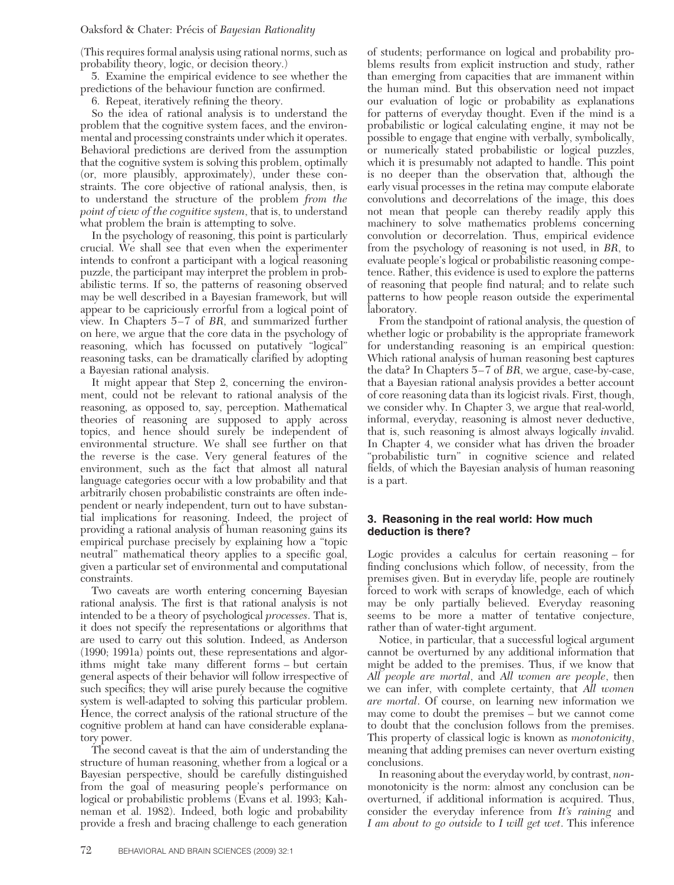(This requires formal analysis using rational norms, such as probability theory, logic, or decision theory.)

5. Examine the empirical evidence to see whether the predictions of the behaviour function are confirmed.

6. Repeat, iteratively refining the theory.

So the idea of rational analysis is to understand the problem that the cognitive system faces, and the environmental and processing constraints under which it operates. Behavioral predictions are derived from the assumption that the cognitive system is solving this problem, optimally (or, more plausibly, approximately), under these constraints. The core objective of rational analysis, then, is to understand the structure of the problem *from the point of view of the cognitive system*, that is, to understand what problem the brain is attempting to solve.

In the psychology of reasoning, this point is particularly crucial. We shall see that even when the experimenter intends to confront a participant with a logical reasoning puzzle, the participant may interpret the problem in probabilistic terms. If so, the patterns of reasoning observed may be well described in a Bayesian framework, but will appear to be capriciously errorful from a logical point of view. In Chapters 5–7 of *BR*, and summarized further on here, we argue that the core data in the psychology of reasoning, which has focussed on putatively "logical" reasoning tasks, can be dramatically clarified by adopting a Bayesian rational analysis.

It might appear that Step 2, concerning the environment, could not be relevant to rational analysis of the reasoning, as opposed to, say, perception. Mathematical theories of reasoning are supposed to apply across topics, and hence should surely be independent of environmental structure. We shall see further on that the reverse is the case. Very general features of the environment, such as the fact that almost all natural language categories occur with a low probability and that arbitrarily chosen probabilistic constraints are often independent or nearly independent, turn out to have substantial implications for reasoning. Indeed, the project of providing a rational analysis of human reasoning gains its empirical purchase precisely by explaining how a "topic neutral" mathematical theory applies to a specific goal, given a particular set of environmental and computational constraints.

Two caveats are worth entering concerning Bayesian rational analysis. The first is that rational analysis is not intended to be a theory of psychological *processes*. That is, it does not specify the representations or algorithms that are used to carry out this solution. Indeed, as Anderson (1990; 1991a) points out, these representations and algorithms might take many different forms – but certain general aspects of their behavior will follow irrespective of such specifics; they will arise purely because the cognitive system is well-adapted to solving this particular problem. Hence, the correct analysis of the rational structure of the cognitive problem at hand can have considerable explanatory power.

The second caveat is that the aim of understanding the structure of human reasoning, whether from a logical or a Bayesian perspective, should be carefully distinguished from the goal of measuring people's performance on logical or probabilistic problems (Evans et al. 1993; Kahneman et al. 1982). Indeed, both logic and probability provide a fresh and bracing challenge to each generation of students; performance on logical and probability problems results from explicit instruction and study, rather than emerging from capacities that are immanent within the human mind. But this observation need not impact our evaluation of logic or probability as explanations for patterns of everyday thought. Even if the mind is a probabilistic or logical calculating engine, it may not be possible to engage that engine with verbally, symbolically, or numerically stated probabilistic or logical puzzles, which it is presumably not adapted to handle. This point is no deeper than the observation that, although the early visual processes in the retina may compute elaborate convolutions and decorrelations of the image, this does not mean that people can thereby readily apply this machinery to solve mathematics problems concerning convolution or decorrelation. Thus, empirical evidence from the psychology of reasoning is not used, in *BR*, to evaluate people's logical or probabilistic reasoning competence. Rather, this evidence is used to explore the patterns of reasoning that people find natural; and to relate such patterns to how people reason outside the experimental laboratory.

From the standpoint of rational analysis, the question of whether logic or probability is the appropriate framework for understanding reasoning is an empirical question: Which rational analysis of human reasoning best captures the data? In Chapters 5–7 of *BR*, we argue, case-by-case, that a Bayesian rational analysis provides a better account of core reasoning data than its logicist rivals. First, though, we consider why. In Chapter 3, we argue that real-world, informal, everyday, reasoning is almost never deductive, that is, such reasoning is almost always logically *in*valid. In Chapter 4, we consider what has driven the broader "probabilistic turn" in cognitive science and related fields, of which the Bayesian analysis of human reasoning is a part.

## 3. Reasoning in the real world: How much deduction is there?

Logic provides a calculus for certain reasoning – for finding conclusions which follow, of necessity, from the premises given. But in everyday life, people are routinely forced to work with scraps of knowledge, each of which may be only partially believed. Everyday reasoning seems to be more a matter of tentative conjecture, rather than of water-tight argument.

Notice, in particular, that a successful logical argument cannot be overturned by any additional information that might be added to the premises. Thus, if we know that *All people are mortal*, and *All women are people*, then we can infer, with complete certainty, that *All women are mortal*. Of course, on learning new information we may come to doubt the premises – but we cannot come to doubt that the conclusion follows from the premises. This property of classical logic is known as *monotonicity*, meaning that adding premises can never overturn existing conclusions.

In reasoning about the everyday world, by contrast, *non*-monotonicity is the norm: almost any conclusion can be overturned, if additional information is acquired. Thus, consider the everyday inference from *It's raining* and *I am about to go outside* to *I will get wet*. This inference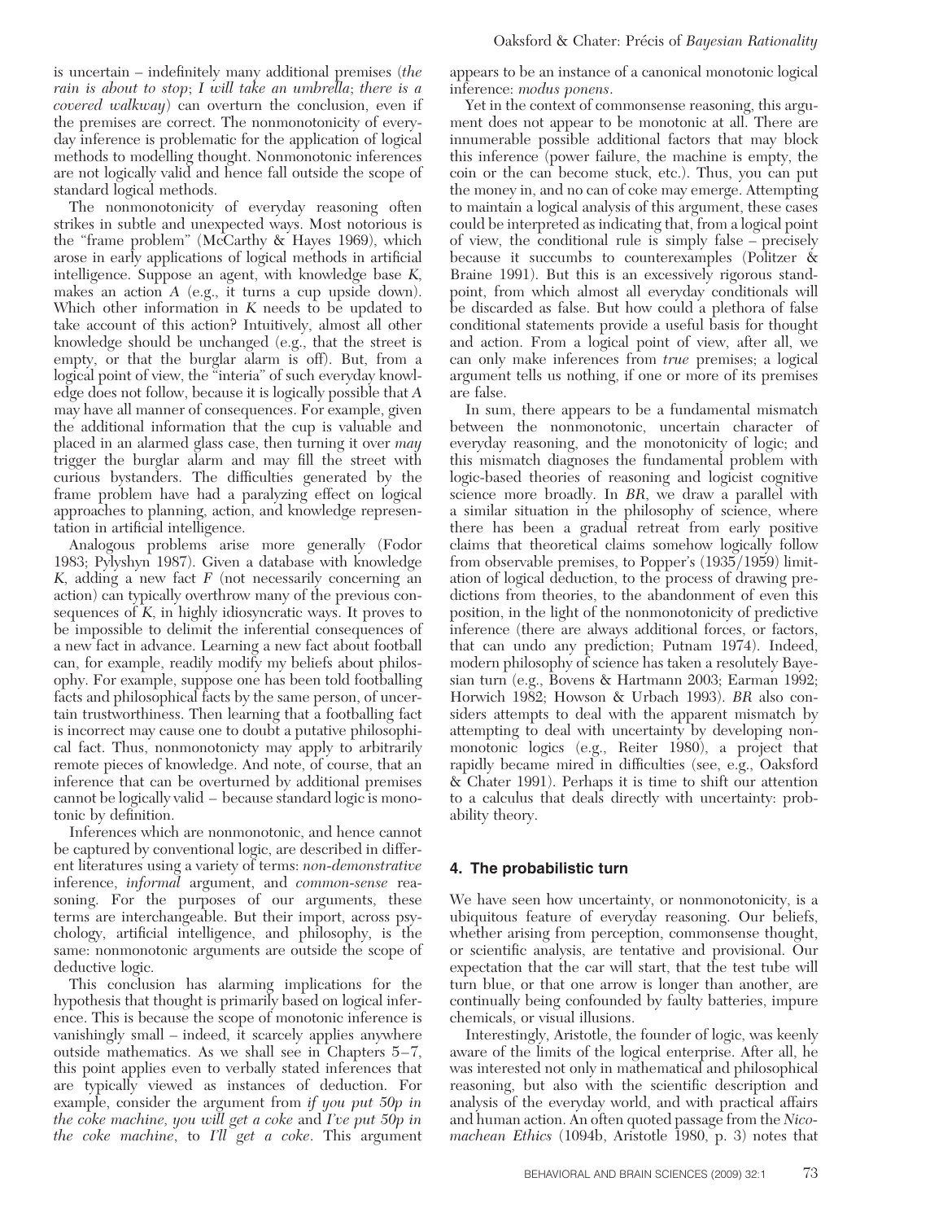is uncertain – indefinitely many additional premises (*the rain is about to stop*; *I will take an umbrella*; *there is a covered walkway*) can overturn the conclusion, even if the premises are correct. The nonmonotonicity of everyday inference is problematic for the application of logical methods to modelling thought. Nonmonotonic inferences are not logically valid and hence fall outside the scope of standard logical methods.

The nonmonotonicity of everyday reasoning often strikes in subtle and unexpected ways. Most notorious is the "frame problem" (McCarthy & Hayes 1969), which arose in early applications of logical methods in artificial intelligence. Suppose an agent, with knowledge base *K*, makes an action *A* (e.g., it turns a cup upside down). Which other information in *K* needs to be updated to take account of this action? Intuitively, almost all other knowledge should be unchanged (e.g., that the street is empty, or that the burglar alarm is off). But, from a logical point of view, the "interia" of such everyday knowledge does not follow, because it is logically possible that *A* may have all manner of consequences. For example, given the additional information that the cup is valuable and placed in an alarmed glass case, then turning it over *may* trigger the burglar alarm and may fill the street with curious bystanders. The difficulties generated by the frame problem have had a paralyzing effect on logical approaches to planning, action, and knowledge representation in artificial intelligence.

Analogous problems arise more generally (Fodor 1983; Pylyshyn 1987). Given a database with knowledge *K*, adding a new fact *F* (not necessarily concerning an action) can typically overthrow many of the previous consequences of *K*, in highly idiosyncratic ways. It proves to be impossible to delimit the inferential consequences of a new fact in advance. Learning a new fact about football can, for example, readily modify my beliefs about philosophy. For example, suppose one has been told footballing facts and philosophical facts by the same person, of uncertain trustworthiness. Then learning that a footballing fact is incorrect may cause one to doubt a putative philosophical fact. Thus, nonmonotonicty may apply to arbitrarily remote pieces of knowledge. And note, of course, that an inference that can be overturned by additional premises cannot be logically valid – because standard logic is monotonic by definition.

Inferences which are nonmonotonic, and hence cannot be captured by conventional logic, are described in different literatures using a variety of terms: *non-demonstrative* inference, *informal* argument, and *common-sense* reasoning. For the purposes of our arguments, these terms are interchangeable. But their import, across psychology, artificial intelligence, and philosophy, is the same: nonmonotonic arguments are outside the scope of deductive logic.

This conclusion has alarming implications for the hypothesis that thought is primarily based on logical inference. This is because the scope of monotonic inference is vanishingly small – indeed, it scarcely applies anywhere outside mathematics. As we shall see in Chapters 5–7, this point applies even to verbally stated inferences that are typically viewed as instances of deduction. For example, consider the argument from *if you put 50p in the coke machine, you will get a coke* and *I've put 50p in the coke machine*, to *I'll get a coke*. This argument appears to be an instance of a canonical monotonic logical inference: *modus ponens*.

Yet in the context of commonsense reasoning, this argument does not appear to be monotonic at all. There are innumerable possible additional factors that may block this inference (power failure, the machine is empty, the coin or the can become stuck, etc.). Thus, you can put the money in, and no can of coke may emerge. Attempting to maintain a logical analysis of this argument, these cases could be interpreted as indicating that, from a logical point of view, the conditional rule is simply false – precisely because it succumbs to counterexamples (Politzer & Braine 1991). But this is an excessively rigorous standpoint, from which almost all everyday conditionals will be discarded as false. But how could a plethora of false conditional statements provide a useful basis for thought and action. From a logical point of view, after all, we can only make inferences from *true* premises; a logical argument tells us nothing, if one or more of its premises are false.

In sum, there appears to be a fundamental mismatch between the nonmonotonic, uncertain character of everyday reasoning, and the monotonicity of logic; and this mismatch diagnoses the fundamental problem with logic-based theories of reasoning and logicist cognitive science more broadly. In *BR*, we draw a parallel with a similar situation in the philosophy of science, where there has been a gradual retreat from early positive claims that theoretical claims somehow logically follow from observable premises, to Popper's (1935/1959) limitation of logical deduction, to the process of drawing predictions from theories, to the abandonment of even this position, in the light of the nonmonotonicity of predictive inference (there are always additional forces, or factors, that can undo any prediction; Putnam 1974). Indeed, modern philosophy of science has taken a resolutely Bayesian turn (e.g., Bovens & Hartmann 2003; Earman 1992; Horwich 1982; Howson & Urbach 1993). *BR* also considers attempts to deal with the apparent mismatch by attempting to deal with uncertainty by developing nonmonotonic logics (e.g., Reiter 1980), a project that rapidly became mired in difficulties (see, e.g., Oaksford & Chater 1991). Perhaps it is time to shift our attention to a calculus that deals directly with uncertainty: probability theory.

## 4. The probabilistic turn

We have seen how uncertainty, or nonmonotonicity, is a ubiquitous feature of everyday reasoning. Our beliefs, whether arising from perception, commonsense thought, or scientific analysis, are tentative and provisional. Our expectation that the car will start, that the test tube will turn blue, or that one arrow is longer than another, are continually being confounded by faulty batteries, impure chemicals, or visual illusions.

Interestingly, Aristotle, the founder of logic, was keenly aware of the limits of the logical enterprise. After all, he was interested not only in mathematical and philosophical reasoning, but also with the scientific description and analysis of the everyday world, and with practical affairs and human action. An often quoted passage from the *Nicomachean Ethics* (1094b, Aristotle 1980, p. 3) notes that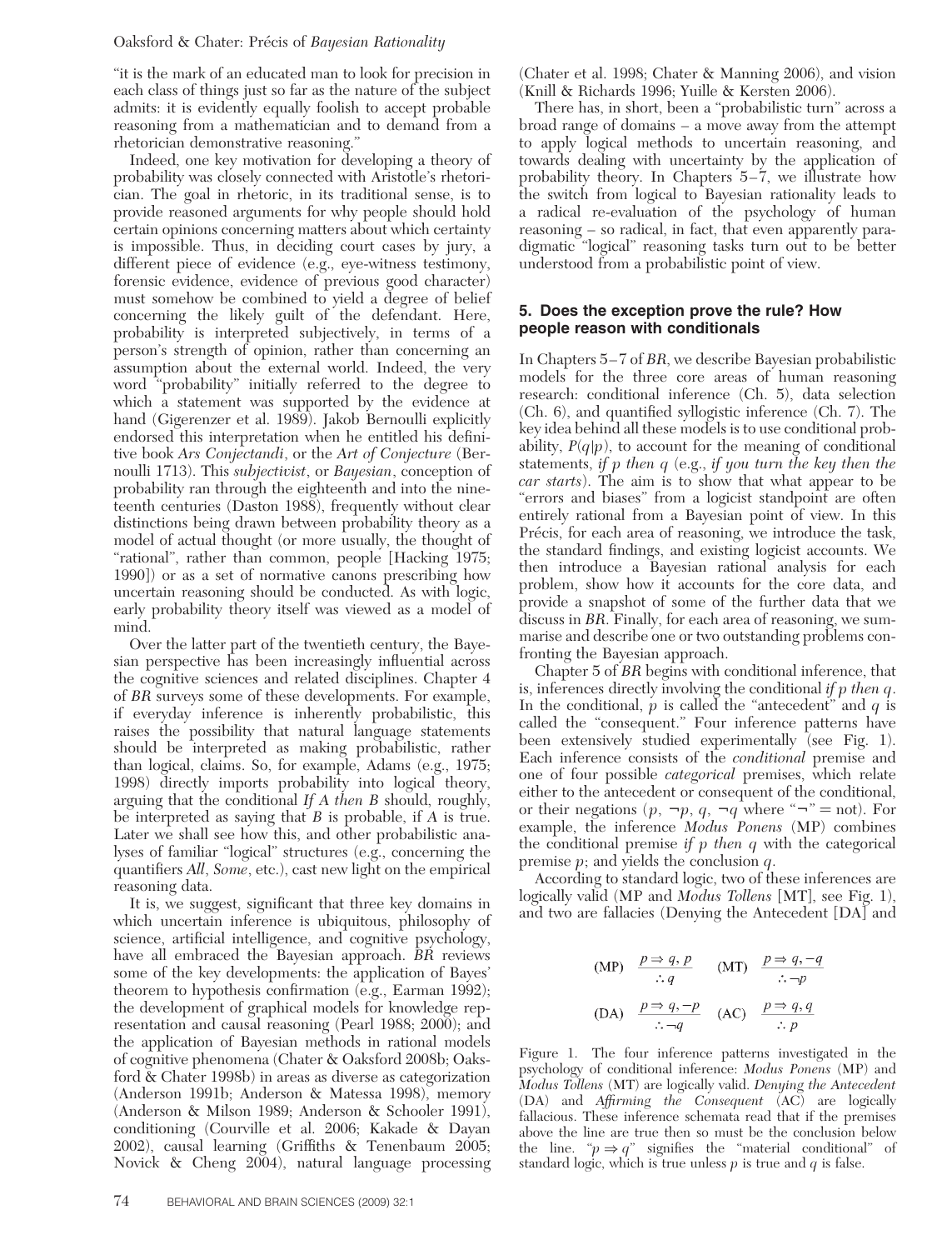"it is the mark of an educated man to look for precision in each class of things just so far as the nature of the subject admits: it is evidently equally foolish to accept probable reasoning from a mathematician and to demand from a rhetorician demonstrative reasoning."

Indeed, one key motivation for developing a theory of probability was closely connected with Aristotle's rhetorician. The goal in rhetoric, in its traditional sense, is to provide reasoned arguments for why people should hold certain opinions concerning matters about which certainty is impossible. Thus, in deciding court cases by jury, a different piece of evidence (e.g., eye-witness testimony, forensic evidence, evidence of previous good character) must somehow be combined to yield a degree of belief concerning the likely guilt of the defendant. Here, probability is interpreted subjectively, in terms of a person's strength of opinion, rather than concerning an assumption about the external world. Indeed, the very word "probability" initially referred to the degree to which a statement was supported by the evidence at hand (Gigerenzer et al. 1989). Jakob Bernoulli explicitly endorsed this interpretation when he entitled his definitive book *Ars Conjectandi*, or the *Art of Conjecture* (Bernoulli 1713). This *subjectivist*, or *Bayesian*, conception of probability ran through the eighteenth and into the nineteenth centuries (Daston 1988), frequently without clear distinctions being drawn between probability theory as a model of actual thought (or more usually, the thought of "rational", rather than common, people [Hacking 1975; 1990]) or as a set of normative canons prescribing how uncertain reasoning should be conducted. As with logic, early probability theory itself was viewed as a model of mind.

Over the latter part of the twentieth century, the Bayesian perspective has been increasingly influential across the cognitive sciences and related disciplines. Chapter 4 of *BR* surveys some of these developments. For example, if everyday inference is inherently probabilistic, this raises the possibility that natural language statements should be interpreted as making probabilistic, rather than logical, claims. So, for example, Adams (e.g., 1975; 1998) directly imports probability into logical theory, arguing that the conditional *If A then B* should, roughly, be interpreted as saying that *B* is probable, if *A* is true. Later we shall see how this, and other probabilistic analyses of familiar "logical" structures (e.g., concerning the quantifiers *All*, *Some*, etc.), cast new light on the empirical reasoning data.

It is, we suggest, significant that three key domains in which uncertain inference is ubiquitous, philosophy of science, artificial intelligence, and cognitive psychology, have all embraced the Bayesian approach. *BR* reviews some of the key developments: the application of Bayes' theorem to hypothesis confirmation (e.g., Earman 1992); the development of graphical models for knowledge representation and causal reasoning (Pearl 1988; 2000); and the application of Bayesian methods in rational models of cognitive phenomena (Chater & Oaksford 2008b; Oaksford & Chater 1998b) in areas as diverse as categorization (Anderson 1991b; Anderson & Matessa 1998), memory (Anderson & Milson 1989; Anderson & Schooler 1991), conditioning (Courville et al. 2006; Kakade & Dayan 2002), causal learning (Griffiths & Tenenbaum 2005; Novick & Cheng 2004), natural language processing (Chater et al. 1998; Chater & Manning 2006), and vision (Knill & Richards 1996; Yuille & Kersten 2006).

There has, in short, been a "probabilistic turn" across a broad range of domains – a move away from the attempt to apply logical methods to uncertain reasoning, and towards dealing with uncertainty by the application of probability theory. In Chapters 5–7, we illustrate how the switch from logical to Bayesian rationality leads to a radical re-evaluation of the psychology of human reasoning – so radical, in fact, that even apparently paradigmatic "logical" reasoning tasks turn out to be better understood from a probabilistic point of view.

## 5. Does the exception prove the rule? How people reason with conditionals

In Chapters 5–7 of *BR*, we describe Bayesian probabilistic models for the three core areas of human reasoning research: conditional inference (Ch. 5), data selection (Ch. 6), and quantified syllogistic inference (Ch. 7). The key idea behind all these models is to use conditional probability, $P(q|p)$, to account for the meaning of conditional statements, *if p then q* (e.g., *if you turn the key then the car starts*). The aim is to show that what appear to be "errors and biases" from a logicist standpoint are often entirely rational from a Bayesian point of view. In this Précis, for each area of reasoning, we introduce the task, the standard findings, and existing logicist accounts. We then introduce a Bayesian rational analysis for each problem, show how it accounts for the core data, and provide a snapshot of some of the further data that we discuss in *BR*. Finally, for each area of reasoning, we summarise and describe one or two outstanding problems confronting the Bayesian approach.

Chapter 5 of *BR* begins with conditional inference, that is, inferences directly involving the conditional *if p then q*. In the conditional, *p* is called the "antecedent" and *q* is called the "consequent." Four inference patterns have been extensively studied experimentally (see Fig. 1). Each inference consists of the *conditional* premise and one of four possible *categorical* premises, which relate either to the antecedent or consequent of the conditional, or their negations ($p$, $\neg p$, $q$, $\neg q$ where "$\neg$" = not). For example, the inference *Modus Ponens* (MP) combines the conditional premise *if p then q* with the categorical premise *p*; and yields the conclusion *q*.

According to standard logic, two of these inferences are logically valid (MP and *Modus Tollens* [MT], see Fig. 1), and two are fallacies (Denying the Antecedent [DA] and

$$\text{(MP)} \quad \frac{p \Rightarrow q, p}{\therefore q} \qquad \text{(MT)} \quad \frac{p \Rightarrow q, \neg q}{\therefore \neg p}$$

$$\text{(DA)} \quad \frac{p \Rightarrow q, \neg p}{\therefore \neg q} \qquad \text{(AC)} \quad \frac{p \Rightarrow q, q}{\therefore p}$$

Figure 1. The four inference patterns investigated in the psychology of conditional inference: *Modus Ponens* (MP) and *Modus Tollens* (MT) are logically valid. *Denying the Antecedent* (DA) and *Affirming the Consequent* (AC) are logically fallacious. These inference schemata read that if the premises above the line are true then so must be the conclusion below the line. "$p \Rightarrow q$" signifies the "material conditional" of standard logic, which is true unless $p$ is true and $q$ is false.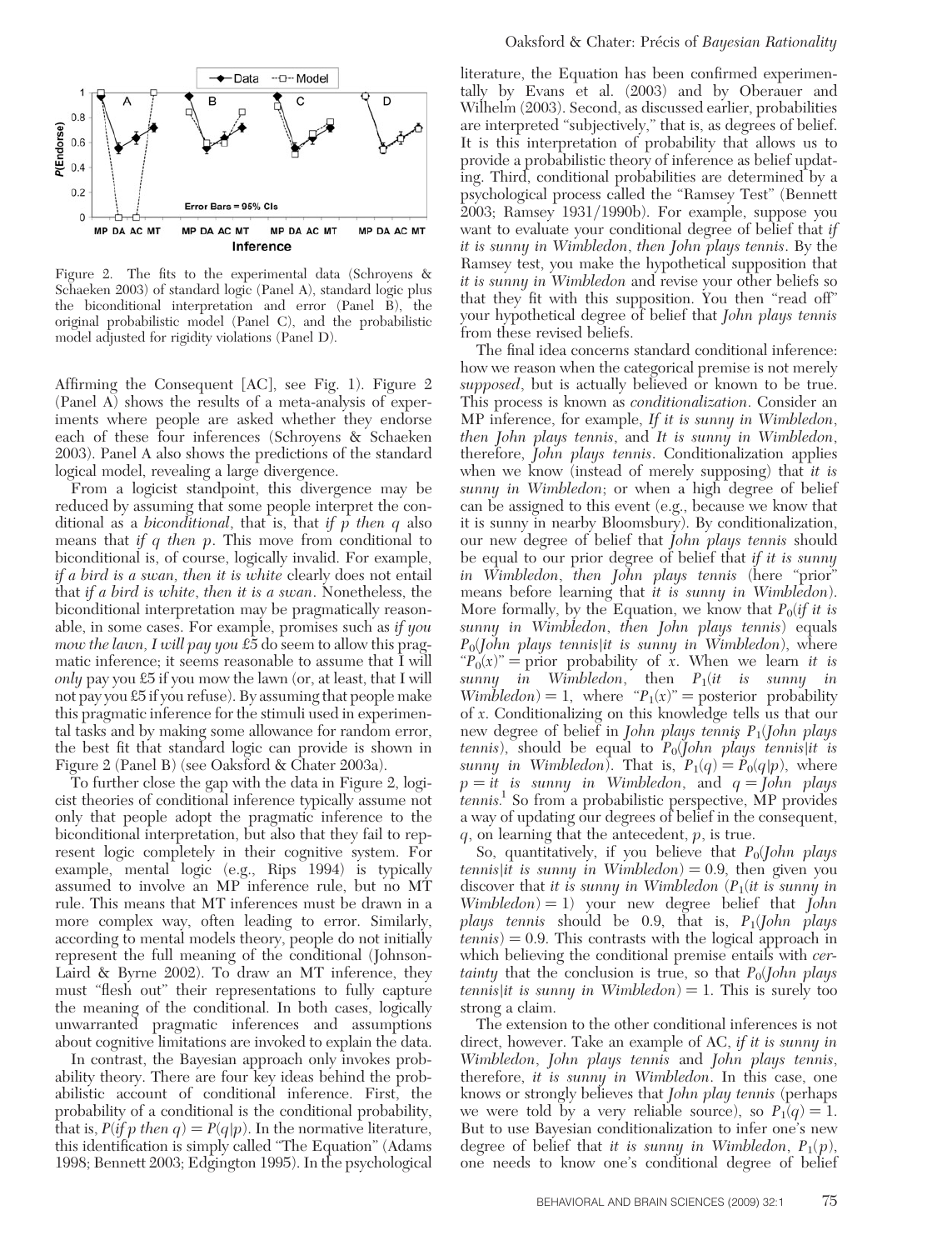Data Model

1 0.8 0.6 0.4 0.2 0

P(Endorse)

A B C D

Error Bars = 95% CIs

MP DA AC MT MP DA AC MT MP DA AC MT MP DA AC MT

Inference

Figure 2. The fits to the experimental data (Schroyens & Schaeken 2003) of standard logic (Panel A), standard logic plus the biconditional interpretation and error (Panel B), the original probabilistic model (Panel C), and the probabilistic model adjusted for rigidity violations (Panel D).

Affirming the Consequent [AC], see Fig. 1). Figure 2 (Panel A) shows the results of a meta-analysis of experiments where people are asked whether they endorse each of these four inferences (Schroyens & Schaeken 2003). Panel A also shows the predictions of the standard logical model, revealing a large divergence.

From a logicist standpoint, this divergence may be reduced by assuming that some people interpret the conditional as a *biconditional*, that is, that *if p then q* also means that *if q then p*. This move from conditional to biconditional is, of course, logically invalid. For example, *if a bird is a swan, then it is white* clearly does not entail that *if a bird is white, then it is a swan*. Nonetheless, the biconditional interpretation may be pragmatically reasonable, in some cases. For example, promises such as *if you mow the lawn, I will pay you £5* do seem to allow this pragmatic inference; it seems reasonable to assume that I will *only* pay you £5 if you mow the lawn (or, at least, that I will not pay you £5 if you refuse). By assuming that people make this pragmatic inference for the stimuli used in experimental tasks and by making some allowance for random error, the best fit that standard logic can provide is shown in Figure 2 (Panel B) (see Oaksford & Chater 2003a).

To further close the gap with the data in Figure 2, logicist theories of conditional inference typically assume not only that people adopt the pragmatic inference to the biconditional interpretation, but also that they fail to represent logic completely in their cognitive system. For example, mental logic (e.g., Rips 1994) is typically assumed to involve an MP inference rule, but no MT rule. This means that MT inferences must be drawn in a more complex way, often leading to error. Similarly, according to mental models theory, people do not initially represent the full meaning of the conditional (Johnson-Laird & Byrne 2002). To draw an MT inference, they must "flesh out" their representations to fully capture the meaning of the conditional. In both cases, logically unwarranted pragmatic inferences and assumptions about cognitive limitations are invoked to explain the data.

In contrast, the Bayesian approach only invokes probability theory. There are four key ideas behind the probabilistic account of conditional inference. First, the probability of a conditional is the conditional probability, that is, $P(\textit{if } p \textit{ then } q) = P(q|p)$. In the normative literature, this identification is simply called "The Equation" (Adams 1998; Bennett 2003; Edgington 1995). In the psychological literature, the Equation has been confirmed experimentally by Evans et al. (2003) and by Oberauer and Wilhelm (2003). Second, as discussed earlier, probabilities are interpreted "subjectively," that is, as degrees of belief. It is this interpretation of probability that allows us to provide a probabilistic theory of inference as belief updating. Third, conditional probabilities are determined by a psychological process called the "Ramsey Test" (Bennett 2003; Ramsey 1931/1990b). For example, suppose you want to evaluate your conditional degree of belief that *if it is sunny in Wimbledon, then John plays tennis*. By the Ramsey test, you make the hypothetical supposition that *it is sunny in Wimbledon* and revise your other beliefs so that they fit with this supposition. You then "read off" your hypothetical degree of belief that *John plays tennis* from these revised beliefs.

The final idea concerns standard conditional inference: how we reason when the categorical premise is not merely *supposed*, but is actually believed or known to be true. This process is known as *conditionalization*. Consider an MP inference, for example, *If it is sunny in Wimbledon, then John plays tennis*, and *It is sunny in Wimbledon*, therefore, *John plays tennis*. Conditionalization applies when we know (instead of merely supposing) that *it is sunny in Wimbledon*; or when a high degree of belief can be assigned to this event (e.g., because we know that it is sunny in nearby Bloomsbury). By conditionalization, our new degree of belief that *John plays tennis* should be equal to our prior degree of belief that *if it is sunny in Wimbledon, then John plays tennis* (here "prior" means before learning that *it is sunny in Wimbledon*). More formally, by the Equation, we know that $P_0$(*if it is sunny in Wimbledon, then John plays tennis*) equals $P_0$(*John plays tennis*|*it is sunny in Wimbledon*), where "$P_0(x)$" = prior probability of $x$. When we learn *it is sunny in Wimbledon*, then $P_1$(*it is sunny in Wimbledon*) = 1, where "$P_1(x)$" = posterior probability of $x$. Conditionalizing on this knowledge tells us that our new degree of belief in *John plays tennis* $P_1$(*John plays tennis*), should be equal to $P_0$(*John plays tennis*|*it is sunny in Wimbledon*). That is, $P_1(q) = P_0(q|p)$, where $p$ = *it is sunny in Wimbledon*, and $q$ = *John plays tennis*.[1] So from a probabilistic perspective, MP provides a way of updating our degrees of belief in the consequent, $q$, on learning that the antecedent, $p$, is true.

So, quantitatively, if you believe that $P_0$(*John plays tennis*|*it is sunny in Wimbledon*) = 0.9, then given you discover that *it is sunny in Wimbledon* ($P_1$(*it is sunny in Wimbledon*) = 1) your new degree belief that *John plays tennis* should be 0.9, that is, $P_1$(*John plays tennis*) = 0.9. This contrasts with the logical approach in which believing the conditional premise entails with *certainty* that the conclusion is true, so that $P_0$(*John plays tennis*|*it is sunny in Wimbledon*) = 1. This is surely too strong a claim.

The extension to the other conditional inferences is not direct, however. Take an example of AC, *if it is sunny in Wimbledon, John plays tennis* and *John plays tennis*, therefore, *it is sunny in Wimbledon*. In this case, one knows or strongly believes that *John play tennis* (perhaps we were told by a very reliable source), so $P_1(q) = 1$. But to use Bayesian conditionalization to infer one's new degree of belief that *it is sunny in Wimbledon*, $P_1(p)$, one needs to know one's conditional degree of belief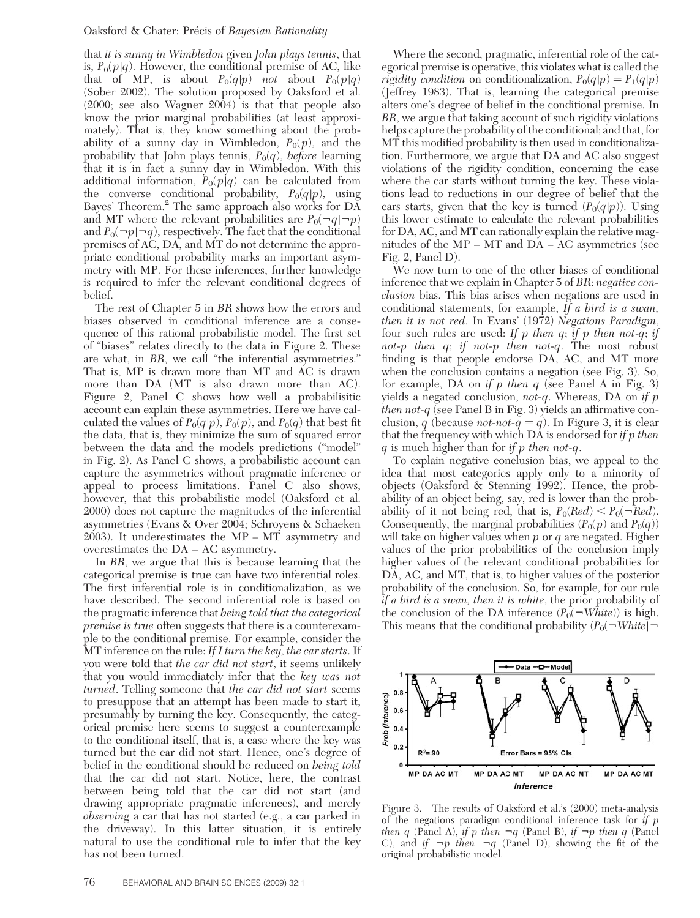that *it is sunny in Wimbledon* given *John plays tennis*, that is, $P_0(p|q)$. However, the conditional premise of AC, like that of MP, is about $P_0(q|p)$ *not* about $P_0(p|q)$ (Sober 2002). The solution proposed by Oaksford et al. (2000; see also Wagner 2004) is that people also know the prior marginal probabilities (at least approximately). That is, they know something about the probability of a sunny day in Wimbledon, $P_0(p)$, and the probability that John plays tennis, $P_0(q)$, *before* learning that it is in fact a sunny day in Wimbledon. With this additional information, $P_0(p|q)$ can be calculated from the converse conditional probability, $P_0(q|p)$, using Bayes' Theorem.[2] The same approach also works for DA and MT where the relevant probabilities are $P_0(\neg q|\neg p)$ and $P_0(\neg p|\neg q)$, respectively. The fact that the conditional premises of AC, DA, and MT do not determine the appropriate conditional probability marks an important asymmetry with MP. For these inferences, further knowledge is required to infer the relevant conditional degrees of belief.

The rest of Chapter 5 in *BR* shows how the errors and biases observed in conditional inference are a consequence of this rational probabilistic model. The first set of "biases" relates directly to the data in Figure 2. These are what, in *BR*, we call "the inferential asymmetries." That is, MP is drawn more than MT and AC is drawn more than DA (MT is also drawn more than AC). Figure 2, Panel C shows how well a probabilisitic account can explain these asymmetries. Here we have calculated the values of $P_0(q|p)$, $P_0(p)$, and $P_0(q)$ that best fit the data, that is, they minimize the sum of squared error between the data and the models predictions ("model" in Fig. 2). As Panel C shows, a probabilistic account can capture the asymmetries without pragmatic inference or appeal to process limitations. Panel C also shows, however, that this probabilistic model (Oaksford et al. 2000) does not capture the magnitudes of the inferential asymmetries (Evans & Over 2004; Schroyens & Schaeken 2003). It underestimates the MP – MT asymmetry and overestimates the DA – AC asymmetry.

In *BR*, we argue that this is because learning that the categorical premise is true can have two inferential roles. The first inferential role is in conditionalization, as we have described. The second inferential role is based on the pragmatic inference that *being told that the categorical premise is true* often suggests that there is a counterexample to the conditional premise. For example, consider the MT inference on the rule: *If I turn the key, the car starts*. If you were told that *the car did not start*, it seems unlikely that you would immediately infer that the *key was not turned*. Telling someone that *the car did not start* seems to presuppose that an attempt has been made to start it, presumably by turning the key. Consequently, the categorical premise here seems to suggest a counterexample to the conditional itself, that is, a case where the key was turned but the car did not start. Hence, one's degree of belief in the conditional should be reduced on *being told* that the car did not start. Notice, here, the contrast between being told that the car did not start (and drawing appropriate pragmatic inferences), and merely *observing* a car that has not started (e.g., a car parked in the driveway). In this latter situation, it is entirely natural to use the conditional rule to infer that the key has not been turned.

Where the second, pragmatic, inferential role of the categorical premise is operative, this violates what is called the *rigidity condition* on conditionalization, $P_0(q|p) = P_1(q|p)$ (Jeffrey 1983). That is, learning the categorical premise alters one's degree of belief in the conditional premise. In *BR*, we argue that taking account of such rigidity violations helps capture the probability of the conditional; and that, for MT this modified probability is then used in conditionalization. Furthermore, we argue that DA and AC also suggest violations of the rigidity condition, concerning the case where the car starts without turning the key. These violations lead to reductions in our degree of belief that the cars starts, given that the key is turned ($P_0(q|p)$). Using this lower estimate to calculate the relevant probabilities for DA, AC, and MT can rationally explain the relative magnitudes of the MP – MT and DA – AC asymmetries (see Fig. 2, Panel D).

We now turn to one of the other biases of conditional inference that we explain in Chapter 5 of *BR*: *negative conclusion* bias. This bias arises when negations are used in conditional statements, for example, *If a bird is a swan, then it is not red*. In Evans' (1972) *Negations Paradigm*, four such rules are used: *If p then q*; *if p then not-q*; *if not-p then q*; *if not-p then not-q*. The most robust finding is that people endorse DA, AC, and MT more when the conclusion contains a negation (see Fig. 3). So, for example, DA on *if p then q* (see Panel A in Fig. 3) yields a negated conclusion, *not-q*. Whereas, DA on *if p then not-q* (see Panel B in Fig. 3) yields an affirmative conclusion, *q* (because *not-not-q = q*). In Figure 3, it is clear that the frequency with which DA is endorsed for *if p then q* is much higher than for *if p then not-q*.

To explain negative conclusion bias, we appeal to the idea that most categories apply only to a minority of objects (Oaksford & Stenning 1992). Hence, the probability of an object being, say, red is lower than the probability of it not being red, that is, $P_0(Red) < P_0(\neg Red)$. Consequently, the marginal probabilities ($P_0(p)$ and $P_0(q)$) will take on higher values when *p* or *q* are negated. Higher values of the prior probabilities of the conclusion imply higher values of the relevant conditional probabilities for DA, AC, and MT, that is, to higher values of the posterior probability of the conclusion. So, for example, for our rule *if a bird is a swan, then it is white*, the prior probability of the conclusion of the DA inference ($P_0(\neg White)$) is high. This means that the conditional probability ($P_0(\neg White|\neg$

Figure 3. The results of Oaksford et al.'s (2000) meta-analysis of the negations paradigm conditional inference task for *if p then q* (Panel A), *if p then* $\neg q$ (Panel B), *if* $\neg p$ *then q* (Panel C), and *if* $\neg p$ *then* $\neg q$ (Panel D), showing the fit of the original probabilistic model.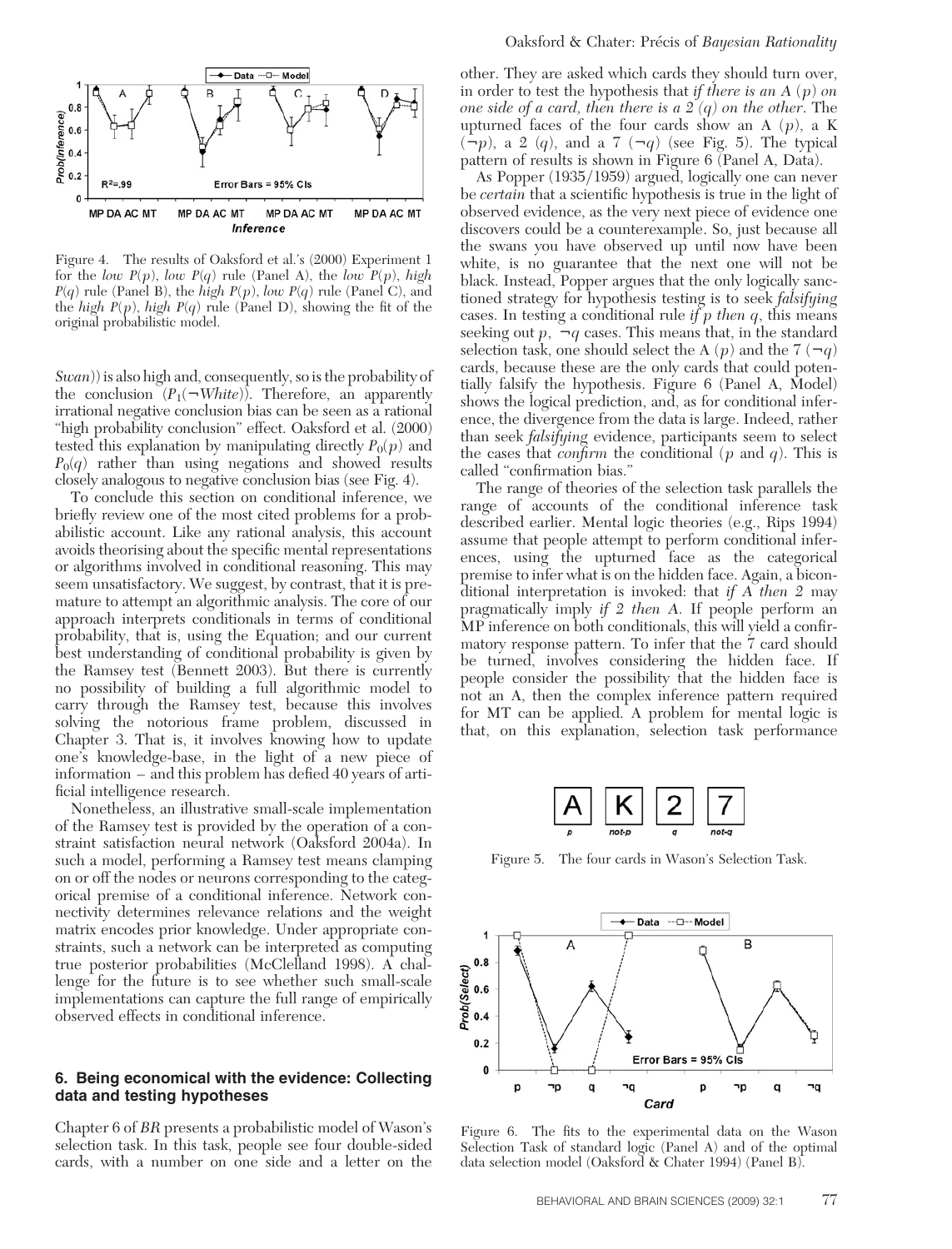Figure 4. The results of Oaksford et al.'s (2000) Experiment 1 for the *low* $P(p)$, *low* $P(q)$ rule (Panel A), the *low* $P(p)$, *high* $P(q)$ rule (Panel B), the *high* $P(p)$, *low* $P(q)$ rule (Panel C), and the *high* $P(p)$, *high* $P(q)$ rule (Panel D), showing the fit of the original probabilistic model.

*Swan*)) is also high and, consequently, so is the probability of the conclusion ($P_1(\neg White)$). Therefore, an apparently irrational negative conclusion bias can be seen as a rational "high probability conclusion" effect. Oaksford et al. (2000) tested this explanation by manipulating directly $P_0(p)$ and $P_0(q)$ rather than using negations and showed results closely analogous to negative conclusion bias (see Fig. 4).

To conclude this section on conditional inference, we briefly review one of the most cited problems for a probabilistic account. Like any rational analysis, this account avoids theorising about the specific mental representations or algorithms involved in conditional reasoning. This may seem unsatisfactory. We suggest, by contrast, that it is premature to attempt an algorithmic analysis. The core of our approach interprets conditionals in terms of conditional probability, that is, using the Equation; and our current best understanding of conditional probability is given by the Ramsey test (Bennett 2003). But there is currently no possibility of building a full algorithmic model to carry through the Ramsey test, because this involves solving the notorious frame problem, discussed in Chapter 3. That is, it involves knowing how to update one's knowledge-base, in the light of a new piece of information – and this problem has defied 40 years of artificial intelligence research.

Nonetheless, an illustrative small-scale implementation of the Ramsey test is provided by the operation of a constraint satisfaction neural network (Oaksford 2004a). In such a model, performing a Ramsey test means clamping on or off the nodes or neurons corresponding to the categorical premise of a conditional inference. Network connectivity determines relevance relations and the weight matrix encodes prior knowledge. Under appropriate constraints, such a network can be interpreted as computing true posterior probabilities (McClelland 1998). A challenge for the future is to see whether such small-scale implementations can capture the full range of empirically observed effects in conditional inference.

## 6. Being economical with the evidence: Collecting data and testing hypotheses

Chapter 6 of *BR* presents a probabilistic model of Wason's selection task. In this task, people see four double-sided cards, with a number on one side and a letter on the other. They are asked which cards they should turn over, in order to test the hypothesis that *if there is an A (p) on one side of a card, then there is a 2 (q) on the other*. The upturned faces of the four cards show an A ($p$), a K ($\neg p$), a 2 ($q$), and a 7 ($\neg q$) (see Fig. 5). The typical pattern of results is shown in Figure 6 (Panel A, Data).

As Popper (1935/1959) argued, logically one can never be *certain* that a scientific hypothesis is true in the light of observed evidence, as the very next piece of evidence one discovers could be a counterexample. So, just because all the swans you have observed up until now have been white, is no guarantee that the next one will not be black. Instead, Popper argues that the only logically sanctioned strategy for hypothesis testing is to seek *falsifying* cases. In testing a conditional rule *if p then q*, this means seeking out $p$, $\neg q$ cases. This means that, in the standard selection task, one should select the A ($p$) and the 7 ($\neg q$) cards, because these are the only cards that could potentially falsify the hypothesis. Figure 6 (Panel A, Model) shows the logical prediction, and, as for conditional inference, the divergence from the data is large. Indeed, rather than seek *falsifying* evidence, participants seem to select the cases that *confirm* the conditional ($p$ and $q$). This is called "confirmation bias."

The range of theories of the selection task parallels the range of accounts of the conditional inference task described earlier. Mental logic theories (e.g., Rips 1994) assume that people attempt to perform conditional inferences, using the upturned face as the categorical premise to infer what is on the hidden face. Again, a biconditional interpretation is invoked: that *if A then 2* may pragmatically imply *if 2 then A*. If people perform an MP inference on both conditionals, this will yield a confirmatory response pattern. To infer that the 7 card should be turned, involves considering the hidden face. If people consider the possibility that the hidden face is not an A, then the complex inference pattern required for MT can be applied. A problem for mental logic is that, on this explanation, selection task performance

Figure 5. The four cards in Wason's Selection Task.

Figure 6. The fits to the experimental data on the Wason Selection Task of standard logic (Panel A) and of the optimal data selection model (Oaksford & Chater 1994) (Panel B).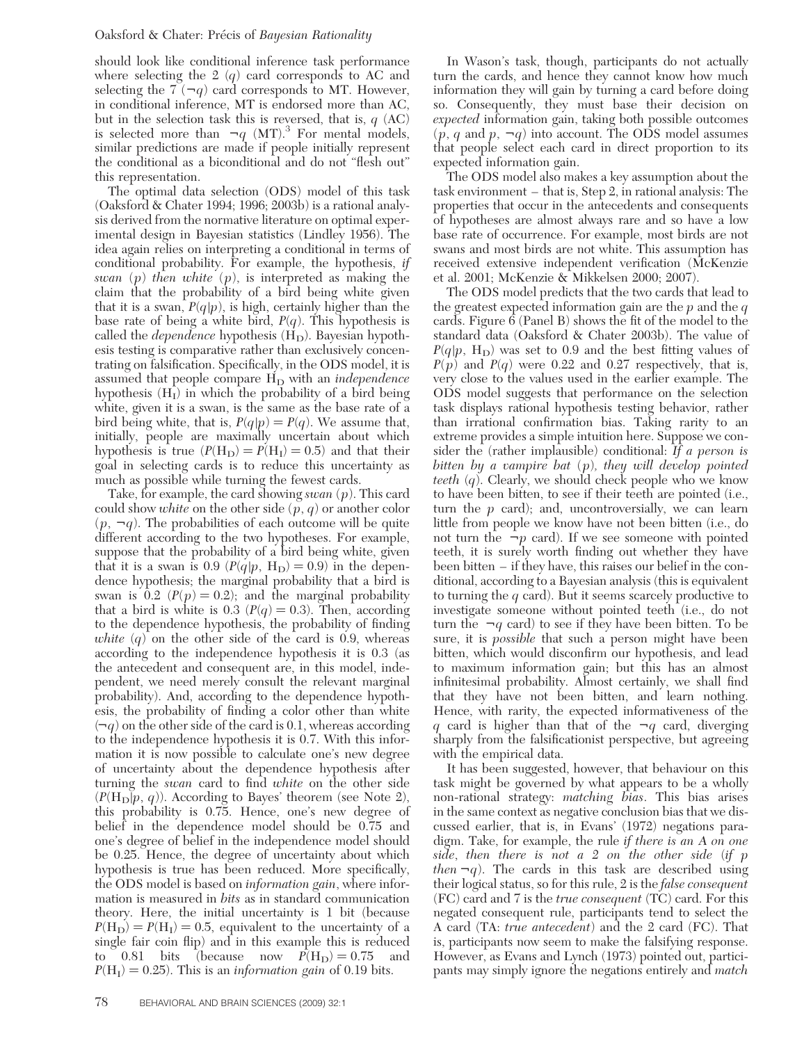should look like conditional inference task performance where selecting the 2 ($q$) card corresponds to AC and selecting the 7 ($\neg q$) card corresponds to MT. However, in conditional inference, MT is endorsed more than AC, but in the selection task this is reversed, that is, $q$ (AC) is selected more than $\neg q$ (MT).[3] For mental models, similar predictions are made if people initially represent the conditional as a biconditional and do not "flesh out" this representation.

The optimal data selection (ODS) model of this task (Oaksford & Chater 1994; 1996; 2003b) is a rational analysis derived from the normative literature on optimal experimental design in Bayesian statistics (Lindley 1956). The idea again relies on interpreting a conditional in terms of conditional probability. For example, the hypothesis, *if swan* ($p$) *then white* ($p$), is interpreted as making the claim that the probability of a bird being white given that it is a swan, $P(q|p)$, is high, certainly higher than the base rate of being a white bird, $P(q)$. This hypothesis is called the *dependence* hypothesis ($H_D$). Bayesian hypothesis testing is comparative rather than exclusively concentrating on falsification. Specifically, in the ODS model, it is assumed that people compare $H_D$ with an *independence* hypothesis ($H_I$) in which the probability of a bird being white, given it is a swan, is the same as the base rate of a bird being white, that is, $P(q|p) = P(q)$. We assume that, initially, people are maximally uncertain about which hypothesis is true ($P(H_D) = P(H_I) = 0.5$) and that their goal in selecting cards is to reduce this uncertainty as much as possible while turning the fewest cards.

Take, for example, the card showing *swan* ($p$). This card could show *white* on the other side ($p$, $q$) or another color ($p$, $\neg q$). The probabilities of each outcome will be quite different according to the two hypotheses. For example, suppose that the probability of a bird being white, given that it is a swan is 0.9 ($P(q|p,\ H_D) = 0.9$) in the dependence hypothesis; the marginal probability that a bird is swan is 0.2 ($P(p) = 0.2$); and the marginal probability that a bird is white is 0.3 ($P(q) = 0.3$). Then, according to the dependence hypothesis, the probability of finding *white* ($q$) on the other side of the card is 0.9, whereas according to the independence hypothesis it is 0.3 (as the antecedent and consequent are, in this model, independent, we need merely consult the relevant marginal probability). And, according to the dependence hypothesis, the probability of finding a color other than white ($\neg q$) on the other side of the card is 0.1, whereas according to the independence hypothesis it is 0.7. With this information it is now possible to calculate one's new degree of uncertainty about the dependence hypothesis after turning the *swan* card to find *white* on the other side ($P(H_D|p,\ q)$). According to Bayes' theorem (see Note 2), this probability is 0.75. Hence, one's new degree of belief in the dependence model should be 0.75 and one's degree of belief in the independence model should be 0.25. Hence, the degree of uncertainty about which hypothesis is true has been reduced. More specifically, the ODS model is based on *information gain*, where information is measured in *bits* as in standard communication theory. Here, the initial uncertainty is 1 bit (because $P(H_D) = P(H_I) = 0.5$, equivalent to the uncertainty of a single fair coin flip) and in this example this is reduced to 0.81 bits (because now $P(H_D) = 0.75$ and $P(H_I) = 0.25$). This is an *information gain* of 0.19 bits.

In Wason's task, though, participants do not actually turn the cards, and hence they cannot know how much information they will gain by turning a card before doing so. Consequently, they must base their decision on *expected* information gain, taking both possible outcomes ($p$, $q$ and $p$, $\neg q$) into account. The ODS model assumes that people select each card in direct proportion to its expected information gain.

The ODS model also makes a key assumption about the task environment – that is, Step 2, in rational analysis: The properties that occur in the antecedents and consequents of hypotheses are almost always rare and so have a low base rate of occurrence. For example, most birds are not swans and most birds are not white. This assumption has received extensive independent verification (McKenzie et al. 2001; McKenzie & Mikkelsen 2000; 2007).

The ODS model predicts that the two cards that lead to the greatest expected information gain are the $p$ and the $q$ cards. Figure 6 (Panel B) shows the fit of the model to the standard data (Oaksford & Chater 2003b). The value of $P(q|p,\ H_D)$ was set to 0.9 and the best fitting values of $P(p)$ and $P(q)$ were 0.22 and 0.27 respectively, that is, very close to the values used in the earlier example. The ODS model suggests that performance on the selection task displays rational hypothesis testing behavior, rather than irrational confirmation bias. Taking rarity to an extreme provides a simple intuition here. Suppose we consider the (rather implausible) conditional: *If a person is bitten by a vampire bat* ($p$), *they will develop pointed teeth* ($q$). Clearly, we should check people who we know to have been bitten, to see if their teeth are pointed (i.e., turn the $p$ card); and, uncontroversially, we can learn little from people we know have not been bitten (i.e., do not turn the $\neg p$ card). If we see someone with pointed teeth, it is surely worth finding out whether they have been bitten – if they have, this raises our belief in the conditional, according to a Bayesian analysis (this is equivalent to turning the $q$ card). But it seems scarcely productive to investigate someone without pointed teeth (i.e., do not turn the $\neg q$ card) to see if they have been bitten. To be sure, it is *possible* that such a person might have been bitten, which would disconfirm our hypothesis, and lead to maximum information gain; but this has an almost infinitesimal probability. Almost certainly, we shall find that they have not been bitten, and learn nothing. Hence, with rarity, the expected informativeness of the $q$ card is higher than that of the $\neg q$ card, diverging sharply from the falsificationist perspective, but agreeing with the empirical data.

It has been suggested, however, that behaviour on this task might be governed by what appears to be a wholly non-rational strategy: *matching bias*. This bias arises in the same context as negative conclusion bias that we discussed earlier, that is, in Evans' (1972) negations paradigm. Take, for example, the rule *if there is an A on one side, then there is not a 2 on the other side* (*if p then* $\neg q$). The cards in this task are described using their logical status, so for this rule, 2 is the *false consequent* (FC) card and 7 is the *true consequent* (TC) card. For this negated consequent rule, participants tend to select the A card (TA: *true antecedent*) and the 2 card (FC). That is, participants now seem to make the falsifying response. However, as Evans and Lynch (1973) pointed out, participants may simply ignore the negations entirely and *match*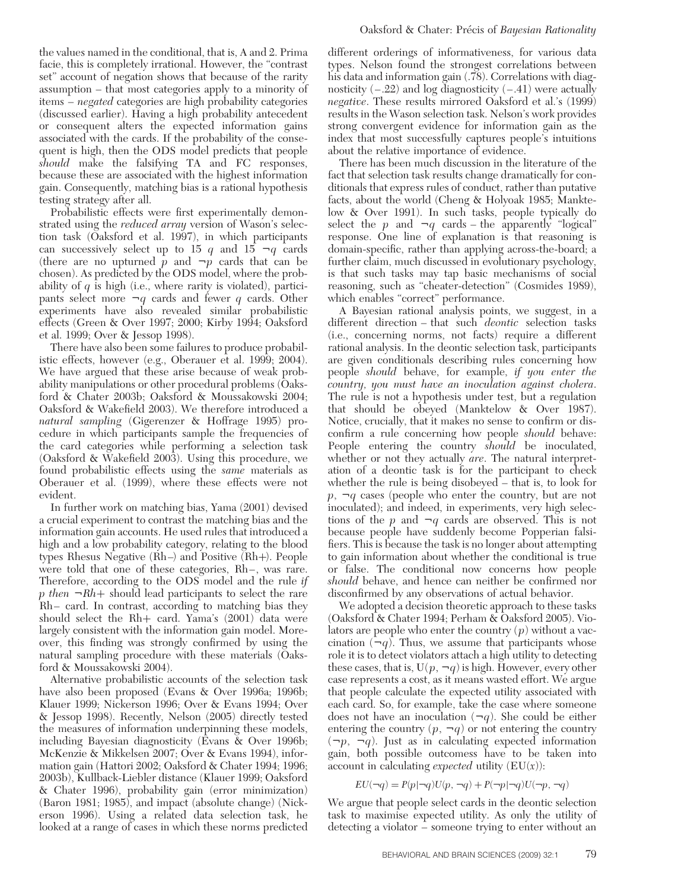the values named in the conditional, that is, A and 2. Prima facie, this is completely irrational. However, the "contrast set" account of negation shows that because of the rarity assumption – that most categories apply to a minority of items – *negated* categories are high probability categories (discussed earlier). Having a high probability antecedent or consequent alters the expected information gains associated with the cards. If the probability of the consequent is high, then the ODS model predicts that people *should* make the falsifying TA and FC responses, because these are associated with the highest information gain. Consequently, matching bias is a rational hypothesis testing strategy after all.

Probabilistic effects were first experimentally demonstrated using the *reduced array* version of Wason's selection task (Oaksford et al. 1997), in which participants can successively select up to 15 $q$ and 15 $\neg q$ cards (there are no upturned $p$ and $\neg p$ cards that can be chosen). As predicted by the ODS model, where the probability of $q$ is high (i.e., where rarity is violated), participants select more $\neg q$ cards and fewer $q$ cards. Other experiments have also revealed similar probabilistic effects (Green & Over 1997; 2000; Kirby 1994; Oaksford et al. 1999; Over & Jessop 1998).

There have also been some failures to produce probabilistic effects, however (e.g., Oberauer et al. 1999; 2004). We have argued that these arise because of weak probability manipulations or other procedural problems (Oaksford & Chater 2003b; Oaksford & Moussakowski 2004; Oaksford & Wakefield 2003). We therefore introduced a *natural sampling* (Gigerenzer & Hoffrage 1995) procedure in which participants sample the frequencies of the card categories while performing a selection task (Oaksford & Wakefield 2003). Using this procedure, we found probabilistic effects using the *same* materials as Oberauer et al. (1999), where these effects were not evident.

In further work on matching bias, Yama (2001) devised a crucial experiment to contrast the matching bias and the information gain accounts. He used rules that introduced a high and a low probability category, relating to the blood types Rhesus Negative (Rh–) and Positive (Rh+). People were told that one of these categories, Rh–, was rare. Therefore, according to the ODS model and the rule *if p then* $\neg$*Rh+* should lead participants to select the rare Rh– card. In contrast, according to matching bias they should select the Rh+ card. Yama's (2001) data were largely consistent with the information gain model. Moreover, this finding was strongly confirmed by using the natural sampling procedure with these materials (Oaksford & Moussakowski 2004).

Alternative probabilistic accounts of the selection task have also been proposed (Evans & Over 1996a; 1996b; Klauer 1999; Nickerson 1996; Over & Evans 1994; Over & Jessop 1998). Recently, Nelson (2005) directly tested the measures of information underpinning these models, including Bayesian diagnosticity (Evans & Over 1996b; McKenzie & Mikkelsen 2007; Over & Evans 1994), information gain (Hattori 2002; Oaksford & Chater 1994; 1996; 2003b), Kullback-Liebler distance (Klauer 1999; Oaksford & Chater 1996), probability gain (error minimization) (Baron 1981; 1985), and impact (absolute change) (Nickerson 1996). Using a related data selection task, he looked at a range of cases in which these norms predicted different orderings of informativeness, for various data types. Nelson found the strongest correlations between his data and information gain (.78). Correlations with diagnosticity (–.22) and log diagnosticity (–.41) were actually *negative*. These results mirrored Oaksford et al.'s (1999) results in the Wason selection task. Nelson's work provides strong convergent evidence for information gain as the index that most successfully captures people's intuitions about the relative importance of evidence.

There has been much discussion in the literature of the fact that selection task results change dramatically for conditionals that express rules of conduct, rather than putative facts, about the world (Cheng & Holyoak 1985; Manktelow & Over 1991). In such tasks, people typically do select the $p$ and $\neg q$ cards – the apparently "logical" response. One line of explanation is that reasoning is domain-specific, rather than applying across-the-board; a further claim, much discussed in evolutionary psychology, is that such tasks may tap basic mechanisms of social reasoning, such as "cheater-detection" (Cosmides 1989), which enables "correct" performance.

A Bayesian rational analysis points, we suggest, in a different direction – that such *deontic* selection tasks (i.e., concerning norms, not facts) require a different rational analysis. In the deontic selection task, participants are given conditionals describing rules concerning how people *should* behave, for example, *if you enter the country, you must have an inoculation against cholera*. The rule is not a hypothesis under test, but a regulation that should be obeyed (Manktelow & Over 1987). Notice, crucially, that it makes no sense to confirm or disconfirm a rule concerning how people *should* behave: People entering the country *should* be inoculated, whether or not they actually *are*. The natural interpretation of a deontic task is for the participant to check whether the rule is being disobeyed – that is, to look for $p$, $\neg q$ cases (people who enter the country, but are not inoculated); and indeed, in experiments, very high selections of the $p$ and $\neg q$ cards are observed. This is not because people have suddenly become Popperian falsifiers. This is because the task is no longer about attempting to gain information about whether the conditional is true or false. The conditional now concerns how people *should* behave, and hence can neither be confirmed nor disconfirmed by any observations of actual behavior.

We adopted a decision theoretic approach to these tasks (Oaksford & Chater 1994; Perham & Oaksford 2005). Violators are people who enter the country ($p$) without a vaccination ($\neg q$). Thus, we assume that participants whose role it is to detect violators attach a high utility to detecting these cases, that is, $U(p, \neg q)$ is high. However, every other case represents a cost, as it means wasted effort. We argue that people calculate the expected utility associated with each card. So, for example, take the case where someone does not have an inoculation ($\neg q$). She could be either entering the country ($p$, $\neg q$) or not entering the country ($\neg p$, $\neg q$). Just as in calculating expected information gain, both possible outcomess have to be taken into account in calculating *expected* utility ($EU(x)$):

$$EU(\neg q) = P(p|\neg q)U(p, \neg q) + P(\neg p|\neg q)U(\neg p, \neg q)$$

We argue that people select cards in the deontic selection task to maximise expected utility. As only the utility of detecting a violator – someone trying to enter without an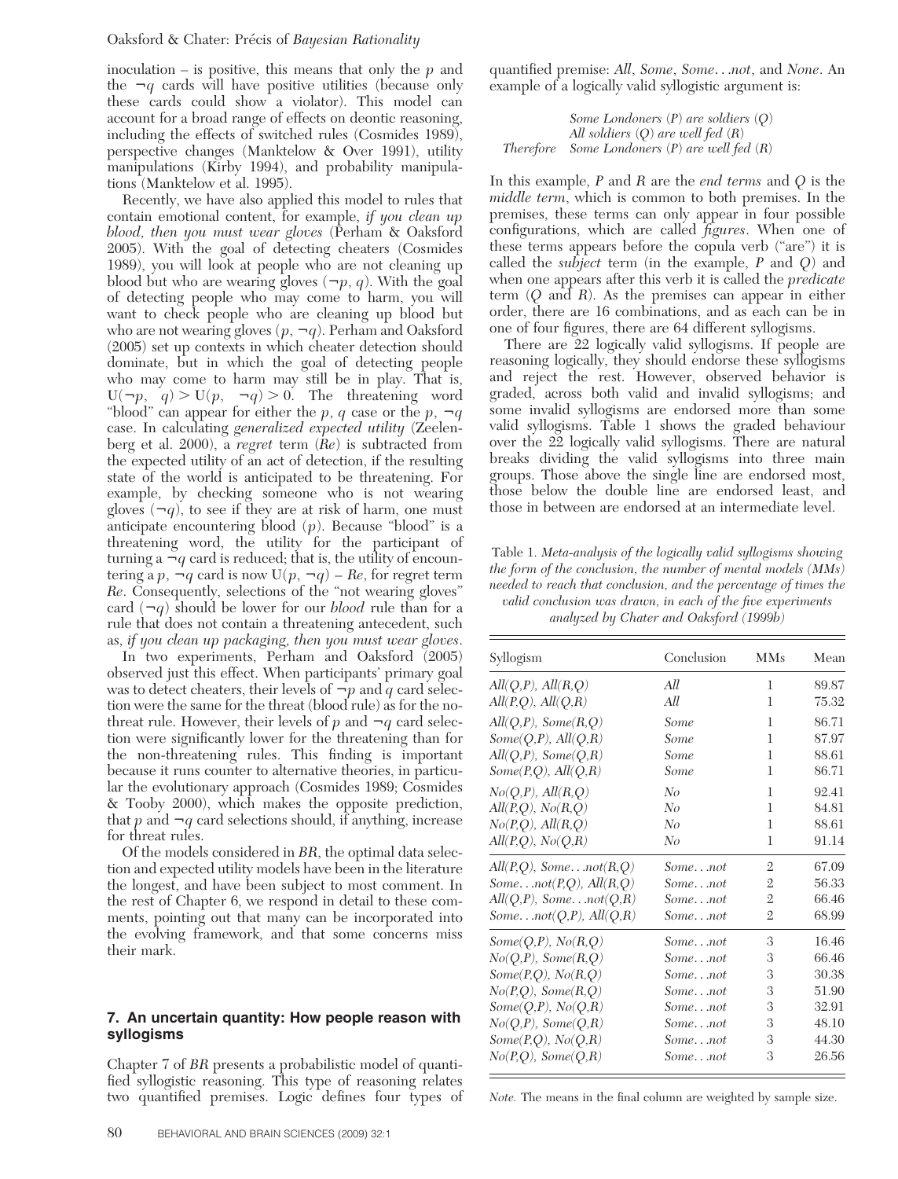inoculation – is positive, this means that only the $p$ and the $\neg q$ cards will have positive utilities (because only these cards could show a violator). This model can account for a broad range of effects on deontic reasoning, including the effects of switched rules (Cosmides 1989), perspective changes (Manktelow & Over 1991), utility manipulations (Kirby 1994), and probability manipulations (Manktelow et al. 1995).

Recently, we have also applied this model to rules that contain emotional content, for example, *if you clean up blood, then you must wear gloves* (Perham & Oaksford 2005). With the goal of detecting cheaters (Cosmides 1989), you will look at people who are not cleaning up blood but who are wearing gloves ($\neg p$, $q$). With the goal of detecting people who may come to harm, you will want to check people who are cleaning up blood but who are not wearing gloves ($p$, $\neg q$). Perham and Oaksford (2005) set up contexts in which cheater detection should dominate, but in which the goal of detecting people who may come to harm may still be in play. That is, $U(\neg p,\ q) > U(p,\ \neg q) > 0$. The threatening word "blood" can appear for either the $p$, $q$ case or the $p$, $\neg q$ case. In calculating *generalized expected utility* (Zeelenberg et al. 2000), a *regret* term ($Re$) is subtracted from the expected utility of an act of detection, if the resulting state of the world is anticipated to be threatening. For example, by checking someone who is not wearing gloves ($\neg q$), to see if they are at risk of harm, one must anticipate encountering blood ($p$). Because "blood" is a threatening word, the utility for the participant of turning a $\neg q$ card is reduced; that is, the utility of encountering a $p$, $\neg q$ card is now $U(p,\ \neg q) - Re$, for regret term $Re$. Consequently, selections of the "not wearing gloves" card ($\neg q$) should be lower for our *blood* rule than for a rule that does not contain a threatening antecedent, such as, *if you clean up packaging, then you must wear gloves*.

In two experiments, Perham and Oaksford (2005) observed just this effect. When participants' primary goal was to detect cheaters, their levels of $\neg p$ and $q$ card selection were the same for the threat (blood rule) as for the no-threat rule. However, their levels of $p$ and $\neg q$ card selection were significantly lower for the threatening than for the non-threatening rules. This finding is important because it runs counter to alternative theories, in particular the evolutionary approach (Cosmides 1989; Cosmides & Tooby 2000), which makes the opposite prediction, that $p$ and $\neg q$ card selections should, if anything, increase for threat rules.

Of the models considered in *BR*, the optimal data selection and expected utility models have been in the literature the longest, and have been subject to most comment. In the rest of Chapter 6, we respond in detail to these comments, pointing out that many can be incorporated into the evolving framework, and that some concerns miss their mark.

## 7. An uncertain quantity: How people reason with syllogisms

Chapter 7 of *BR* presents a probabilistic model of quantified syllogistic reasoning. This type of reasoning relates two quantified premises. Logic defines four types of quantified premise: *All*, *Some*, *Some…not*, and *None*. An example of a logically valid syllogistic argument is:

*Some Londoners (P) are soldiers (Q)*
*All soldiers (Q) are well fed (R)*
*Therefore Some Londoners (P) are well fed (R)*

In this example, $P$ and $R$ are the *end terms* and $Q$ is the *middle term*, which is common to both premises. In the premises, these terms can only appear in four possible configurations, which are called *figures*. When one of these terms appears before the copula verb ("are") it is called the *subject* term (in the example, $P$ and $Q$) and when one appears after this verb it is called the *predicate* term ($Q$ and $R$). As the premises can appear in either order, there are 16 combinations, and as each can be in one of four figures, there are 64 different syllogisms.

There are 22 logically valid syllogisms. If people are reasoning logically, they should endorse these syllogisms and reject the rest. However, observed behavior is graded, across both valid and invalid syllogisms; and some invalid syllogisms are endorsed more than some valid syllogisms. Table 1 shows the graded behaviour over the 22 logically valid syllogisms. There are natural breaks dividing the valid syllogisms into three main groups. Those above the single line are endorsed most, those below the double line are endorsed least, and those in between are endorsed at an intermediate level.

Table 1. *Meta-analysis of the logically valid syllogisms showing the form of the conclusion, the number of mental models (MMs) needed to reach that conclusion, and the percentage of times the valid conclusion was drawn, in each of the five experiments analyzed by Chater and Oaksford (1999b)*

| Syllogism | Conclusion | MMs | Mean |
|---|---|---|---|
| All(Q,P), All(R,Q) | *All* | 1 | 89.87 |
| All(P,Q), All(Q,R) | *All* | 1 | 75.32 |
| All(Q,P), Some(R,Q) | *Some* | 1 | 86.71 |
| Some(Q,P), All(Q,R) | *Some* | 1 | 87.97 |
| All(Q,P), Some(Q,R) | *Some* | 1 | 88.61 |
| Some(P,Q), All(Q,R) | *Some* | 1 | 86.71 |
| No(Q,P), All(R,Q) | *No* | 1 | 92.41 |
| All(P,Q), No(R,Q) | *No* | 1 | 84.81 |
| No(P,Q), All(R,Q) | *No* | 1 | 88.61 |
| All(P,Q), No(Q,R) | *No* | 1 | 91.14 |
| All(P,Q), Some…not(R,Q) | *Some…not* | 2 | 67.09 |
| Some…not(P,Q), All(R,Q) | *Some…not* | 2 | 56.33 |
| All(Q,P), Some…not(Q,R) | *Some…not* | 2 | 66.46 |
| Some…not(Q,P), All(Q,R) | *Some…not* | 2 | 68.99 |
| Some(Q,P), No(R,Q) | *Some…not* | 3 | 16.46 |
| No(Q,P), Some(R,Q) | *Some…not* | 3 | 66.46 |
| Some(P,Q), No(R,Q) | *Some…not* | 3 | 30.38 |
| No(P,Q), Some(R,Q) | *Some…not* | 3 | 51.90 |
| Some(Q,P), No(Q,R) | *Some…not* | 3 | 32.91 |
| No(Q,P), Some(Q,R) | *Some…not* | 3 | 48.10 |
| Some(P,Q), No(Q,R) | *Some…not* | 3 | 44.30 |
| No(P,Q), Some(Q,R) | *Some…not* | 3 | 26.56 |

*Note.* The means in the final column are weighted by sample size.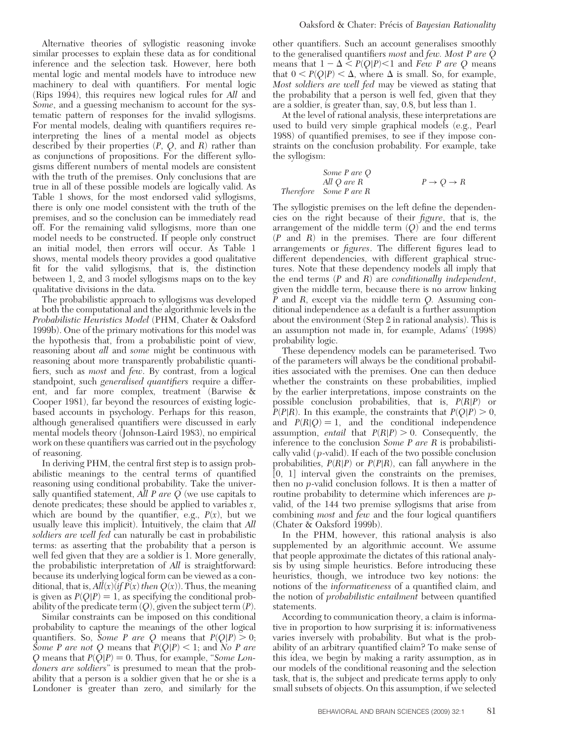Alternative theories of syllogistic reasoning invoke similar processes to explain these data as for conditional inference and the selection task. However, here both mental logic and mental models have to introduce new machinery to deal with quantifiers. For mental logic (Rips 1994), this requires new logical rules for *All* and *Some*, and a guessing mechanism to account for the systematic pattern of responses for the invalid syllogisms. For mental models, dealing with quantifiers requires reinterpreting the lines of a mental model as objects described by their properties ($P$, $Q$, and $R$) rather than as conjunctions of propositions. For the different syllogisms different numbers of mental models are consistent with the truth of the premises. Only conclusions that are true in all of these possible models are logically valid. As Table 1 shows, for the most endorsed valid syllogisms, there is only one model consistent with the truth of the premises, and so the conclusion can be immediately read off. For the remaining valid syllogisms, more than one model needs to be constructed. If people only construct an initial model, then errors will occur. As Table 1 shows, mental models theory provides a good qualitative fit for the valid syllogisms, that is, the distinction between 1, 2, and 3 model syllogisms maps on to the key qualitative divisions in the data.

The probabilistic approach to syllogisms was developed at both the computational and the algorithmic levels in the *Probabilistic Heuristics Model* (PHM, Chater & Oaksford 1999b). One of the primary motivations for this model was the hypothesis that, from a probabilistic point of view, reasoning about *all* and *some* might be continuous with reasoning about more transparently probabilistic quantifiers, such as *most* and *few*. By contrast, from a logical standpoint, such *generalised quantifiers* require a different, and far more complex, treatment (Barwise & Cooper 1981), far beyond the resources of existing logic-based accounts in psychology. Perhaps for this reason, although generalised quantifiers were discussed in early mental models theory (Johnson-Laird 1983), no empirical work on these quantifiers was carried out in the psychology of reasoning.

In deriving PHM, the central first step is to assign probabilistic meanings to the central terms of quantified reasoning using conditional probability. Take the universally quantified statement, *All P are Q* (we use capitals to denote predicates; these should be applied to variables $x$, which are bound by the quantifier, e.g., $P(x)$, but we usually leave this implicit). Intuitively, the claim that *All soldiers are well fed* can naturally be cast in probabilistic terms: as asserting that the probability that a person is well fed given that they are a soldier is 1. More generally, the probabilistic interpretation of *All* is straightforward: because its underlying logical form can be viewed as a conditional, that is, $All(x)(if\ P(x)\ then\ Q(x))$. Thus, the meaning is given as $P(Q|P) = 1$, as specifying the conditional probability of the predicate term ($Q$), given the subject term ($P$).

Similar constraints can be imposed on this conditional probability to capture the meanings of the other logical quantifiers. So, *Some P are Q* means that $P(Q|P) > 0$; *Some P are not Q* means that $P(Q|P) < 1$; and *No P are Q* means that $P(Q|P) = 0$. Thus, for example, "*Some Londoners are soldiers*" is presumed to mean that the probability that a person is a soldier given that he or she is a Londoner is greater than zero, and similarly for the other quantifiers. Such an account generalises smoothly to the generalised quantifiers *most* and *few*. *Most P are Q* means that $1 - \Delta < P(Q|P) < 1$ and *Few P are Q* means that $0 < P(Q|P) < \Delta$, where $\Delta$ is small. So, for example, *Most soldiers are well fed* may be viewed as stating that the probability that a person is well fed, given that they are a soldier, is greater than, say, 0.8, but less than 1.

At the level of rational analysis, these interpretations are used to build very simple graphical models (e.g., Pearl 1988) of quantified premises, to see if they impose constraints on the conclusion probability. For example, take the syllogism:

| | | |
|---|---|---|
| | *Some P are Q* | |
| | *All Q are R* | $P \rightarrow Q \rightarrow R$ |
| *Therefore* | *Some P are R* | |

The syllogistic premises on the left define the dependencies on the right because of their *figure*, that is, the arrangement of the middle term ($Q$) and the end terms ($P$ and $R$) in the premises. There are four different arrangements or *figures*. The different figures lead to different dependencies, with different graphical structures. Note that these dependency models all imply that the end terms ($P$ and $R$) are *conditionally independent*, given the middle term, because there is no arrow linking $P$ and $R$, except via the middle term $Q$. Assuming conditional independence as a default is a further assumption about the environment (Step 2 in rational analysis). This is an assumption not made in, for example, Adams' (1998) probability logic.

These dependency models can be parameterised. Two of the parameters will always be the conditional probabilities associated with the premises. One can then deduce whether the constraints on these probabilities, implied by the earlier interpretations, impose constraints on the possible conclusion probabilities, that is, $P(R|P)$ or $P(P|R)$. In this example, the constraints that $P(Q|P) > 0$, and $P(R|Q) = 1$, and the conditional independence assumption, *entail* that $P(R|P) > 0$. Consequently, the inference to the conclusion *Some P are R* is probabilistically valid ($p$-valid). If each of the two possible conclusion probabilities, $P(R|P)$ or $P(P|R)$, can fall anywhere in the [0, 1] interval given the constraints on the premises, then no $p$-valid conclusion follows. It is then a matter of routine probability to determine which inferences are $p$-valid, of the 144 two premise syllogisms that arise from combining *most* and *few* and the four logical quantifiers (Chater & Oaksford 1999b).

In the PHM, however, this rational analysis is also supplemented by an algorithmic account. We assume that people approximate the dictates of this rational analysis by using simple heuristics. Before introducing these heuristics, though, we introduce two key notions: the notions of the *informativeness* of a quantified claim, and the notion of *probabilistic entailment* between quantified statements.

According to communication theory, a claim is informative in proportion to how surprising it is: informativeness varies inversely with probability. But what is the probability of an arbitrary quantified claim? To make sense of this idea, we begin by making a rarity assumption, as in our models of the conditional reasoning and the selection task, that is, the subject and predicate terms apply to only small subsets of objects. On this assumption, if we selected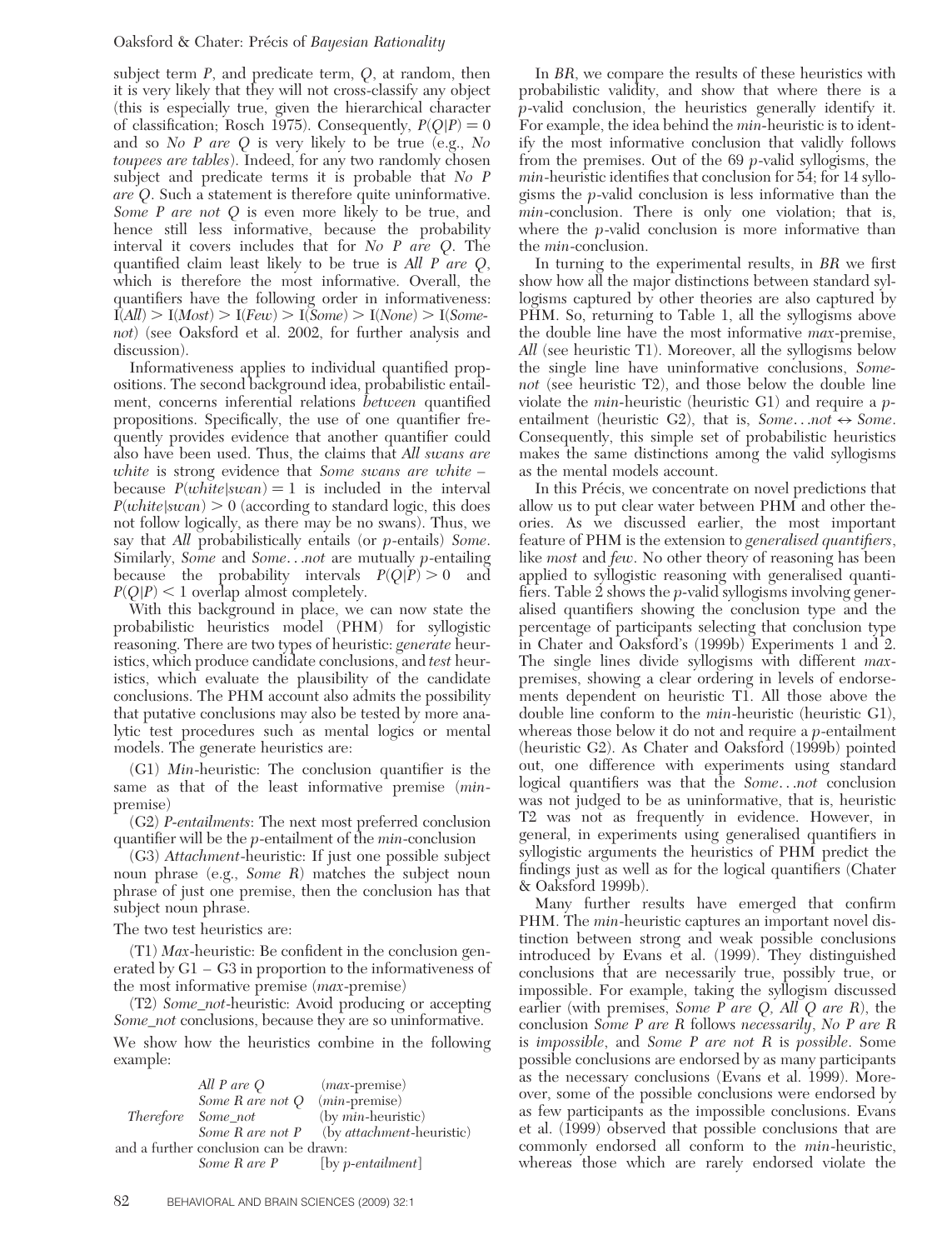subject term $P$, and predicate term, $Q$, at random, then it is very likely that they will not cross-classify any object (this is especially true, given the hierarchical character of classification; Rosch 1975). Consequently, $P(Q|P) = 0$ and so *No P are Q* is very likely to be true (e.g., *No toupees are tables*). Indeed, for any two randomly chosen subject and predicate terms it is probable that *No P are Q*. Such a statement is therefore quite uninformative. *Some P are not Q* is even more likely to be true, and hence still less informative, because the probability interval it covers includes that for *No P are Q*. The quantified claim least likely to be true is *All P are Q*, which is therefore the most informative. Overall, the quantifiers have the following order in informativeness: I(*All*) > I(*Most*) > I(*Few*) > I(*Some*) > I(*None*) > I(*Some-not*) (see Oaksford et al. 2002, for further analysis and discussion).

Informativeness applies to individual quantified propositions. The second background idea, probabilistic entailment, concerns inferential relations *between* quantified propositions. Specifically, the use of one quantifier frequently provides evidence that another quantifier could also have been used. Thus, the claims that *All swans are white* is strong evidence that *Some swans are white* – because $P(white|swan) = 1$ is included in the interval $P(white|swan) > 0$ (according to standard logic, this does not follow logically, as there may be no swans). Thus, we say that *All* probabilistically entails (or *p*-entails) *Some*. Similarly, *Some* and *Some…not* are mutually *p*-entailing because the probability intervals $P(Q|P) > 0$ and $P(Q|P) < 1$ overlap almost completely.

With this background in place, we can now state the probabilistic heuristics model (PHM) for syllogistic reasoning. There are two types of heuristic: *generate* heuristics, which produce candidate conclusions, and *test* heuristics, which evaluate the plausibility of the candidate conclusions. The PHM account also admits the possibility that putative conclusions may also be tested by more analytic test procedures such as mental logics or mental models. The generate heuristics are:

(G1) *Min*-heuristic: The conclusion quantifier is the same as that of the least informative premise (*min*-premise)

(G2) *P-entailments*: The next most preferred conclusion quantifier will be the *p*-entailment of the *min*-conclusion

(G3) *Attachment*-heuristic: If just one possible subject noun phrase (e.g., *Some R*) matches the subject noun phrase of just one premise, then the conclusion has that subject noun phrase.

The two test heuristics are:

(T1) *Max*-heuristic: Be confident in the conclusion generated by G1 – G3 in proportion to the informativeness of the most informative premise (*max*-premise)

(T2) *Some_not*-heuristic: Avoid producing or accepting *Some_not* conclusions, because they are so uninformative.

We show how the heuristics combine in the following example:

| | | |
|---|---|---|
| | *All P are Q* | (*max*-premise) |
| | *Some R are not Q* | (*min*-premise) |
| *Therefore* | *Some_not* | (by *min*-heuristic) |
| | *Some R are not P* | (by *attachment*-heuristic) |

and a further conclusion can be drawn:

| | | |
|---|---|---|
| | *Some R are P* | [by *p-entailment*] |

In *BR*, we compare the results of these heuristics with probabilistic validity, and show that where there is a *p*-valid conclusion, the heuristics generally identify it. For example, the idea behind the *min*-heuristic is to identify the most informative conclusion that validly follows from the premises. Out of the 69 *p*-valid syllogisms, the *min*-heuristic identifies that conclusion for 54; for 14 syllogisms the *p*-valid conclusion is less informative than the *min*-conclusion. There is only one violation; that is, where the *p*-valid conclusion is more informative than the *min*-conclusion.

In turning to the experimental results, in *BR* we first show how all the major distinctions between standard syllogisms captured by other theories are also captured by PHM. So, returning to Table 1, all the syllogisms above the double line have the most informative *max*-premise, *All* (see heuristic T1). Moreover, all the syllogisms below the single line have uninformative conclusions, *Some-not* (see heuristic T2), and those below the double line violate the *min*-heuristic (heuristic G1) and require a *p*-entailment (heuristic G2), that is, *Some…not* ↔ *Some*. Consequently, this simple set of probabilistic heuristics makes the same distinctions among the valid syllogisms as the mental models account.

In this Précis, we concentrate on novel predictions that allow us to put clear water between PHM and other theories. As we discussed earlier, the most important feature of PHM is the extension to *generalised quantifiers*, like *most* and *few*. No other theory of reasoning has been applied to syllogistic reasoning with generalised quantifiers. Table 2 shows the *p*-valid syllogisms involving generalised quantifiers showing the conclusion type and the percentage of participants selecting that conclusion type in Chater and Oaksford's (1999b) Experiments 1 and 2. The single lines divide syllogisms with different *max*-premises, showing a clear ordering in levels of endorsements dependent on heuristic T1. All those above the double line conform to the *min*-heuristic (heuristic G1), whereas those below it do not and require a *p*-entailment (heuristic G2). As Chater and Oaksford (1999b) pointed out, one difference with experiments using standard logical quantifiers was that the *Some…not* conclusion was not judged to be as uninformative, that is, heuristic T2 was not as frequently in evidence. However, in general, in experiments using generalised quantifiers in syllogistic arguments the heuristics of PHM predict the findings just as well as for the logical quantifiers (Chater & Oaksford 1999b).

Many further results have emerged that confirm PHM. The *min*-heuristic captures an important novel distinction between strong and weak possible conclusions introduced by Evans et al. (1999). They distinguished conclusions that are necessarily true, possibly true, or impossible. For example, taking the syllogism discussed earlier (with premises, *Some P are Q, All Q are R*), the conclusion *Some P are R* follows *necessarily*, *No P are R* is *impossible*, and *Some P are not R* is *possible*. Some possible conclusions are endorsed by as many participants as the necessary conclusions (Evans et al. 1999). Moreover, some of the possible conclusions were endorsed by as few participants as the impossible conclusions. Evans et al. (1999) observed that possible conclusions that are commonly endorsed all conform to the *min*-heuristic, whereas those which are rarely endorsed violate the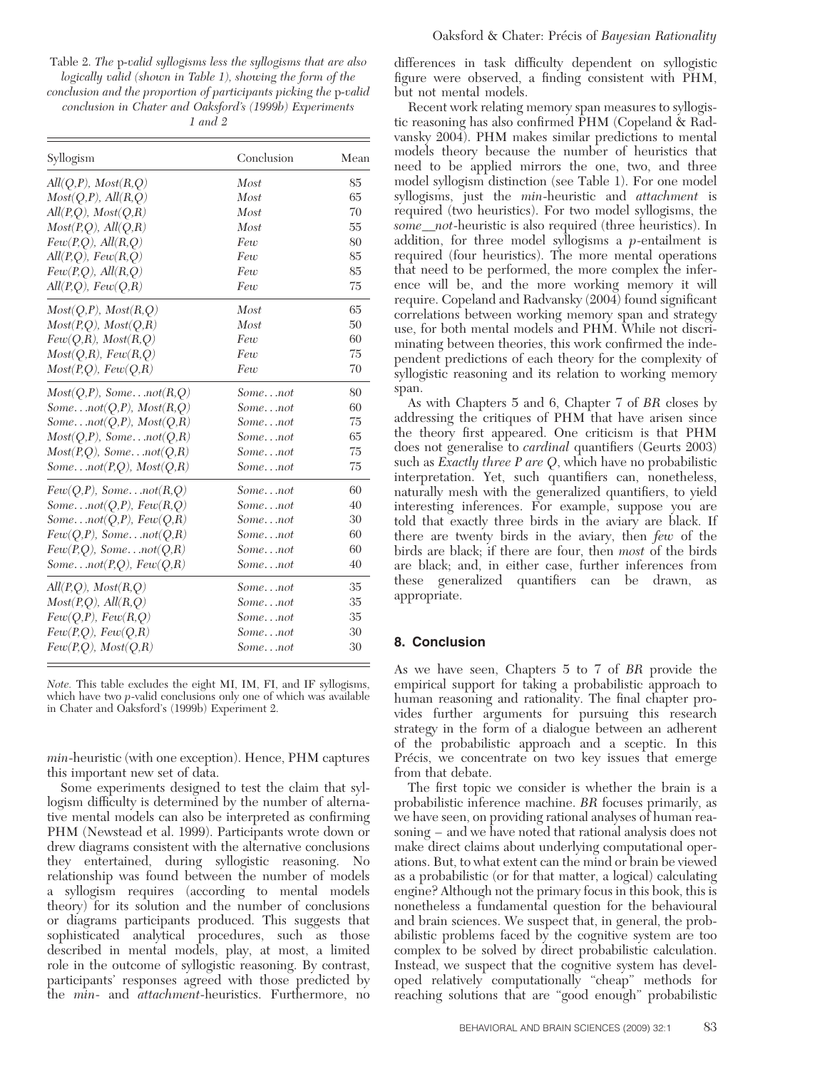Table 2. *The* p*-valid syllogisms less the syllogisms that are also logically valid (shown in Table 1), showing the form of the conclusion and the proportion of participants picking the* p*-valid conclusion in Chater and Oaksford's (1999b) Experiments 1 and 2*

| Syllogism | Conclusion | Mean |
|---|---|---|
| *All(Q,P), Most(R,Q)* | *Most* | 85 |
| *Most(Q,P), All(R,Q)* | *Most* | 65 |
| *All(P,Q), Most(Q,R)* | *Most* | 70 |
| *Most(P,Q), All(Q,R)* | *Most* | 55 |
| *Few(Q,P), All(R,Q)* | *Few* | 80 |
| *All(P,Q), Few(R,Q)* | *Few* | 85 |
| *Few(P,Q), All(R,Q)* | *Few* | 85 |
| *All(P,Q), Few(Q,R)* | *Few* | 75 |
| *Most(Q,P), Most(R,Q)* | *Most* | 65 |
| *Most(P,Q), Most(Q,R)* | *Most* | 50 |
| *Few(Q,R), Most(R,Q)* | *Few* | 60 |
| *Most(Q,R), Few(R,Q)* | *Few* | 75 |
| *Most(P,Q), Few(Q,R)* | *Few* | 70 |
| *Most(Q,P), Some…not(R,Q)* | *Some…not* | 80 |
| *Some…not(Q,P), Most(R,Q)* | *Some…not* | 60 |
| *Some…not(Q,P), Most(Q,R)* | *Some…not* | 75 |
| *Most(Q,P), Some…not(Q,R)* | *Some…not* | 65 |
| *Most(P,Q), Some…not(Q,R)* | *Some…not* | 75 |
| *Some…not(P,Q), Most(Q,R)* | *Some…not* | 75 |
| *Few(Q,P), Some…not(R,Q)* | *Some…not* | 60 |
| *Some…not(Q,P), Few(R,Q)* | *Some…not* | 40 |
| *Some…not(Q,P), Few(Q,R)* | *Some…not* | 30 |
| *Few(Q,P), Some…not(Q,R)* | *Some…not* | 60 |
| *Few(P,Q), Some…not(Q,R)* | *Some…not* | 60 |
| *Some…not(P,Q), Few(Q,R)* | *Some…not* | 40 |
| *All(P,Q), Most(R,Q)* | *Some…not* | 35 |
| *Most(P,Q), All(R,Q)* | *Some…not* | 35 |
| *Few(Q,P), Few(R,Q)* | *Some…not* | 35 |
| *Few(P,Q), Few(Q,R)* | *Some…not* | 30 |
| *Few(P,Q), Most(Q,R)* | *Some…not* | 30 |

*Note.* This table excludes the eight MI, IM, FI, and IF syllogisms, which have two *p*-valid conclusions only one of which was available in Chater and Oaksford's (1999b) Experiment 2.

*min*-heuristic (with one exception). Hence, PHM captures this important new set of data.

Some experiments designed to test the claim that syllogism difficulty is determined by the number of alternative mental models can also be interpreted as confirming PHM (Newstead et al. 1999). Participants wrote down or drew diagrams consistent with the alternative conclusions they entertained, during syllogistic reasoning. No relationship was found between the number of models a syllogism requires (according to mental models theory) for its solution and the number of conclusions or diagrams participants produced. This suggests that sophisticated analytical procedures, such as those described in mental models, play, at most, a limited role in the outcome of syllogistic reasoning. By contrast, participants' responses agreed with those predicted by the *min-* and *attachment*-heuristics. Furthermore, no differences in task difficulty dependent on syllogistic figure were observed, a finding consistent with PHM, but not mental models.

Recent work relating memory span measures to syllogistic reasoning has also confirmed PHM (Copeland & Radvansky 2004). PHM makes similar predictions to mental models theory because the number of heuristics that need to be applied mirrors the one, two, and three model syllogism distinction (see Table 1). For one model syllogisms, just the *min*-heuristic and *attachment* is required (two heuristics). For two model syllogisms, the *some\_not*-heuristic is also required (three heuristics). In addition, for three model syllogisms a *p*-entailment is required (four heuristics). The more mental operations that need to be performed, the more complex the inference will be, and the more working memory it will require. Copeland and Radvansky (2004) found significant correlations between working memory span and strategy use, for both mental models and PHM. While not discriminating between theories, this work confirmed the independent predictions of each theory for the complexity of syllogistic reasoning and its relation to working memory span.

As with Chapters 5 and 6, Chapter 7 of *BR* closes by addressing the critiques of PHM that have arisen since the theory first appeared. One criticism is that PHM does not generalise to *cardinal* quantifiers (Geurts 2003) such as *Exactly three P are Q*, which have no probabilistic interpretation. Yet, such quantifiers can, nonetheless, naturally mesh with the generalized quantifiers, to yield interesting inferences. For example, suppose you are told that exactly three birds in the aviary are black. If there are twenty birds in the aviary, then *few* of the birds are black; if there are four, then *most* of the birds are black; and, in either case, further inferences from these generalized quantifiers can be drawn, as appropriate.

## 8. Conclusion

As we have seen, Chapters 5 to 7 of *BR* provide the empirical support for taking a probabilistic approach to human reasoning and rationality. The final chapter provides further arguments for pursuing this research strategy in the form of a dialogue between an adherent of the probabilistic approach and a sceptic. In this Précis, we concentrate on two key issues that emerge from that debate.

The first topic we consider is whether the brain is a probabilistic inference machine. *BR* focuses primarily, as we have seen, on providing rational analyses of human reasoning – and we have noted that rational analysis does not make direct claims about underlying computational operations. But, to what extent can the mind or brain be viewed as a probabilistic (or for that matter, a logical) calculating engine? Although not the primary focus in this book, this is nonetheless a fundamental question for the behavioural and brain sciences. We suspect that, in general, the probabilistic problems faced by the cognitive system are too complex to be solved by direct probabilistic calculation. Instead, we suspect that the cognitive system has developed relatively computationally "cheap" methods for reaching solutions that are "good enough" probabilistic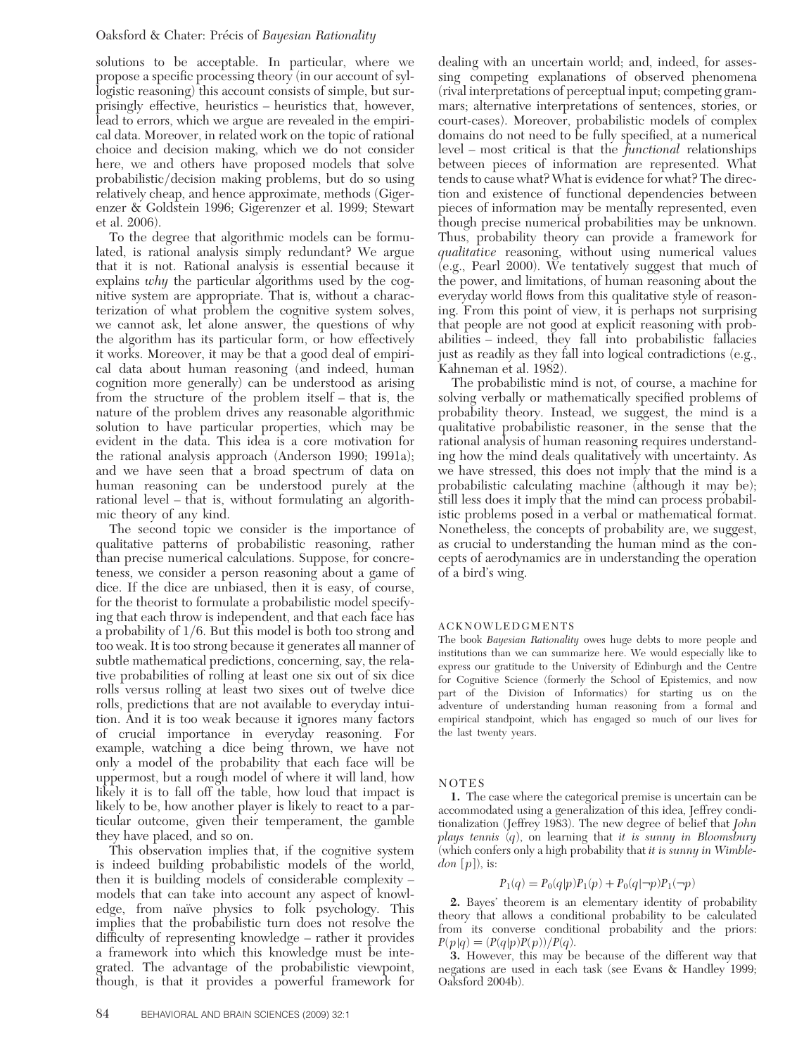solutions to be acceptable. In particular, where we propose a specific processing theory (in our account of syllogistic reasoning) this account consists of simple, but surprisingly effective, heuristics – heuristics that, however, lead to errors, which we argue are revealed in the empirical data. Moreover, in related work on the topic of rational choice and decision making, which we do not consider here, we and others have proposed models that solve probabilistic/decision making problems, but do so using relatively cheap, and hence approximate, methods (Gigerenzer & Goldstein 1996; Gigerenzer et al. 1999; Stewart et al. 2006).

To the degree that algorithmic models can be formulated, is rational analysis simply redundant? We argue that it is not. Rational analysis is essential because it explains *why* the particular algorithms used by the cognitive system are appropriate. That is, without a characterization of what problem the cognitive system solves, we cannot ask, let alone answer, the questions of why the algorithm has its particular form, or how effectively it works. Moreover, it may be that a good deal of empirical data about human reasoning (and indeed, human cognition more generally) can be understood as arising from the structure of the problem itself – that is, the nature of the problem drives any reasonable algorithmic solution to have particular properties, which may be evident in the data. This idea is a core motivation for the rational analysis approach (Anderson 1990; 1991a); and we have seen that a broad spectrum of data on human reasoning can be understood purely at the rational level – that is, without formulating an algorithmic theory of any kind.

The second topic we consider is the importance of qualitative patterns of probabilistic reasoning, rather than precise numerical calculations. Suppose, for concreteness, we consider a person reasoning about a game of dice. If the dice are unbiased, then it is easy, of course, for the theorist to formulate a probabilistic model specifying that each throw is independent, and that each face has a probability of 1/6. But this model is both too strong and too weak. It is too strong because it generates all manner of subtle mathematical predictions, concerning, say, the relative probabilities of rolling at least one six out of six dice rolls versus rolling at least two sixes out of twelve dice rolls, predictions that are not available to everyday intuition. And it is too weak because it ignores many factors of crucial importance in everyday reasoning. For example, watching a dice being thrown, we have not only a model of the probability that each face will be uppermost, but a rough model of where it will land, how likely it is to fall off the table, how loud that impact is likely to be, how another player is likely to react to a particular outcome, given their temperament, the gamble they have placed, and so on.

This observation implies that, if the cognitive system is indeed building probabilistic models of the world, then it is building models of considerable complexity – models that can take into account any aspect of knowledge, from naïve physics to folk psychology. This implies that the probabilistic turn does not resolve the difficulty of representing knowledge – rather it provides a framework into which this knowledge must be integrated. The advantage of the probabilistic viewpoint, though, is that it provides a powerful framework for dealing with an uncertain world; and, indeed, for assessing competing explanations of observed phenomena (rival interpretations of perceptual input; competing grammars; alternative interpretations of sentences, stories, or court-cases). Moreover, probabilistic models of complex domains do not need to be fully specified, at a numerical level – most critical is that the *functional* relationships between pieces of information are represented. What tends to cause what? What is evidence for what? The direction and existence of functional dependencies between pieces of information may be mentally represented, even though precise numerical probabilities may be unknown. Thus, probability theory can provide a framework for *qualitative* reasoning, without using numerical values (e.g., Pearl 2000). We tentatively suggest that much of the power, and limitations, of human reasoning about the everyday world flows from this qualitative style of reasoning. From this point of view, it is perhaps not surprising that people are not good at explicit reasoning with probabilities – indeed, they fall into probabilistic fallacies just as readily as they fall into logical contradictions (e.g., Kahneman et al. 1982).

The probabilistic mind is not, of course, a machine for solving verbally or mathematically specified problems of probability theory. Instead, we suggest, the mind is a qualitative probabilistic reasoner, in the sense that the rational analysis of human reasoning requires understanding how the mind deals qualitatively with uncertainty. As we have stressed, this does not imply that the mind is a probabilistic calculating machine (although it may be); still less does it imply that the mind can process probabilistic problems posed in a verbal or mathematical format. Nonetheless, the concepts of probability are, we suggest, as crucial to understanding the human mind as the concepts of aerodynamics are in understanding the operation of a bird's wing.

## ACKNOWLEDGMENTS

The book *Bayesian Rationality* owes huge debts to more people and institutions than we can summarize here. We would especially like to express our gratitude to the University of Edinburgh and the Centre for Cognitive Science (formerly the School of Epistemics, and now part of the Division of Informatics) for starting us on the adventure of understanding human reasoning from a formal and empirical standpoint, which has engaged so much of our lives for the last twenty years.

## NOTES

**1.** The case where the categorical premise is uncertain can be accommodated using a generalization of this idea, Jeffrey conditionalization (Jeffrey 1983). The new degree of belief that *John plays tennis* ($q$), on learning that *it is sunny in Bloomsbury* (which confers only a high probability that *it is sunny in Wimbledon* [$p$]), is:

$$P_1(q) = P_0(q|p)P_1(p) + P_0(q|\neg p)P_1(\neg p)$$

**2.** Bayes' theorem is an elementary identity of probability theory that allows a conditional probability to be calculated from its converse conditional probability and the priors: $P(p|q) = (P(q|p)P(p))/P(q)$.

**3.** However, this may be because of the different way that negations are used in each task (see Evans & Handley 1999; Oaksford 2004b).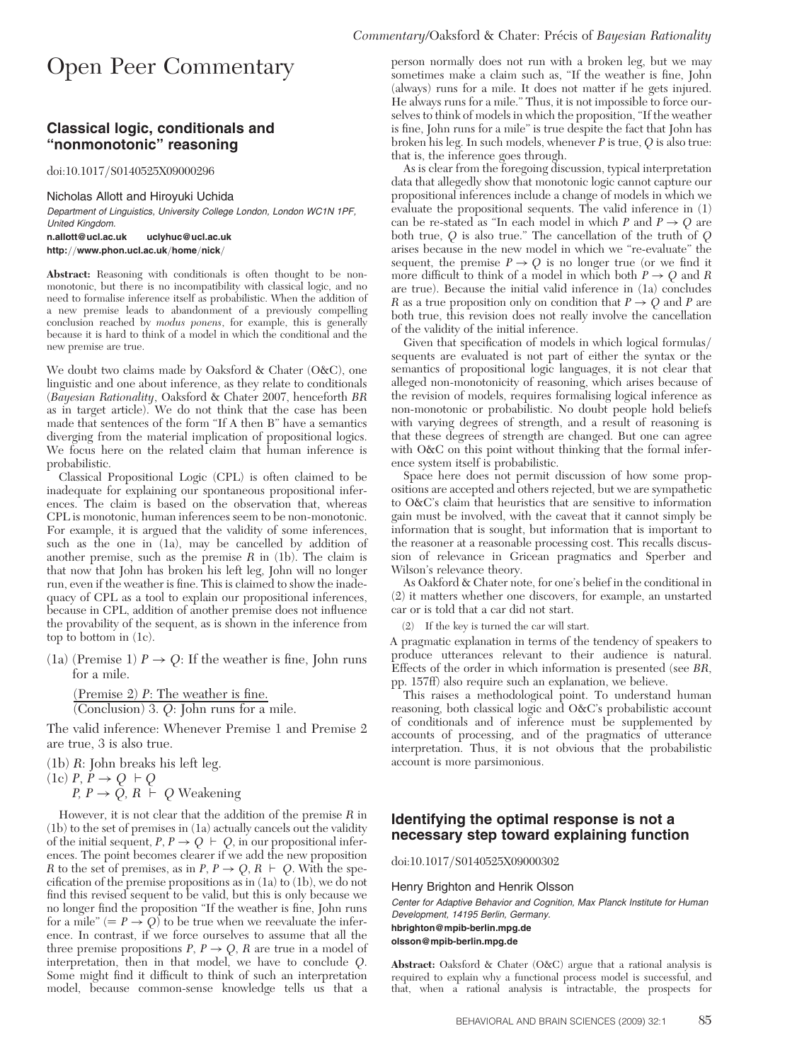# Open Peer Commentary

## Classical logic, conditionals and "nonmonotonic" reasoning

doi:10.1017/S0140525X09000296

Nicholas Allott and Hiroyuki Uchida

*Department of Linguistics, University College London, London WC1N 1PF, United Kingdom.*

**n.allott@ucl.ac.uk uclyhuc@ucl.ac.uk**

**http://www.phon.ucl.ac.uk/home/nick/**

**Abstract:** Reasoning with conditionals is often thought to be non-monotonic, but there is no incompatibility with classical logic, and no need to formalise inference itself as probabilistic. When the addition of a new premise leads to abandonment of a previously compelling conclusion reached by *modus ponens*, for example, this is generally because it is hard to think of a model in which the conditional and the new premise are true.

We doubt two claims made by Oaksford & Chater (O&C), one linguistic and one about inference, as they relate to conditionals (*Bayesian Rationality*, Oaksford & Chater 2007, henceforth *BR* as in target article). We do not think that the case has been made that sentences of the form "If A then B" have a semantics diverging from the material implication of propositional logics. We focus here on the related claim that human inference is probabilistic.

Classical Propositional Logic (CPL) is often claimed to be inadequate for explaining our spontaneous propositional inferences. The claim is based on the observation that, whereas CPL is monotonic, human inferences seem to be non-monotonic. For example, it is argued that the validity of some inferences, such as the one in (1a), may be cancelled by addition of another premise, such as the premise $R$ in (1b). The claim is that now that John has broken his left leg, John will no longer run, even if the weather is fine. This is claimed to show the inadequacy of CPL as a tool to explain our propositional inferences, because in CPL, addition of another premise does not influence the provability of the sequent, as is shown in the inference from top to bottom in (1c).

(1a) (Premise 1) $P \rightarrow Q$: If the weather is fine, John runs for a mile.

<u>(Premise 2) $P$: The weather is fine.</u>

(Conclusion) 3. $Q$: John runs for a mile.

The valid inference: Whenever Premise 1 and Premise 2 are true, 3 is also true.

(1b) $R$: John breaks his left leg.

(1c) $P, P \rightarrow Q \vdash Q$

$P, P \rightarrow Q, R \vdash Q$ Weakening

However, it is not clear that the addition of the premise $R$ in (1b) to the set of premises in (1a) actually cancels out the validity of the initial sequent, $P, P \rightarrow Q \vdash Q$, in our propositional inferences. The point becomes clearer if we add the new proposition $R$ to the set of premises, as in $P, P \rightarrow Q, R \vdash Q$. With the specification of the premise propositions as in (1a) to (1b), we do not find this revised sequent to be valid, but this is only because we no longer find the proposition "If the weather is fine, John runs for a mile" ($= P \rightarrow Q$) to be true when we reevaluate the inference. In contrast, if we force ourselves to assume that all the three premise propositions $P, P \rightarrow Q, R$ are true in a model of interpretation, then in that model, we have to conclude $Q$. Some might find it difficult to think of such an interpretation model, because common-sense knowledge tells us that a person normally does not run with a broken leg, but we may sometimes make a claim such as, "If the weather is fine, John (always) runs for a mile. It does not matter if he gets injured. He always runs for a mile." Thus, it is not impossible to force ourselves to think of models in which the proposition, "If the weather is fine, John runs for a mile" is true despite the fact that John has broken his leg. In such models, whenever $P$ is true, $Q$ is also true: that is, the inference goes through.

As is clear from the foregoing discussion, typical interpretation data that allegedly show that monotonic logic cannot capture our propositional inferences include a change of models in which we evaluate the propositional sequents. The valid inference in (1) can be re-stated as "In each model in which $P$ and $P \rightarrow Q$ are both true, $Q$ is also true." The cancellation of the truth of $Q$ arises because in the new model in which we "re-evaluate" the sequent, the premise $P \rightarrow Q$ is no longer true (or we find it more difficult to think of a model in which both $P \rightarrow Q$ and $R$ are true). Because the initial valid inference in (1a) concludes $R$ as a true proposition only on condition that $P \rightarrow Q$ and $P$ are both true, this revision does not really involve the cancellation of the validity of the initial inference.

Given that specification of models in which logical formulas/sequents are evaluated is not part of either the syntax or the semantics of propositional logic languages, it is not clear that alleged non-monotonicity of reasoning, which arises because of the revision of models, requires formalising logical inference as non-monotonic or probabilistic. No doubt people hold beliefs with varying degrees of strength, and a result of reasoning is that these degrees of strength are changed. But one can agree with O&C on this point without thinking that the formal inference system itself is probabilistic.

Space here does not permit discussion of how some propositions are accepted and others rejected, but we are sympathetic to O&C's claim that heuristics that are sensitive to information gain must be involved, with the caveat that it cannot simply be information that is sought, but information that is important to the reasoner at a reasonable processing cost. This recalls discussion of relevance in Gricean pragmatics and Sperber and Wilson's relevance theory.

As Oakford & Chater note, for one's belief in the conditional in (2) it matters whether one discovers, for example, an unstarted car or is told that a car did not start.

(2) If the key is turned the car will start.

A pragmatic explanation in terms of the tendency of speakers to produce utterances relevant to their audience is natural. Effects of the order in which information is presented (see *BR*, pp. 157ff) also require such an explanation, we believe.

This raises a methodological point. To understand human reasoning, both classical logic and O&C's probabilistic account of conditionals and of inference must be supplemented by accounts of processing, and of the pragmatics of utterance interpretation. Thus, it is not obvious that the probabilistic account is more parsimonious.

## Identifying the optimal response is not a necessary step toward explaining function

doi:10.1017/S0140525X09000302

Henry Brighton and Henrik Olsson

*Center for Adaptive Behavior and Cognition, Max Planck Institute for Human Development, 14195 Berlin, Germany.*

**hbrighton@mpib-berlin.mpg.de**

**olsson@mpib-berlin.mpg.de**

**Abstract:** Oaksford & Chater (O&C) argue that a rational analysis is required to explain why a functional process model is successful, and that, when a rational analysis is intractable, the prospects for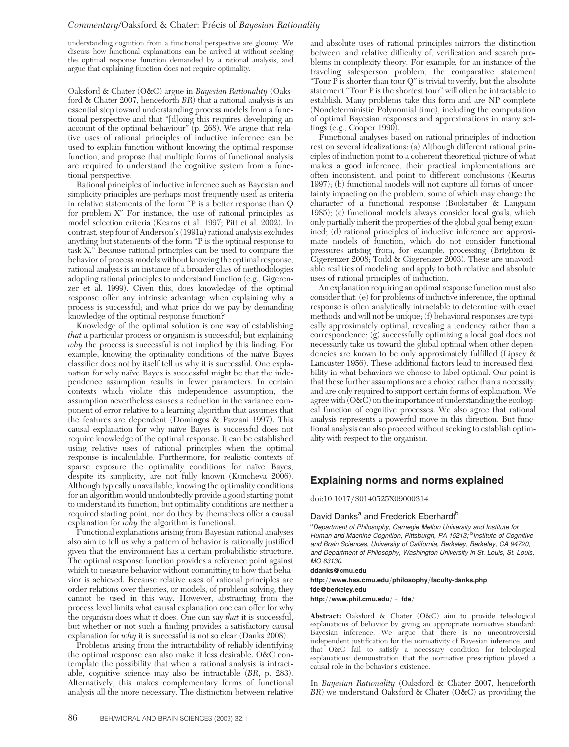understanding cognition from a functional perspective are gloomy. We discuss how functional explanations can be arrived at without seeking the optimal response function demanded by a rational analysis, and argue that explaining function does not require optimality.

Oaksford & Chater (O&C) argue in *Bayesian Rationality* (Oaksford & Chater 2007, henceforth *BR*) that a rational analysis is an essential step toward understanding process models from a functional perspective and that "[d]oing this requires developing an account of the optimal behaviour" (p. 268). We argue that relative uses of rational principles of inductive inference can be used to explain function without knowing the optimal response function, and propose that multiple forms of functional analysis are required to understand the cognitive system from a functional perspective.

Rational principles of inductive inference such as Bayesian and simplicity principles are perhaps most frequently used as criteria in relative statements of the form "P is a better response than Q for problem X" For instance, the use of rational principles as model selection criteria (Kearns et al. 1997; Pitt et al. 2002). In contrast, step four of Anderson's (1991a) rational analysis excludes anything but statements of the form "P is the optimal response to task X." Because rational principles can be used to compare the behavior of process models without knowing the optimal response, rational analysis is an instance of a broader class of methodologies adopting rational principles to understand function (e.g., Gigerenzer et al. 1999). Given this, does knowledge of the optimal response offer any intrinsic advantage when explaining why a process is successful; and what price do we pay by demanding knowledge of the optimal response function?

Knowledge of the optimal solution is one way of establishing *that* a particular process or organism is successful; but explaining *why* the process is successful is not implied by this finding. For example, knowing the optimality conditions of the naïve Bayes classifier does not by itself tell us why it is successful. One explanation for why naïve Bayes is successful might be that the independence assumption results in fewer parameters. In certain contexts which violate this independence assumption, the assumption nevertheless causes a reduction in the variance component of error relative to a learning algorithm that assumes that the features are dependent (Domingos & Pazzani 1997). This causal explanation for why naïve Bayes is successful does not require knowledge of the optimal response. It can be established using relative uses of rational principles when the optimal response is incalculable. Furthermore, for realistic contexts of sparse exposure the optimality conditions for naïve Bayes, despite its simplicity, are not fully known (Kuncheva 2006). Although typically unavailable, knowing the optimality conditions for an algorithm would undoubtedly provide a good starting point to understand its function; but optimality conditions are neither a required starting point, nor do they by themselves offer a causal explanation for *why* the algorithm is functional.

Functional explanations arising from Bayesian rational analyses also aim to tell us why a pattern of behavior is rationally justified given that the environment has a certain probabilistic structure. The optimal response function provides a reference point against which to measure behavior without committing to how that behavior is achieved. Because relative uses of rational principles are order relations over theories, or models, of problem solving, they cannot be used in this way. However, abstracting from the process level limits what causal explanation one can offer for why the organism does what it does. One can say *that* it is successful, but whether or not such a finding provides a satisfactory causal explanation for *why* it is successful is not so clear (Danks 2008).

Problems arising from the intractability of reliably identifying the optimal response can also make it less desirable. O&C contemplate the possibility that when a rational analysis is intractable, cognitive science may also be intractable (*BR*, p. 283). Alternatively, this makes complementary forms of functional analysis all the more necessary. The distinction between relative and absolute uses of rational principles mirrors the distinction between, and relative difficulty of, verification and search problems in complexity theory. For example, for an instance of the traveling salesperson problem, the comparative statement "Tour P is shorter than tour Q" is trivial to verify, but the absolute statement "Tour P is the shortest tour" will often be intractable to establish. Many problems take this form and are NP complete (Nondeterministic Polynomial time), including the computation of optimal Bayesian responses and approximations in many settings (e.g., Cooper 1990).

Functional analyses based on rational principles of induction rest on several idealizations: (a) Although different rational principles of induction point to a coherent theoretical picture of what makes a good inference, their practical implementations are often inconsistent, and point to different conclusions (Kearns 1997); (b) functional models will not capture all forms of uncertainty impacting on the problem, some of which may change the character of a functional response (Bookstaber & Langsam 1985); (c) functional models always consider local goals, which only partially inherit the properties of the global goal being examined; (d) rational principles of inductive inference are approximate models of function, which do not consider functional pressures arising from, for example, processing (Brighton & Gigerenzer 2008; Todd & Gigerenzer 2003). These are unavoidable realities of modeling, and apply to both relative and absolute uses of rational principles of induction.

An explanation requiring an optimal response function must also consider that: (e) for problems of inductive inference, the optimal response is often analytically intractable to determine with exact methods, and will not be unique; (f) behavioral responses are typically approximately optimal, revealing a tendency rather than a correspondence; (g) successfully optimizing a local goal does not necessarily take us toward the global optimal when other dependencies are known to be only approximately fulfilled (Lipsey & Lancaster 1956). These additional factors lead to increased flexibility in what behaviors we choose to label optimal. Our point is that these further assumptions are a choice rather than a necessity, and are only required to support certain forms of explanation. We agree with (O&C) on the importance of understanding the ecological function of cognitive processes. We also agree that rational analysis represents a powerful move in this direction. But functional analysis can also proceed without seeking to establish optimality with respect to the organism.

## Explaining norms and norms explained

doi:10.1017/S0140525X09000314

David Danks[a] and Frederick Eberhardt[b]

[a]*Department of Philosophy, Carnegie Mellon University and Institute for Human and Machine Cognition, Pittsburgh, PA 15213;* [b]*Institute of Cognitive and Brain Sciences, University of California, Berkeley, Berkeley, CA 94720, and Department of Philosophy, Washington University in St. Louis, St. Louis, MO 63130.*

**ddanks@cmu.edu**
**http://www.hss.cmu.edu/philosophy/faculty-danks.php**
**fde@berkeley.edu**
**http://www.phil.cmu.edu/~fde/**

**Abstract:** Oaksford & Chater (O&C) aim to provide teleological explanations of behavior by giving an appropriate normative standard: Bayesian inference. We argue that there is no uncontroversial independent justification for the normativity of Bayesian inference, and that O&C fail to satisfy a necessary condition for teleological explanations: demonstration that the normative prescription played a causal role in the behavior's existence.

In *Bayesian Rationality* (Oaksford & Chater 2007, henceforth *BR*) we understand Oaksford & Chater (O&C) as providing the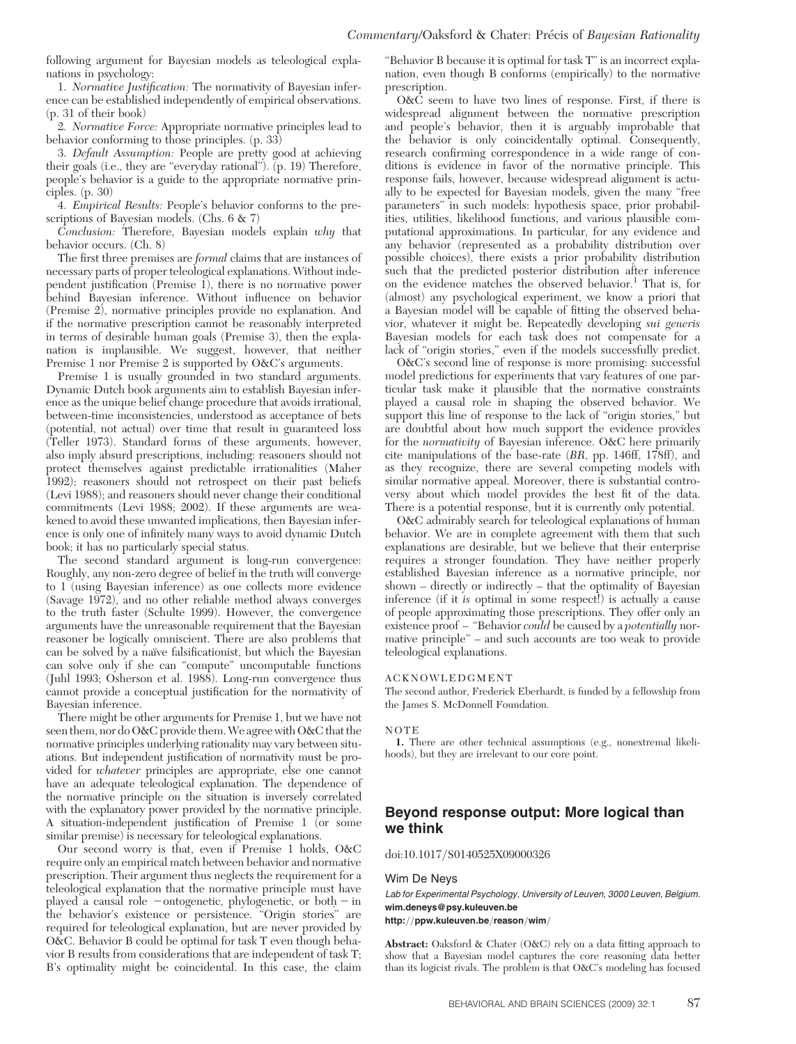following argument for Bayesian models as teleological explanations in psychology:

1. *Normative Justification:* The normativity of Bayesian inference can be established independently of empirical observations. (p. 31 of their book)

2. *Normative Force:* Appropriate normative principles lead to behavior conforming to those principles. (p. 33)

3. *Default Assumption:* People are pretty good at achieving their goals (i.e., they are "everyday rational"). (p. 19) Therefore, people's behavior is a guide to the appropriate normative principles. (p. 30)

4. *Empirical Results:* People's behavior conforms to the prescriptions of Bayesian models. (Chs. 6 & 7)

*Conclusion:* Therefore, Bayesian models explain *why* that behavior occurs. (Ch. 8)

The first three premises are *formal* claims that are instances of necessary parts of proper teleological explanations. Without independent justification (Premise 1), there is no normative power behind Bayesian inference. Without influence on behavior (Premise 2), normative principles provide no explanation. And if the normative prescription cannot be reasonably interpreted in terms of desirable human goals (Premise 3), then the explanation is implausible. We suggest, however, that neither Premise 1 nor Premise 2 is supported by O&C's arguments.

Premise 1 is usually grounded in two standard arguments. Dynamic Dutch book arguments aim to establish Bayesian inference as the unique belief change procedure that avoids irrational, between-time inconsistencies, understood as acceptance of bets (potential, not actual) over time that result in guaranteed loss (Teller 1973). Standard forms of these arguments, however, also imply absurd prescriptions, including: reasoners should not protect themselves against predictable irrationalities (Maher 1992); reasoners should not retrospect on their past beliefs (Levi 1988); and reasoners should never change their conditional commitments (Levi 1988; 2002). If these arguments are weakened to avoid these unwanted implications, then Bayesian inference is only one of infinitely many ways to avoid dynamic Dutch book; it has no particularly special status.

The second standard argument is long-run convergence: Roughly, any non-zero degree of belief in the truth will converge to 1 (using Bayesian inference) as one collects more evidence (Savage 1972), and no other reliable method always converges to the truth faster (Schulte 1999). However, the convergence arguments have the unreasonable requirement that the Bayesian reasoner be logically omniscient. There are also problems that can be solved by a naïve falsificationist, but which the Bayesian can solve only if she can "compute" uncomputable functions (Juhl 1993; Osherson et al. 1988). Long-run convergence thus cannot provide a conceptual justification for the normativity of Bayesian inference.

There might be other arguments for Premise 1, but we have not seen them, nor do O&C provide them. We agree with O&C that the normative principles underlying rationality may vary between situations. But independent justification of normativity must be provided for *whatever* principles are appropriate, else one cannot have an adequate teleological explanation. The dependence of the normative principle on the situation is inversely correlated with the explanatory power provided by the normative principle. A situation-independent justification of Premise 1 (or some similar premise) is necessary for teleological explanations.

Our second worry is that, even if Premise 1 holds, O&C require only an empirical match between behavior and normative prescription. Their argument thus neglects the requirement for a teleological explanation that the normative principle must have played a causal role – ontogenetic, phylogenetic, or both – in the behavior's existence or persistence. "Origin stories" are required for teleological explanation, but are never provided by O&C. Behavior B could be optimal for task T even though behavior B results from considerations that are independent of task T; B's optimality might be coincidental. In this case, the claim "Behavior B because it is optimal for task T" is an incorrect explanation, even though B conforms (empirically) to the normative prescription.

O&C seem to have two lines of response. First, if there is widespread alignment between the normative prescription and people's behavior, then it is arguably improbable that the behavior is only coincidentally optimal. Consequently, research confirming correspondence in a wide range of conditions is evidence in favor of the normative principle. This response fails, however, because widespread alignment is actually to be expected for Bayesian models, given the many "free parameters" in such models: hypothesis space, prior probabilities, utilities, likelihood functions, and various plausible computational approximations. In particular, for any evidence and any behavior (represented as a probability distribution over possible choices), there exists a prior probability distribution such that the predicted posterior distribution after inference on the evidence matches the observed behavior.[1] That is, for (almost) any psychological experiment, we know a priori that a Bayesian model will be capable of fitting the observed behavior, whatever it might be. Repeatedly developing *sui generis* Bayesian models for each task does not compensate for a lack of "origin stories," even if the models successfully predict.

O&C's second line of response is more promising: successful model predictions for experiments that vary features of one particular task make it plausible that the normative constraints played a causal role in shaping the observed behavior. We support this line of response to the lack of "origin stories," but are doubtful about how much support the evidence provides for the *normativity* of Bayesian inference. O&C here primarily cite manipulations of the base-rate (*BR*, pp. 146ff, 178ff), and as they recognize, there are several competing models with similar normative appeal. Moreover, there is substantial controversy about which model provides the best fit of the data. There is a potential response, but it is currently only potential.

O&C admirably search for teleological explanations of human behavior. We are in complete agreement with them that such explanations are desirable, but we believe that their enterprise requires a stronger foundation. They have neither properly established Bayesian inference as a normative principle, nor shown – directly or indirectly – that the optimality of Bayesian inference (if it *is* optimal in some respect!) is actually a cause of people approximating those prescriptions. They offer only an existence proof – "Behavior *could* be caused by a *potentially* normative principle" – and such accounts are too weak to provide teleological explanations.

ACKNOWLEDGMENT

The second author, Frederick Eberhardt, is funded by a fellowship from the James S. McDonnell Foundation.

NOTE

1. There are other technical assumptions (e.g., nonextremal likelihoods), but they are irrelevant to our core point.

## Beyond response output: More logical than we think

doi:10.1017/S0140525X09000326

Wim De Neys

*Lab for Experimental Psychology, University of Leuven, 3000 Leuven, Belgium.*
**wim.deneys@psy.kuleuven.be**
**http://ppw.kuleuven.be/reason/wim/**

**Abstract:** Oaksford & Chater (O&C) rely on a data fitting approach to show that a Bayesian model captures the core reasoning data better than its logicist rivals. The problem is that O&C's modeling has focused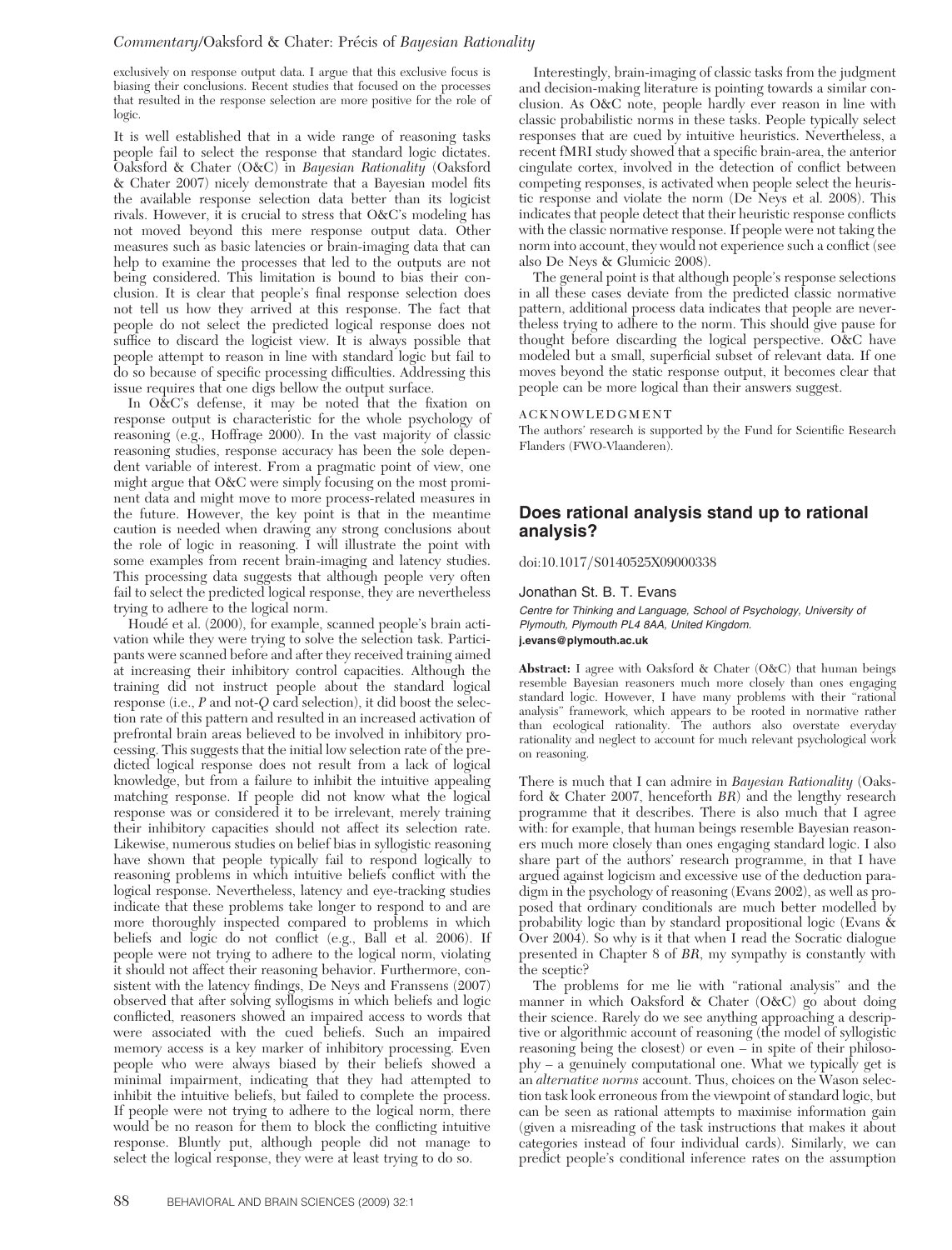exclusively on response output data. I argue that this exclusive focus is biasing their conclusions. Recent studies that focused on the processes that resulted in the response selection are more positive for the role of logic.

It is well established that in a wide range of reasoning tasks people fail to select the response that standard logic dictates. Oaksford & Chater (O&C) in *Bayesian Rationality* (Oaksford & Chater 2007) nicely demonstrate that a Bayesian model fits the available response selection data better than its logicist rivals. However, it is crucial to stress that O&C's modeling has not moved beyond this mere response output data. Other measures such as basic latencies or brain-imaging data that can help to examine the processes that led to the outputs are not being considered. This limitation is bound to bias their conclusion. It is clear that people's final response selection does not tell us how they arrived at this response. The fact that people do not select the predicted logical response does not suffice to discard the logicist view. It is always possible that people attempt to reason in line with standard logic but fail to do so because of specific processing difficulties. Addressing this issue requires that one digs bellow the output surface.

In O&C's defense, it may be noted that the fixation on response output is characteristic for the whole psychology of reasoning (e.g., Hoffrage 2000). In the vast majority of classic reasoning studies, response accuracy has been the sole dependent variable of interest. From a pragmatic point of view, one might argue that O&C were simply focusing on the most prominent data and might move to more process-related measures in the future. However, the key point is that in the meantime caution is needed when drawing any strong conclusions about the role of logic in reasoning. I will illustrate the point with some examples from recent brain-imaging and latency studies. This processing data suggests that although people very often fail to select the predicted logical response, they are nevertheless trying to adhere to the logical norm.

Houdé et al. (2000), for example, scanned people's brain activation while they were trying to solve the selection task. Participants were scanned before and after they received training aimed at increasing their inhibitory control capacities. Although the training did not instruct people about the standard logical response (i.e., *P* and not-*Q* card selection), it did boost the selection rate of this pattern and resulted in an increased activation of prefrontal brain areas believed to be involved in inhibitory processing. This suggests that the initial low selection rate of the predicted logical response does not result from a lack of logical knowledge, but from a failure to inhibit the intuitive appealing matching response. If people did not know what the logical response was or considered it to be irrelevant, merely training their inhibitory capacities should not affect its selection rate. Likewise, numerous studies on belief bias in syllogistic reasoning have shown that people typically fail to respond logically to reasoning problems in which intuitive beliefs conflict with the logical response. Nevertheless, latency and eye-tracking studies indicate that these problems take longer to respond to and are more thoroughly inspected compared to problems in which beliefs and logic do not conflict (e.g., Ball et al. 2006). If people were not trying to adhere to the logical norm, violating it should not affect their reasoning behavior. Furthermore, consistent with the latency findings, De Neys and Franssens (2007) observed that after solving syllogisms in which beliefs and logic conflicted, reasoners showed an impaired access to words that were associated with the cued beliefs. Such an impaired memory access is a key marker of inhibitory processing. Even people who were always biased by their beliefs showed a minimal impairment, indicating that they had attempted to inhibit the intuitive beliefs, but failed to complete the process. If people were not trying to adhere to the logical norm, there would be no reason for them to block the conflicting intuitive response. Bluntly put, although people did not manage to select the logical response, they were at least trying to do so.

Interestingly, brain-imaging of classic tasks from the judgment and decision-making literature is pointing towards a similar conclusion. As O&C note, people hardly ever reason in line with classic probabilistic norms in these tasks. People typically select responses that are cued by intuitive heuristics. Nevertheless, a recent fMRI study showed that a specific brain-area, the anterior cingulate cortex, involved in the detection of conflict between competing responses, is activated when people select the heuristic response and violate the norm (De Neys et al. 2008). This indicates that people detect that their heuristic response conflicts with the classic normative response. If people were not taking the norm into account, they would not experience such a conflict (see also De Neys & Glumicic 2008).

The general point is that although people's response selections in all these cases deviate from the predicted classic normative pattern, additional process data indicates that people are nevertheless trying to adhere to the norm. This should give pause for thought before discarding the logical perspective. O&C have modeled but a small, superficial subset of relevant data. If one moves beyond the static response output, it becomes clear that people can be more logical than their answers suggest.

#### ACKNOWLEDGMENT

The authors' research is supported by the Fund for Scientific Research Flanders (FWO-Vlaanderen).

## Does rational analysis stand up to rational analysis?

doi:10.1017/S0140525X09000338

Jonathan St. B. T. Evans

*Centre for Thinking and Language, School of Psychology, University of Plymouth, Plymouth PL4 8AA, United Kingdom.*
**j.evans@plymouth.ac.uk**

**Abstract:** I agree with Oaksford & Chater (O&C) that human beings resemble Bayesian reasoners much more closely than ones engaging standard logic. However, I have many problems with their "rational analysis" framework, which appears to be rooted in normative rather than ecological rationality. The authors also overstate everyday rationality and neglect to account for much relevant psychological work on reasoning.

There is much that I can admire in *Bayesian Rationality* (Oaksford & Chater 2007, henceforth *BR*) and the lengthy research programme that it describes. There is also much that I agree with: for example, that human beings resemble Bayesian reasoners much more closely than ones engaging standard logic. I also share part of the authors' research programme, in that I have argued against logicism and excessive use of the deduction paradigm in the psychology of reasoning (Evans 2002), as well as proposed that ordinary conditionals are much better modelled by probability logic than by standard propositional logic (Evans & Over 2004). So why is it that when I read the Socratic dialogue presented in Chapter 8 of *BR*, my sympathy is constantly with the sceptic?

The problems for me lie with "rational analysis" and the manner in which Oaksford & Chater (O&C) go about doing their science. Rarely do we see anything approaching a descriptive or algorithmic account of reasoning (the model of syllogistic reasoning being the closest) or even – in spite of their philosophy – a genuinely computational one. What we typically get is an *alternative norms* account. Thus, choices on the Wason selection task look erroneous from the viewpoint of standard logic, but can be seen as rational attempts to maximise information gain (given a misreading of the task instructions that makes it about categories instead of four individual cards). Similarly, we can predict people's conditional inference rates on the assumption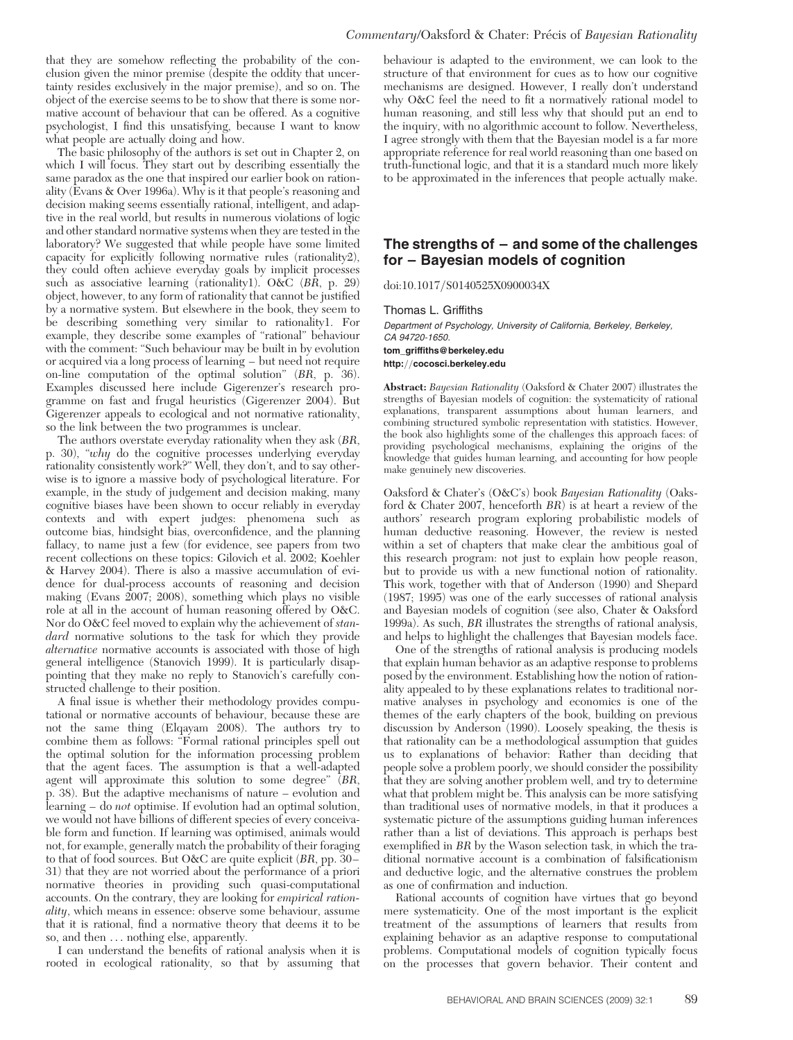that they are somehow reflecting the probability of the conclusion given the minor premise (despite the oddity that uncertainty resides exclusively in the major premise), and so on. The object of the exercise seems to be to show that there is some normative account of behaviour that can be offered. As a cognitive psychologist, I find this unsatisfying, because I want to know what people are actually doing and how.

The basic philosophy of the authors is set out in Chapter 2, on which I will focus. They start out by describing essentially the same paradox as the one that inspired our earlier book on rationality (Evans & Over 1996a). Why is it that people's reasoning and decision making seems essentially rational, intelligent, and adaptive in the real world, but results in numerous violations of logic and other standard normative systems when they are tested in the laboratory? We suggested that while people have some limited capacity for explicitly following normative rules (rationality2), they could often achieve everyday goals by implicit processes such as associative learning (rationality1). O&C (*BR*, p. 29) object, however, to any form of rationality that cannot be justified by a normative system. But elsewhere in the book, they seem to be describing something very similar to rationality1. For example, they describe some examples of "rational" behaviour with the comment: "Such behaviour may be built in by evolution or acquired via a long process of learning – but need not require on-line computation of the optimal solution" (*BR*, p. 36). Examples discussed here include Gigerenzer's research programme on fast and frugal heuristics (Gigerenzer 2004). But Gigerenzer appeals to ecological and not normative rationality, so the link between the two programmes is unclear.

The authors overstate everyday rationality when they ask (*BR*, p. 30), "*why* do the cognitive processes underlying everyday rationality consistently work?" Well, they don't, and to say otherwise is to ignore a massive body of psychological literature. For example, in the study of judgement and decision making, many cognitive biases have been shown to occur reliably in everyday contexts and with expert judges: phenomena such as outcome bias, hindsight bias, overconfidence, and the planning fallacy, to name just a few (for evidence, see papers from two recent collections on these topics: Gilovich et al. 2002; Koehler & Harvey 2004). There is also a massive accumulation of evidence for dual-process accounts of reasoning and decision making (Evans 2007; 2008), something which plays no visible role at all in the account of human reasoning offered by O&C. Nor do O&C feel moved to explain why the achievement of *standard* normative solutions to the task for which they provide *alternative* normative accounts is associated with those of high general intelligence (Stanovich 1999). It is particularly disappointing that they make no reply to Stanovich's carefully constructed challenge to their position.

A final issue is whether their methodology provides computational or normative accounts of behaviour, because these are not the same thing (Elqayam 2008). The authors try to combine them as follows: "Formal rational principles spell out the optimal solution for the information processing problem that the agent faces. The assumption is that a well-adapted agent will approximate this solution to some degree" (*BR*, p. 38). But the adaptive mechanisms of nature – evolution and learning – do *not* optimise. If evolution had an optimal solution, we would not have billions of different species of every conceivable form and function. If learning was optimised, animals would not, for example, generally match the probability of their foraging to that of food sources. But O&C are quite explicit (*BR*, pp. 30–31) that they are not worried about the performance of a priori normative theories in providing such quasi-computational accounts. On the contrary, they are looking for *empirical rationality*, which means in essence: observe some behaviour, assume that it is rational, find a normative theory that deems it to be so, and then . . . nothing else, apparently.

I can understand the benefits of rational analysis when it is rooted in ecological rationality, so that by assuming that behaviour is adapted to the environment, we can look to the structure of that environment for cues as to how our cognitive mechanisms are designed. However, I really don't understand why O&C feel the need to fit a normatively rational model to human reasoning, and still less why that should put an end to the inquiry, with no algorithmic account to follow. Nevertheless, I agree strongly with them that the Bayesian model is a far more appropriate reference for real world reasoning than one based on truth-functional logic, and that it is a standard much more likely to be approximated in the inferences that people actually make.

## The strengths of – and some of the challenges for – Bayesian models of cognition

doi:10.1017/S0140525X0900034X

**Thomas L. Griffiths**

*Department of Psychology, University of California, Berkeley, Berkeley, CA 94720-1650.*

**tom_griffiths@berkeley.edu**

**http://cocosci.berkeley.edu**

**Abstract:** *Bayesian Rationality* (Oaksford & Chater 2007) illustrates the strengths of Bayesian models of cognition: the systematicity of rational explanations, transparent assumptions about human learners, and combining structured symbolic representation with statistics. However, the book also highlights some of the challenges this approach faces: of providing psychological mechanisms, explaining the origins of the knowledge that guides human learning, and accounting for how people make genuinely new discoveries.

Oaksford & Chater's (O&C's) book *Bayesian Rationality* (Oaksford & Chater 2007, henceforth *BR*) is at heart a review of the authors' research program exploring probabilistic models of human deductive reasoning. However, the review is nested within a set of chapters that make clear the ambitious goal of this research program: not just to explain how people reason, but to provide us with a new functional notion of rationality. This work, together with that of Anderson (1990) and Shepard (1987; 1995) was one of the early successes of rational analysis and Bayesian models of cognition (see also, Chater & Oaksford 1999a). As such, *BR* illustrates the strengths of rational analysis, and helps to highlight the challenges that Bayesian models face.

One of the strengths of rational analysis is producing models that explain human behavior as an adaptive response to problems posed by the environment. Establishing how the notion of rationality appealed to by these explanations relates to traditional normative analyses in psychology and economics is one of the themes of the early chapters of the book, building on previous discussion by Anderson (1990). Loosely speaking, the thesis is that rationality can be a methodological assumption that guides us to explanations of behavior: Rather than deciding that people solve a problem poorly, we should consider the possibility that they are solving another problem well, and try to determine what that problem might be. This analysis can be more satisfying than traditional uses of normative models, in that it produces a systematic picture of the assumptions guiding human inferences rather than a list of deviations. This approach is perhaps best exemplified in *BR* by the Wason selection task, in which the traditional normative account is a combination of falsificationism and deductive logic, and the alternative construes the problem as one of confirmation and induction.

Rational accounts of cognition have virtues that go beyond mere systematicity. One of the most important is the explicit treatment of the assumptions of learners that results from explaining behavior as an adaptive response to computational problems. Computational models of cognition typically focus on the processes that govern behavior. Their content and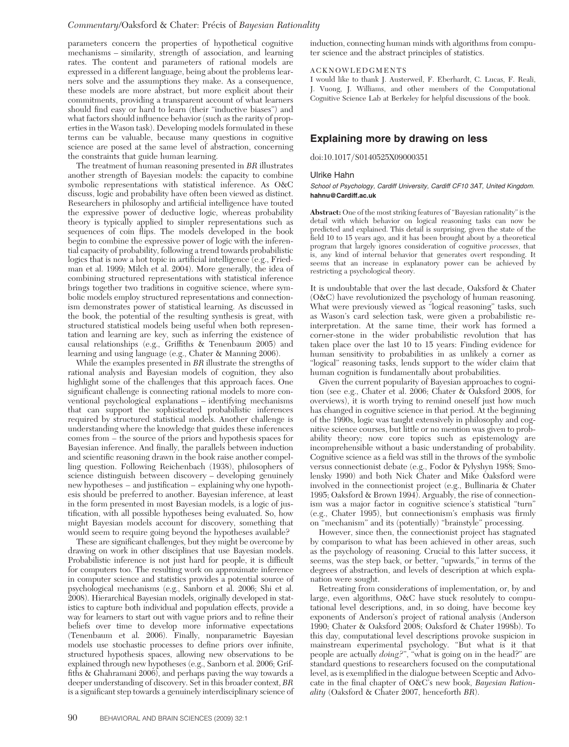parameters concern the properties of hypothetical cognitive mechanisms – similarity, strength of association, and learning rates. The content and parameters of rational models are expressed in a different language, being about the problems learners solve and the assumptions they make. As a consequence, these models are more abstract, but more explicit about their commitments, providing a transparent account of what learners should find easy or hard to learn (their "inductive biases") and what factors should influence behavior (such as the rarity of properties in the Wason task). Developing models formulated in these terms can be valuable, because many questions in cognitive science are posed at the same level of abstraction, concerning the constraints that guide human learning.

The treatment of human reasoning presented in *BR* illustrates another strength of Bayesian models: the capacity to combine symbolic representations with statistical inference. As O&C discuss, logic and probability have often been viewed as distinct. Researchers in philosophy and artificial intelligence have touted the expressive power of deductive logic, whereas probability theory is typically applied to simpler representations such as sequences of coin flips. The models developed in the book begin to combine the expressive power of logic with the inferential capacity of probability, following a trend towards probabilistic logics that is now a hot topic in artificial intelligence (e.g., Friedman et al. 1999; Milch et al. 2004). More generally, the idea of combining structured representations with statistical inference brings together two traditions in cognitive science, where symbolic models employ structured representations and connectionism demonstrates power of statistical learning. As discussed in the book, the potential of the resulting synthesis is great, with structured statistical models being useful when both representation and learning are key, such as inferring the existence of causal relationships (e.g., Griffiths & Tenenbaum 2005) and learning and using language (e.g., Chater & Manning 2006).

While the examples presented in *BR* illustrate the strengths of rational analysis and Bayesian models of cognition, they also highlight some of the challenges that this approach faces. One significant challenge is connecting rational models to more conventional psychological explanations – identifying mechanisms that can support the sophisticated probabilistic inferences required by structured statistical models. Another challenge is understanding where the knowledge that guides these inferences comes from – the source of the priors and hypothesis spaces for Bayesian inference. And finally, the parallels between induction and scientific reasoning drawn in the book raise another compelling question. Following Reichenbach (1938), philosophers of science distinguish between discovery – developing genuinely new hypotheses – and justification – explaining why one hypothesis should be preferred to another. Bayesian inference, at least in the form presented in most Bayesian models, is a logic of justification, with all possible hypotheses being evaluated. So, how might Bayesian models account for discovery, something that would seem to require going beyond the hypotheses available?

These are significant challenges, but they might be overcome by drawing on work in other disciplines that use Bayesian models. Probabilistic inference is not just hard for people, it is difficult for computers too. The resulting work on approximate inference in computer science and statistics provides a potential source of psychological mechanisms (e.g., Sanborn et al. 2006; Shi et al. 2008). Hierarchical Bayesian models, originally developed in statistics to capture both individual and population effects, provide a way for learners to start out with vague priors and to refine their beliefs over time to develop more informative expectations (Tenenbaum et al. 2006). Finally, nonparametric Bayesian models use stochastic processes to define priors over infinite, structured hypothesis spaces, allowing new observations to be explained through new hypotheses (e.g., Sanborn et al. 2006; Griffiths & Ghahramani 2006), and perhaps paving the way towards a deeper understanding of discovery. Set in this broader context, *BR* is a significant step towards a genuinely interdisciplinary science of induction, connecting human minds with algorithms from computer science and the abstract principles of statistics.

ACKNOWLEDGMENTS

I would like to thank J. Austerweil, F. Eberhardt, C. Lucas, F. Reali, J. Vuong, J. Williams, and other members of the Computational Cognitive Science Lab at Berkeley for helpful discussions of the book.

## Explaining more by drawing on less

doi:10.1017/S0140525X09000351

Ulrike Hahn

*School of Psychology, Cardiff University, Cardiff CF10 3AT, United Kingdom.* **hahnu@Cardiff.ac.uk**

**Abstract:** One of the most striking features of "Bayesian rationality" is the detail with which behavior on logical reasoning tasks can now be predicted and explained. This detail is surprising, given the state of the field 10 to 15 years ago, and it has been brought about by a theoretical program that largely ignores consideration of cognitive *processes*, that is, any kind of internal behavior that generates overt responding. It seems that an increase in explanatory power can be achieved by restricting a psychological theory.

It is undoubtable that over the last decade, Oaksford & Chater (O&C) have revolutionized the psychology of human reasoning. What were previously viewed as "logical reasoning" tasks, such as Wason's card selection task, were given a probabilistic reinterpretation. At the same time, their work has formed a corner-stone in the wider probabilistic revolution that has taken place over the last 10 to 15 years: Finding evidence for human sensitivity to probabilities in as unlikely a corner as "logical" reasoning tasks, lends support to the wider claim that human cognition is fundamentally about probabilities.

Given the current popularity of Bayesian approaches to cognition (see e.g., Chater et al. 2006; Chater & Oaksford 2008, for overviews), it is worth trying to remind oneself just how much has changed in cognitive science in that period. At the beginning of the 1990s, logic was taught extensively in philosophy and cognitive science courses, but little or no mention was given to probability theory; now core topics such as epistemology are incomprehensible without a basic understanding of probability. Cognitive science as a field was still in the throws of the symbolic versus connectionist debate (e.g., Fodor & Pylyshyn 1988; Smolensky 1990) and both Nick Chater and Mike Oaksford were involved in the connectionist project (e.g., Bullinaria & Chater 1995; Oaksford & Brown 1994). Arguably, the rise of connectionism was a major factor in cognitive science's statistical "turn" (e.g., Chater 1995), but connectionism's emphasis was firmly on "mechanism" and its (potentially) "brainstyle" processing.

However, since then, the connectionist project has stagnated by comparison to what has been achieved in other areas, such as the psychology of reasoning. Crucial to this latter success, it seems, was the step back, or better, "upwards," in terms of the degrees of abstraction, and levels of description at which explanation were sought.

Retreating from considerations of implementation, or, by and large, even algorithms, O&C have stuck resolutely to computational level descriptions, and, in so doing, have become key exponents of Anderson's project of rational analysis (Anderson 1990; Chater & Oaksford 2008; Oaksford & Chater 1998b). To this day, computational level descriptions provoke suspicion in mainstream experimental psychology. "But what is it that people are actually *doing?*", "what is going on in the head?" are standard questions to researchers focused on the computational level, as is exemplified in the dialogue between Sceptic and Advocate in the final chapter of O&C's new book, *Bayesian Rationality* (Oaksford & Chater 2007, henceforth *BR*).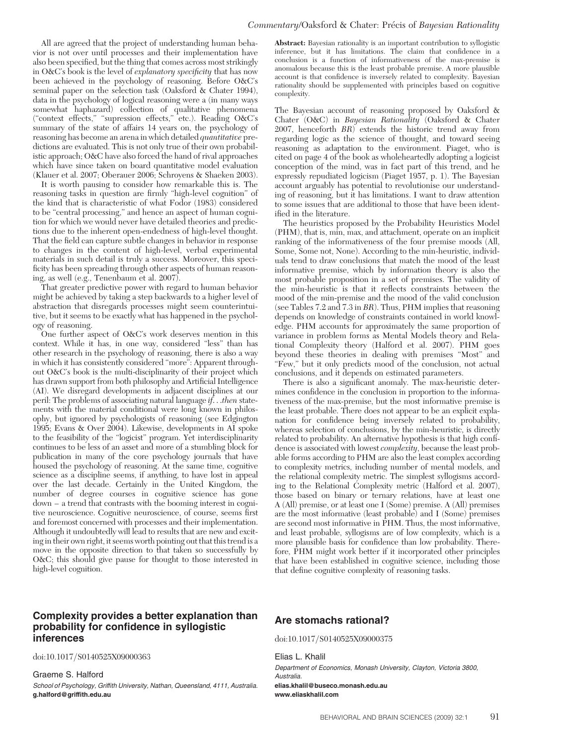All are agreed that the project of understanding human behavior is not over until processes and their implementation have also been specified, but the thing that comes across most strikingly in O&C's book is the level of *explanatory specificity* that has now been achieved in the psychology of reasoning. Before O&C's seminal paper on the selection task (Oaksford & Chater 1994), data in the psychology of logical reasoning were a (in many ways somewhat haphazard) collection of qualitative phenomena ("context effects," "supression effects," etc.). Reading O&C's summary of the state of affairs 14 years on, the psychology of reasoning has become an arena in which detailed *quantitative* predictions are evaluated. This is not only true of their own probabilistic approach; O&C have also forced the hand of rival approaches which have since taken on board quantitative model evaluation (Klauer et al. 2007; Oberauer 2006; Schroyens & Shaeken 2003).

It is worth pausing to consider how remarkable this is. The reasoning tasks in question are firmly "high-level cognition" of the kind that is characteristic of what Fodor (1983) considered to be "central processing," and hence an aspect of human cognition for which we would never have detailed theories and predictions due to the inherent open-endedness of high-level thought. That the field can capture subtle changes in behavior in response to changes in the content of high-level, verbal experimental materials in such detail is truly a success. Moreover, this specificity has been spreading through other aspects of human reasoning, as well (e.g., Tenenbaum et al. 2007).

That greater predictive power with regard to human behavior might be achieved by taking a step backwards to a higher level of abstraction that disregards processes might seem counterintuitive, but it seems to be exactly what has happened in the psychology of reasoning.

One further aspect of O&C's work deserves mention in this context. While it has, in one way, considered "less" than has other research in the psychology of reasoning, there is also a way in which it has consistently considered "more": Apparent throughout O&C's book is the multi-disciplinarity of their project which has drawn support from both philosophy and Artificial Intelligence (AI). We disregard developments in adjacent disciplines at our peril: The problems of associating natural language *if...then* statements with the material conditional were long known in philosophy, but ignored by psychologists of reasoning (see Edgington 1995; Evans & Over 2004). Likewise, developments in AI spoke to the feasibility of the "logicist" program. Yet interdisciplinarity continues to be less of an asset and more of a stumbling block for publication in many of the core psychology journals that have housed the psychology of reasoning. At the same time, cognitive science as a discipline seems, if anything, to have lost in appeal over the last decade. Certainly in the United Kingdom, the number of degree courses in cognitive science has gone down – a trend that contrasts with the booming interest in cognitive neuroscience. Cognitive neuroscience, of course, seems first and foremost concerned with processes and their implementation. Although it undoubtedly will lead to results that are new and exciting in their own right, it seems worth pointing out that this trend is a move in the opposite direction to that taken so successfully by O&C; this should give pause for thought to those interested in high-level cognition.

## Complexity provides a better explanation than probability for confidence in syllogistic inferences

doi:10.1017/S0140525X09000363

Graeme S. Halford

*School of Psychology, Griffith University, Nathan, Queensland, 4111, Australia.*
**g.halford@griffith.edu.au**

**Abstract:** Bayesian rationality is an important contribution to syllogistic inference, but it has limitations. The claim that confidence in a conclusion is a function of informativeness of the max-premise is anomalous because this is the least probable premise. A more plausible account is that confidence is inversely related to complexity. Bayesian rationality should be supplemented with principles based on cognitive complexity.

The Bayesian account of reasoning proposed by Oaksford & Chater (O&C) in *Bayesian Rationality* (Oaksford & Chater 2007, henceforth *BR*) extends the historic trend away from regarding logic as the science of thought, and toward seeing reasoning as adaptation to the environment. Piaget, who is cited on page 4 of the book as wholeheartedly adopting a logicist conception of the mind, was in fact part of this trend, and he expressly repudiated logicism (Piaget 1957, p. 1). The Bayesian account arguably has potential to revolutionise our understanding of reasoning, but it has limitations. I want to draw attention to some issues that are additional to those that have been identified in the literature.

The heuristics proposed by the Probability Heuristics Model (PHM), that is, min, max, and attachment, operate on an implicit ranking of the informativeness of the four premise moods (All, Some, Some not, None). According to the min-heuristic, individuals tend to draw conclusions that match the mood of the least informative premise, which by information theory is also the most probable proposition in a set of premises. The validity of the min-heuristic is that it reflects constraints between the mood of the min-premise and the mood of the valid conclusion (see Tables 7.2 and 7.3 in *BR*). Thus, PHM implies that reasoning depends on knowledge of constraints contained in world knowledge. PHM accounts for approximately the same proportion of variance in problem forms as Mental Models theory and Relational Complexity theory (Halford et al. 2007). PHM goes beyond these theories in dealing with premises "Most" and "Few," but it only predicts mood of the conclusion, not actual conclusions, and it depends on estimated parameters.

There is also a significant anomaly. The max-heuristic determines confidence in the conclusion in proportion to the informativeness of the max-premise, but the most informative premise is the least probable. There does not appear to be an explicit explanation for confidence being inversely related to probability, whereas selection of conclusions, by the min-heuristic, is directly related to probability. An alternative hypothesis is that high confidence is associated with lowest *complexity*, because the least probable forms according to PHM are also the least complex according to complexity metrics, including number of mental models, and the relational complexity metric. The simplest syllogisms according to the Relational Complexity metric (Halford et al. 2007), those based on binary or ternary relations, have at least one A (All) premise, or at least one I (Some) premise. A (All) premises are the most informative (least probable) and I (Some) premises are second most informative in PHM. Thus, the most informative, and least probable, syllogisms are of low complexity, which is a more plausible basis for confidence than low probability. Therefore, PHM might work better if it incorporated other principles that have been established in cognitive science, including those that define cognitive complexity of reasoning tasks.

## Are stomachs rational?

doi:10.1017/S0140525X09000375

Elias L. Khalil

*Department of Economics, Monash University, Clayton, Victoria 3800, Australia.*
**elias.khalil@buseco.monash.edu.au**
**www.eliaskhalil.com**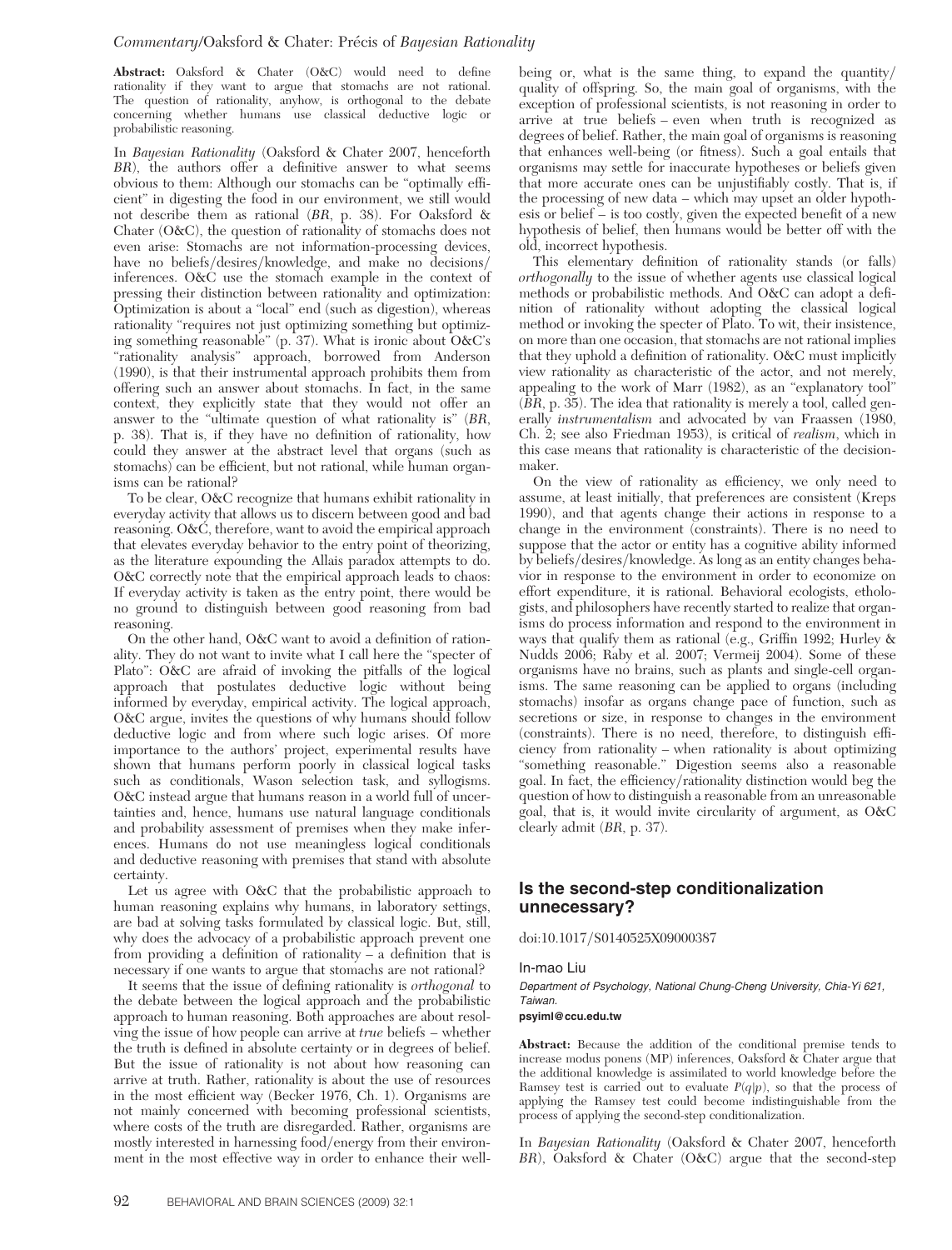**Abstract:** Oaksford & Chater (O&C) would need to define rationality if they want to argue that stomachs are not rational. The question of rationality, anyhow, is orthogonal to the debate concerning whether humans use classical deductive logic or probabilistic reasoning.

In *Bayesian Rationality* (Oaksford & Chater 2007, henceforth *BR*), the authors offer a definitive answer to what seems obvious to them: Although our stomachs can be "optimally efficient" in digesting the food in our environment, we still would not describe them as rational (*BR*, p. 38). For Oaksford & Chater (O&C), the question of rationality of stomachs does not even arise: Stomachs are not information-processing devices, have no beliefs/desires/knowledge, and make no decisions/inferences. O&C use the stomach example in the context of pressing their distinction between rationality and optimization: Optimization is about a "local" end (such as digestion), whereas rationality "requires not just optimizing something but optimizing something reasonable" (p. 37). What is ironic about O&C's "rationality analysis" approach, borrowed from Anderson (1990), is that their instrumental approach prohibits them from offering such an answer about stomachs. In fact, in the same context, they explicitly state that they would not offer an answer to the "ultimate question of what rationality is" (*BR*, p. 38). That is, if they have no definition of rationality, how could they answer at the abstract level that organs (such as stomachs) can be efficient, but not rational, while human organisms can be rational?

To be clear, O&C recognize that humans exhibit rationality in everyday activity that allows us to discern between good and bad reasoning. O&C, therefore, want to avoid the empirical approach that elevates everyday behavior to the entry point of theorizing, as the literature expounding the Allais paradox attempts to do. O&C correctly note that the empirical approach leads to chaos: If everyday activity is taken as the entry point, there would be no ground to distinguish between good reasoning from bad reasoning.

On the other hand, O&C want to avoid a definition of rationality. They do not want to invite what I call here the "specter of Plato": O&C are afraid of invoking the pitfalls of the logical approach that postulates deductive logic without being informed by everyday, empirical activity. The logical approach, O&C argue, invites the questions of why humans should follow deductive logic and from where such logic arises. Of more importance to the authors' project, experimental results have shown that humans perform poorly in classical logical tasks such as conditionals, Wason selection task, and syllogisms. O&C instead argue that humans reason in a world full of uncertainties and, hence, humans use natural language conditionals and probability assessment of premises when they make inferences. Humans do not use meaningless logical conditionals and deductive reasoning with premises that stand with absolute certainty.

Let us agree with O&C that the probabilistic approach to human reasoning explains why humans, in laboratory settings, are bad at solving tasks formulated by classical logic. But, still, why does the advocacy of a probabilistic approach prevent one from providing a definition of rationality – a definition that is necessary if one wants to argue that stomachs are not rational?

It seems that the issue of defining rationality is *orthogonal* to the debate between the logical approach and the probabilistic approach to human reasoning. Both approaches are about resolving the issue of how people can arrive at *true* beliefs – whether the truth is defined in absolute certainty or in degrees of belief. But the issue of rationality is not about how reasoning can arrive at truth. Rather, rationality is about the use of resources in the most efficient way (Becker 1976, Ch. 1). Organisms are not mainly concerned with becoming professional scientists, where costs of the truth are disregarded. Rather, organisms are mostly interested in harnessing food/energy from their environment in the most effective way in order to enhance their well-being or, what is the same thing, to expand the quantity/quality of offspring. So, the main goal of organisms, with the exception of professional scientists, is not reasoning in order to arrive at true beliefs – even when truth is recognized as degrees of belief. Rather, the main goal of organisms is reasoning that enhances well-being (or fitness). Such a goal entails that organisms may settle for inaccurate hypotheses or beliefs given that more accurate ones can be unjustifiably costly. That is, if the processing of new data – which may upset an older hypothesis or belief – is too costly, given the expected benefit of a new hypothesis of belief, then humans would be better off with the old, incorrect hypothesis.

This elementary definition of rationality stands (or falls) *orthogonally* to the issue of whether agents use classical logical methods or probabilistic methods. And O&C can adopt a definition of rationality without adopting the classical logical method or invoking the specter of Plato. To wit, their insistence, on more than one occasion, that stomachs are not rational implies that they uphold a definition of rationality. O&C must implicitly view rationality as characteristic of the actor, and not merely, appealing to the work of Marr (1982), as an "explanatory tool" (*BR*, p. 35). The idea that rationality is merely a tool, called generally *instrumentalism* and advocated by van Fraassen (1980, Ch. 2; see also Friedman 1953), is critical of *realism*, which in this case means that rationality is characteristic of the decision-maker.

On the view of rationality as efficiency, we only need to assume, at least initially, that preferences are consistent (Kreps 1990), and that agents change their actions in response to a change in the environment (constraints). There is no need to suppose that the actor or entity has a cognitive ability informed by beliefs/desires/knowledge. As long as an entity changes behavior in response to the environment in order to economize on effort expenditure, it is rational. Behavioral ecologists, ethologists, and philosophers have recently started to realize that organisms do process information and respond to the environment in ways that qualify them as rational (e.g., Griffin 1992; Hurley & Nudds 2006; Raby et al. 2007; Vermeij 2004). Some of these organisms have no brains, such as plants and single-cell organisms. The same reasoning can be applied to organs (including stomachs) insofar as organs change pace of function, such as secretions or size, in response to changes in the environment (constraints). There is no need, therefore, to distinguish efficiency from rationality – when rationality is about optimizing "something reasonable." Digestion seems also a reasonable goal. In fact, the efficiency/rationality distinction would beg the question of how to distinguish a reasonable from an unreasonable goal, that is, it would invite circularity of argument, as O&C clearly admit (*BR*, p. 37).

## Is the second-step conditionalization unnecessary?

doi:10.1017/S0140525X09000387

In-mao Liu

*Department of Psychology, National Chung-Cheng University, Chia-Yi 621, Taiwan.*

**psyiml@ccu.edu.tw**

**Abstract:** Because the addition of the conditional premise tends to increase modus ponens (MP) inferences, Oaksford & Chater argue that the additional knowledge is assimilated to world knowledge before the Ramsey test is carried out to evaluate $P(q|p)$, so that the process of applying the Ramsey test could become indistinguishable from the process of applying the second-step conditionalization.

In *Bayesian Rationality* (Oaksford & Chater 2007, henceforth *BR*), Oaksford & Chater (O&C) argue that the second-step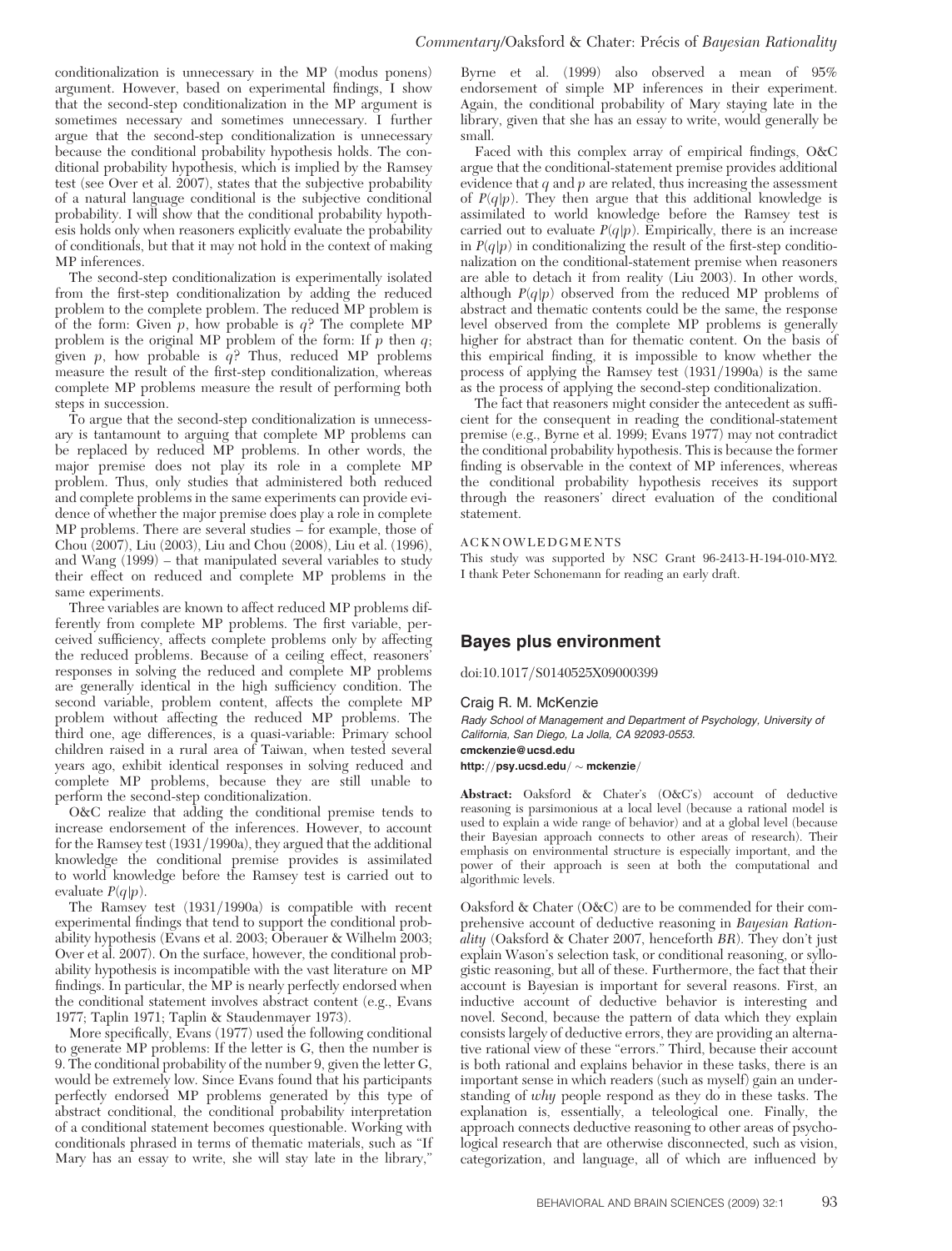conditionalization is unnecessary in the MP (modus ponens) argument. However, based on experimental findings, I show that the second-step conditionalization in the MP argument is sometimes necessary and sometimes unnecessary. I further argue that the second-step conditionalization is unnecessary because the conditional probability hypothesis holds. The conditional probability hypothesis, which is implied by the Ramsey test (see Over et al. 2007), states that the subjective probability of a natural language conditional is the subjective conditional probability. I will show that the conditional probability hypothesis holds only when reasoners explicitly evaluate the probability of conditionals, but that it may not hold in the context of making MP inferences.

The second-step conditionalization is experimentally isolated from the first-step conditionalization by adding the reduced problem to the complete problem. The reduced MP problem is of the form: Given $p$, how probable is $q$? The complete MP problem is the original MP problem of the form: If $p$ then $q$; given $p$, how probable is $q$? Thus, reduced MP problems measure the result of the first-step conditionalization, whereas complete MP problems measure the result of performing both steps in succession.

To argue that the second-step conditionalization is unnecessary is tantamount to arguing that complete MP problems can be replaced by reduced MP problems. In other words, the major premise does not play its role in a complete MP problem. Thus, only studies that administered both reduced and complete problems in the same experiments can provide evidence of whether the major premise does play a role in complete MP problems. There are several studies – for example, those of Chou (2007), Liu (2003), Liu and Chou (2008), Liu et al. (1996), and Wang (1999) – that manipulated several variables to study their effect on reduced and complete MP problems in the same experiments.

Three variables are known to affect reduced MP problems differently from complete MP problems. The first variable, perceived sufficiency, affects complete problems only by affecting the reduced problems. Because of a ceiling effect, reasoners' responses in solving the reduced and complete MP problems are generally identical in the high sufficiency condition. The second variable, problem content, affects the complete MP problem without affecting the reduced MP problems. The third one, age differences, is a quasi-variable: Primary school children raised in a rural area of Taiwan, when tested several years ago, exhibit identical responses in solving reduced and complete MP problems, because they are still unable to perform the second-step conditionalization.

O&C realize that adding the conditional premise tends to increase endorsement of the inferences. However, to account for the Ramsey test (1931/1990a), they argued that the additional knowledge the conditional premise provides is assimilated to world knowledge before the Ramsey test is carried out to evaluate $P(q|p)$.

The Ramsey test (1931/1990a) is compatible with recent experimental findings that tend to support the conditional probability hypothesis (Evans et al. 2003; Oberauer & Wilhelm 2003; Over et al. 2007). On the surface, however, the conditional probability hypothesis is incompatible with the vast literature on MP findings. In particular, the MP is nearly perfectly endorsed when the conditional statement involves abstract content (e.g., Evans 1977; Taplin 1971; Taplin & Staudenmayer 1973).

More specifically, Evans (1977) used the following conditional to generate MP problems: If the letter is G, then the number is 9. The conditional probability of the number 9, given the letter G, would be extremely low. Since Evans found that his participants perfectly endorsed MP problems generated by this type of abstract conditional, the conditional probability interpretation of a conditional statement becomes questionable. Working with conditionals phrased in terms of thematic materials, such as "If Mary has an essay to write, she will stay late in the library," Byrne et al. (1999) also observed a mean of 95% endorsement of simple MP inferences in their experiment. Again, the conditional probability of Mary staying late in the library, given that she has an essay to write, would generally be small.

Faced with this complex array of empirical findings, O&C argue that the conditional-statement premise provides additional evidence that $q$ and $p$ are related, thus increasing the assessment of $P(q|p)$. They then argue that this additional knowledge is assimilated to world knowledge before the Ramsey test is carried out to evaluate $P(q|p)$. Empirically, there is an increase in $P(q|p)$ in conditionalizing the result of the first-step conditionalization on the conditional-statement premise when reasoners are able to detach it from reality (Liu 2003). In other words, although $P(q|p)$ observed from the reduced MP problems of abstract and thematic contents could be the same, the response level observed from the complete MP problems is generally higher for abstract than for thematic content. On the basis of this empirical finding, it is impossible to know whether the process of applying the Ramsey test (1931/1990a) is the same as the process of applying the second-step conditionalization.

The fact that reasoners might consider the antecedent as sufficient for the consequent in reading the conditional-statement premise (e.g., Byrne et al. 1999; Evans 1977) may not contradict the conditional probability hypothesis. This is because the former finding is observable in the context of MP inferences, whereas the conditional probability hypothesis receives its support through the reasoners' direct evaluation of the conditional statement.

### ACKNOWLEDGMENTS

This study was supported by NSC Grant 96-2413-H-194-010-MY2. I thank Peter Schonemann for reading an early draft.

## Bayes plus environment

doi:10.1017/S0140525X09000399

Craig R. M. McKenzie

*Rady School of Management and Department of Psychology, University of California, San Diego, La Jolla, CA 92093-0553.*

**cmckenzie@ucsd.edu**

**http://psy.ucsd.edu/~mckenzie/**

**Abstract:** Oaksford & Chater's (O&C's) account of deductive reasoning is parsimonious at a local level (because a rational model is used to explain a wide range of behavior) and at a global level (because their Bayesian approach connects to other areas of research). Their emphasis on environmental structure is especially important, and the power of their approach is seen at both the computational and algorithmic levels.

Oaksford & Chater (O&C) are to be commended for their comprehensive account of deductive reasoning in *Bayesian Rationality* (Oaksford & Chater 2007, henceforth *BR*). They don't just explain Wason's selection task, or conditional reasoning, or syllogistic reasoning, but all of these. Furthermore, the fact that their account is Bayesian is important for several reasons. First, an inductive account of deductive behavior is interesting and novel. Second, because the pattern of data which they explain consists largely of deductive errors, they are providing an alternative rational view of these "errors." Third, because their account is both rational and explains behavior in these tasks, there is an important sense in which readers (such as myself) gain an understanding of *why* people respond as they do in these tasks. The explanation is, essentially, a teleological one. Finally, the approach connects deductive reasoning to other areas of psychological research that are otherwise disconnected, such as vision, categorization, and language, all of which are influenced by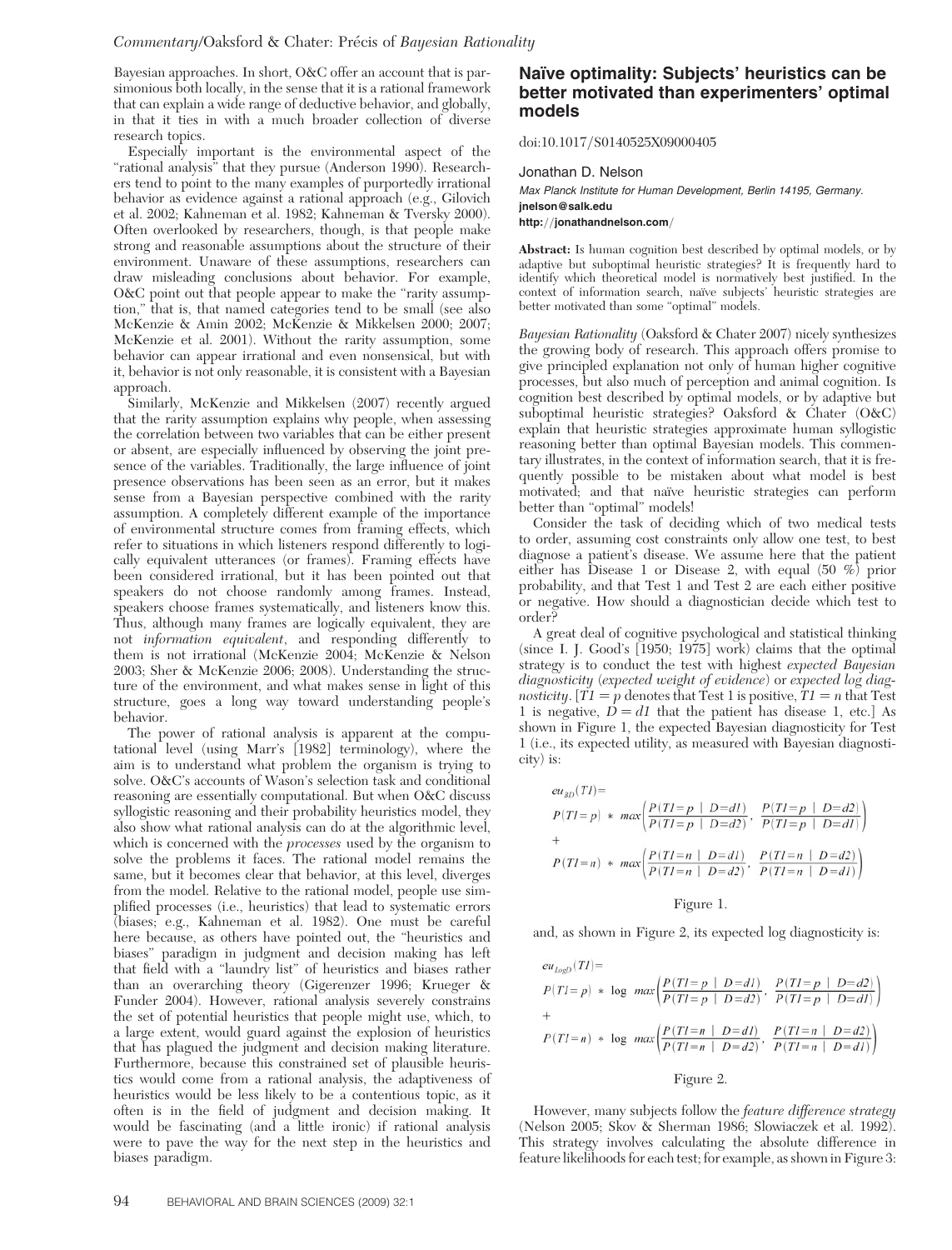Bayesian approaches. In short, O&C offer an account that is parsimonious both locally, in the sense that it is a rational framework that can explain a wide range of deductive behavior, and globally, in that it ties in with a much broader collection of diverse research topics.

Especially important is the environmental aspect of the "rational analysis" that they pursue (Anderson 1990). Researchers tend to point to the many examples of purportedly irrational behavior as evidence against a rational approach (e.g., Gilovich et al. 2002; Kahneman et al. 1982; Kahneman & Tversky 2000). Often overlooked by researchers, though, is that people make strong and reasonable assumptions about the structure of their environment. Unaware of these assumptions, researchers can draw misleading conclusions about behavior. For example, O&C point out that people appear to make the "rarity assumption," that is, that named categories tend to be small (see also McKenzie & Amin 2002; McKenzie & Mikkelsen 2000; 2007; McKenzie et al. 2001). Without the rarity assumption, some behavior can appear irrational and even nonsensical, but with it, behavior is not only reasonable, it is consistent with a Bayesian approach.

Similarly, McKenzie and Mikkelsen (2007) recently argued that the rarity assumption explains why people, when assessing the correlation between two variables that can be either present or absent, are especially influenced by observing the joint presence of the variables. Traditionally, the large influence of joint presence observations has been seen as an error, but it makes sense from a Bayesian perspective combined with the rarity assumption. A completely different example of the importance of environmental structure comes from framing effects, which refer to situations in which listeners respond differently to logically equivalent utterances (or frames). Framing effects have been considered irrational, but it has been pointed out that speakers do not choose randomly among frames. Instead, speakers choose frames systematically, and listeners know this. Thus, although many frames are logically equivalent, they are not *information equivalent*, and responding differently to them is not irrational (McKenzie 2004; McKenzie & Nelson 2003; Sher & McKenzie 2006; 2008). Understanding the structure of the environment, and what makes sense in light of this structure, goes a long way toward understanding people's behavior.

The power of rational analysis is apparent at the computational level (using Marr's [1982] terminology), where the aim is to understand what problem the organism is trying to solve. O&C's accounts of Wason's selection task and conditional reasoning are essentially computational. But when O&C discuss syllogistic reasoning and their probability heuristics model, they also show what rational analysis can do at the algorithmic level, which is concerned with the *processes* used by the organism to solve the problems it faces. The rational model remains the same, but it becomes clear that behavior, at this level, diverges from the model. Relative to the rational model, people use simplified processes (i.e., heuristics) that lead to systematic errors (biases; e.g., Kahneman et al. 1982). One must be careful here because, as others have pointed out, the "heuristics and biases" paradigm in judgment and decision making has left that field with a "laundry list" of heuristics and biases rather than an overarching theory (Gigerenzer 1996; Krueger & Funder 2004). However, rational analysis severely constrains the set of potential heuristics that people might use, which, to a large extent, would guard against the explosion of heuristics that has plagued the judgment and decision making literature. Furthermore, because this constrained set of plausible heuristics would come from a rational analysis, the adaptiveness of heuristics would be less likely to be a contentious topic, as it often is in the field of judgment and decision making. It would be fascinating (and a little ironic) if rational analysis were to pave the way for the next step in the heuristics and biases paradigm.

## Naïve optimality: Subjects' heuristics can be better motivated than experimenters' optimal models

doi:10.1017/S0140525X09000405

Jonathan D. Nelson

*Max Planck Institute for Human Development, Berlin 14195, Germany.*
**jnelson@salk.edu**
**http://jonathandnelson.com/**

**Abstract:** Is human cognition best described by optimal models, or by adaptive but suboptimal heuristic strategies? It is frequently hard to identify which theoretical model is normatively best justified. In the context of information search, naïve subjects' heuristic strategies are better motivated than some "optimal" models.

*Bayesian Rationality* (Oaksford & Chater 2007) nicely synthesizes the growing body of research. This approach offers promise to give principled explanation not only of human higher cognitive processes, but also much of perception and animal cognition. Is cognition best described by optimal models, or by adaptive but suboptimal heuristic strategies? Oaksford & Chater (O&C) explain that heuristic strategies approximate human syllogistic reasoning better than optimal Bayesian models. This commentary illustrates, in the context of information search, that it is frequently possible to be mistaken about what model is best motivated; and that naïve heuristic strategies can perform better than "optimal" models!

Consider the task of deciding which of two medical tests to order, assuming cost constraints only allow one test, to best diagnose a patient's disease. We assume here that the patient either has Disease 1 or Disease 2, with equal (50 %) prior probability, and that Test 1 and Test 2 are each either positive or negative. How should a diagnostician decide which test to order?

A great deal of cognitive psychological and statistical thinking (since I. J. Good's [1950; 1975] work) claims that the optimal strategy is to conduct the test with highest *expected Bayesian diagnosticity* (*expected weight of evidence*) or *expected log diagnosticity*. [$T1 = p$ denotes that Test 1 is positive, $T1 = n$ that Test 1 is negative, $D = d1$ that the patient has disease 1, etc.] As shown in Figure 1, the expected Bayesian diagnosticity for Test 1 (i.e., its expected utility, as measured with Bayesian diagnosticity) is:

$$eu_{BD}(T1) = P(T1 = p) * \max\left(\frac{P(T1 = p \mid D = d1)}{P(T1 = p \mid D = d2)}, \frac{P(T1 = p \mid D = d2)}{P(T1 = p \mid D = d1)}\right) + P(T1 = n) * \max\left(\frac{P(T1 = n \mid D = d1)}{P(T1 = n \mid D = d2)}, \frac{P(T1 = n \mid D = d2)}{P(T1 = n \mid D = d1)}\right)$$

Figure 1.

and, as shown in Figure 2, its expected log diagnosticity is:

$$eu_{LogD}(T1) = P(T1 = p) * \log \max\left(\frac{P(T1 = p \mid D = d1)}{P(T1 = p \mid D = d2)}, \frac{P(T1 = p \mid D = d2)}{P(T1 = p \mid D = d1)}\right) + P(T1 = n) * \log \max\left(\frac{P(T1 = n \mid D = d1)}{P(T1 = n \mid D = d2)}, \frac{P(T1 = n \mid D = d2)}{P(T1 = n \mid D = d1)}\right)$$

Figure 2.

However, many subjects follow the *feature difference strategy* (Nelson 2005; Skov & Sherman 1986; Slowiaczek et al. 1992). This strategy involves calculating the absolute difference in feature likelihoods for each test; for example, as shown in Figure 3: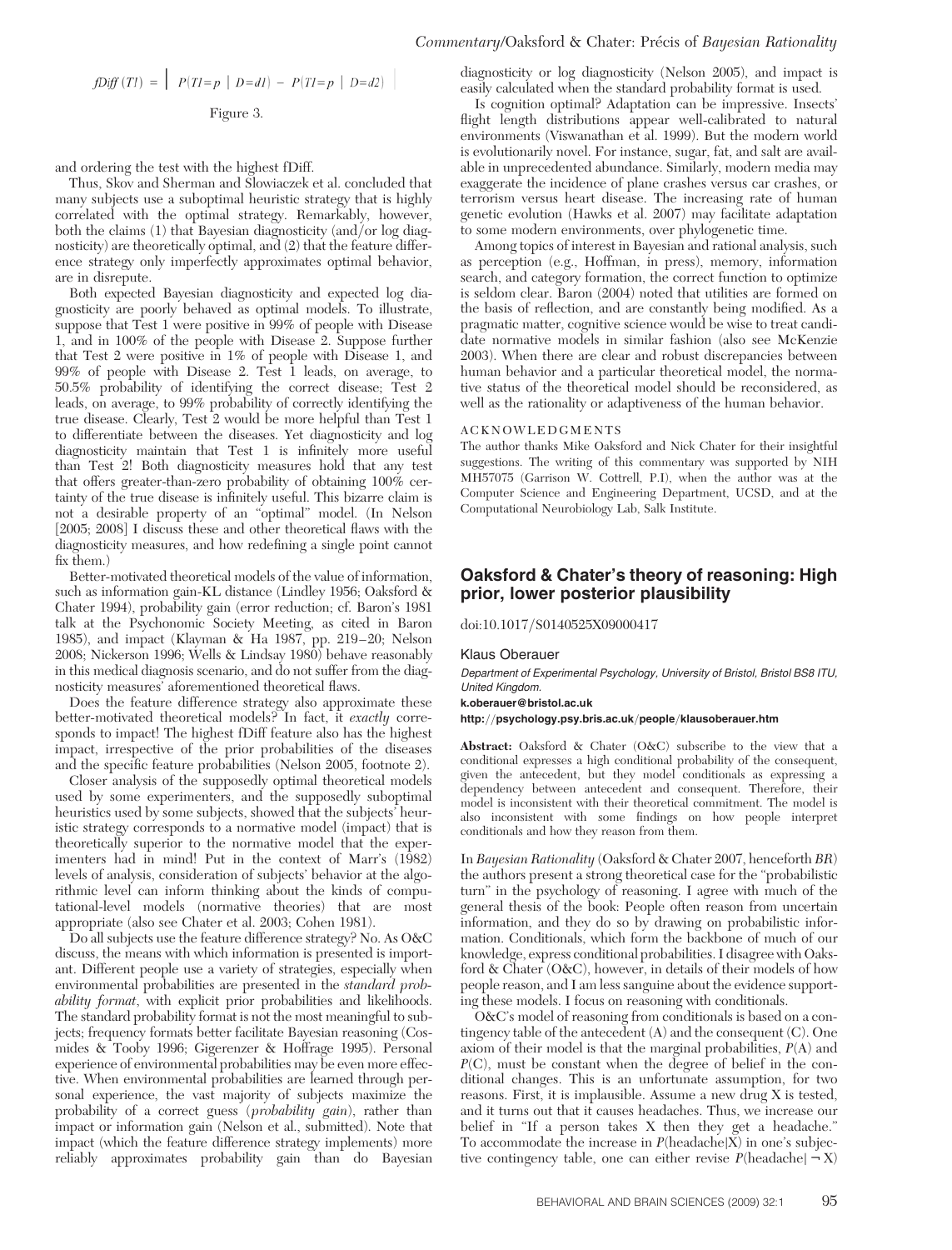$$fDiff\,(T1) = \left| \; P(T1 = p \mid D = d1) - P(T1 = p \mid D = d2) \; \right|$$

Figure 3.

and ordering the test with the highest fDiff.

Thus, Skov and Sherman and Slowiaczek et al. concluded that many subjects use a suboptimal heuristic strategy that is highly correlated with the optimal strategy. Remarkably, however, both the claims (1) that Bayesian diagnosticity (and/or log diagnosticity) are theoretically optimal, and (2) that the feature difference strategy only imperfectly approximates optimal behavior, are in disrepute.

Both expected Bayesian diagnosticity and expected log diagnosticity are poorly behaved as optimal models. To illustrate, suppose that Test 1 were positive in 99% of people with Disease 1, and in 100% of the people with Disease 2. Suppose further that Test 2 were positive in 1% of people with Disease 1, and 99% of people with Disease 2. Test 1 leads, on average, to 50.5% probability of identifying the correct disease; Test 2 leads, on average, to 99% probability of correctly identifying the true disease. Clearly, Test 2 would be more helpful than Test 1 to differentiate between the diseases. Yet diagnosticity and log diagnosticity maintain that Test 1 is infinitely more useful than Test 2! Both diagnosticity measures hold that any test that offers greater-than-zero probability of obtaining 100% certainty of the true disease is infinitely useful. This bizarre claim is not a desirable property of an "optimal" model. (In Nelson [2005; 2008] I discuss these and other theoretical flaws with the diagnosticity measures, and how redefining a single point cannot fix them.)

Better-motivated theoretical models of the value of information, such as information gain-KL distance (Lindley 1956; Oaksford & Chater 1994), probability gain (error reduction; cf. Baron's 1981 talk at the Psychonomic Society Meeting, as cited in Baron 1985), and impact (Klayman & Ha 1987, pp. 219–20; Nelson 2008; Nickerson 1996; Wells & Lindsay 1980) behave reasonably in this medical diagnosis scenario, and do not suffer from the diagnosticity measures' aforementioned theoretical flaws.

Does the feature difference strategy also approximate these better-motivated theoretical models? In fact, it *exactly* corresponds to impact! The highest fDiff feature also has the highest impact, irrespective of the prior probabilities of the diseases and the specific feature probabilities (Nelson 2005, footnote 2).

Closer analysis of the supposedly optimal theoretical models used by some experimenters, and the supposedly suboptimal heuristics used by some subjects, showed that the subjects' heuristic strategy corresponds to a normative model (impact) that is theoretically superior to the normative model that the experimenters had in mind! Put in the context of Marr's (1982) levels of analysis, consideration of subjects' behavior at the algorithmic level can inform thinking about the kinds of computational-level models (normative theories) that are most appropriate (also see Chater et al. 2003; Cohen 1981).

Do all subjects use the feature difference strategy? No. As O&C discuss, the means with which information is presented is important. Different people use a variety of strategies, especially when environmental probabilities are presented in the *standard probability format*, with explicit prior probabilities and likelihoods. The standard probability format is not the most meaningful to subjects; frequency formats better facilitate Bayesian reasoning (Cosmides & Tooby 1996; Gigerenzer & Hoffrage 1995). Personal experience of environmental probabilities may be even more effective. When environmental probabilities are learned through personal experience, the vast majority of subjects maximize the probability of a correct guess (*probability gain*), rather than impact or information gain (Nelson et al., submitted). Note that impact (which the feature difference strategy implements) more reliably approximates probability gain than do Bayesian diagnosticity or log diagnosticity (Nelson 2005), and impact is easily calculated when the standard probability format is used.

Is cognition optimal? Adaptation can be impressive. Insects' flight length distributions appear well-calibrated to natural environments (Viswanathan et al. 1999). But the modern world is evolutionarily novel. For instance, sugar, fat, and salt are available in unprecedented abundance. Similarly, modern media may exaggerate the incidence of plane crashes versus car crashes, or terrorism versus heart disease. The increasing rate of human genetic evolution (Hawks et al. 2007) may facilitate adaptation to some modern environments, over phylogenetic time.

Among topics of interest in Bayesian and rational analysis, such as perception (e.g., Hoffman, in press), memory, information search, and category formation, the correct function to optimize is seldom clear. Baron (2004) noted that utilities are formed on the basis of reflection, and are constantly being modified. As a pragmatic matter, cognitive science would be wise to treat candidate normative models in similar fashion (also see McKenzie 2003). When there are clear and robust discrepancies between human behavior and a particular theoretical model, the normative status of the theoretical model should be reconsidered, as well as the rationality or adaptiveness of the human behavior.

#### ACKNOWLEDGMENTS

The author thanks Mike Oaksford and Nick Chater for their insightful suggestions. The writing of this commentary was supported by NIH MH57075 (Garrison W. Cottrell, P.I), when the author was at the Computer Science and Engineering Department, UCSD, and at the Computational Neurobiology Lab, Salk Institute.

## Oaksford & Chater's theory of reasoning: High prior, lower posterior plausibility

doi:10.1017/S0140525X09000417

Klaus Oberauer

*Department of Experimental Psychology, University of Bristol, Bristol BS8 ITU, United Kingdom.*

**k.oberauer@bristol.ac.uk**

**http://psychology.psy.bris.ac.uk/people/klausoberauer.htm**

**Abstract:** Oaksford & Chater (O&C) subscribe to the view that a conditional expresses a high conditional probability of the consequent, given the antecedent, but they model conditionals as expressing a dependency between antecedent and consequent. Therefore, their model is inconsistent with their theoretical commitment. The model is also inconsistent with some findings on how people interpret conditionals and how they reason from them.

In *Bayesian Rationality* (Oaksford & Chater 2007, henceforth *BR*) the authors present a strong theoretical case for the "probabilistic turn" in the psychology of reasoning. I agree with much of the general thesis of the book: People often reason from uncertain information, and they do so by drawing on probabilistic information. Conditionals, which form the backbone of much of our knowledge, express conditional probabilities. I disagree with Oaksford & Chater (O&C), however, in details of their models of how people reason, and I am less sanguine about the evidence supporting these models. I focus on reasoning with conditionals.

O&C's model of reasoning from conditionals is based on a contingency table of the antecedent (A) and the consequent (C). One axiom of their model is that the marginal probabilities, $P(A)$ and $P(C)$, must be constant when the degree of belief in the conditional changes. This is an unfortunate assumption, for two reasons. First, it is implausible. Assume a new drug X is tested, and it turns out that it causes headaches. Thus, we increase our belief in "If a person takes X then they get a headache." To accommodate the increase in $P(\text{headache}|X)$ in one's subjective contingency table, one can either revise $P(\text{headache}|\neg X)$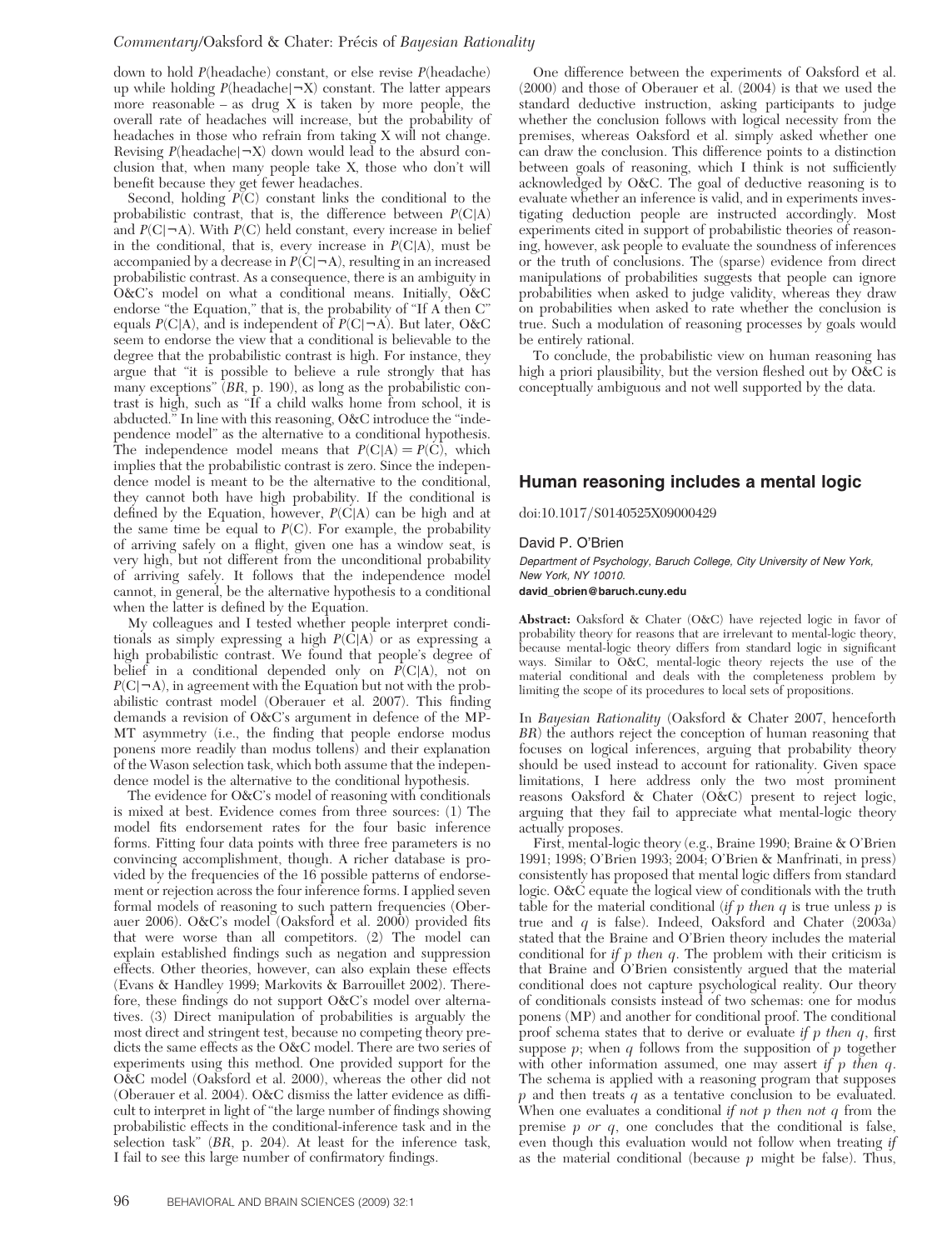down to hold $P$(headache) constant, or else revise $P$(headache) up while holding $P(\text{headache}|\neg X)$ constant. The latter appears more reasonable – as drug X is taken by more people, the overall rate of headaches will increase, but the probability of headaches in those who refrain from taking X will not change. Revising $P(\text{headache}|\neg X)$ down would lead to the absurd conclusion that, when many people take X, those who don't will benefit because they get fewer headaches.

Second, holding $P(C)$ constant links the conditional to the probabilistic contrast, that is, the difference between $P(C|A)$ and $P(C|\neg A)$. With $P(C)$ held constant, every increase in belief in the conditional, that is, every increase in $P(C|A)$, must be accompanied by a decrease in $P(C|\neg A)$, resulting in an increased probabilistic contrast. As a consequence, there is an ambiguity in O&C's model on what a conditional means. Initially, O&C endorse "the Equation," that is, the probability of "If A then C" equals $P(C|A)$, and is independent of $P(C|\neg A)$. But later, O&C seem to endorse the view that a conditional is believable to the degree that the probabilistic contrast is high. For instance, they argue that "it is possible to believe a rule strongly that has many exceptions" (*BR*, p. 190), as long as the probabilistic contrast is high, such as "If a child walks home from school, it is abducted." In line with this reasoning, O&C introduce the "independence model" as the alternative to a conditional hypothesis. The independence model means that $P(C|A) = P(C)$, which implies that the probabilistic contrast is zero. Since the independence model is meant to be the alternative to the conditional, they cannot both have high probability. If the conditional is defined by the Equation, however, $P(C|A)$ can be high and at the same time be equal to $P(C)$. For example, the probability of arriving safely on a flight, given one has a window seat, is very high, but not different from the unconditional probability of arriving safely. It follows that the independence model cannot, in general, be the alternative hypothesis to a conditional when the latter is defined by the Equation.

My colleagues and I tested whether people interpret conditionals as simply expressing a high $P(C|A)$ or as expressing a high probabilistic contrast. We found that people's degree of belief in a conditional depended only on $P(C|A)$, not on $P(C|\neg A)$, in agreement with the Equation but not with the probabilistic contrast model (Oberauer et al. 2007). This finding demands a revision of O&C's argument in defence of the MP-MT asymmetry (i.e., the finding that people endorse modus ponens more readily than modus tollens) and their explanation of the Wason selection task, which both assume that the independence model is the alternative to the conditional hypothesis.

The evidence for O&C's model of reasoning with conditionals is mixed at best. Evidence comes from three sources: (1) The model fits endorsement rates for the four basic inference forms. Fitting four data points with three free parameters is no convincing accomplishment, though. A richer database is provided by the frequencies of the 16 possible patterns of endorsement or rejection across the four inference forms. I applied seven formal models of reasoning to such pattern frequencies (Oberauer 2006). O&C's model (Oaksford et al. 2000) provided fits that were worse than all competitors. (2) The model can explain established findings such as negation and suppression effects. Other theories, however, can also explain these effects (Evans & Handley 1999; Markovits & Barrouillet 2002). Therefore, these findings do not support O&C's model over alternatives. (3) Direct manipulation of probabilities is arguably the most direct and stringent test, because no competing theory predicts the same effects as the O&C model. There are two series of experiments using this method. One provided support for the O&C model (Oaksford et al. 2000), whereas the other did not (Oberauer et al. 2004). O&C dismiss the latter evidence as difficult to interpret in light of "the large number of findings showing probabilistic effects in the conditional-inference task and in the selection task" (*BR*, p. 204). At least for the inference task, I fail to see this large number of confirmatory findings.

One difference between the experiments of Oaksford et al. (2000) and those of Oberauer et al. (2004) is that we used the standard deductive instruction, asking participants to judge whether the conclusion follows with logical necessity from the premises, whereas Oaksford et al. simply asked whether one can draw the conclusion. This difference points to a distinction between goals of reasoning, which I think is not sufficiently acknowledged by O&C. The goal of deductive reasoning is to evaluate whether an inference is valid, and in experiments investigating deduction people are instructed accordingly. Most experiments cited in support of probabilistic theories of reasoning, however, ask people to evaluate the soundness of inferences or the truth of conclusions. The (sparse) evidence from direct manipulations of probabilities suggests that people can ignore probabilities when asked to judge validity, whereas they draw on probabilities when asked to rate whether the conclusion is true. Such a modulation of reasoning processes by goals would be entirely rational.

To conclude, the probabilistic view on human reasoning has high a priori plausibility, but the version fleshed out by O&C is conceptually ambiguous and not well supported by the data.

## Human reasoning includes a mental logic

doi:10.1017/S0140525X09000429

David P. O'Brien

*Department of Psychology, Baruch College, City University of New York, New York, NY 10010.*

**david_obrien@baruch.cuny.edu**

**Abstract:** Oaksford & Chater (O&C) have rejected logic in favor of probability theory for reasons that are irrelevant to mental-logic theory, because mental-logic theory differs from standard logic in significant ways. Similar to O&C, mental-logic theory rejects the use of the material conditional and deals with the completeness problem by limiting the scope of its procedures to local sets of propositions.

In *Bayesian Rationality* (Oaksford & Chater 2007, henceforth *BR*) the authors reject the conception of human reasoning that focuses on logical inferences, arguing that probability theory should be used instead to account for rationality. Given space limitations, I here address only the two most prominent reasons Oaksford & Chater (O&C) present to reject logic, arguing that they fail to appreciate what mental-logic theory actually proposes.

First, mental-logic theory (e.g., Braine 1990; Braine & O'Brien 1991; 1998; O'Brien 1993; 2004; O'Brien & Manfrinati, in press) consistently has proposed that mental logic differs from standard logic. O&C equate the logical view of conditionals with the truth table for the material conditional (*if p then q* is true unless *p* is true and *q* is false). Indeed, Oaksford and Chater (2003a) stated that the Braine and O'Brien theory includes the material conditional for *if p then q*. The problem with their criticism is that Braine and O'Brien consistently argued that the material conditional does not capture psychological reality. Our theory of conditionals consists instead of two schemas: one for modus ponens (MP) and another for conditional proof. The conditional proof schema states that to derive or evaluate *if p then q*, first suppose *p*; when *q* follows from the supposition of *p* together with other information assumed, one may assert *if p then q*. The schema is applied with a reasoning program that supposes *p* and then treats *q* as a tentative conclusion to be evaluated. When one evaluates a conditional *if not p then not q* from the premise *p or q*, one concludes that the conditional is false, even though this evaluation would not follow when treating *if* as the material conditional (because *p* might be false). Thus,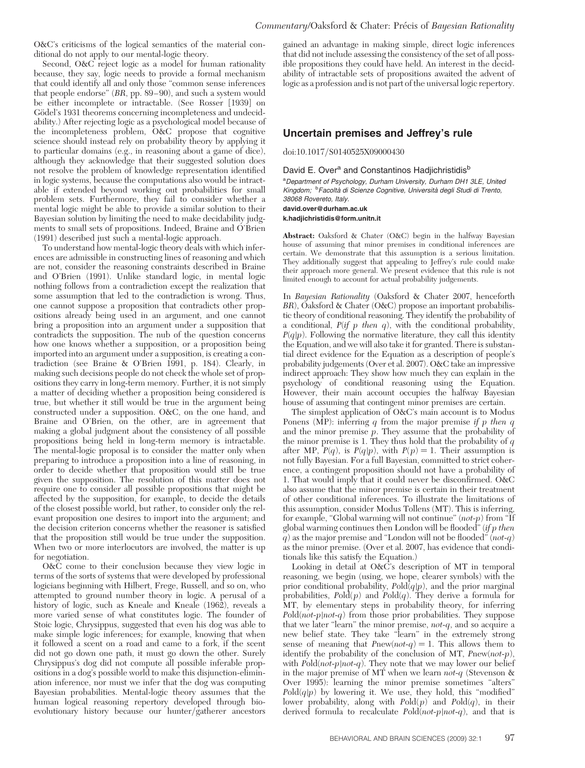O&C's criticisms of the logical semantics of the material conditional do not apply to our mental-logic theory.

Second, O&C reject logic as a model for human rationality because, they say, logic needs to provide a formal mechanism that could identify all and only those "common sense inferences that people endorse" (*BR*, pp. 89–90), and such a system would be either incomplete or intractable. (See Rosser [1939] on Gödel's 1931 theorems concerning incompleteness and undecidability.) After rejecting logic as a psychological model because of the incompleteness problem, O&C propose that cognitive science should instead rely on probability theory by applying it to particular domains (e.g., in reasoning about a game of dice), although they acknowledge that their suggested solution does not resolve the problem of knowledge representation identified in logic systems, because the computations also would be intractable if extended beyond working out probabilities for small problem sets. Furthermore, they fail to consider whether a mental logic might be able to provide a similar solution to their Bayesian solution by limiting the need to make decidability judgments to small sets of propositions. Indeed, Braine and O'Brien (1991) described just such a mental-logic approach.

To understand how mental-logic theory deals with which inferences are admissible in constructing lines of reasoning and which are not, consider the reasoning constraints described in Braine and O'Brien (1991). Unlike standard logic, in mental logic nothing follows from a contradiction except the realization that some assumption that led to the contradiction is wrong. Thus, one cannot suppose a proposition that contradicts other propositions already being used in an argument, and one cannot bring a proposition into an argument under a supposition that contradicts the supposition. The nub of the question concerns how one knows whether a supposition, or a proposition being imported into an argument under a supposition, is creating a contradiction (see Braine & O'Brien 1991, p. 184). Clearly, in making such decisions people do not check the whole set of propositions they carry in long-term memory. Further, it is not simply a matter of deciding whether a proposition being considered is true, but whether it still would be true in the argument being constructed under a supposition. O&C, on the one hand, and Braine and O'Brien, on the other, are in agreement that making a global judgment about the consistency of all possible propositions being held in long-term memory is intractable. The mental-logic proposal is to consider the matter only when preparing to introduce a proposition into a line of reasoning, in order to decide whether that proposition would still be true given the supposition. The resolution of this matter does not require one to consider all possible propositions that might be affected by the supposition, for example, to decide the details of the closest possible world, but rather, to consider only the relevant proposition one desires to import into the argument; and the decision criterion concerns whether the reasoner is satisfied that the proposition still would be true under the supposition. When two or more interlocutors are involved, the matter is up for negotiation.

O&C come to their conclusion because they view logic in terms of the sorts of systems that were developed by professional logicians beginning with Hilbert, Frege, Russell, and so on, who attempted to ground number theory in logic. A perusal of a history of logic, such as Kneale and Kneale (1962), reveals a more varied sense of what constitutes logic. The founder of Stoic logic, Chrysippus, suggested that even his dog was able to make simple logic inferences; for example, knowing that when it followed a scent on a road and came to a fork, if the scent did not go down one path, it must go down the other. Surely Chrysippus's dog did not compute all possible inferable propositions in a dog's possible world to make this disjunction-elimination inference, nor must we infer that the dog was computing Bayesian probabilities. Mental-logic theory assumes that the human logical reasoning repertory developed through bio-evolutionary history because our hunter/gatherer ancestors gained an advantage in making simple, direct logic inferences that did not include assessing the consistency of the set of all possible propositions they could have held. An interest in the decidability of intractable sets of propositions awaited the advent of logic as a profession and is not part of the universal logic repertory.

## Uncertain premises and Jeffrey's rule

doi:10.1017/S0140525X09000430

David E. Over[a] and Constantinos Hadjichristidis[b]

[a]Department of Psychology, Durham University, Durham DH1 3LE, United Kingdom; [b]Facoltà di Scienze Cognitive, Università degli Studi di Trento, 38068 Rovereto, Italy.

**david.over@durham.ac.uk**
**k.hadjichristidis@form.unitn.it**

**Abstract:** Oaksford & Chater (O&C) begin in the halfway Bayesian house of assuming that minor premises in conditional inferences are certain. We demonstrate that this assumption is a serious limitation. They additionally suggest that appealing to Jeffrey's rule could make their approach more general. We present evidence that this rule is not limited enough to account for actual probability judgements.

In *Bayesian Rationality* (Oaksford & Chater 2007, henceforth *BR*), Oaksford & Chater (O&C) propose an important probabilistic theory of conditional reasoning. They identify the probability of a conditional, $P(\textit{if } p \textit{ then } q)$, with the conditional probability, $P(q|p)$. Following the normative literature, they call this identity the Equation, and we will also take it for granted. There is substantial direct evidence for the Equation as a description of people's probability judgements (Over et al. 2007). O&C take an impressive indirect approach: They show how much they can explain in the psychology of conditional reasoning using the Equation. However, their main account occupies the halfway Bayesian house of assuming that contingent minor premises are certain.

The simplest application of O&C's main account is to Modus Ponens (MP): inferring *q* from the major premise *if p then q* and the minor premise *p*. They assume that the probability of the minor premise is 1. They thus hold that the probability of *q* after MP, $P(q)$, is $P(q|p)$, with $P(p) = 1$. Their assumption is not fully Bayesian. For a full Bayesian, committed to strict coherence, a contingent proposition should not have a probability of 1. That would imply that it could never be disconfirmed. O&C also assume that the minor premise is certain in their treatment of other conditional inferences. To illustrate the limitations of this assumption, consider Modus Tollens (MT). This is inferring, for example, "Global warming will not continue" (*not-p*) from "If global warming continues then London will be flooded" (*if p then q*) as the major premise and "London will not be flooded" (*not-q*) as the minor premise. (Over et al. 2007, has evidence that conditionals like this satisfy the Equation.)

Looking in detail at O&C's description of MT in temporal reasoning, we begin (using, we hope, clearer symbols) with the prior conditional probability, $P\text{old}(q|p)$, and the prior marginal probabilities, $P\text{old}(p)$ and $P\text{old}(q)$. They derive a formula for MT, by elementary steps in probability theory, for inferring $P\text{old}(\textit{not-p}|\textit{not-q})$ from those prior probabilities. They suppose that we later "learn" the minor premise, *not-q*, and so acquire a new belief state. They take "learn" in the extremely strong sense of meaning that $P\text{new}(\textit{not-q}) = 1$. This allows them to identify the probability of the conclusion of MT, $P\text{new}(\textit{not-p})$, with $P\text{old}(\textit{not-p}|\textit{not-q})$. They note that we may lower our belief in the major premise of MT when we learn *not-q* (Stevenson & Over 1995): learning the minor premise sometimes "alters" $P\text{old}(q|p)$ by lowering it. We use, they hold, this "modified" lower probability, along with $P\text{old}(p)$ and $P\text{old}(q)$, in their derived formula to recalculate $P\text{old}(\textit{not-p}|\textit{not-q})$, and that is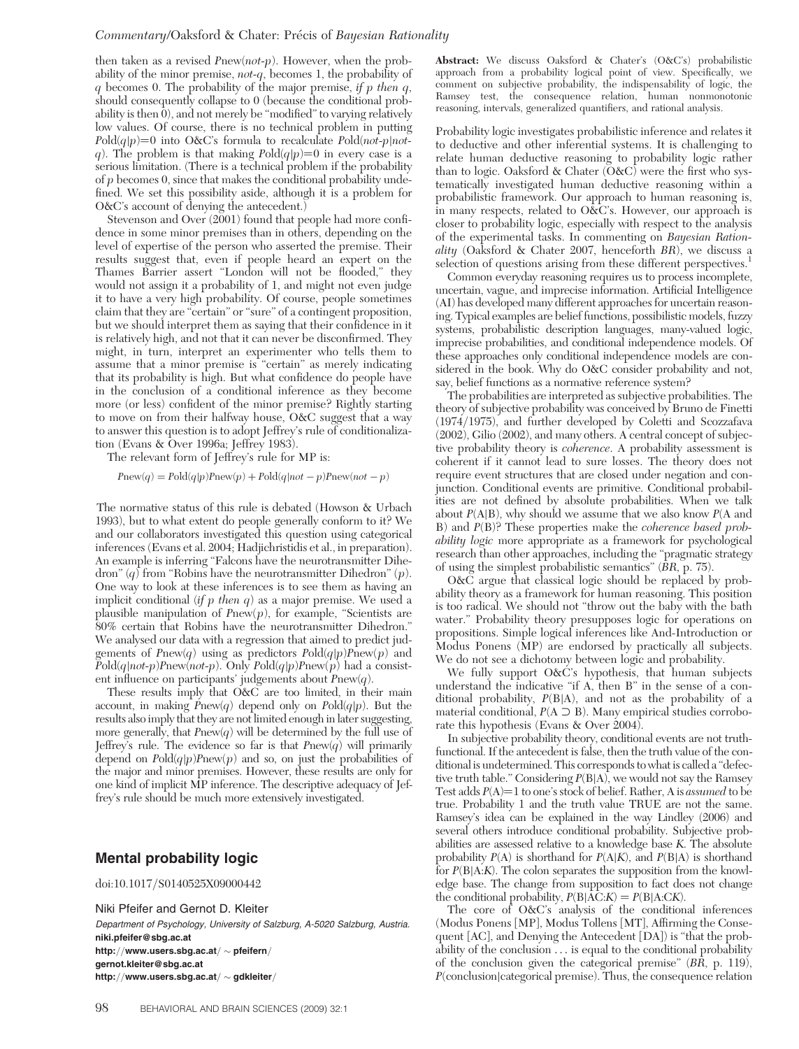then taken as a revised $P$new(*not-p*). However, when the probability of the minor premise, *not-q*, becomes 1, the probability of $q$ becomes 0. The probability of the major premise, *if p then q*, should consequently collapse to 0 (because the conditional probability is then 0), and not merely be "modified" to varying relatively low values. Of course, there is no technical problem in putting $P$old$(q|p)=0$ into O&C's formula to recalculate $P$old(*not-p*|*not-q*). The problem is that making $P$old$(q|p)=0$ in every case is a serious limitation. (There is a technical problem if the probability of $p$ becomes 0, since that makes the conditional probability undefined. We set this possibility aside, although it is a problem for O&C's account of denying the antecedent.)

Stevenson and Over (2001) found that people had more confidence in some minor premises than in others, depending on the level of expertise of the person who asserted the premise. Their results suggest that, even if people heard an expert on the Thames Barrier assert "London will not be flooded," they would not assign it a probability of 1, and might not even judge it to have a very high probability. Of course, people sometimes claim that they are "certain" or "sure" of a contingent proposition, but we should interpret them as saying that their confidence in it is relatively high, and not that it can never be disconfirmed. They might, in turn, interpret an experimenter who tells them to assume that a minor premise is "certain" as merely indicating that its probability is high. But what confidence do people have in the conclusion of a conditional inference as they become more (or less) confident of the minor premise? Rightly starting to move on from their halfway house, O&C suggest that a way to answer this question is to adopt Jeffrey's rule of conditionalization (Evans & Over 1996a; Jeffrey 1983).

The relevant form of Jeffrey's rule for MP is:

$$P\text{new}(q) = P\text{old}(q|p)P\text{new}(p) + P\text{old}(q|not-p)P\text{new}(not-p)$$

The normative status of this rule is debated (Howson & Urbach 1993), but to what extent do people generally conform to it? We and our collaborators investigated this question using categorical inferences (Evans et al. 2004; Hadjichristidis et al., in preparation). An example is inferring "Falcons have the neurotransmitter Dihedron" ($q$) from "Robins have the neurotransmitter Dihedron" ($p$). One way to look at these inferences is to see them as having an implicit conditional (*if p then q*) as a major premise. We used a plausible manipulation of $P$new($p$), for example, "Scientists are 80% certain that Robins have the neurotransmitter Dihedron." We analysed our data with a regression that aimed to predict judgements of $P$new($q$) using as predictors $P$old$(q|p)P$new($p$) and $P$old$(q|not\text{-}p)P$new($not\text{-}p$). Only $P$old$(q|p)P$new($p$) had a consistent influence on participants' judgements about $P$new($q$).

These results imply that O&C are too limited, in their main account, in making $P$new($q$) depend only on $P$old$(q|p)$. But the results also imply that they are not limited enough in later suggesting, more generally, that $P$new($q$) will be determined by the full use of Jeffrey's rule. The evidence so far is that $P$new($q$) will primarily depend on $P$old$(q|p)P$new($p$) and so, on just the probabilities of the major and minor premises. However, these results are only for one kind of implicit MP inference. The descriptive adequacy of Jeffrey's rule should be much more extensively investigated.

## Mental probability logic

doi:10.1017/S0140525X09000442

Niki Pfeifer and Gernot D. Kleiter

*Department of Psychology, University of Salzburg, A-5020 Salzburg, Austria.*
**niki.pfeifer@sbg.ac.at**
**http://www.users.sbg.ac.at/~pfeifern/**
**gernot.kleiter@sbg.ac.at**
**http://www.users.sbg.ac.at/~gdkleiter/**

**Abstract:** We discuss Oaksford & Chater's (O&C's) probabilistic approach from a probability logical point of view. Specifically, we comment on subjective probability, the indispensability of logic, the Ramsey test, the consequence relation, human nonmonotonic reasoning, intervals, generalized quantifiers, and rational analysis.

Probability logic investigates probabilistic inference and relates it to deductive and other inferential systems. It is challenging to relate human deductive reasoning to probability logic rather than to logic. Oaksford & Chater (O&C) were the first who systematically investigated human deductive reasoning within a probabilistic framework. Our approach to human reasoning is, in many respects, related to O&C's. However, our approach is closer to probability logic, especially with respect to the analysis of the experimental tasks. In commenting on *Bayesian Rationality* (Oaksford & Chater 2007, henceforth *BR*), we discuss a selection of questions arising from these different perspectives.[1]

Common everyday reasoning requires us to process incomplete, uncertain, vague, and imprecise information. Artificial Intelligence (AI) has developed many different approaches for uncertain reasoning. Typical examples are belief functions, possibilistic models, fuzzy systems, probabilistic description languages, many-valued logic, imprecise probabilities, and conditional independence models. Of these approaches only conditional independence models are considered in the book. Why do O&C consider probability and not, say, belief functions as a normative reference system?

The probabilities are interpreted as subjective probabilities. The theory of subjective probability was conceived by Bruno de Finetti (1974/1975), and further developed by Coletti and Scozzafava (2002), Gilio (2002), and many others. A central concept of subjective probability theory is *coherence*. A probability assessment is coherent if it cannot lead to sure losses. The theory does not require event structures that are closed under negation and conjunction. Conditional events are primitive. Conditional probabilities are not defined by absolute probabilities. When we talk about $P(A|B)$, why should we assume that we also know $P$(A and B) and $P(B)$? These properties make the *coherence based probability logic* more appropriate as a framework for psychological research than other approaches, including the "pragmatic strategy of using the simplest probabilistic semantics" (*BR*, p. 75).

O&C argue that classical logic should be replaced by probability theory as a framework for human reasoning. This position is too radical. We should not "throw out the baby with the bath water." Probability theory presupposes logic for operations on propositions. Simple logical inferences like And-Introduction or Modus Ponens (MP) are endorsed by practically all subjects. We do not see a dichotomy between logic and probability.

We fully support O&C's hypothesis, that human subjects understand the indicative "if A, then B" in the sense of a conditional probability, $P(B|A)$, and not as the probability of a material conditional, $P(A \supset B)$. Many empirical studies corroborate this hypothesis (Evans & Over 2004).

In subjective probability theory, conditional events are not truth-functional. If the antecedent is false, then the truth value of the conditional is undetermined. This corresponds to what is called a "defective truth table." Considering $P(B|A)$, we would not say the Ramsey Test adds $P(A)=1$ to one's stock of belief. Rather, A is *assumed* to be true. Probability 1 and the truth value TRUE are not the same. Ramsey's idea can be explained in the way Lindley (2006) and several others introduce conditional probability. Subjective probabilities are assessed relative to a knowledge base *K*. The absolute probability $P(A)$ is shorthand for $P(A|K)$, and $P(B|A)$ is shorthand for $P(B|A{:}K)$. The colon separates the supposition from the knowledge base. The change from supposition to fact does not change the conditional probability, $P(B|AC{:}K) = P(B|A{:}CK)$.

The core of O&C's analysis of the conditional inferences (Modus Ponens [MP], Modus Tollens [MT], Affirming the Consequent [AC], and Denying the Antecedent [DA]) is "that the probability of the conclusion … is equal to the conditional probability of the conclusion given the categorical premise" (*BR*, p. 119), *P*(conclusion|categorical premise). Thus, the consequence relation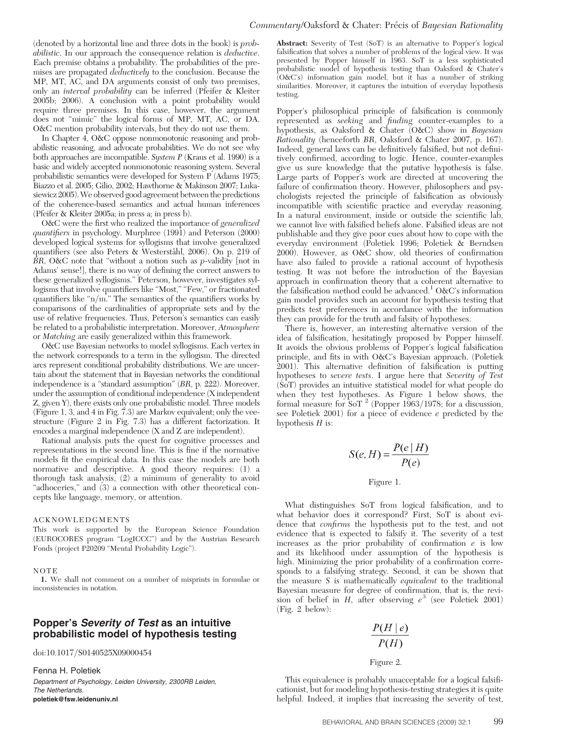(denoted by a horizontal line and three dots in the book) is *probabilistic*. In our approach the consequence relation is *deductive*. Each premise obtains a probability. The probabilities of the premises are propagated *deductively* to the conclusion. Because the MP, MT, AC, and DA arguments consist of only two premises, only an *interval probability* can be inferred (Pfeifer & Kleiter 2005b; 2006). A conclusion with a point probability would require three premises. In this case, however, the argument does not "mimic" the logical forms of MP, MT, AC, or DA. O&C mention probability intervals, but they do not use them.

In Chapter 4, O&C oppose nonmonotonic reasoning and probabilistic reasoning, and advocate probabilities. We do not see why both approaches are incompatible. *System P* (Kraus et al. 1990) is a basic and widely accepted nonmonotonic reasoning system. Several probabilistic semantics were developed for System P (Adams 1975; Biazzo et al. 2005; Gilio, 2002; Hawthorne & Makinson 2007; Lukasiewicz 2005). We observed good agreement between the predictions of the coherence-based semantics and actual human inferences (Pfeifer & Kleiter 2005a; in press a; in press b).

O&C were the first who realized the importance of *generalized quantifiers* in psychology. Murphree (1991) and Peterson (2000) developed logical systems for syllogisms that involve generalized quantifiers (see also Peters & Westerståhl, 2006). On p. 219 of *BR*, O&C note that "without a notion such as *p*-validity [not in Adams' sense!], there is no way of defining the correct answers to these generalized syllogisms." Peterson, however, investigates syllogisms that involve quantifiers like "Most," "Few," or fractionated quantifiers like "n/m." The semantics of the quantifiers works by comparisons of the cardinalities of appropriate sets and by the use of relative frequencies. Thus, Peterson's semantics can easily be related to a probabilistic interpretation. Moreover, *Atmosphere* or *Matching* are easily generalized within this framework.

O&C use Bayesian networks to model syllogisms. Each vertex in the network corresponds to a term in the syllogism. The directed arcs represent conditional probability distributions. We are uncertain about the statement that in Bayesian networks the conditional independence is a "standard assumption" (*BR*, p. 222). Moreover, under the assumption of conditional independence (X independent Z, given Y), there exists only one probabilistic model. Three models (Figure 1, 3, and 4 in Fig. 7.3) are Markov equivalent; only the vee-structure (Figure 2 in Fig. 7.3) has a different factorization. It encodes a marginal independence (X and Z are independent).

Rational analysis puts the quest for cognitive processes and representations in the second line. This is fine if the normative models fit the empirical data. In this case the models are both normative and descriptive. A good theory requires: (1) a thorough task analysis, (2) a minimum of generality to avoid "adhoceries," and (3) a connection with other theoretical concepts like language, memory, or attention.

ACKNOWLEDGMENTS

This work is supported by the European Science Foundation (EUROCORES program "LogICCC") and by the Austrian Research Fonds (project P20209 "Mental Probability Logic").

NOTE

1. We shall not comment on a number of misprints in formulae or inconsistencies in notation.

## Popper's *Severity of Test* as an intuitive probabilistic model of hypothesis testing

doi:10.1017/S0140525X09000454

Fenna H. Poletiek

*Department of Psychology, Leiden University, 2300RB Leiden, The Netherlands.*
**poletiek@fsw.leidenuniv.nl**

**Abstract:** Severity of Test (SoT) is an alternative to Popper's logical falsification that solves a number of problems of the logical view. It was presented by Popper himself in 1963. SoT is a less sophisticated probabilistic model of hypothesis testing than Oaksford & Chater's (O&C's) information gain model, but it has a number of striking similarities. Moreover, it captures the intuition of everyday hypothesis testing.

Popper's philosophical principle of falsification is commonly represented as *seeking* and *finding* counter-examples to a hypothesis, as Oaksford & Chater (O&C) show in *Bayesian Rationality* (henceforth *BR*, Oaksford & Chater 2007, p. 167). Indeed, general laws can be definitively falsified, but not definitively confirmed, according to logic. Hence, counter-examples give us sure knowledge that the putative hypothesis is false. Large parts of Popper's work are directed at uncovering the failure of confirmation theory. However, philosophers and psychologists rejected the principle of falsification as obviously incompatible with scientific practice and everyday reasoning. In a natural environment, inside or outside the scientific lab, we cannot live with falsified beliefs alone. Falsified ideas are not publishable and they give poor cues about how to cope with the everyday environment (Poletiek 1996; Poletiek & Berndsen 2000). However, as O&C show, old theories of confirmation have also failed to provide a rational account of hypothesis testing. It was not before the introduction of the Bayesian approach in confirmation theory that a coherent alternative to the falsification method could be advanced.[1] O&C's information gain model provides such an account for hypothesis testing that predicts test preferences in accordance with the information they can provide for the truth and falsity of hypotheses.

There is, however, an interesting alternative version of the idea of falsification, hesitatingly proposed by Popper himself. It avoids the obvious problems of Popper's logical falsification principle, and fits in with O&C's Bayesian approach. (Poletiek 2001). This alternative definition of falsification is putting hypotheses to *severe tests*. I argue here that *Severity of Test* (SoT) provides an intuitive statistical model for what people do when they test hypotheses. As Figure 1 below shows, the formal measure for SoT[2] (Popper 1963/1978; for a discussion, see Poletiek 2001) for a piece of evidence *e* predicted by the hypothesis *H* is:

$$S(e, H) = \frac{P(e \mid H)}{P(e)}$$

Figure 1.

What distinguishes SoT from logical falsification, and to what behavior does it correspond? First, SoT is about evidence that *confirms* the hypothesis put to the test, and not evidence that is expected to falsify it. The severity of a test increases as the prior probability of confirmation *e* is low and its likelihood under assumption of the hypothesis is high. Minimizing the prior probability of a confirmation corresponds to a falsifying strategy. Second, it can be shown that the measure *S* is mathematically *equivalent* to the traditional Bayesian measure for degree of confirmation, that is, the revision of belief in *H*, after observing *e*[3] (see Poletiek 2001) (Fig. 2 below):

$$\frac{P(H \mid e)}{P(H)}$$

Figure 2.

This equivalence is probably unacceptable for a logical falsificationist, but for modeling hypothesis-testing strategies it is quite helpful. Indeed, it implies that increasing the severity of test,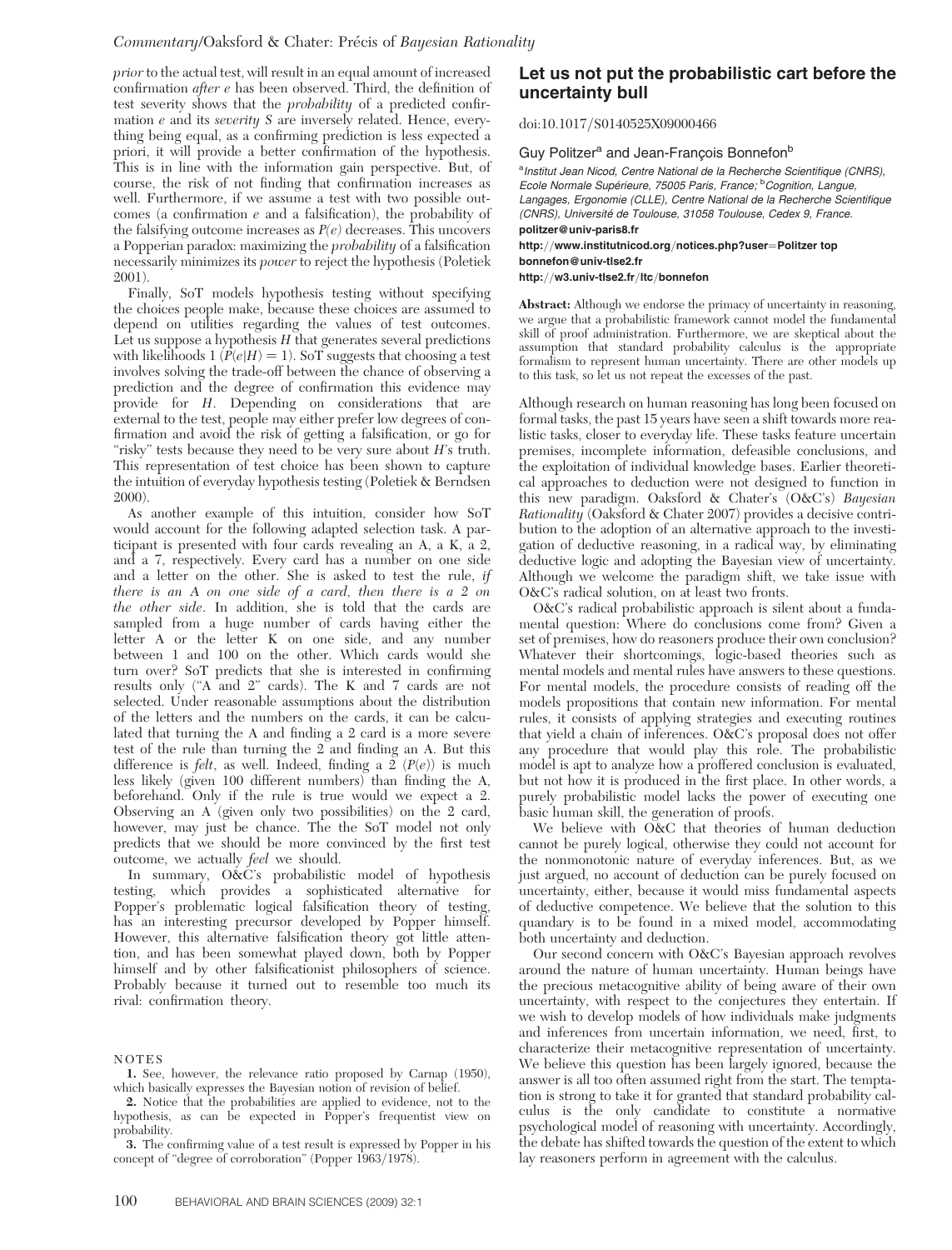*prior* to the actual test, will result in an equal amount of increased confirmation *after e* has been observed. Third, the definition of test severity shows that the *probability* of a predicted confirmation *e* and its *severity S* are inversely related. Hence, everything being equal, as a confirming prediction is less expected a priori, it will provide a better confirmation of the hypothesis. This is in line with the information gain perspective. But, of course, the risk of not finding that confirmation increases as well. Furthermore, if we assume a test with two possible outcomes (a confirmation *e* and a falsification), the probability of the falsifying outcome increases as $P(e)$ decreases. This uncovers a Popperian paradox: maximizing the *probability* of a falsification necessarily minimizes its *power* to reject the hypothesis (Poletiek 2001).

Finally, SoT models hypothesis testing without specifying the choices people make, because these choices are assumed to depend on utilities regarding the values of test outcomes. Let us suppose a hypothesis *H* that generates several predictions with likelihoods 1 ($P(e|H) = 1$). SoT suggests that choosing a test involves solving the trade-off between the chance of observing a prediction and the degree of confirmation this evidence may provide for *H*. Depending on considerations that are external to the test, people may either prefer low degrees of confirmation and avoid the risk of getting a falsification, or go for "risky" tests because they need to be very sure about *H*'s truth. This representation of test choice has been shown to capture the intuition of everyday hypothesis testing (Poletiek & Berndsen 2000).

As another example of this intuition, consider how SoT would account for the following adapted selection task. A participant is presented with four cards revealing an A, a K, a 2, and a 7, respectively. Every card has a number on one side and a letter on the other. She is asked to test the rule, *if there is an A on one side of a card, then there is a 2 on the other side*. In addition, she is told that the cards are sampled from a huge number of cards having either the letter A or the letter K on one side, and any number between 1 and 100 on the other. Which cards would she turn over? SoT predicts that she is interested in confirming results only ("A and 2" cards). The K and 7 cards are not selected. Under reasonable assumptions about the distribution of the letters and the numbers on the cards, it can be calculated that turning the A and finding a 2 card is a more severe test of the rule than turning the 2 and finding an A. But this difference is *felt*, as well. Indeed, finding a 2 ($P(e)$) is much less likely (given 100 different numbers) than finding the A, beforehand. Only if the rule is true would we expect a 2. Observing an A (given only two possibilities) on the 2 card, however, may just be chance. The the SoT model not only predicts that we should be more convinced by the first test outcome, we actually *feel* we should.

In summary, O&C's probabilistic model of hypothesis testing, which provides a sophisticated alternative for Popper's problematic logical falsification theory of testing, has an interesting precursor developed by Popper himself. However, this alternative falsification theory got little attention, and has been somewhat played down, both by Popper himself and by other falsificationist philosophers of science. Probably because it turned out to resemble too much its rival: confirmation theory.

NOTES

1. See, however, the relevance ratio proposed by Carnap (1950), which basically expresses the Bayesian notion of revision of belief.

2. Notice that the probabilities are applied to evidence, not to the hypothesis, as can be expected in Popper's frequentist view on probability.

3. The confirming value of a test result is expressed by Popper in his concept of "degree of corroboration" (Popper 1963/1978).

## Let us not put the probabilistic cart before the uncertainty bull

doi:10.1017/S0140525X09000466

Guy Politzer[a] and Jean-François Bonnefon[b]

[a]Institut Jean Nicod, Centre National de la Recherche Scientifique (CNRS), Ecole Normale Supérieure, 75005 Paris, France; [b]Cognition, Langue, Langages, Ergonomie (CLLE), Centre National de la Recherche Scientifique (CNRS), Université de Toulouse, 31058 Toulouse, Cedex 9, France.

**politzer@univ-paris8.fr**

**http://www.institutnicod.org/notices.php?user=Politzer top**

**bonnefon@univ-tlse2.fr**

**http://w3.univ-tlse2.fr/ltc/bonnefon**

**Abstract:** Although we endorse the primacy of uncertainty in reasoning, we argue that a probabilistic framework cannot model the fundamental skill of proof administration. Furthermore, we are skeptical about the assumption that standard probability calculus is the appropriate formalism to represent human uncertainty. There are other models up to this task, so let us not repeat the excesses of the past.

Although research on human reasoning has long been focused on formal tasks, the past 15 years have seen a shift towards more realistic tasks, closer to everyday life. These tasks feature uncertain premises, incomplete information, defeasible conclusions, and the exploitation of individual knowledge bases. Earlier theoretical approaches to deduction were not designed to function in this new paradigm. Oaksford & Chater's (O&C's) *Bayesian Rationality* (Oaksford & Chater 2007) provides a decisive contribution to the adoption of an alternative approach to the investigation of deductive reasoning, in a radical way, by eliminating deductive logic and adopting the Bayesian view of uncertainty. Although we welcome the paradigm shift, we take issue with O&C's radical solution, on at least two fronts.

O&C's radical probabilistic approach is silent about a fundamental question: Where do conclusions come from? Given a set of premises, how do reasoners produce their own conclusion? Whatever their shortcomings, logic-based theories such as mental models and mental rules have answers to these questions. For mental models, the procedure consists of reading off the models propositions that contain new information. For mental rules, it consists of applying strategies and executing routines that yield a chain of inferences. O&C's proposal does not offer any procedure that would play this role. The probabilistic model is apt to analyze how a proffered conclusion is evaluated, but not how it is produced in the first place. In other words, a purely probabilistic model lacks the power of executing one basic human skill, the generation of proofs.

We believe with O&C that theories of human deduction cannot be purely logical, otherwise they could not account for the nonmonotonic nature of everyday inferences. But, as we just argued, no account of deduction can be purely focused on uncertainty, either, because it would miss fundamental aspects of deductive competence. We believe that the solution to this quandary is to be found in a mixed model, accommodating both uncertainty and deduction.

Our second concern with O&C's Bayesian approach revolves around the nature of human uncertainty. Human beings have the precious metacognitive ability of being aware of their own uncertainty, with respect to the conjectures they entertain. If we wish to develop models of how individuals make judgments and inferences from uncertain information, we need, first, to characterize their metacognitive representation of uncertainty. We believe this question has been largely ignored, because the answer is all too often assumed right from the start. The temptation is strong to take it for granted that standard probability calculus is the only candidate to constitute a normative psychological model of reasoning with uncertainty. Accordingly, the debate has shifted towards the question of the extent to which lay reasoners perform in agreement with the calculus.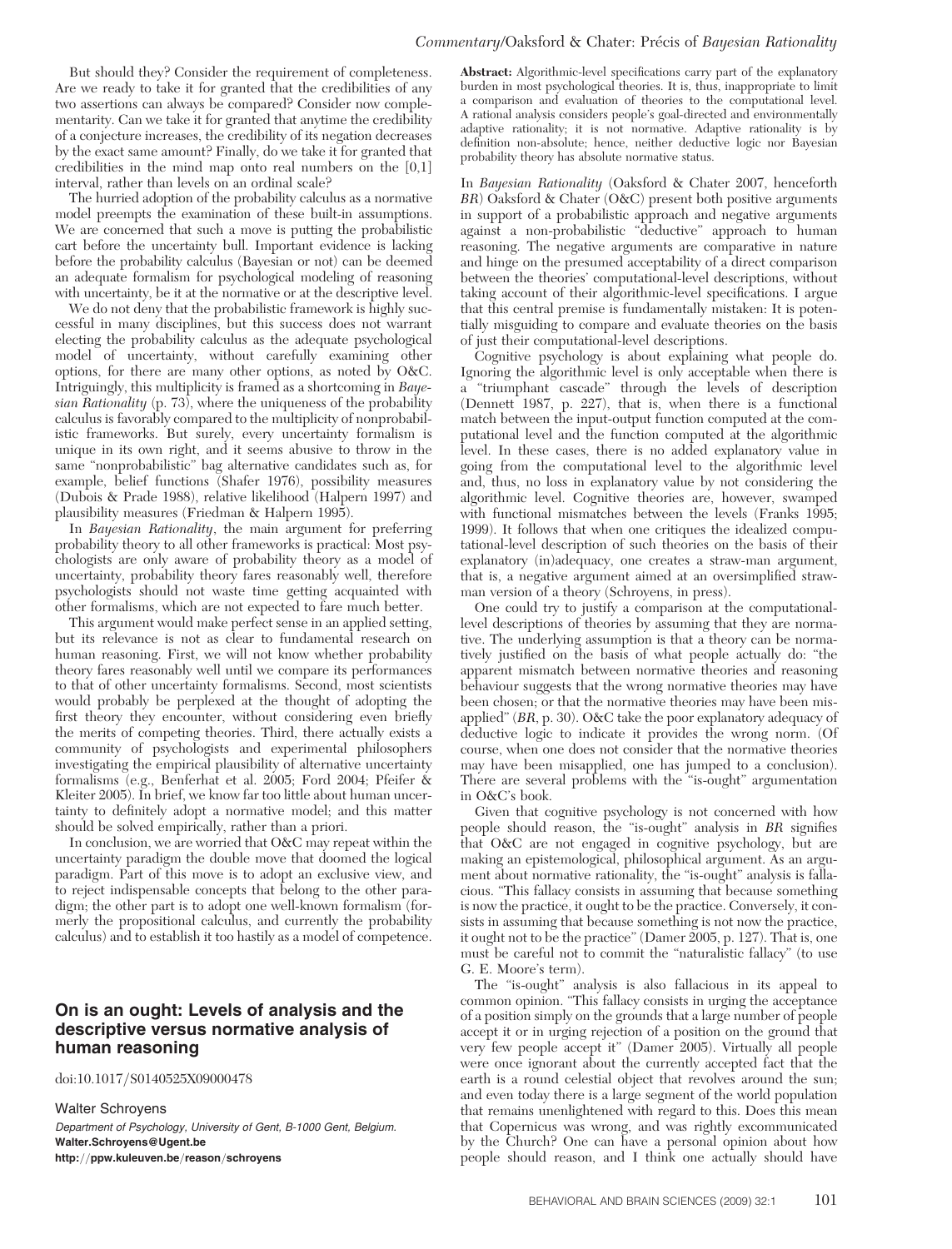But should they? Consider the requirement of completeness. Are we ready to take it for granted that the credibilities of any two assertions can always be compared? Consider now complementarity. Can we take it for granted that anytime the credibility of a conjecture increases, the credibility of its negation decreases by the exact same amount? Finally, do we take it for granted that credibilities in the mind map onto real numbers on the [0,1] interval, rather than levels on an ordinal scale?

The hurried adoption of the probability calculus as a normative model preempts the examination of these built-in assumptions. We are concerned that such a move is putting the probabilistic cart before the uncertainty bull. Important evidence is lacking before the probability calculus (Bayesian or not) can be deemed an adequate formalism for psychological modeling of reasoning with uncertainty, be it at the normative or at the descriptive level.

We do not deny that the probabilistic framework is highly successful in many disciplines, but this success does not warrant electing the probability calculus as the adequate psychological model of uncertainty, without carefully examining other options, for there are many other options, as noted by O&C. Intriguingly, this multiplicity is framed as a shortcoming in *Bayesian Rationality* (p. 73), where the uniqueness of the probability calculus is favorably compared to the multiplicity of nonprobabilistic frameworks. But surely, every uncertainty formalism is unique in its own right, and it seems abusive to throw in the same "nonprobabilistic" bag alternative candidates such as, for example, belief functions (Shafer 1976), possibility measures (Dubois & Prade 1988), relative likelihood (Halpern 1997) and plausibility measures (Friedman & Halpern 1995).

In *Bayesian Rationality*, the main argument for preferring probability theory to all other frameworks is practical: Most psychologists are only aware of probability theory as a model of uncertainty, probability theory fares reasonably well, therefore psychologists should not waste time getting acquainted with other formalisms, which are not expected to fare much better.

This argument would make perfect sense in an applied setting, but its relevance is not as clear to fundamental research on human reasoning. First, we will not know whether probability theory fares reasonably well until we compare its performances to that of other uncertainty formalisms. Second, most scientists would probably be perplexed at the thought of adopting the first theory they encounter, without considering even briefly the merits of competing theories. Third, there actually exists a community of psychologists and experimental philosophers investigating the empirical plausibility of alternative uncertainty formalisms (e.g., Benferhat et al. 2005; Ford 2004; Pfeifer & Kleiter 2005). In brief, we know far too little about human uncertainty to definitely adopt a normative model; and this matter should be solved empirically, rather than a priori.

In conclusion, we are worried that O&C may repeat within the uncertainty paradigm the double move that doomed the logical paradigm. Part of this move is to adopt an exclusive view, and to reject indispensable concepts that belong to the other paradigm; the other part is to adopt one well-known formalism (formerly the propositional calculus, and currently the probability calculus) and to establish it too hastily as a model of competence.

## On is an ought: Levels of analysis and the descriptive versus normative analysis of human reasoning

doi:10.1017/S0140525X09000478

Walter Schroyens

*Department of Psychology, University of Gent, B-1000 Gent, Belgium.*
**Walter.Schroyens@Ugent.be**
**http://ppw.kuleuven.be/reason/schroyens**

**Abstract:** Algorithmic-level specifications carry part of the explanatory burden in most psychological theories. It is, thus, inappropriate to limit a comparison and evaluation of theories to the computational level. A rational analysis considers people's goal-directed and environmentally adaptive rationality; it is not normative. Adaptive rationality is by definition non-absolute; hence, neither deductive logic nor Bayesian probability theory has absolute normative status.

In *Bayesian Rationality* (Oaksford & Chater 2007, henceforth *BR*) Oaksford & Chater (O&C) present both positive arguments in support of a probabilistic approach and negative arguments against a non-probabilistic "deductive" approach to human reasoning. The negative arguments are comparative in nature and hinge on the presumed acceptability of a direct comparison between the theories' computational-level descriptions, without taking account of their algorithmic-level specifications. I argue that this central premise is fundamentally mistaken: It is potentially misguiding to compare and evaluate theories on the basis of just their computational-level descriptions.

Cognitive psychology is about explaining what people do. Ignoring the algorithmic level is only acceptable when there is a "triumphant cascade" through the levels of description (Dennett 1987, p. 227), that is, when there is a functional match between the input-output function computed at the computational level and the function computed at the algorithmic level. In these cases, there is no added explanatory value in going from the computational level to the algorithmic level and, thus, no loss in explanatory value by not considering the algorithmic level. Cognitive theories are, however, swamped with functional mismatches between the levels (Franks 1995; 1999). It follows that when one critiques the idealized computational-level description of such theories on the basis of their explanatory (in)adequacy, one creates a straw-man argument, that is, a negative argument aimed at an oversimplified straw-man version of a theory (Schroyens, in press).

One could try to justify a comparison at the computational-level descriptions of theories by assuming that they are normative. The underlying assumption is that a theory can be normatively justified on the basis of what people actually do: "the apparent mismatch between normative theories and reasoning behaviour suggests that the wrong normative theories may have been chosen; or that the normative theories may have been misapplied" (*BR*, p. 30). O&C take the poor explanatory adequacy of deductive logic to indicate it provides the wrong norm. (Of course, when one does not consider that the normative theories may have been misapplied, one has jumped to a conclusion). There are several problems with the "is-ought" argumentation in O&C's book.

Given that cognitive psychology is not concerned with how people should reason, the "is-ought" analysis in *BR* signifies that O&C are not engaged in cognitive psychology, but are making an epistemological, philosophical argument. As an argument about normative rationality, the "is-ought" analysis is fallacious. "This fallacy consists in assuming that because something is now the practice, it ought to be the practice. Conversely, it consists in assuming that because something is not now the practice, it ought not to be the practice" (Damer 2005, p. 127). That is, one must be careful not to commit the "naturalistic fallacy" (to use G. E. Moore's term).

The "is-ought" analysis is also fallacious in its appeal to common opinion. "This fallacy consists in urging the acceptance of a position simply on the grounds that a large number of people accept it or in urging rejection of a position on the ground that very few people accept it" (Damer 2005). Virtually all people were once ignorant about the currently accepted fact that the earth is a round celestial object that revolves around the sun; and even today there is a large segment of the world population that remains unenlightened with regard to this. Does this mean that Copernicus was wrong, and was rightly excommunicated by the Church? One can have a personal opinion about how people should reason, and I think one actually should have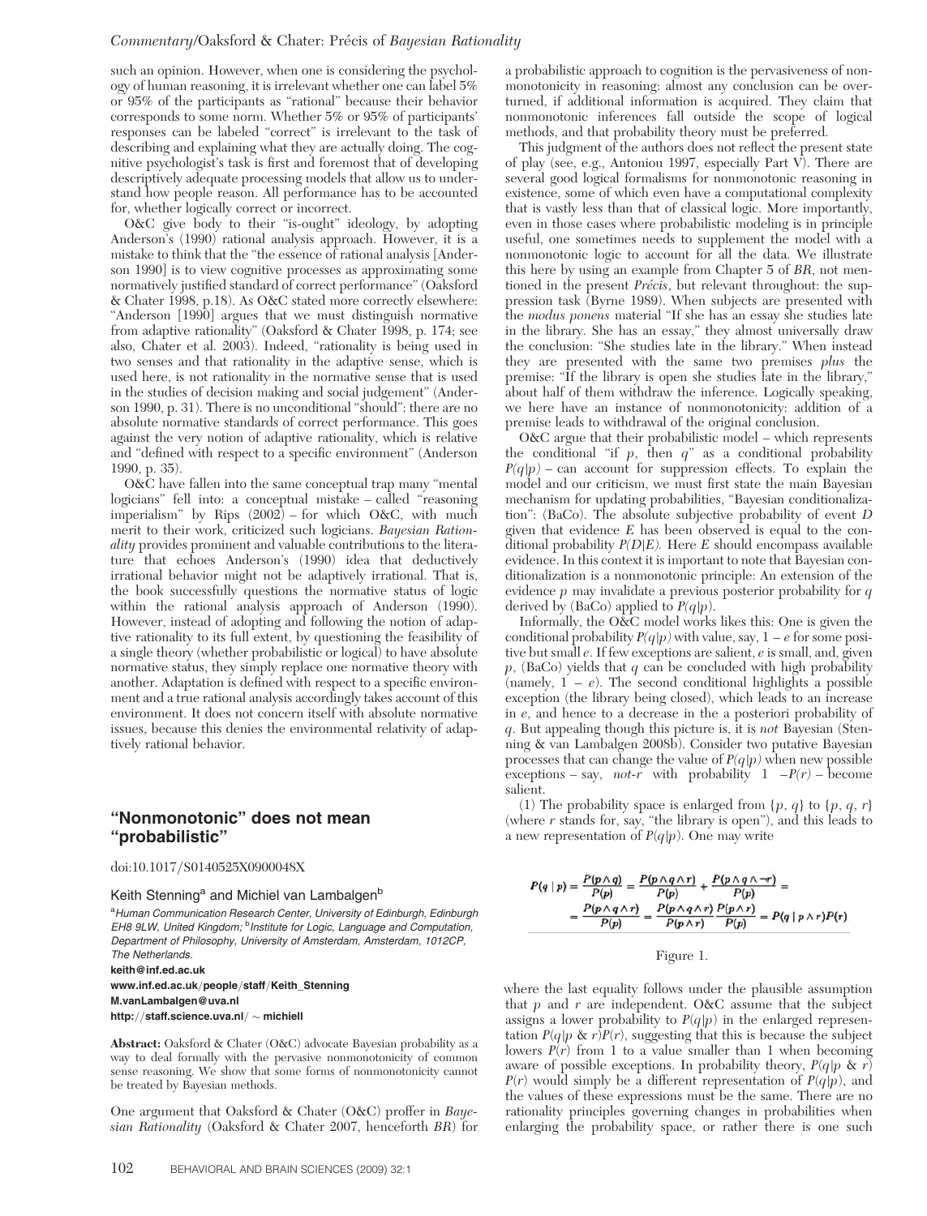such an opinion. However, when one is considering the psychology of human reasoning, it is irrelevant whether one can label 5% or 95% of the participants as "rational" because their behavior corresponds to some norm. Whether 5% or 95% of participants' responses can be labeled "correct" is irrelevant to the task of describing and explaining what they are actually doing. The cognitive psychologist's task is first and foremost that of developing descriptively adequate processing models that allow us to understand how people reason. All performance has to be accounted for, whether logically correct or incorrect.

O&C give body to their "is-ought" ideology, by adopting Anderson's (1990) rational analysis approach. However, it is a mistake to think that the "the essence of rational analysis [Anderson 1990] is to view cognitive processes as approximating some normatively justified standard of correct performance" (Oaksford & Chater 1998, p.18). As O&C stated more correctly elsewhere: "Anderson [1990] argues that we must distinguish normative from adaptive rationality" (Oaksford & Chater 1998, p. 174; see also, Chater et al. 2003). Indeed, "rationality is being used in two senses and that rationality in the adaptive sense, which is used here, is not rationality in the normative sense that is used in the studies of decision making and social judgement" (Anderson 1990, p. 31). There is no unconditional "should": there are no absolute normative standards of correct performance. This goes against the very notion of adaptive rationality, which is relative and "defined with respect to a specific environment" (Anderson 1990, p. 35).

O&C have fallen into the same conceptual trap many "mental logicians" fell into: a conceptual mistake – called "reasoning imperialism" by Rips (2002) – for which O&C, with much merit to their work, criticized such logicians. *Bayesian Rationality* provides prominent and valuable contributions to the literature that echoes Anderson's (1990) idea that deductively irrational behavior might not be adaptively irrational. That is, the book successfully questions the normative status of logic within the rational analysis approach of Anderson (1990). However, instead of adopting and following the notion of adaptive rationality to its full extent, by questioning the feasibility of a single theory (whether probabilistic or logical) to have absolute normative status, they simply replace one normative theory with another. Adaptation is defined with respect to a specific environment and a true rational analysis accordingly takes account of this environment. It does not concern itself with absolute normative issues, because this denies the environmental relativity of adaptively rational behavior.

## "Nonmonotonic" does not mean "probabilistic"

doi:10.1017/S0140525X0900048X

Keith Stenning[a] and Michiel van Lambalgen[b]

[a]*Human Communication Research Center, University of Edinburgh, Edinburgh EH8 9LW, United Kingdom;* [b]*Institute for Logic, Language and Computation, Department of Philosophy, University of Amsterdam, Amsterdam, 1012CP, The Netherlands.*

**keith@inf.ed.ac.uk**
**www.inf.ed.ac.uk/people/staff/Keith_Stenning**
**M.vanLambalgen@uva.nl**
**http://staff.science.uva.nl/~michiell**

**Abstract:** Oaksford & Chater (O&C) advocate Bayesian probability as a way to deal formally with the pervasive nonmonotonicity of common sense reasoning. We show that some forms of nonmonotonicity cannot be treated by Bayesian methods.

One argument that Oaksford & Chater (O&C) proffer in *Bayesian Rationality* (Oaksford & Chater 2007, henceforth *BR*) for a probabilistic approach to cognition is the pervasiveness of nonmonotonicity in reasoning: almost any conclusion can be overturned, if additional information is acquired. They claim that nonmonotonic inferences fall outside the scope of logical methods, and that probability theory must be preferred.

This judgment of the authors does not reflect the present state of play (see, e.g., Antoniou 1997, especially Part V). There are several good logical formalisms for nonmonotonic reasoning in existence, some of which even have a computational complexity that is vastly less than that of classical logic. More importantly, even in those cases where probabilistic modeling is in principle useful, one sometimes needs to supplement the model with a nonmonotonic logic to account for all the data. We illustrate this here by using an example from Chapter 5 of *BR*, not mentioned in the present *Précis*, but relevant throughout: the suppression task (Byrne 1989). When subjects are presented with the *modus ponens* material "If she has an essay she studies late in the library. She has an essay," they almost universally draw the conclusion: "She studies late in the library." When instead they are presented with the same two premises *plus* the premise: "If the library is open she studies late in the library," about half of them withdraw the inference. Logically speaking, we here have an instance of nonmonotonicity: addition of a premise leads to withdrawal of the original conclusion.

O&C argue that their probabilistic model – which represents the conditional "if $p$, then $q$" as a conditional probability $P(q|p)$ – can account for suppression effects. To explain the model and our criticism, we must first state the main Bayesian mechanism for updating probabilities, "Bayesian conditionalization": (BaCo). The absolute subjective probability of event $D$ given that evidence $E$ has been observed is equal to the conditional probability $P(D|E)$. Here $E$ should encompass available evidence. In this context it is important to note that Bayesian conditionalization is a nonmonotonic principle: An extension of the evidence $p$ may invalidate a previous posterior probability for $q$ derived by (BaCo) applied to $P(q|p)$.

Informally, the O&C model works likes this: One is given the conditional probability $P(q|p)$ with value, say, $1 - e$ for some positive but small $e$. If few exceptions are salient, $e$ is small, and, given $p$, (BaCo) yields that $q$ can be concluded with high probability (namely, $1 - e$). The second conditional highlights a possible exception (the library being closed), which leads to an increase in $e$, and hence to a decrease in the a posteriori probability of $q$. But appealing though this picture is, it is *not* Bayesian (Stenning & van Lambalgen 2008b). Consider two putative Bayesian processes that can change the value of $P(q|p)$ when new possible exceptions – say, *not-r* with probability $1 - P(r)$ – become salient.

(1) The probability space is enlarged from $\{p, q\}$ to $\{p, q, r\}$ (where $r$ stands for, say, "the library is open") and this leads to a new representation of $P(q|p)$. One may write

$$P(q \mid p) = \frac{P(p \wedge q)}{P(p)} = \frac{P(p \wedge q \wedge r)}{P(p)} + \frac{P(p \wedge q \wedge \neg r)}{P(p)} = \\ = \frac{P(p \wedge q \wedge r)}{P(p)} = \frac{P(p \wedge q \wedge r)}{P(p \wedge r)} \frac{P(p \wedge r)}{P(p)} = P(q \mid p \wedge r)P(r)$$

Figure 1.

where the last equality follows under the plausible assumption that $p$ and $r$ are independent. O&C assume that the subject assigns a lower probability to $P(q|p)$ in the enlarged representation $P(q|p \ \& \ r)P(r)$, suggesting that this is because the subject lowers $P(r)$ from 1 to a value smaller than 1 when becoming aware of possible exceptions. In probability theory, $P(q|p \ \& \ r)$ $P(r)$ would simply be a different representation of $P(q|p)$, and the values of these expressions must be the same. There are no rationality principles governing changes in probabilities when enlarging the probability space, or rather there is one such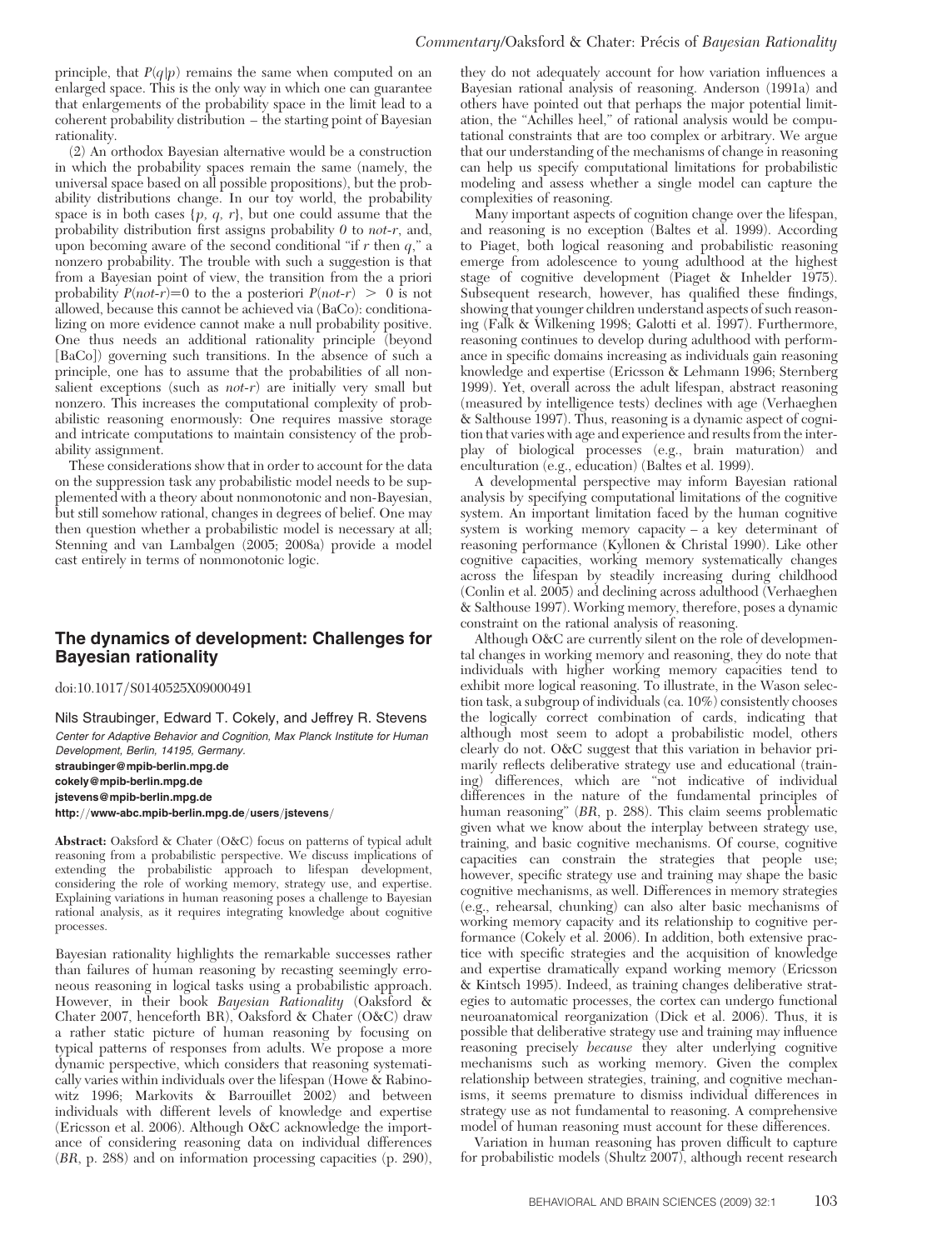principle, that $P(q|p)$ remains the same when computed on an enlarged space. This is the only way in which one can guarantee that enlargements of the probability space in the limit lead to a coherent probability distribution – the starting point of Bayesian rationality.

(2) An orthodox Bayesian alternative would be a construction in which the probability spaces remain the same (namely, the universal space based on all possible propositions), but the probability distributions change. In our toy world, the probability space is in both cases $\{p, q, r\}$, but one could assume that the probability distribution first assigns probability *0* to *not-r*, and, upon becoming aware of the second conditional "if *r* then *q*," a nonzero probability. The trouble with such a suggestion is that from a Bayesian point of view, the transition from the a priori probability $P(not\text{-}r)=0$ to the a posteriori $P(not\text{-}r) > 0$ is not allowed, because this cannot be achieved via (BaCo): conditionalizing on more evidence cannot make a null probability positive. One thus needs an additional rationality principle (beyond [BaCo]) governing such transitions. In the absence of such a principle, one has to assume that the probabilities of all nonsalient exceptions (such as *not-r*) are initially very small but nonzero. This increases the computational complexity of probabilistic reasoning enormously: One requires massive storage and intricate computations to maintain consistency of the probability assignment.

These considerations show that in order to account for the data on the suppression task any probabilistic model needs to be supplemented with a theory about nonmonotonic and non-Bayesian, but still somehow rational, changes in degrees of belief. One may then question whether a probabilistic model is necessary at all; Stenning and van Lambalgen (2005; 2008a) provide a model cast entirely in terms of nonmonotonic logic.

## The dynamics of development: Challenges for Bayesian rationality

doi:10.1017/S0140525X09000491

Nils Straubinger, Edward T. Cokely, and Jeffrey R. Stevens

*Center for Adaptive Behavior and Cognition, Max Planck Institute for Human Development, Berlin, 14195, Germany.*
**straubinger@mpib-berlin.mpg.de**
**cokely@mpib-berlin.mpg.de**
**jstevens@mpib-berlin.mpg.de**
**http://www-abc.mpib-berlin.mpg.de/users/jstevens/**

**Abstract:** Oaksford & Chater (O&C) focus on patterns of typical adult reasoning from a probabilistic perspective. We discuss implications of extending the probabilistic approach to lifespan development, considering the role of working memory, strategy use, and expertise. Explaining variations in human reasoning poses a challenge to Bayesian rational analysis, as it requires integrating knowledge about cognitive processes.

Bayesian rationality highlights the remarkable successes rather than failures of human reasoning by recasting seemingly erroneous reasoning in logical tasks using a probabilistic approach. However, in their book *Bayesian Rationality* (Oaksford & Chater 2007, henceforth BR), Oaksford & Chater (O&C) draw a rather static picture of human reasoning by focusing on typical patterns of responses from adults. We propose a more dynamic perspective, which considers that reasoning systematically varies within individuals over the lifespan (Howe & Rabinowitz 1996; Markovits & Barrouillet 2002) and between individuals with different levels of knowledge and expertise (Ericsson et al. 2006). Although O&C acknowledge the importance of considering reasoning data on individual differences (*BR*, p. 288) and on information processing capacities (p. 290), they do not adequately account for how variation influences a Bayesian rational analysis of reasoning. Anderson (1991a) and others have pointed out that perhaps the major potential limitation, the "Achilles heel," of rational analysis would be computational constraints that are too complex or arbitrary. We argue that our understanding of the mechanisms of change in reasoning can help us specify computational limitations for probabilistic modeling and assess whether a single model can capture the complexities of reasoning.

Many important aspects of cognition change over the lifespan, and reasoning is no exception (Baltes et al. 1999). According to Piaget, both logical reasoning and probabilistic reasoning emerge from adolescence to young adulthood at the highest stage of cognitive development (Piaget & Inhelder 1975). Subsequent research, however, has qualified these findings, showing that younger children understand aspects of such reasoning (Falk & Wilkening 1998; Galotti et al. 1997). Furthermore, reasoning continues to develop during adulthood with performance in specific domains increasing as individuals gain reasoning knowledge and expertise (Ericsson & Lehmann 1996; Sternberg 1999). Yet, overall across the adult lifespan, abstract reasoning (measured by intelligence tests) declines with age (Verhaeghen & Salthouse 1997). Thus, reasoning is a dynamic aspect of cognition that varies with age and experience and results from the interplay of biological processes (e.g., brain maturation) and enculturation (e.g., education) (Baltes et al. 1999).

A developmental perspective may inform Bayesian rational analysis by specifying computational limitations of the cognitive system. An important limitation faced by the human cognitive system is working memory capacity – a key determinant of reasoning performance (Kyllonen & Christal 1990). Like other cognitive capacities, working memory systematically changes across the lifespan by steadily increasing during childhood (Conlin et al. 2005) and declining across adulthood (Verhaeghen & Salthouse 1997). Working memory, therefore, poses a dynamic constraint on the rational analysis of reasoning.

Although O&C are currently silent on the role of developmental changes in working memory and reasoning, they do note that individuals with higher working memory capacities tend to exhibit more logical reasoning. To illustrate, in the Wason selection task, a subgroup of individuals (ca. 10%) consistently chooses the logically correct combination of cards, indicating that although most seem to adopt a probabilistic model, others clearly do not. O&C suggest that this variation in behavior primarily reflects deliberative strategy use and educational (training) differences, which are "not indicative of individual differences in the nature of the fundamental principles of human reasoning" (*BR*, p. 288). This claim seems problematic given what we know about the interplay between strategy use, training, and basic cognitive mechanisms. Of course, cognitive capacities can constrain the strategies that people use; however, specific strategy use and training may shape the basic cognitive mechanisms, as well. Differences in memory strategies (e.g., rehearsal, chunking) can also alter basic mechanisms of working memory capacity and its relationship to cognitive performance (Cokely et al. 2006). In addition, both extensive practice with specific strategies and the acquisition of knowledge and expertise dramatically expand working memory (Ericsson & Kintsch 1995). Indeed, as training changes deliberative strategies to automatic processes, the cortex can undergo functional neuroanatomical reorganization (Dick et al. 2006). Thus, it is possible that deliberative strategy use and training may influence reasoning precisely *because* they alter underlying cognitive mechanisms such as working memory. Given the complex relationship between strategies, training, and cognitive mechanisms, it seems premature to dismiss individual differences in strategy use as not fundamental to reasoning. A comprehensive model of human reasoning must account for these differences.

Variation in human reasoning has proven difficult to capture for probabilistic models (Shultz 2007), although recent research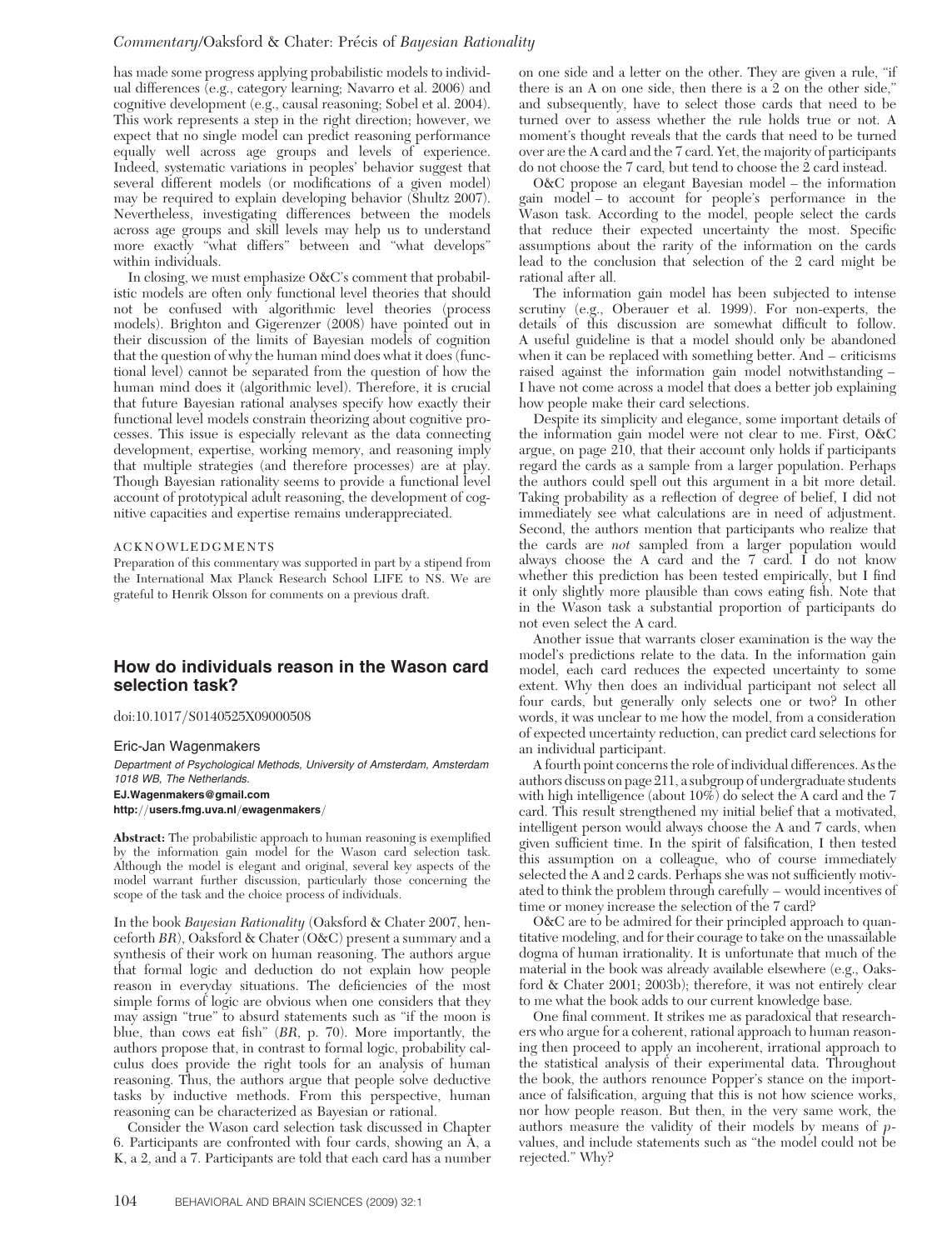has made some progress applying probabilistic models to individual differences (e.g., category learning; Navarro et al. 2006) and cognitive development (e.g., causal reasoning; Sobel et al. 2004). This work represents a step in the right direction; however, we expect that no single model can predict reasoning performance equally well across age groups and levels of experience. Indeed, systematic variations in peoples' behavior suggest that several different models (or modifications of a given model) may be required to explain developing behavior (Shultz 2007). Nevertheless, investigating differences between the models across age groups and skill levels may help us to understand more exactly "what differs" between and "what develops" within individuals.

In closing, we must emphasize O&C's comment that probabilistic models are often only functional level theories that should not be confused with algorithmic level theories (process models). Brighton and Gigerenzer (2008) have pointed out in their discussion of the limits of Bayesian models of cognition that the question of why the human mind does what it does (functional level) cannot be separated from the question of how the human mind does it (algorithmic level). Therefore, it is crucial that future Bayesian rational analyses specify how exactly their functional level models constrain theorizing about cognitive processes. This issue is especially relevant as the data connecting development, expertise, working memory, and reasoning imply that multiple strategies (and therefore processes) are at play. Though Bayesian rationality seems to provide a functional level account of prototypical adult reasoning, the development of cognitive capacities and expertise remains underappreciated.

ACKNOWLEDGMENTS

Preparation of this commentary was supported in part by a stipend from the International Max Planck Research School LIFE to NS. We are grateful to Henrik Olsson for comments on a previous draft.

## How do individuals reason in the Wason card selection task?

doi:10.1017/S0140525X09000508

Eric-Jan Wagenmakers

*Department of Psychological Methods, University of Amsterdam, Amsterdam 1018 WB, The Netherlands.*

**EJ.Wagenmakers@gmail.com**

**http://users.fmg.uva.nl/ewagenmakers/**

**Abstract:** The probabilistic approach to human reasoning is exemplified by the information gain model for the Wason card selection task. Although the model is elegant and original, several key aspects of the model warrant further discussion, particularly those concerning the scope of the task and the choice process of individuals.

In the book *Bayesian Rationality* (Oaksford & Chater 2007, henceforth *BR*), Oaksford & Chater (O&C) present a summary and a synthesis of their work on human reasoning. The authors argue that formal logic and deduction do not explain how people reason in everyday situations. The deficiencies of the most simple forms of logic are obvious when one considers that they may assign "true" to absurd statements such as "if the moon is blue, than cows eat fish" (*BR*, p. 70). More importantly, the authors propose that, in contrast to formal logic, probability calculus does provide the right tools for an analysis of human reasoning. Thus, the authors argue that people solve deductive tasks by inductive methods. From this perspective, human reasoning can be characterized as Bayesian or rational.

Consider the Wason card selection task discussed in Chapter 6. Participants are confronted with four cards, showing an A, a K, a 2, and a 7. Participants are told that each card has a number on one side and a letter on the other. They are given a rule, "if there is an A on one side, then there is a 2 on the other side," and subsequently, have to select those cards that need to be turned over to assess whether the rule holds true or not. A moment's thought reveals that the cards that need to be turned over are the A card and the 7 card. Yet, the majority of participants do not choose the 7 card, but tend to choose the 2 card instead.

O&C propose an elegant Bayesian model – the information gain model – to account for people's performance in the Wason task. According to the model, people select the cards that reduce their expected uncertainty the most. Specific assumptions about the rarity of the information on the cards lead to the conclusion that selection of the 2 card might be rational after all.

The information gain model has been subjected to intense scrutiny (e.g., Oberauer et al. 1999). For non-experts, the details of this discussion are somewhat difficult to follow. A useful guideline is that a model should only be abandoned when it can be replaced with something better. And – criticisms raised against the information gain model notwithstanding – I have not come across a model that does a better job explaining how people make their card selections.

Despite its simplicity and elegance, some important details of the information gain model were not clear to me. First, O&C argue, on page 210, that their account only holds if participants regard the cards as a sample from a larger population. Perhaps the authors could spell out this argument in a bit more detail. Taking probability as a reflection of degree of belief, I did not immediately see what calculations are in need of adjustment. Second, the authors mention that participants who realize that the cards are *not* sampled from a larger population would always choose the A card and the 7 card. I do not know whether this prediction has been tested empirically, but I find it only slightly more plausible than cows eating fish. Note that in the Wason task a substantial proportion of participants do not even select the A card.

Another issue that warrants closer examination is the way the model's predictions relate to the data. In the information gain model, each card reduces the expected uncertainty to some extent. Why then does an individual participant not select all four cards, but generally only selects one or two? In other words, it was unclear to me how the model, from a consideration of expected uncertainty reduction, can predict card selections for an individual participant.

A fourth point concerns the role of individual differences. As the authors discuss on page 211, a subgroup of undergraduate students with high intelligence (about 10%) do select the A card and the 7 card. This result strengthened my initial belief that a motivated, intelligent person would always choose the A and 7 cards, when given sufficient time. In the spirit of falsification, I then tested this assumption on a colleague, who of course immediately selected the A and 2 cards. Perhaps she was not sufficiently motivated to think the problem through carefully – would incentives of time or money increase the selection of the 7 card?

O&C are to be admired for their principled approach to quantitative modeling, and for their courage to take on the unassailable dogma of human irrationality. It is unfortunate that much of the material in the book was already available elsewhere (e.g., Oaksford & Chater 2001; 2003b); therefore, it was not entirely clear to me what the book adds to our current knowledge base.

One final comment. It strikes me as paradoxical that researchers who argue for a coherent, rational approach to human reasoning then proceed to apply an incoherent, irrational approach to the statistical analysis of their experimental data. Throughout the book, the authors renounce Popper's stance on the importance of falsification, arguing that this is not how science works, nor how people reason. But then, in the very same work, the authors measure the validity of their models by means of *p*-values, and include statements such as "the model could not be rejected." Why?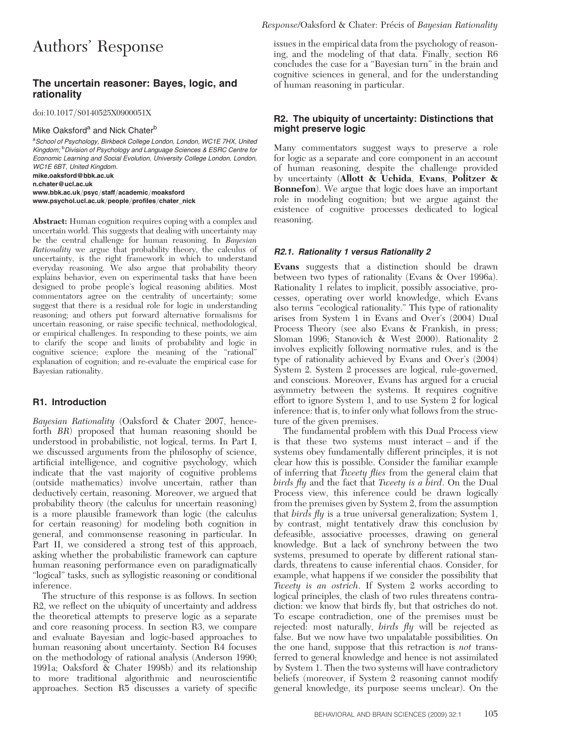# Authors' Response

## The uncertain reasoner: Bayes, logic, and rationality

doi:10.1017/S0140525X0900051X

Mike Oaksford[a] and Nick Chater[b]

[a]*School of Psychology, Birkbeck College London, London, WC1E 7HX, United Kingdom;* [b]*Division of Psychology and Language Sciences & ESRC Centre for Economic Learning and Social Evolution, University College London, London, WC1E 6BT, United Kingdom.*

**mike.oaksford@bbk.ac.uk**
**n.chater@ucl.ac.uk**
**www.bbk.ac.uk/psyc/staff/academic/moaksford**
**www.psychol.ucl.ac.uk/people/profiles/chater_nick**

**Abstract:** Human cognition requires coping with a complex and uncertain world. This suggests that dealing with uncertainty may be the central challenge for human reasoning. In *Bayesian Rationality* we argue that probability theory, the calculus of uncertainty, is the right framework in which to understand everyday reasoning. We also argue that probability theory explains behavior, even on experimental tasks that have been designed to probe people's logical reasoning abilities. Most commentators agree on the centrality of uncertainty; some suggest that there is a residual role for logic in understanding reasoning; and others put forward alternative formalisms for uncertain reasoning, or raise specific technical, methodological, or empirical challenges. In responding to these points, we aim to clarify the scope and limits of probability and logic in cognitive science; explore the meaning of the "rational" explanation of cognition; and re-evaluate the empirical case for Bayesian rationality.

## R1. Introduction

*Bayesian Rationality* (Oaksford & Chater 2007, henceforth *BR*) proposed that human reasoning should be understood in probabilistic, not logical, terms. In Part I, we discussed arguments from the philosophy of science, artificial intelligence, and cognitive psychology, which indicate that the vast majority of cognitive problems (outside mathematics) involve uncertain, rather than deductively certain, reasoning. Moreover, we argued that probability theory (the calculus for uncertain reasoning) is a more plausible framework than logic (the calculus for certain reasoning) for modeling both cognition in general, and commonsense reasoning in particular. In Part II, we considered a strong test of this approach, asking whether the probabilistic framework can capture human reasoning performance even on paradigmatically "logical" tasks, such as syllogistic reasoning or conditional inference.

The structure of this response is as follows. In section R2, we reflect on the ubiquity of uncertainty and address the theoretical attempts to preserve logic as a separate and core reasoning process. In section R3, we compare and evaluate Bayesian and logic-based approaches to human reasoning about uncertainty. Section R4 focuses on the methodology of rational analysis (Anderson 1990; 1991a; Oaksford & Chater 1998b) and its relationship to more traditional algorithmic and neuroscientific approaches. Section R5 discusses a variety of specific issues in the empirical data from the psychology of reasoning, and the modeling of that data. Finally, section R6 concludes the case for a "Bayesian turn" in the brain and cognitive sciences in general, and for the understanding of human reasoning in particular.

## R2. The ubiquity of uncertainty: Distinctions that might preserve logic

Many commentators suggest ways to preserve a role for logic as a separate and core component in an account of human reasoning, despite the challenge provided by uncertainty (**Allott & Uchida**, **Evans**, **Politzer & Bonnefon**). We argue that logic does have an important role in modeling cognition; but we argue against the existence of cognitive processes dedicated to logical reasoning.

### *R2.1. Rationality 1 versus Rationality 2*

**Evans** suggests that a distinction should be drawn between two types of rationality (Evans & Over 1996a). Rationality 1 relates to implicit, possibly associative, processes, operating over world knowledge, which Evans also terms "ecological rationality." This type of rationality arises from System 1 in Evans and Over's (2004) Dual Process Theory (see also Evans & Frankish, in press; Sloman 1996; Stanovich & West 2000). Rationality 2 involves explicitly following normative rules, and is the type of rationality achieved by Evans and Over's (2004) System 2. System 2 processes are logical, rule-governed, and conscious. Moreover, Evans has argued for a crucial asymmetry between the systems. It requires cognitive effort to ignore System 1, and to use System 2 for logical inference: that is, to infer only what follows from the structure of the given premises.

The fundamental problem with this Dual Process view is that these two systems must interact – and if the systems obey fundamentally different principles, it is not clear how this is possible. Consider the familiar example of inferring that *Tweety flies* from the general claim that *birds fly* and the fact that *Tweety is a bird*. On the Dual Process view, this inference could be drawn logically from the premises given by System 2, from the assumption that *birds fly* is a true universal generalization; System 1, by contrast, might tentatively draw this conclusion by defeasible, associative processes, drawing on general knowledge. But a lack of synchrony between the two systems, presumed to operate by different rational standards, threatens to cause inferential chaos. Consider, for example, what happens if we consider the possibility that *Tweety is an ostrich*. If System 2 works according to logical principles, the clash of two rules threatens contradiction: we know that birds fly, but that ostriches do not. To escape contradiction, one of the premises must be rejected: most naturally, *birds fly* will be rejected as false. But we now have two unpalatable possibilities. On the one hand, suppose that this retraction is *not* transferred to general knowledge and hence is not assimilated by System 1. Then the two systems will have contradictory beliefs (moreover, if System 2 reasoning cannot modify general knowledge, its purpose seems unclear). On the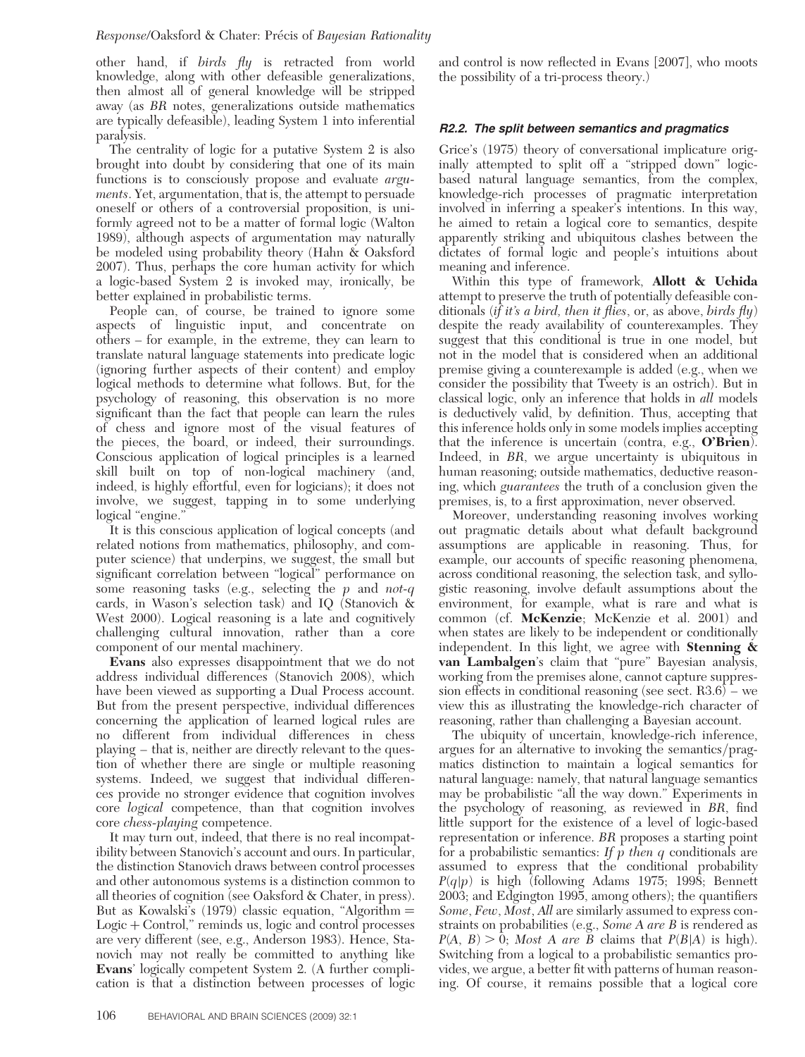other hand, if *birds fly* is retracted from world knowledge, along with other defeasible generalizations, then almost all of general knowledge will be stripped away (as *BR* notes, generalizations outside mathematics are typically defeasible), leading System 1 into inferential paralysis.

The centrality of logic for a putative System 2 is also brought into doubt by considering that one of its main functions is to consciously propose and evaluate *arguments*. Yet, argumentation, that is, the attempt to persuade oneself or others of a controversial proposition, is uniformly agreed not to be a matter of formal logic (Walton 1989), although aspects of argumentation may naturally be modeled using probability theory (Hahn & Oaksford 2007). Thus, perhaps the core human activity for which a logic-based System 2 is invoked may, ironically, be better explained in probabilistic terms.

People can, of course, be trained to ignore some aspects of linguistic input, and concentrate on others – for example, in the extreme, they can learn to translate natural language statements into predicate logic (ignoring further aspects of their content) and employ logical methods to determine what follows. But, for the psychology of reasoning, this observation is no more significant than the fact that people can learn the rules of chess and ignore most of the visual features of the pieces, the board, or indeed, their surroundings. Conscious application of logical principles is a learned skill built on top of non-logical machinery (and, indeed, is highly effortful, even for logicians); it does not involve, we suggest, tapping in to some underlying logical "engine."

It is this conscious application of logical concepts (and related notions from mathematics, philosophy, and computer science) that underpins, we suggest, the small but significant correlation between "logical" performance on some reasoning tasks (e.g., selecting the *p* and *not-q* cards, in Wason's selection task) and IQ (Stanovich & West 2000). Logical reasoning is a late and cognitively challenging cultural innovation, rather than a core component of our mental machinery.

**Evans** also expresses disappointment that we do not address individual differences (Stanovich 2008), which have been viewed as supporting a Dual Process account. But from the present perspective, individual differences concerning the application of learned logical rules are no different from individual differences in chess playing – that is, neither are directly relevant to the question of whether there are single or multiple reasoning systems. Indeed, we suggest that individual differences provide no stronger evidence that cognition involves core *logical* competence, than that cognition involves core *chess-playing* competence.

It may turn out, indeed, that there is no real incompatibility between Stanovich's account and ours. In particular, the distinction Stanovich draws between control processes and other autonomous systems is a distinction common to all theories of cognition (see Oaksford & Chater, in press). But as Kowalski's (1979) classic equation, "Algorithm = Logic + Control," reminds us, logic and control processes are very different (see, e.g., Anderson 1983). Hence, Stanovich may not really be committed to anything like **Evans**' logically competent System 2. (A further complication is that a distinction between processes of logic and control is now reflected in Evans [2007], who moots the possibility of a tri-process theory.)

### R2.2. The split between semantics and pragmatics

Grice's (1975) theory of conversational implicature originally attempted to split off a "stripped down" logic-based natural language semantics, from the complex, knowledge-rich processes of pragmatic interpretation involved in inferring a speaker's intentions. In this way, he aimed to retain a logical core to semantics, despite apparently striking and ubiquitous clashes between the dictates of formal logic and people's intuitions about meaning and inference.

Within this type of framework, **Allott & Uchida** attempt to preserve the truth of potentially defeasible conditionals (*if it's a bird, then it flies*, or, as above, *birds fly*) despite the ready availability of counterexamples. They suggest that this conditional is true in one model, but not in the model that is considered when an additional premise giving a counterexample is added (e.g., when we consider the possibility that Tweety is an ostrich). But in classical logic, only an inference that holds in *all* models is deductively valid, by definition. Thus, accepting that this inference holds only in some models implies accepting that the inference is uncertain (contra, e.g., **O'Brien**). Indeed, in *BR*, we argue uncertainty is ubiquitous in human reasoning; outside mathematics, deductive reasoning, which *guarantees* the truth of a conclusion given the premises, is, to a first approximation, never observed.

Moreover, understanding reasoning involves working out pragmatic details about what default background assumptions are applicable in reasoning. Thus, for example, our accounts of specific reasoning phenomena, across conditional reasoning, the selection task, and syllogistic reasoning, involve default assumptions about the environment, for example, what is rare and what is common (cf. **McKenzie**; McKenzie et al. 2001) and when states are likely to be independent or conditionally independent. In this light, we agree with **Stenning & van Lambalgen**'s claim that "pure" Bayesian analysis, working from the premises alone, cannot capture suppression effects in conditional reasoning (see sect. R3.6) – we view this as illustrating the knowledge-rich character of reasoning, rather than challenging a Bayesian account.

The ubiquity of uncertain, knowledge-rich inference, argues for an alternative to invoking the semantics/pragmatics distinction to maintain a logical semantics for natural language: namely, that natural language semantics may be probabilistic "all the way down." Experiments in the psychology of reasoning, as reviewed in *BR*, find little support for the existence of a level of logic-based representation or inference. *BR* proposes a starting point for a probabilistic semantics: *If p then q* conditionals are assumed to express that the conditional probability $P(q|p)$ is high (following Adams 1975; 1998; Bennett 2003; and Edgington 1995, among others); the quantifiers *Some*, *Few*, *Most*, *All* are similarly assumed to express constraints on probabilities (e.g., *Some A are B* is rendered as $P(A, B) > 0$; *Most A are B* claims that $P(B|A)$ is high). Switching from a logical to a probabilistic semantics provides, we argue, a better fit with patterns of human reasoning. Of course, it remains possible that a logical core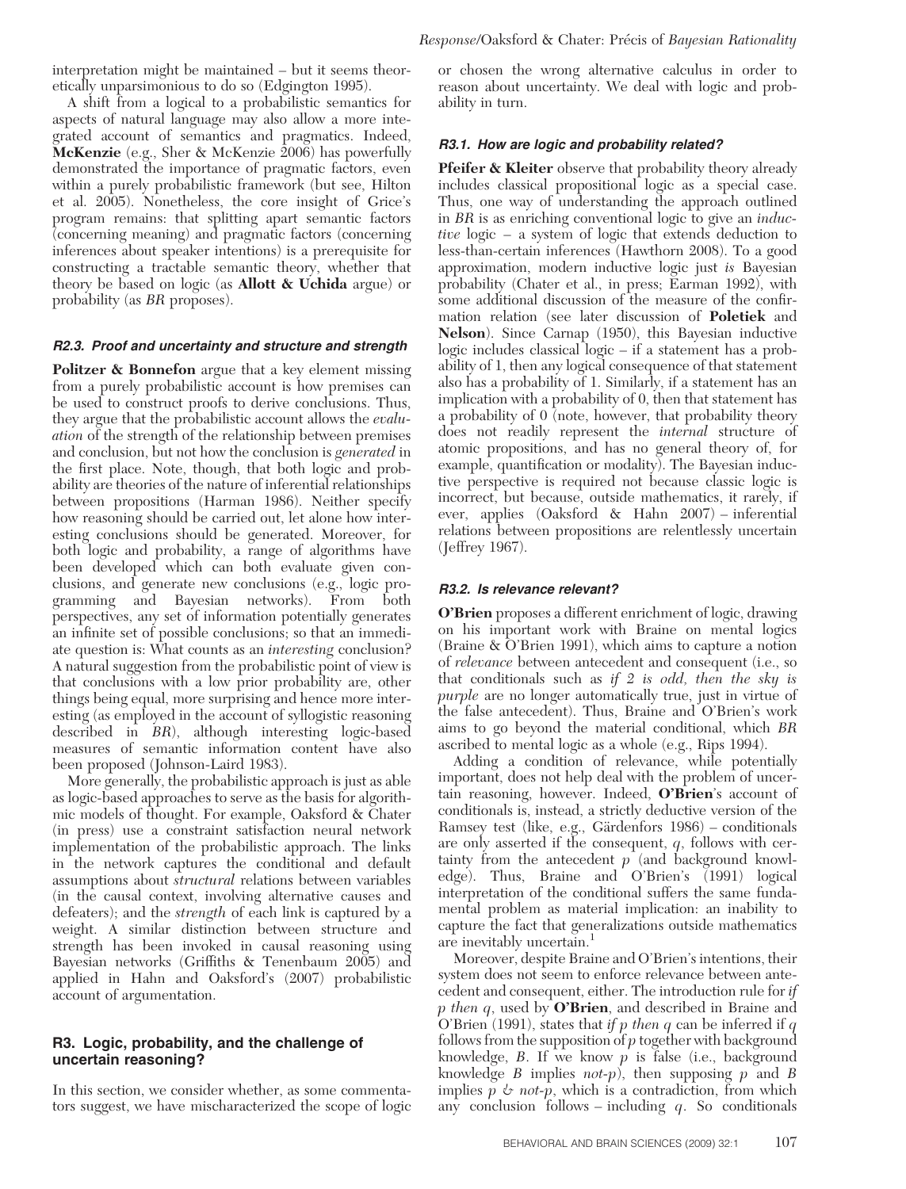interpretation might be maintained – but it seems theoretically unparsimonious to do so (Edgington 1995).

A shift from a logical to a probabilistic semantics for aspects of natural language may also allow a more integrated account of semantics and pragmatics. Indeed, **McKenzie** (e.g., Sher & McKenzie 2006) has powerfully demonstrated the importance of pragmatic factors, even within a purely probabilistic framework (but see, Hilton et al. 2005). Nonetheless, the core insight of Grice's program remains: that splitting apart semantic factors (concerning meaning) and pragmatic factors (concerning inferences about speaker intentions) is a prerequisite for constructing a tractable semantic theory, whether that theory be based on logic (as **Allott & Uchida** argue) or probability (as *BR* proposes).

### *R2.3. Proof and uncertainty and structure and strength*

**Politzer & Bonnefon** argue that a key element missing from a purely probabilistic account is how premises can be used to construct proofs to derive conclusions. Thus, they argue that the probabilistic account allows the *evaluation* of the strength of the relationship between premises and conclusion, but not how the conclusion is *generated* in the first place. Note, though, that both logic and probability are theories of the nature of inferential relationships between propositions (Harman 1986). Neither specify how reasoning should be carried out, let alone how interesting conclusions should be generated. Moreover, for both logic and probability, a range of algorithms have been developed which can both evaluate given conclusions, and generate new conclusions (e.g., logic programming and Bayesian networks). From both perspectives, any set of information potentially generates an infinite set of possible conclusions; so that an immediate question is: What counts as an *interesting* conclusion? A natural suggestion from the probabilistic point of view is that conclusions with a low prior probability are, other things being equal, more surprising and hence more interesting (as employed in the account of syllogistic reasoning described in *BR*), although interesting logic-based measures of semantic information content have also been proposed (Johnson-Laird 1983).

More generally, the probabilistic approach is just as able as logic-based approaches to serve as the basis for algorithmic models of thought. For example, Oaksford & Chater (in press) use a constraint satisfaction neural network implementation of the probabilistic approach. The links in the network captures the conditional and default assumptions about *structural* relations between variables (in the causal context, involving alternative causes and defeaters); and the *strength* of each link is captured by a weight. A similar distinction between structure and strength has been invoked in causal reasoning using Bayesian networks (Griffiths & Tenenbaum 2005) and applied in Hahn and Oaksford's (2007) probabilistic account of argumentation.

## R3. Logic, probability, and the challenge of uncertain reasoning?

In this section, we consider whether, as some commentators suggest, we have mischaracterized the scope of logic or chosen the wrong alternative calculus in order to reason about uncertainty. We deal with logic and probability in turn.

### *R3.1. How are logic and probability related?*

**Pfeifer & Kleiter** observe that probability theory already includes classical propositional logic as a special case. Thus, one way of understanding the approach outlined in *BR* is as enriching conventional logic to give an *inductive* logic – a system of logic that extends deduction to less-than-certain inferences (Hawthorn 2008). To a good approximation, modern inductive logic just *is* Bayesian probability (Chater et al., in press; Earman 1992), with some additional discussion of the measure of the confirmation relation (see later discussion of **Poletiek** and **Nelson**). Since Carnap (1950), this Bayesian inductive logic includes classical logic – if a statement has a probability of 1, then any logical consequence of that statement also has a probability of 1. Similarly, if a statement has an implication with a probability of 0, then that statement has a probability of 0 (note, however, that probability theory does not readily represent the *internal* structure of atomic propositions, and has no general theory of, for example, quantification or modality). The Bayesian inductive perspective is required not because classic logic is incorrect, but because, outside mathematics, it rarely, if ever, applies (Oaksford & Hahn 2007) – inferential relations between propositions are relentlessly uncertain (Jeffrey 1967).

### *R3.2. Is relevance relevant?*

**O'Brien** proposes a different enrichment of logic, drawing on his important work with Braine on mental logics (Braine & O'Brien 1991), which aims to capture a notion of *relevance* between antecedent and consequent (i.e., so that conditionals such as *if 2 is odd, then the sky is purple* are no longer automatically true, just in virtue of the false antecedent). Thus, Braine and O'Brien's work aims to go beyond the material conditional, which *BR* ascribed to mental logic as a whole (e.g., Rips 1994).

Adding a condition of relevance, while potentially important, does not help deal with the problem of uncertain reasoning, however. Indeed, **O'Brien**'s account of conditionals is, instead, a strictly deductive version of the Ramsey test (like, e.g., Gärdenfors 1986) – conditionals are only asserted if the consequent, $q$, follows with certainty from the antecedent $p$ (and background knowledge). Thus, Braine and O'Brien's (1991) logical interpretation of the conditional suffers the same fundamental problem as material implication: an inability to capture the fact that generalizations outside mathematics are inevitably uncertain.[1]

Moreover, despite Braine and O'Brien's intentions, their system does not seem to enforce relevance between antecedent and consequent, either. The introduction rule for *if p then q*, used by **O'Brien**, and described in Braine and O'Brien (1991), states that *if p then q* can be inferred if $q$ follows from the supposition of $p$ together with background knowledge, $B$. If we know $p$ is false (i.e., background knowledge $B$ implies *not-p*), then supposing $p$ and $B$ implies $p$ & *not-p*, which is a contradiction, from which any conclusion follows – including $q$. So conditionals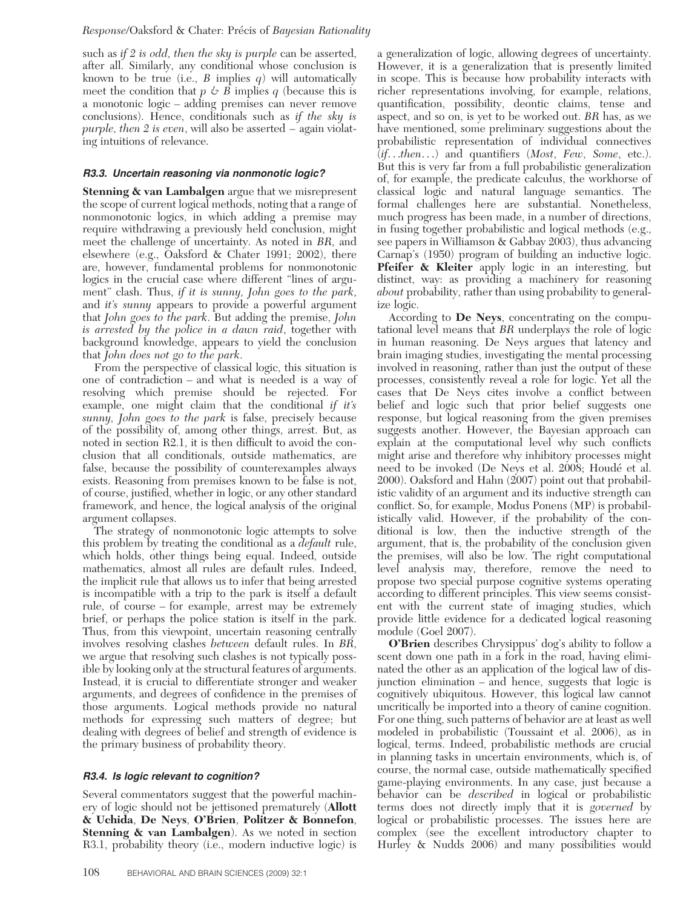such as *if 2 is odd, then the sky is purple* can be asserted, after all. Similarly, any conditional whose conclusion is known to be true (i.e., *B* implies *q*) will automatically meet the condition that *p & B* implies *q* (because this is a monotonic logic – adding premises can never remove conclusions). Hence, conditionals such as *if the sky is purple, then 2 is even*, will also be asserted – again violating intuitions of relevance.

### R3.3. Uncertain reasoning via nonmonotic logic?

**Stenning & van Lambalgen** argue that we misrepresent the scope of current logical methods, noting that a range of nonmonotonic logics, in which adding a premise may require withdrawing a previously held conclusion, might meet the challenge of uncertainty. As noted in *BR*, and elsewhere (e.g., Oaksford & Chater 1991; 2002), there are, however, fundamental problems for nonmonotonic logics in the crucial case where different "lines of argument" clash. Thus, *if it is sunny, John goes to the park*, and *it's sunny* appears to provide a powerful argument that *John goes to the park*. But adding the premise, *John is arrested by the police in a dawn raid*, together with background knowledge, appears to yield the conclusion that *John does not go to the park*.

From the perspective of classical logic, this situation is one of contradiction – and what is needed is a way of resolving which premise should be rejected. For example, one might claim that the conditional *if it's sunny, John goes to the park* is false, precisely because of the possibility of, among other things, arrest. But, as noted in section R2.1, it is then difficult to avoid the conclusion that all conditionals, outside mathematics, are false, because the possibility of counterexamples always exists. Reasoning from premises known to be false is not, of course, justified, whether in logic, or any other standard framework, and hence, the logical analysis of the original argument collapses.

The strategy of nonmonotonic logic attempts to solve this problem by treating the conditional as a *default* rule, which holds, other things being equal. Indeed, outside mathematics, almost all rules are default rules. Indeed, the implicit rule that allows us to infer that being arrested is incompatible with a trip to the park is itself a default rule, of course – for example, arrest may be extremely brief, or perhaps the police station is itself in the park. Thus, from this viewpoint, uncertain reasoning centrally involves resolving clashes *between* default rules. In *BR*, we argue that resolving such clashes is not typically possible by looking only at the structural features of arguments. Instead, it is crucial to differentiate stronger and weaker arguments, and degrees of confidence in the premises of those arguments. Logical methods provide no natural methods for expressing such matters of degree; but dealing with degrees of belief and strength of evidence is the primary business of probability theory.

### R3.4. Is logic relevant to cognition?

Several commentators suggest that the powerful machinery of logic should not be jettisoned prematurely (**Allott & Uchida**, **De Neys**, **O'Brien**, **Politzer & Bonnefon**, **Stenning & van Lambalgen**). As we noted in section R3.1, probability theory (i.e., modern inductive logic) is a generalization of logic, allowing degrees of uncertainty. However, it is a generalization that is presently limited in scope. This is because how probability interacts with richer representations involving, for example, relations, quantification, possibility, deontic claims, tense and aspect, and so on, is yet to be worked out. *BR* has, as we have mentioned, some preliminary suggestions about the probabilistic representation of individual connectives (*if...then...*) and quantifiers (*Most*, *Few*, *Some*, etc.). But this is very far from a full probabilistic generalization of, for example, the predicate calculus, the workhorse of classical logic and natural language semantics. The formal challenges here are substantial. Nonetheless, much progress has been made, in a number of directions, in fusing together probabilistic and logical methods (e.g., see papers in Williamson & Gabbay 2003), thus advancing Carnap's (1950) program of building an inductive logic. **Pfeifer & Kleiter** apply logic in an interesting, but distinct, way: as providing a machinery for reasoning *about* probability, rather than using probability to generalize logic.

According to **De Neys**, concentrating on the computational level means that *BR* underplays the role of logic in human reasoning. De Neys argues that latency and brain imaging studies, investigating the mental processing involved in reasoning, rather than just the output of these processes, consistently reveal a role for logic. Yet all the cases that De Neys cites involve a conflict between belief and logic such that prior belief suggests one response, but logical reasoning from the given premises suggests another. However, the Bayesian approach can explain at the computational level why such conflicts might arise and therefore why inhibitory processes might need to be invoked (De Neys et al. 2008; Houdé et al. 2000). Oaksford and Hahn (2007) point out that probabilistic validity of an argument and its inductive strength can conflict. So, for example, Modus Ponens (MP) is probabilistically valid. However, if the probability of the conditional is low, then the inductive strength of the argument, that is, the probability of the conclusion given the premises, will also be low. The right computational level analysis may, therefore, remove the need to propose two special purpose cognitive systems operating according to different principles. This view seems consistent with the current state of imaging studies, which provide little evidence for a dedicated logical reasoning module (Goel 2007).

**O'Brien** describes Chrysippus' dog's ability to follow a scent down one path in a fork in the road, having eliminated the other as an application of the logical law of disjunction elimination – and hence, suggests that logic is cognitively ubiquitous. However, this logical law cannot uncritically be imported into a theory of canine cognition. For one thing, such patterns of behavior are at least as well modeled in probabilistic (Toussaint et al. 2006), as in logical, terms. Indeed, probabilistic methods are crucial in planning tasks in uncertain environments, which is, of course, the normal case, outside mathematically specified game-playing environments. In any case, just because a behavior can be *described* in logical or probabilistic terms does not directly imply that it is *governed* by logical or probabilistic processes. The issues here are complex (see the excellent introductory chapter to Hurley & Nudds 2006) and many possibilities would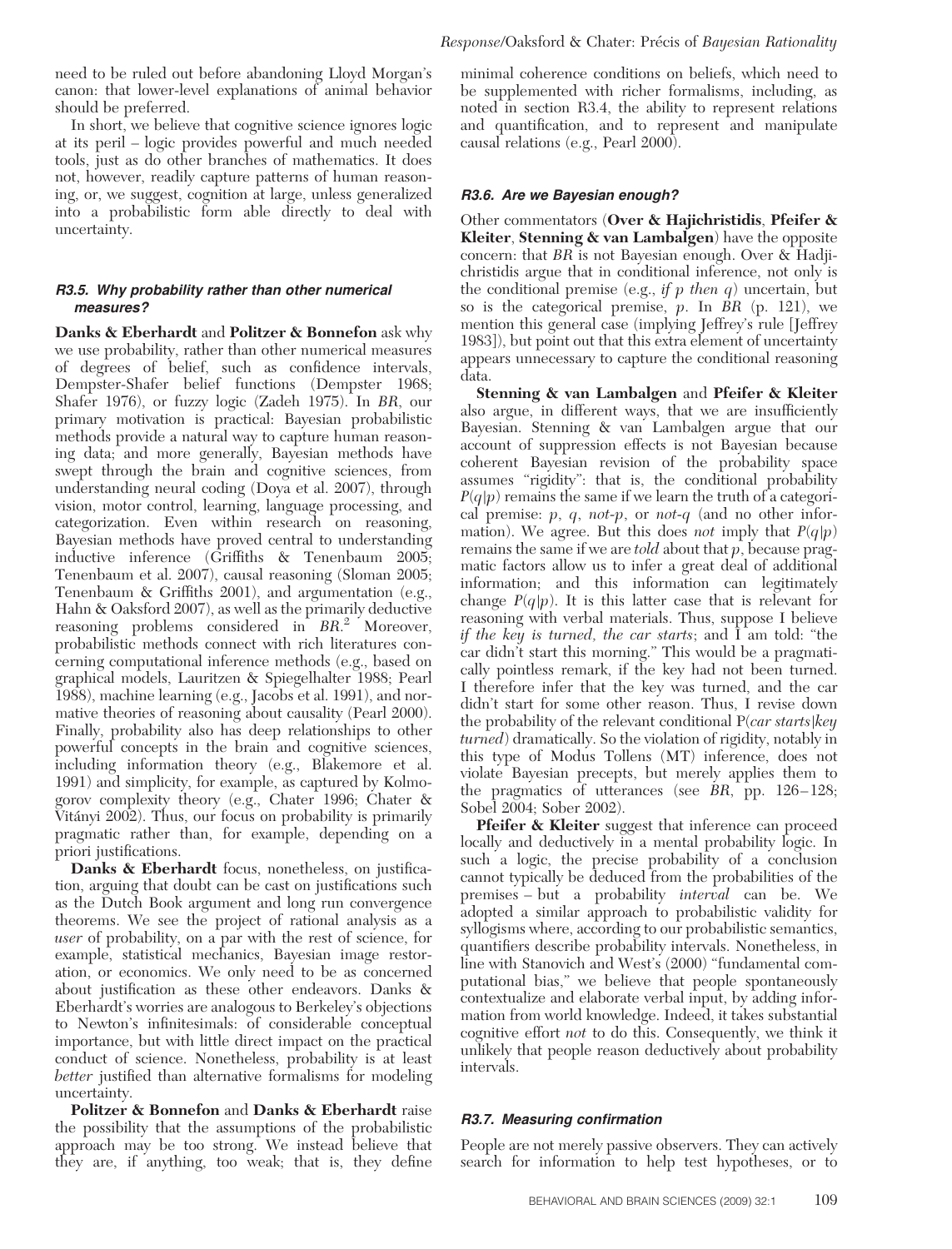need to be ruled out before abandoning Lloyd Morgan's canon: that lower-level explanations of animal behavior should be preferred.

In short, we believe that cognitive science ignores logic at its peril – logic provides powerful and much needed tools, just as do other branches of mathematics. It does not, however, readily capture patterns of human reasoning, or, we suggest, cognition at large, unless generalized into a probabilistic form able directly to deal with uncertainty.

### *R3.5. Why probability rather than other numerical measures?*

**Danks & Eberhardt** and **Politzer & Bonnefon** ask why we use probability, rather than other numerical measures of degrees of belief, such as confidence intervals, Dempster-Shafer belief functions (Dempster 1968; Shafer 1976), or fuzzy logic (Zadeh 1975). In *BR*, our primary motivation is practical: Bayesian probabilistic methods provide a natural way to capture human reasoning data; and more generally, Bayesian methods have swept through the brain and cognitive sciences, from understanding neural coding (Doya et al. 2007), through vision, motor control, learning, language processing, and categorization. Even within research on reasoning, Bayesian methods have proved central to understanding inductive inference (Griffiths & Tenenbaum 2005; Tenenbaum et al. 2007), causal reasoning (Sloman 2005; Tenenbaum & Griffiths 2001), and argumentation (e.g., Hahn & Oaksford 2007), as well as the primarily deductive reasoning problems considered in *BR*.[2] Moreover, probabilistic methods connect with rich literatures concerning computational inference methods (e.g., based on graphical models, Lauritzen & Spiegelhalter 1988; Pearl 1988), machine learning (e.g., Jacobs et al. 1991), and normative theories of reasoning about causality (Pearl 2000). Finally, probability also has deep relationships to other powerful concepts in the brain and cognitive sciences, including information theory (e.g., Blakemore et al. 1991) and simplicity, for example, as captured by Kolmogorov complexity theory (e.g., Chater 1996; Chater & Vitányi 2002). Thus, our focus on probability is primarily pragmatic rather than, for example, depending on a priori justifications.

**Danks & Eberhardt** focus, nonetheless, on justification, arguing that doubt can be cast on justifications such as the Dutch Book argument and long run convergence theorems. We see the project of rational analysis as a *user* of probability, on a par with the rest of science, for example, statistical mechanics, Bayesian image restoration, or economics. We only need to be as concerned about justification as these other endeavors. Danks & Eberhardt's worries are analogous to Berkeley's objections to Newton's infinitesimals: of considerable conceptual importance, but with little direct impact on the practical conduct of science. Nonetheless, probability is at least *better* justified than alternative formalisms for modeling uncertainty.

**Politzer & Bonnefon** and **Danks & Eberhardt** raise the possibility that the assumptions of the probabilistic approach may be too strong. We instead believe that they are, if anything, too weak; that is, they define minimal coherence conditions on beliefs, which need to be supplemented with richer formalisms, including, as noted in section R3.4, the ability to represent relations and quantification, and to represent and manipulate causal relations (e.g., Pearl 2000).

### *R3.6. Are we Bayesian enough?*

Other commentators (**Over & Hajichristidis**, **Pfeifer & Kleiter**, **Stenning & van Lambalgen**) have the opposite concern: that *BR* is not Bayesian enough. Over & Hadjichristidis argue that in conditional inference, not only is the conditional premise (e.g., *if p then q*) uncertain, but so is the categorical premise, *p*. In *BR* (p. 121), we mention this general case (implying Jeffrey's rule [Jeffrey 1983]), but point out that this extra element of uncertainty appears unnecessary to capture the conditional reasoning data.

**Stenning & van Lambalgen** and **Pfeifer & Kleiter** also argue, in different ways, that we are insufficiently Bayesian. Stenning & van Lambalgen argue that our account of suppression effects is not Bayesian because coherent Bayesian revision of the probability space assumes "rigidity": that is, the conditional probability $P(q|p)$ remains the same if we learn the truth of a categorical premise: *p*, *q*, *not-p*, or *not-q* (and no other information). We agree. But this does *not* imply that $P(q|p)$ remains the same if we are *told* about that *p*, because pragmatic factors allow us to infer a great deal of additional information; and this information can legitimately change $P(q|p)$. It is this latter case that is relevant for reasoning with verbal materials. Thus, suppose I believe *if the key is turned, the car starts*; and I am told: "the car didn't start this morning." This would be a pragmatically pointless remark, if the key had not been turned. I therefore infer that the key was turned, and the car didn't start for some other reason. Thus, I revise down the probability of the relevant conditional P(*car starts*|*key turned*) dramatically. So the violation of rigidity, notably in this type of Modus Tollens (MT) inference, does not violate Bayesian precepts, but merely applies them to the pragmatics of utterances (see *BR*, pp. 126–128; Sobel 2004; Sober 2002).

**Pfeifer & Kleiter** suggest that inference can proceed locally and deductively in a mental probability logic. In such a logic, the precise probability of a conclusion cannot typically be deduced from the probabilities of the premises – but a probability *interval* can be. We adopted a similar approach to probabilistic validity for syllogisms where, according to our probabilistic semantics, quantifiers describe probability intervals. Nonetheless, in line with Stanovich and West's (2000) "fundamental computational bias," we believe that people spontaneously contextualize and elaborate verbal input, by adding information from world knowledge. Indeed, it takes substantial cognitive effort *not* to do this. Consequently, we think it unlikely that people reason deductively about probability intervals.

### *R3.7. Measuring confirmation*

People are not merely passive observers. They can actively search for information to help test hypotheses, or to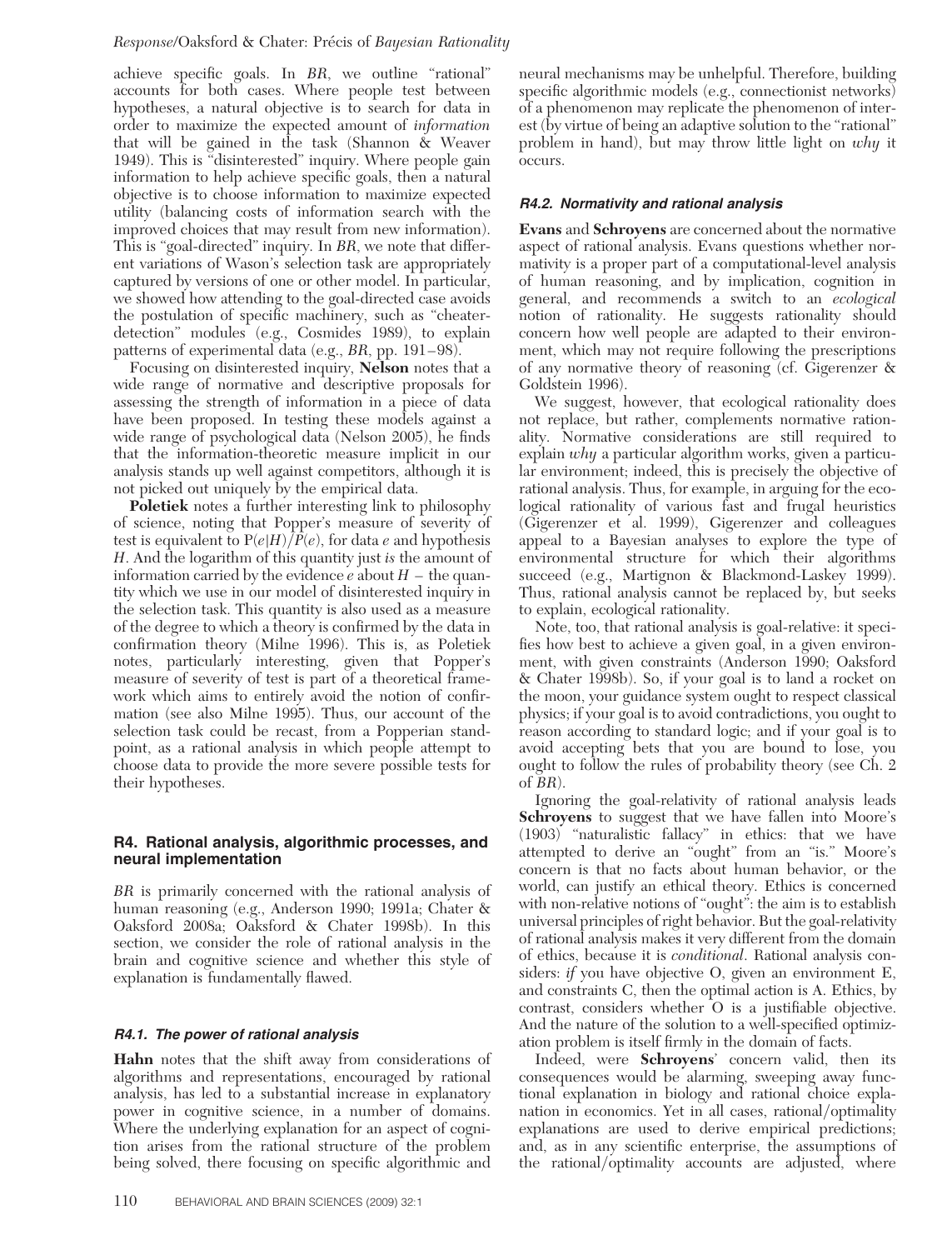achieve specific goals. In *BR*, we outline "rational" accounts for both cases. Where people test between hypotheses, a natural objective is to search for data in order to maximize the expected amount of *information* that will be gained in the task (Shannon & Weaver 1949). This is "disinterested" inquiry. Where people gain information to help achieve specific goals, then a natural objective is to choose information to maximize expected utility (balancing costs of information search with the improved choices that may result from new information). This is "goal-directed" inquiry. In *BR*, we note that different variations of Wason's selection task are appropriately captured by versions of one or other model. In particular, we showed how attending to the goal-directed case avoids the postulation of specific machinery, such as "cheater-detection" modules (e.g., Cosmides 1989), to explain patterns of experimental data (e.g., *BR*, pp. 191–98).

Focusing on disinterested inquiry, **Nelson** notes that a wide range of normative and descriptive proposals for assessing the strength of information in a piece of data have been proposed. In testing these models against a wide range of psychological data (Nelson 2005), he finds that the information-theoretic measure implicit in our analysis stands up well against competitors, although it is not picked out uniquely by the empirical data.

**Poletiek** notes a further interesting link to philosophy of science, noting that Popper's measure of severity of test is equivalent to $P(e|H)/P(e)$, for data $e$ and hypothesis $H$. And the logarithm of this quantity just *is* the amount of information carried by the evidence $e$ about $H$ – the quantity which we use in our model of disinterested inquiry in the selection task. This quantity is also used as a measure of the degree to which a theory is confirmed by the data in confirmation theory (Milne 1996). This is, as Poletiek notes, particularly interesting, given that Popper's measure of severity of test is part of a theoretical framework which aims to entirely avoid the notion of confirmation (see also Milne 1995). Thus, our account of the selection task could be recast, from a Popperian standpoint, as a rational analysis in which people attempt to choose data to provide the more severe possible tests for their hypotheses.

## R4. Rational analysis, algorithmic processes, and neural implementation

*BR* is primarily concerned with the rational analysis of human reasoning (e.g., Anderson 1990; 1991a; Chater & Oaksford 2008a; Oaksford & Chater 1998b). In this section, we consider the role of rational analysis in the brain and cognitive science and whether this style of explanation is fundamentally flawed.

### R4.1. The power of rational analysis

**Hahn** notes that the shift away from considerations of algorithms and representations, encouraged by rational analysis, has led to a substantial increase in explanatory power in cognitive science, in a number of domains. Where the underlying explanation for an aspect of cognition arises from the rational structure of the problem being solved, there focusing on specific algorithmic and neural mechanisms may be unhelpful. Therefore, building specific algorithmic models (e.g., connectionist networks) of a phenomenon may replicate the phenomenon of interest (by virtue of being an adaptive solution to the "rational" problem in hand), but may throw little light on *why* it occurs.

### R4.2. Normativity and rational analysis

**Evans** and **Schroyens** are concerned about the normative aspect of rational analysis. Evans questions whether normativity is a proper part of a computational-level analysis of human reasoning, and by implication, cognition in general, and recommends a switch to an *ecological* notion of rationality. He suggests rationality should concern how well people are adapted to their environment, which may not require following the prescriptions of any normative theory of reasoning (cf. Gigerenzer & Goldstein 1996).

We suggest, however, that ecological rationality does not replace, but rather, complements normative rationality. Normative considerations are still required to explain *why* a particular algorithm works, given a particular environment; indeed, this is precisely the objective of rational analysis. Thus, for example, in arguing for the ecological rationality of various fast and frugal heuristics (Gigerenzer et al. 1999), Gigerenzer and colleagues appeal to a Bayesian analyses to explore the type of environmental structure for which their algorithms succeed (e.g., Martignon & Blackmond-Laskey 1999). Thus, rational analysis cannot be replaced by, but seeks to explain, ecological rationality.

Note, too, that rational analysis is goal-relative: it specifies how best to achieve a given goal, in a given environment, with given constraints (Anderson 1990; Oaksford & Chater 1998b). So, if your goal is to land a rocket on the moon, your guidance system ought to respect classical physics; if your goal is to avoid contradictions, you ought to reason according to standard logic; and if your goal is to avoid accepting bets that you are bound to lose, you ought to follow the rules of probability theory (see Ch. 2 of *BR*).

Ignoring the goal-relativity of rational analysis leads **Schroyens** to suggest that we have fallen into Moore's (1903) "naturalistic fallacy" in ethics: that we have attempted to derive an "ought" from an "is." Moore's concern is that no facts about human behavior, or the world, can justify an ethical theory. Ethics is concerned with non-relative notions of "ought": the aim is to establish universal principles of right behavior. But the goal-relativity of rational analysis makes it very different from the domain of ethics, because it is *conditional*. Rational analysis considers: *if* you have objective O, given an environment E, and constraints C, then the optimal action is A. Ethics, by contrast, considers whether O is a justifiable objective. And the nature of the solution to a well-specified optimization problem is itself firmly in the domain of facts.

Indeed, were **Schroyens**' concern valid, then its consequences would be alarming, sweeping away functional explanation in biology and rational choice explanation in economics. Yet in all cases, rational/optimality explanations are used to derive empirical predictions; and, as in any scientific enterprise, the assumptions of the rational/optimality accounts are adjusted, where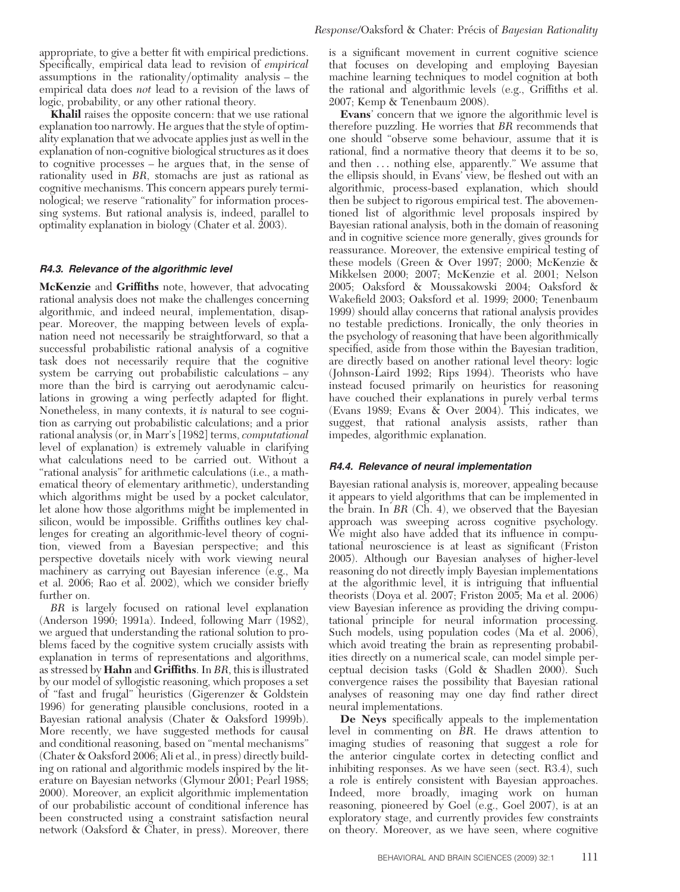appropriate, to give a better fit with empirical predictions. Specifically, empirical data lead to revision of *empirical* assumptions in the rationality/optimality analysis – the empirical data does *not* lead to a revision of the laws of logic, probability, or any other rational theory.

**Khalil** raises the opposite concern: that we use rational explanation too narrowly. He argues that the style of optimality explanation that we advocate applies just as well in the explanation of non-cognitive biological structures as it does to cognitive processes – he argues that, in the sense of rationality used in *BR*, stomachs are just as rational as cognitive mechanisms. This concern appears purely terminological; we reserve "rationality" for information processing systems. But rational analysis is, indeed, parallel to optimality explanation in biology (Chater et al. 2003).

### *R4.3. Relevance of the algorithmic level*

**McKenzie** and **Griffiths** note, however, that advocating rational analysis does not make the challenges concerning algorithmic, and indeed neural, implementation, disappear. Moreover, the mapping between levels of explanation need not necessarily be straightforward, so that a successful probabilistic rational analysis of a cognitive task does not necessarily require that the cognitive system be carrying out probabilistic calculations – any more than the bird is carrying out aerodynamic calculations in growing a wing perfectly adapted for flight. Nonetheless, in many contexts, it *is* natural to see cognition as carrying out probabilistic calculations; and a prior rational analysis (or, in Marr's [1982] terms, *computational* level of explanation) is extremely valuable in clarifying what calculations need to be carried out. Without a "rational analysis" for arithmetic calculations (i.e., a mathematical theory of elementary arithmetic), understanding which algorithms might be used by a pocket calculator, let alone how those algorithms might be implemented in silicon, would be impossible. Griffiths outlines key challenges for creating an algorithmic-level theory of cognition, viewed from a Bayesian perspective; and this perspective dovetails nicely with work viewing neural machinery as carrying out Bayesian inference (e.g., Ma et al. 2006; Rao et al. 2002), which we consider briefly further on.

*BR* is largely focused on rational level explanation (Anderson 1990; 1991a). Indeed, following Marr (1982), we argued that understanding the rational solution to problems faced by the cognitive system crucially assists with explanation in terms of representations and algorithms, as stressed by **Hahn** and **Griffiths**. In *BR*, this is illustrated by our model of syllogistic reasoning, which proposes a set of "fast and frugal" heuristics (Gigerenzer & Goldstein 1996) for generating plausible conclusions, rooted in a Bayesian rational analysis (Chater & Oaksford 1999b). More recently, we have suggested methods for causal and conditional reasoning, based on "mental mechanisms" (Chater & Oaksford 2006; Ali et al., in press) directly building on rational and algorithmic models inspired by the literature on Bayesian networks (Glymour 2001; Pearl 1988; 2000). Moreover, an explicit algorithmic implementation of our probabilistic account of conditional inference has been constructed using a constraint satisfaction neural network (Oaksford & Chater, in press). Moreover, there is a significant movement in current cognitive science that focuses on developing and employing Bayesian machine learning techniques to model cognition at both the rational and algorithmic levels (e.g., Griffiths et al. 2007; Kemp & Tenenbaum 2008).

**Evans**' concern that we ignore the algorithmic level is therefore puzzling. He worries that *BR* recommends that one should "observe some behaviour, assume that it is rational, find a normative theory that deems it to be so, and then ... nothing else, apparently." We assume that the ellipsis should, in Evans' view, be fleshed out with an algorithmic, process-based explanation, which should then be subject to rigorous empirical test. The abovementioned list of algorithmic level proposals inspired by Bayesian rational analysis, both in the domain of reasoning and in cognitive science more generally, gives grounds for reassurance. Moreover, the extensive empirical testing of these models (Green & Over 1997; 2000; McKenzie & Mikkelsen 2000; 2007; McKenzie et al. 2001; Nelson 2005; Oaksford & Moussakowski 2004; Oaksford & Wakefield 2003; Oaksford et al. 1999; 2000; Tenenbaum 1999) should allay concerns that rational analysis provides no testable predictions. Ironically, the only theories in the psychology of reasoning that have been algorithmically specified, aside from those within the Bayesian tradition, are directly based on another rational level theory: logic (Johnson-Laird 1992; Rips 1994). Theorists who have instead focused primarily on heuristics for reasoning have couched their explanations in purely verbal terms (Evans 1989; Evans & Over 2004). This indicates, we suggest, that rational analysis assists, rather than impedes, algorithmic explanation.

### *R4.4. Relevance of neural implementation*

Bayesian rational analysis is, moreover, appealing because it appears to yield algorithms that can be implemented in the brain. In *BR* (Ch. 4), we observed that the Bayesian approach was sweeping across cognitive psychology. We might also have added that its influence in computational neuroscience is at least as significant (Friston 2005). Although our Bayesian analyses of higher-level reasoning do not directly imply Bayesian implementations at the algorithmic level, it is intriguing that influential theorists (Doya et al. 2007; Friston 2005; Ma et al. 2006) view Bayesian inference as providing the driving computational principle for neural information processing. Such models, using population codes (Ma et al. 2006), which avoid treating the brain as representing probabilities directly on a numerical scale, can model simple perceptual decision tasks (Gold & Shadlen 2000). Such convergence raises the possibility that Bayesian rational analyses of reasoning may one day find rather direct neural implementations.

**De Neys** specifically appeals to the implementation level in commenting on *BR*. He draws attention to imaging studies of reasoning that suggest a role for the anterior cingulate cortex in detecting conflict and inhibiting responses. As we have seen (sect. R3.4), such a role is entirely consistent with Bayesian approaches. Indeed, more broadly, imaging work on human reasoning, pioneered by Goel (e.g., Goel 2007), is at an exploratory stage, and currently provides few constraints on theory. Moreover, as we have seen, where cognitive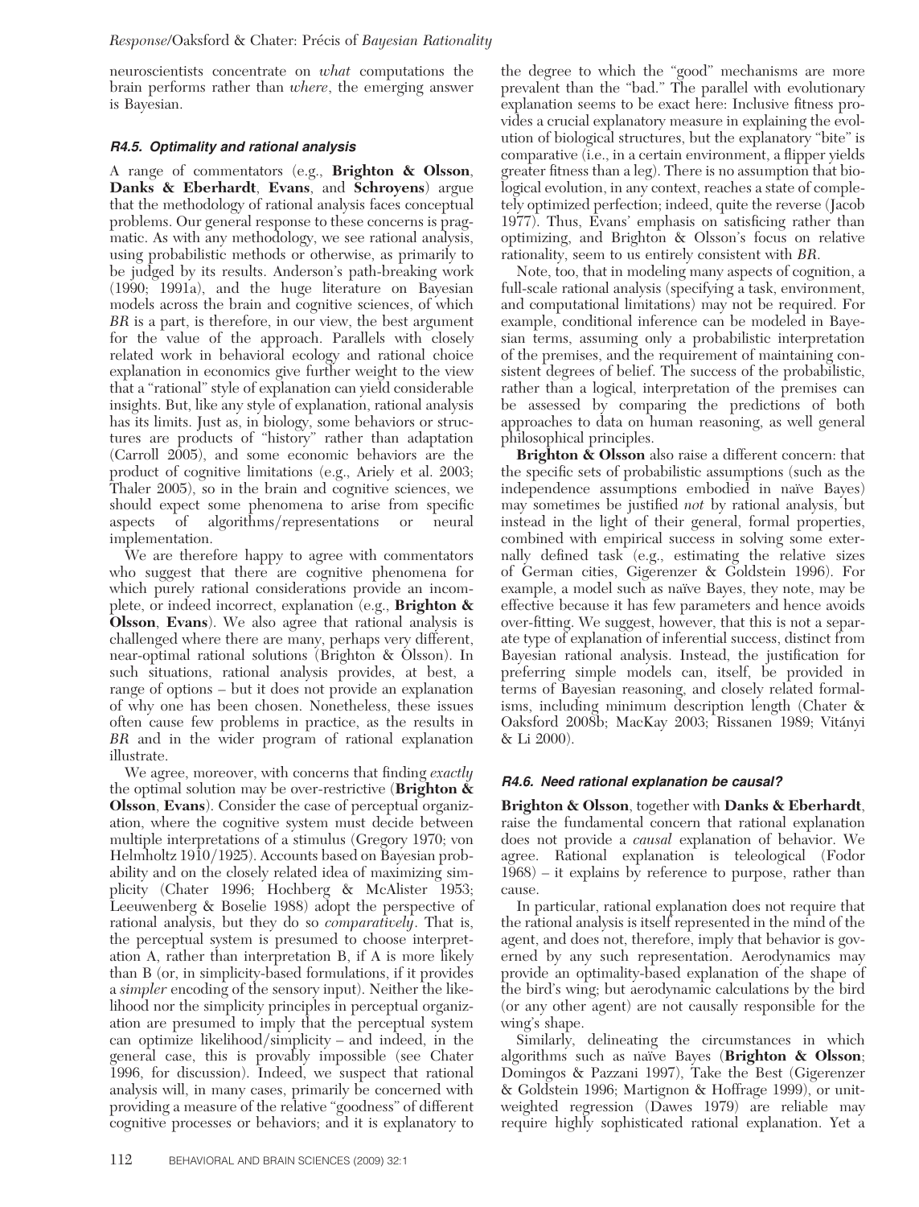neuroscientists concentrate on *what* computations the brain performs rather than *where*, the emerging answer is Bayesian.

#### *R4.5. Optimality and rational analysis*

A range of commentators (e.g., **Brighton & Olsson**, **Danks & Eberhardt**, **Evans**, and **Schroyens**) argue that the methodology of rational analysis faces conceptual problems. Our general response to these concerns is pragmatic. As with any methodology, we see rational analysis, using probabilistic methods or otherwise, as primarily to be judged by its results. Anderson's path-breaking work (1990; 1991a), and the huge literature on Bayesian models across the brain and cognitive sciences, of which *BR* is a part, is therefore, in our view, the best argument for the value of the approach. Parallels with closely related work in behavioral ecology and rational choice explanation in economics give further weight to the view that a "rational" style of explanation can yield considerable insights. But, like any style of explanation, rational analysis has its limits. Just as, in biology, some behaviors or structures are products of "history" rather than adaptation (Carroll 2005), and some economic behaviors are the product of cognitive limitations (e.g., Ariely et al. 2003; Thaler 2005), so in the brain and cognitive sciences, we should expect some phenomena to arise from specific aspects of algorithms/representations or neural implementation.

We are therefore happy to agree with commentators who suggest that there are cognitive phenomena for which purely rational considerations provide an incomplete, or indeed incorrect, explanation (e.g., **Brighton & Olsson**, **Evans**). We also agree that rational analysis is challenged where there are many, perhaps very different, near-optimal rational solutions (Brighton & Olsson). In such situations, rational analysis provides, at best, a range of options – but it does not provide an explanation of why one has been chosen. Nonetheless, these issues often cause few problems in practice, as the results in *BR* and in the wider program of rational explanation illustrate.

We agree, moreover, with concerns that finding *exactly* the optimal solution may be over-restrictive (**Brighton & Olsson**, **Evans**). Consider the case of perceptual organization, where the cognitive system must decide between multiple interpretations of a stimulus (Gregory 1970; von Helmholtz 1910/1925). Accounts based on Bayesian probability and on the closely related idea of maximizing simplicity (Chater 1996; Hochberg & McAlister 1953; Leeuwenberg & Boselie 1988) adopt the perspective of rational analysis, but they do so *comparatively*. That is, the perceptual system is presumed to choose interpretation A, rather than interpretation B, if A is more likely than B (or, in simplicity-based formulations, if it provides a *simpler* encoding of the sensory input). Neither the likelihood nor the simplicity principles in perceptual organization are presumed to imply that the perceptual system can optimize likelihood/simplicity – and indeed, in the general case, this is provably impossible (see Chater 1996, for discussion). Indeed, we suspect that rational analysis will, in many cases, primarily be concerned with providing a measure of the relative "goodness" of different cognitive processes or behaviors; and it is explanatory to the degree to which the "good" mechanisms are more prevalent than the "bad." The parallel with evolutionary explanation seems to be exact here: Inclusive fitness provides a crucial explanatory measure in explaining the evolution of biological structures, but the explanatory "bite" is comparative (i.e., in a certain environment, a flipper yields greater fitness than a leg). There is no assumption that biological evolution, in any context, reaches a state of completely optimized perfection; indeed, quite the reverse (Jacob 1977). Thus, Evans' emphasis on satisficing rather than optimizing, and Brighton & Olsson's focus on relative rationality, seem to us entirely consistent with *BR*.

Note, too, that in modeling many aspects of cognition, a full-scale rational analysis (specifying a task, environment, and computational limitations) may not be required. For example, conditional inference can be modeled in Bayesian terms, assuming only a probabilistic interpretation of the premises, and the requirement of maintaining consistent degrees of belief. The success of the probabilistic, rather than a logical, interpretation of the premises can be assessed by comparing the predictions of both approaches to data on human reasoning, as well general philosophical principles.

**Brighton & Olsson** also raise a different concern: that the specific sets of probabilistic assumptions (such as the independence assumptions embodied in naïve Bayes) may sometimes be justified *not* by rational analysis, but instead in the light of their general, formal properties, combined with empirical success in solving some externally defined task (e.g., estimating the relative sizes of German cities, Gigerenzer & Goldstein 1996). For example, a model such as naïve Bayes, they note, may be effective because it has few parameters and hence avoids over-fitting. We suggest, however, that this is not a separate type of explanation of inferential success, distinct from Bayesian rational analysis. Instead, the justification for preferring simple models can, itself, be provided in terms of Bayesian reasoning, and closely related formalisms, including minimum description length (Chater & Oaksford 2008b; MacKay 2003; Rissanen 1989; Vitányi & Li 2000).

#### *R4.6. Need rational explanation be causal?*

**Brighton & Olsson**, together with **Danks & Eberhardt**, raise the fundamental concern that rational explanation does not provide a *causal* explanation of behavior. We agree. Rational explanation is teleological (Fodor 1968) – it explains by reference to purpose, rather than cause.

In particular, rational explanation does not require that the rational analysis is itself represented in the mind of the agent, and does not, therefore, imply that behavior is governed by any such representation. Aerodynamics may provide an optimality-based explanation of the shape of the bird's wing; but aerodynamic calculations by the bird (or any other agent) are not causally responsible for the wing's shape.

Similarly, delineating the circumstances in which algorithms such as naïve Bayes (**Brighton & Olsson**; Domingos & Pazzani 1997), Take the Best (Gigerenzer & Goldstein 1996; Martignon & Hoffrage 1999), or unit-weighted regression (Dawes 1979) are reliable may require highly sophisticated rational explanation. Yet a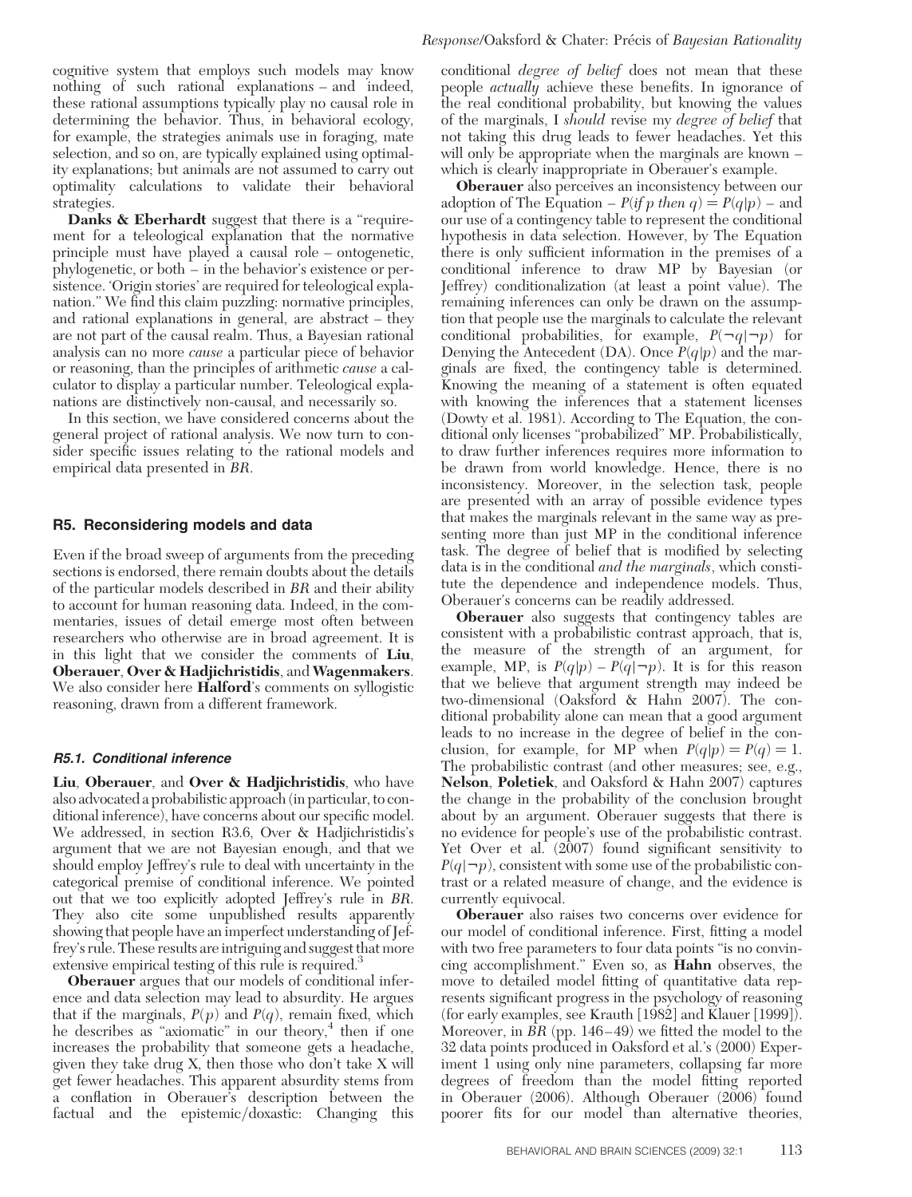cognitive system that employs such models may know nothing of such rational explanations – and indeed, these rational assumptions typically play no causal role in determining the behavior. Thus, in behavioral ecology, for example, the strategies animals use in foraging, mate selection, and so on, are typically explained using optimality explanations; but animals are not assumed to carry out optimality calculations to validate their behavioral strategies.

**Danks & Eberhardt** suggest that there is a "requirement for a teleological explanation that the normative principle must have played a causal role – ontogenetic, phylogenetic, or both – in the behavior's existence or persistence. 'Origin stories' are required for teleological explanation." We find this claim puzzling: normative principles, and rational explanations in general, are abstract – they are not part of the causal realm. Thus, a Bayesian rational analysis can no more *cause* a particular piece of behavior or reasoning, than the principles of arithmetic *cause* a calculator to display a particular number. Teleological explanations are distinctively non-causal, and necessarily so.

In this section, we have considered concerns about the general project of rational analysis. We now turn to consider specific issues relating to the rational models and empirical data presented in *BR*.

## R5. Reconsidering models and data

Even if the broad sweep of arguments from the preceding sections is endorsed, there remain doubts about the details of the particular models described in *BR* and their ability to account for human reasoning data. Indeed, in the commentaries, issues of detail emerge most often between researchers who otherwise are in broad agreement. It is in this light that we consider the comments of **Liu**, **Oberauer**, **Over & Hadjichristidis**, and **Wagenmakers**. We also consider here **Halford**'s comments on syllogistic reasoning, drawn from a different framework.

### R5.1. Conditional inference

**Liu**, **Oberauer**, and **Over & Hadjichristidis**, who have also advocated a probabilistic approach (in particular, to conditional inference), have concerns about our specific model. We addressed, in section R3.6, Over & Hadjichristidis's argument that we are not Bayesian enough, and that we should employ Jeffrey's rule to deal with uncertainty in the categorical premise of conditional inference. We pointed out that we too explicitly adopted Jeffrey's rule in *BR*. They also cite some unpublished results apparently showing that people have an imperfect understanding of Jeffrey's rule. These results are intriguing and suggest that more extensive empirical testing of this rule is required.[3]

**Oberauer** argues that our models of conditional inference and data selection may lead to absurdity. He argues that if the marginals, $P(p)$ and $P(q)$, remain fixed, which he describes as "axiomatic" in our theory,[4] then if one increases the probability that someone gets a headache, given they take drug X, then those who don't take X will get fewer headaches. This apparent absurdity stems from a conflation in Oberauer's description between the factual and the epistemic/doxastic: Changing this conditional *degree of belief* does not mean that these people *actually* achieve these benefits. In ignorance of the real conditional probability, but knowing the values of the marginals, I *should* revise my *degree of belief* that not taking this drug leads to fewer headaches. Yet this will only be appropriate when the marginals are known – which is clearly inappropriate in Oberauer's example.

**Oberauer** also perceives an inconsistency between our adoption of The Equation – $P(\textit{if } p \textit{ then } q) = P(q|p)$ – and our use of a contingency table to represent the conditional hypothesis in data selection. However, by The Equation there is only sufficient information in the premises of a conditional inference to draw MP by Bayesian (or Jeffrey) conditionalization (at least a point value). The remaining inferences can only be drawn on the assumption that people use the marginals to calculate the relevant conditional probabilities, for example, $P(\neg q|\neg p)$ for Denying the Antecedent (DA). Once $P(q|p)$ and the marginals are fixed, the contingency table is determined. Knowing the meaning of a statement is often equated with knowing the inferences that a statement licenses (Dowty et al. 1981). According to The Equation, the conditional only licenses "probabilized" MP. Probabilistically, to draw further inferences requires more information to be drawn from world knowledge. Hence, there is no inconsistency. Moreover, in the selection task, people are presented with an array of possible evidence types that makes the marginals relevant in the same way as presenting more than just MP in the conditional inference task. The degree of belief that is modified by selecting data is in the conditional *and the marginals*, which constitute the dependence and independence models. Thus, Oberauer's concerns can be readily addressed.

**Oberauer** also suggests that contingency tables are consistent with a probabilistic contrast approach, that is, the measure of the strength of an argument, for example, MP, is $P(q|p) - P(q|\neg p)$. It is for this reason that we believe that argument strength may indeed be two-dimensional (Oaksford & Hahn 2007). The conditional probability alone can mean that a good argument leads to no increase in the degree of belief in the conclusion, for example, for MP when $P(q|p) = P(q) = 1$. The probabilistic contrast (and other measures; see, e.g., **Nelson**, **Poletiek**, and Oaksford & Hahn 2007) captures the change in the probability of the conclusion brought about by an argument. Oberauer suggests that there is no evidence for people's use of the probabilistic contrast. Yet Over et al. (2007) found significant sensitivity to $P(q|\neg p)$, consistent with some use of the probabilistic contrast or a related measure of change, and the evidence is currently equivocal.

**Oberauer** also raises two concerns over evidence for our model of conditional inference. First, fitting a model with two free parameters to four data points "is no convincing accomplishment." Even so, as **Hahn** observes, the move to detailed model fitting of quantitative data represents significant progress in the psychology of reasoning (for early examples, see Krauth [1982] and Klauer [1999]). Moreover, in *BR* (pp. 146–49) we fitted the model to the 32 data points produced in Oaksford et al.'s (2000) Experiment 1 using only nine parameters, collapsing far more degrees of freedom than the model fitting reported in Oberauer (2006). Although Oberauer (2006) found poorer fits for our model than alternative theories,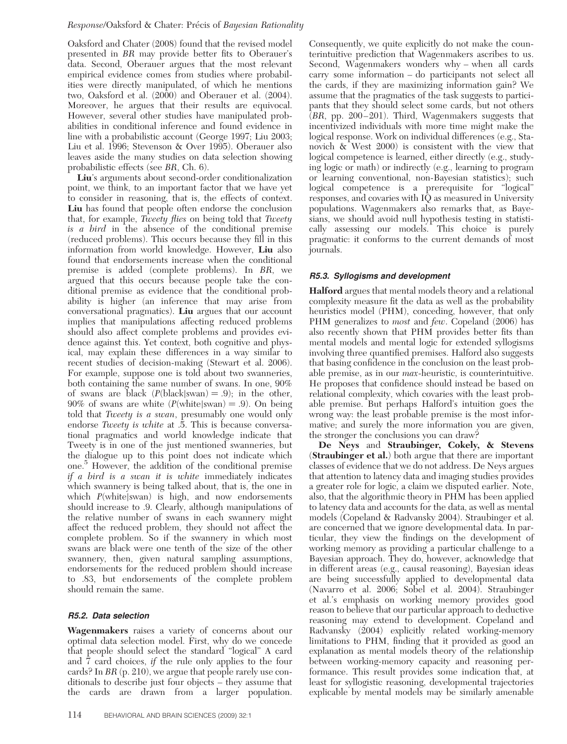Oaksford and Chater (2008) found that the revised model presented in *BR* may provide better fits to Oberauer's data. Second, Oberauer argues that the most relevant empirical evidence comes from studies where probabilities were directly manipulated, of which he mentions two, Oaksford et al. (2000) and Oberauer et al. (2004). Moreover, he argues that their results are equivocal. However, several other studies have manipulated probabilities in conditional inference and found evidence in line with a probabilistic account (George 1997; Liu 2003; Liu et al. 1996; Stevenson & Over 1995). Oberauer also leaves aside the many studies on data selection showing probabilistic effects (see *BR*, Ch. 6).

**Liu**'s arguments about second-order conditionalization point, we think, to an important factor that we have yet to consider in reasoning, that is, the effects of context. **Liu** has found that people often endorse the conclusion that, for example, *Tweety flies* on being told that *Tweety is a bird* in the absence of the conditional premise (reduced problems). This occurs because they fill in this information from world knowledge. However, **Liu** also found that endorsements increase when the conditional premise is added (complete problems). In *BR*, we argued that this occurs because people take the conditional premise as evidence that the conditional probability is higher (an inference that may arise from conversational pragmatics). **Liu** argues that our account implies that manipulations affecting reduced problems should also affect complete problems and provides evidence against this. Yet context, both cognitive and physical, may explain these differences in a way similar to recent studies of decision-making (Stewart et al. 2006). For example, suppose one is told about two swanneries, both containing the same number of swans. In one, 90% of swans are black ($P(\text{black}|\text{swan}) = .9$); in the other, 90% of swans are white ($P(\text{white}|\text{swan}) = .9$). On being told that *Tweety is a swan*, presumably one would only endorse *Tweety is white* at .5. This is because conversational pragmatics and world knowledge indicate that Tweety is in one of the just mentioned swanneries, but the dialogue up to this point does not indicate which one.[5] However, the addition of the conditional premise *if a bird is a swan it is white* immediately indicates which swannery is being talked about, that is, the one in which $P(\text{white}|\text{swan})$ is high, and now endorsements should increase to .9. Clearly, although manipulations of the relative number of swans in each swannery might affect the reduced problem, they should not affect the complete problem. So if the swannery in which most swans are black were one tenth of the size of the other swannery, then, given natural sampling assumptions, endorsements for the reduced problem should increase to .83, but endorsements of the complete problem should remain the same.

### *R5.2. Data selection*

**Wagenmakers** raises a variety of concerns about our optimal data selection model. First, why do we concede that people should select the standard "logical" A card and 7 card choices, *if* the rule only applies to the four cards? In *BR* (p. 210), we argue that people rarely use conditionals to describe just four objects – they assume that the cards are drawn from a larger population. Consequently, we quite explicitly do not make the counterintuitive prediction that Wagenmakers ascribes to us. Second, Wagenmakers wonders why – when all cards carry some information – do participants not select all the cards, if they are maximizing information gain? We assume that the pragmatics of the task suggests to participants that they should select some cards, but not others (*BR*, pp. 200–201). Third, Wagenmakers suggests that incentivized individuals with more time might make the logical response. Work on individual differences (e.g., Stanovich & West 2000) is consistent with the view that logical competence is learned, either directly (e.g., studying logic or math) or indirectly (e.g., learning to program or learning conventional, non-Bayesian statistics); such logical competence is a prerequisite for "logical" responses, and covaries with IQ as measured in University populations. Wagenmakers also remarks that, as Bayesians, we should avoid null hypothesis testing in statistically assessing our models. This choice is purely pragmatic: it conforms to the current demands of most journals.

### *R5.3. Syllogisms and development*

**Halford** argues that mental models theory and a relational complexity measure fit the data as well as the probability heuristics model (PHM), conceding, however, that only PHM generalizes to *most* and *few*. Copeland (2006) has also recently shown that PHM provides better fits than mental models and mental logic for extended syllogisms involving three quantified premises. Halford also suggests that basing confidence in the conclusion on the least probable premise, as in our *max*-heuristic, is counterintuitive. He proposes that confidence should instead be based on relational complexity, which covaries with the least probable premise. But perhaps Halford's intuition goes the wrong way: the least probable premise is the most informative; and surely the more information you are given, the stronger the conclusions you can draw?

**De Neys** and **Straubinger, Cokely, & Stevens** (**Straubinger et al.**) both argue that there are important classes of evidence that we do not address. De Neys argues that attention to latency data and imaging studies provides a greater role for logic, a claim we disputed earlier. Note, also, that the algorithmic theory in PHM has been applied to latency data and accounts for the data, as well as mental models (Copeland & Radvansky 2004). Straubinger et al. are concerned that we ignore developmental data. In particular, they view the findings on the development of working memory as providing a particular challenge to a Bayesian approach. They do, however, acknowledge that in different areas (e.g., causal reasoning), Bayesian ideas are being successfully applied to developmental data (Navarro et al. 2006; Sobel et al. 2004). Straubinger et al.'s emphasis on working memory provides good reason to believe that our particular approach to deductive reasoning may extend to development. Copeland and Radvansky (2004) explicitly related working-memory limitations to PHM, finding that it provided as good an explanation as mental models theory of the relationship between working-memory capacity and reasoning performance. This result provides some indication that, at least for syllogistic reasoning, developmental trajectories explicable by mental models may be similarly amenable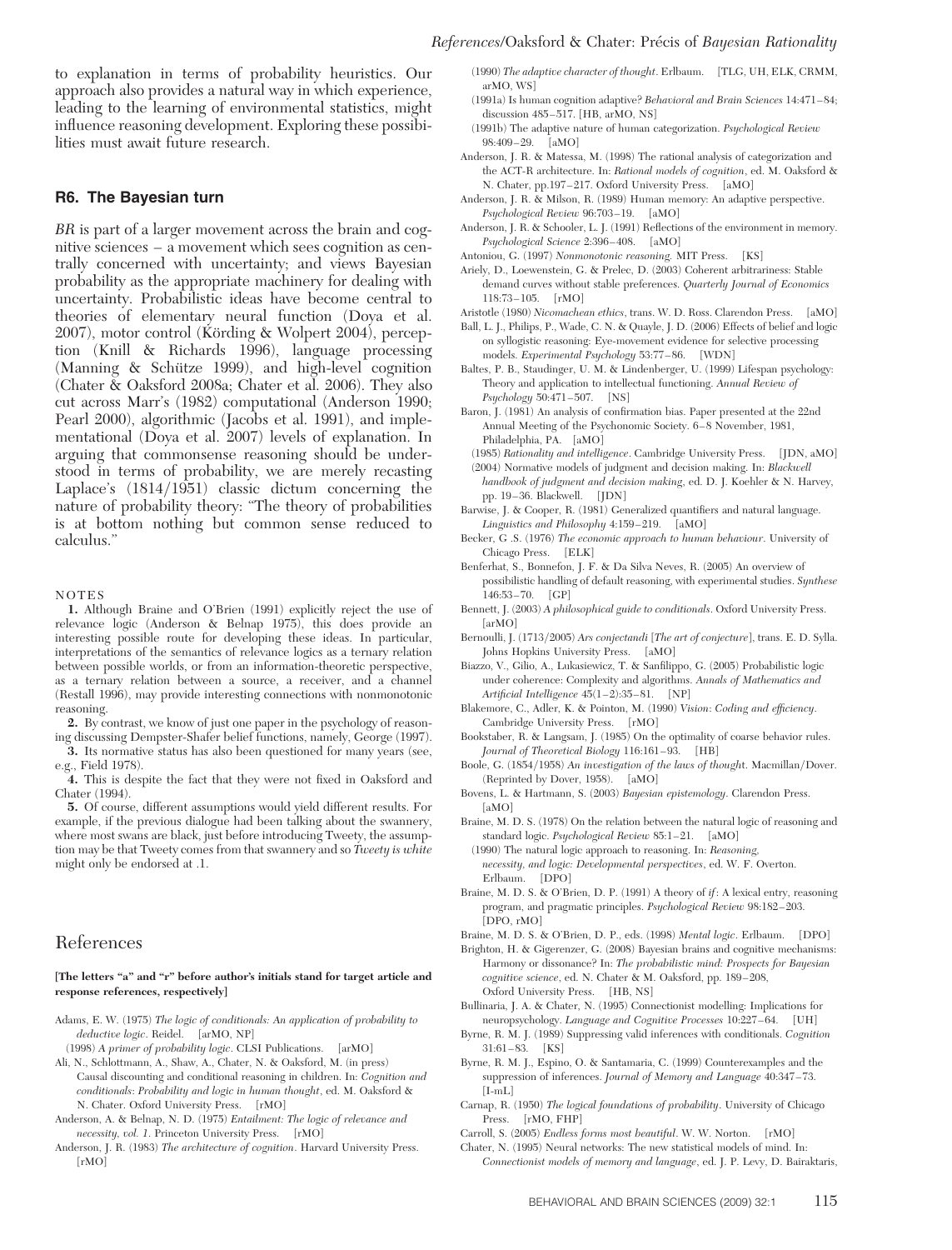to explanation in terms of probability heuristics. Our approach also provides a natural way in which experience, leading to the learning of environmental statistics, might influence reasoning development. Exploring these possibilities must await future research.

## R6. The Bayesian turn

*BR* is part of a larger movement across the brain and cognitive sciences – a movement which sees cognition as centrally concerned with uncertainty; and views Bayesian probability as the appropriate machinery for dealing with uncertainty. Probabilistic ideas have become central to theories of elementary neural function (Doya et al. 2007), motor control (Körding & Wolpert 2004), perception (Knill & Richards 1996), language processing (Manning & Schütze 1999), and high-level cognition (Chater & Oaksford 2008a; Chater et al. 2006). They also cut across Marr's (1982) computational (Anderson 1990; Pearl 2000), algorithmic (Jacobs et al. 1991), and implementational (Doya et al. 2007) levels of explanation. In arguing that commonsense reasoning should be understood in terms of probability, we are merely recasting Laplace's (1814/1951) classic dictum concerning the nature of probability theory: "The theory of probabilities is at bottom nothing but common sense reduced to calculus."

NOTES

**1.** Although Braine and O'Brien (1991) explicitly reject the use of relevance logic (Anderson & Belnap 1975), this does provide an interesting possible route for developing these ideas. In particular, interpretations of the semantics of relevance logics as a ternary relation between possible worlds, or from an information-theoretic perspective, as a ternary relation between a source, a receiver, and a channel (Restall 1996), may provide interesting connections with nonmonotonic reasoning.

**2.** By contrast, we know of just one paper in the psychology of reasoning discussing Dempster-Shafer belief functions, namely, George (1997).

**3.** Its normative status has also been questioned for many years (see, e.g., Field 1978).

**4.** This is despite the fact that they were not fixed in Oaksford and Chater (1994).

**5.** Of course, different assumptions would yield different results. For example, if the previous dialogue had been talking about the swannery, where most swans are black, just before introducing Tweety, the assumption may be that Tweety comes from that swannery and so *Tweety is white* might only be endorsed at .1.

# References

**[The letters "a" and "r" before author's initials stand for target article and response references, respectively]**

Adams, E. W. (1975) *The logic of conditionals: An application of probability to deductive logic*. Reidel. [arMO, NP]

(1998) *A primer of probability logic*. CLSI Publications. [arMO]

Ali, N., Schlottmann, A., Shaw, A., Chater, N. & Oaksford, M. (in press) Causal discounting and conditional reasoning in children. In: *Cognition and conditionals: Probability and logic in human thought*, ed. M. Oaksford & N. Chater. Oxford University Press. [rMO]

Anderson, A. & Belnap, N. D. (1975) *Entailment: The logic of relevance and necessity, vol. 1*. Princeton University Press. [rMO]

Anderson, J. R. (1983) *The architecture of cognition*. Harvard University Press. [rMO]

(1990) *The adaptive character of thought*. Erlbaum. [TLG, UH, ELK, CRMM, arMO, WS]

(1991a) Is human cognition adaptive? *Behavioral and Brain Sciences* 14:471–84; discussion 485–517. [HB, arMO, NS]

(1991b) The adaptive nature of human categorization. *Psychological Review* 98:409–29. [aMO]

Anderson, J. R. & Matessa, M. (1998) The rational analysis of categorization and the ACT-R architecture. In: *Rational models of cognition*, ed. M. Oaksford & N. Chater, pp.197–217. Oxford University Press. [aMO]

Anderson, J. R. & Milson, R. (1989) Human memory: An adaptive perspective. *Psychological Review* 96:703–19. [aMO]

Anderson, J. R. & Schooler, L. J. (1991) Reflections of the environment in memory. *Psychological Science* 2:396–408. [aMO]

Antoniou, G. (1997) *Nonmonotonic reasoning*. MIT Press. [KS]

Ariely, D., Loewenstein, G. & Prelec, D. (2003) Coherent arbitrariness: Stable demand curves without stable preferences. *Quarterly Journal of Economics* 118:73–105. [rMO]

Aristotle (1980) *Nicomachean ethics*, trans. W. D. Ross. Clarendon Press. [aMO]

Ball, L. J., Philips, P., Wade, C. N. & Quayle, J. D. (2006) Effects of belief and logic on syllogistic reasoning: Eye-movement evidence for selective processing models. *Experimental Psychology* 53:77–86. [WDN]

Baltes, P. B., Staudinger, U. M. & Lindenberger, U. (1999) Lifespan psychology: Theory and application to intellectual functioning. *Annual Review of Psychology* 50:471–507. [NS]

Baron, J. (1981) An analysis of confirmation bias. Paper presented at the 22nd Annual Meeting of the Psychonomic Society. 6–8 November, 1981, Philadelphia, PA. [aMO]

(1985) *Rationality and intelligence*. Cambridge University Press. [JDN, aMO]

(2004) Normative models of judgment and decision making. In: *Blackwell handbook of judgment and decision making*, ed. D. J. Koehler & N. Harvey, pp. 19–36. Blackwell. [JDN]

Barwise, J. & Cooper, R. (1981) Generalized quantifiers and natural language. *Linguistics and Philosophy* 4:159–219. [aMO]

Becker, G .S. (1976) *The economic approach to human behaviour*. University of Chicago Press. [ELK]

Benferhat, S., Bonnefon, J. F. & Da Silva Neves, R. (2005) An overview of possibilistic handling of default reasoning, with experimental studies. *Synthese* 146:53–70. [GP]

Bennett, J. (2003) *A philosophical guide to conditionals*. Oxford University Press. [arMO]

Bernoulli, J. (1713/2005) *Ars conjectandi [The art of conjecture]*, trans. E. D. Sylla. Johns Hopkins University Press. [aMO]

Biazzo, V., Gilio, A., Lukasiewicz, T. & Sanfilippo, G. (2005) Probabilistic logic under coherence: Complexity and algorithms. *Annals of Mathematics and Artificial Intelligence* 45(1–2):35–81. [NP]

Blakemore, C., Adler, K. & Pointon, M. (1990) *Vision: Coding and efficiency*. Cambridge University Press. [rMO]

Bookstaber, R. & Langsam, J. (1985) On the optimality of coarse behavior rules. *Journal of Theoretical Biology* 116:161–93. [HB]

Boole, G. (1854/1958) *An investigation of the laws of thought*. Macmillan/Dover. (Reprinted by Dover, 1958). [aMO]

Bovens, L. & Hartmann, S. (2003) *Bayesian epistemology*. Clarendon Press. [aMO]

Braine, M. D. S. (1978) On the relation between the natural logic of reasoning and standard logic. *Psychological Review* 85:1–21. [aMO]

(1990) The natural logic approach to reasoning. In: *Reasoning, necessity, and logic: Developmental perspectives*, ed. W. F. Overton. Erlbaum. [DPO]

Braine, M. D. S. & O'Brien, D. P. (1991) A theory of *if*: A lexical entry, reasoning program, and pragmatic principles. *Psychological Review* 98:182–203. [DPO, rMO]

Braine, M. D. S. & O'Brien, D. P., eds. (1998) *Mental logic*. Erlbaum. [DPO]

Brighton, H. & Gigerenzer, G. (2008) Bayesian brains and cognitive mechanisms: Harmony or dissonance? In: *The probabilistic mind: Prospects for Bayesian cognitive science*, ed. N. Chater & M. Oaksford, pp. 189–208, Oxford University Press. [HB, NS]

Bullinaria, J. A. & Chater, N. (1995) Connectionist modelling: Implications for neuropsychology. *Language and Cognitive Processes* 10:227–64. [UH]

Byrne, R. M. J. (1989) Suppressing valid inferences with conditionals. *Cognition* 31:61–83. [KS]

Byrne, R. M. J., Espino, O. & Santamaria, C. (1999) Counterexamples and the suppression of inferences. *Journal of Memory and Language* 40:347–73. [I-mL]

Carnap, R. (1950) *The logical foundations of probability*. University of Chicago Press. [rMO, FHP]

Carroll, S. (2005) *Endless forms most beautiful*. W. W. Norton. [rMO]

Chater, N. (1995) Neural networks: The new statistical models of mind. In: *Connectionist models of memory and language*, ed. J. P. Levy, D. Bairaktaris,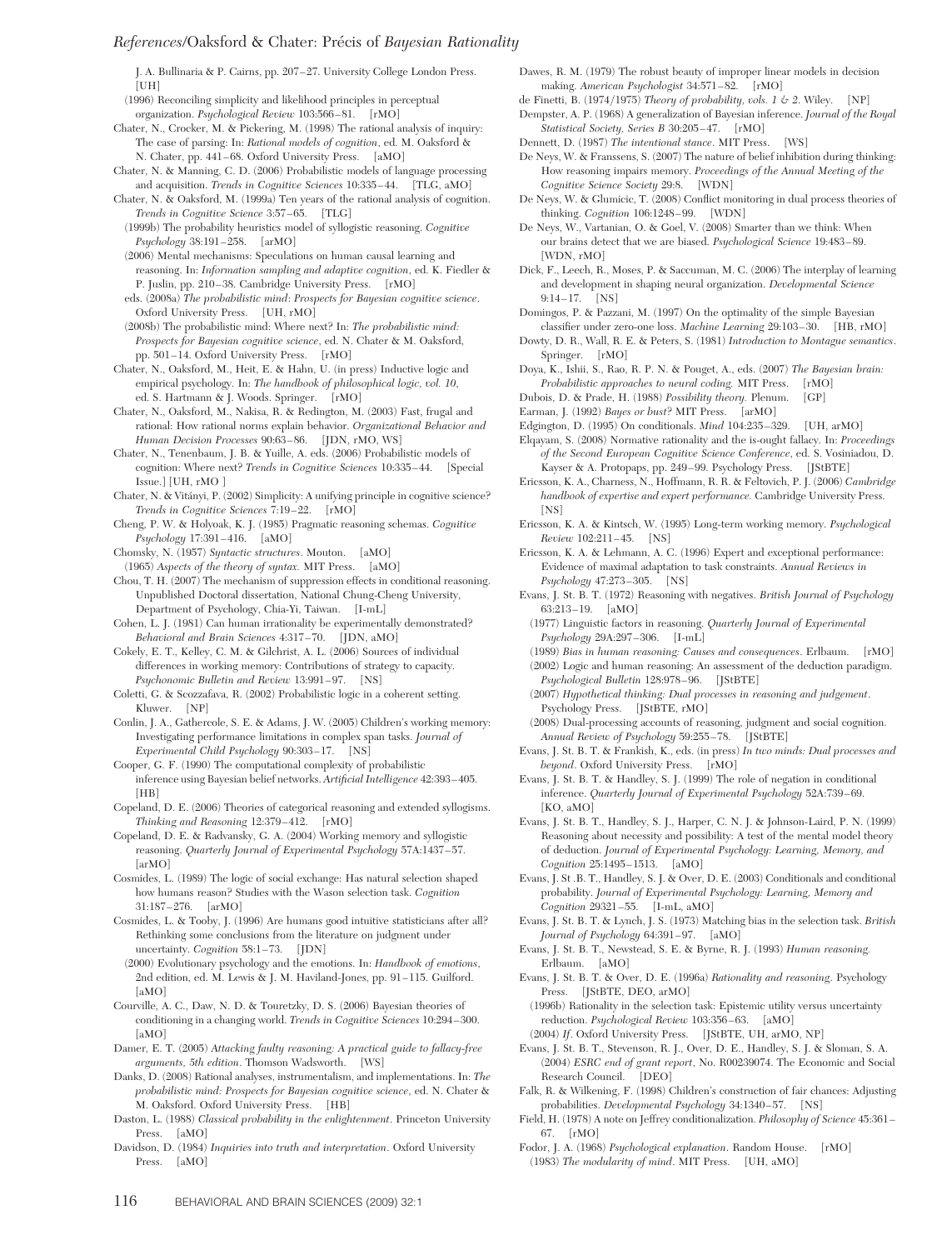J. A. Bullinaria & P. Cairns, pp. 207–27. University College London Press. [UH]

(1996) Reconciling simplicity and likelihood principles in perceptual organization. *Psychological Review* 103:566–81. [rMO]

Chater, N., Crocker, M. & Pickering, M. (1998) The rational analysis of inquiry: The case of parsing: In: *Rational models of cognition*, ed. M. Oaksford & N. Chater, pp. 441–68. Oxford University Press. [aMO]

Chater, N. & Manning, C. D. (2006) Probabilistic models of language processing and acquisition. *Trends in Cognitive Sciences* 10:335–44. [TLG, aMO]

Chater, N. & Oaksford, M. (1999a) Ten years of the rational analysis of cognition. *Trends in Cognitive Science* 3:57–65. [TLG]

(1999b) The probability heuristics model of syllogistic reasoning. *Cognitive Psychology* 38:191–258. [arMO]

(2006) Mental mechanisms: Speculations on human causal learning and reasoning. In: *Information sampling and adaptive cognition*, ed. K. Fiedler & P. Juslin, pp. 210–38. Cambridge University Press. [rMO]

eds. (2008a) *The probabilistic mind: Prospects for Bayesian cognitive science*. Oxford University Press. [UH, rMO]

(2008b) The probabilistic mind: Where next? In: *The probabilistic mind: Prospects for Bayesian cognitive science*, ed. N. Chater & M. Oaksford, pp. 501–14. Oxford University Press. [rMO]

Chater, N., Oaksford, M., Heit, E. & Hahn, U. (in press) Inductive logic and empirical psychology. In: *The handbook of philosophical logic, vol. 10*, ed. S. Hartmann & J. Woods. Springer. [rMO]

Chater, N., Oaksford, M., Nakisa, R. & Redington, M. (2003) Fast, frugal and rational: How rational norms explain behavior. *Organizational Behavior and Human Decision Processes* 90:63–86. [JDN, rMO, WS]

Chater, N., Tenenbaum, J. B. & Yuille, A. eds. (2006) Probabilistic models of cognition: Where next? *Trends in Cognitive Sciences* 10:335–44. [Special Issue.] [UH, rMO ]

Chater, N. & Vitányi, P. (2002) Simplicity: A unifying principle in cognitive science? *Trends in Cognitive Sciences* 7:19–22. [rMO]

Cheng, P. W. & Holyoak, K. J. (1985) Pragmatic reasoning schemas. *Cognitive Psychology* 17:391–416. [aMO]

Chomsky, N. (1957) *Syntactic structures*. Mouton. [aMO]

(1965) *Aspects of the theory of syntax*. MIT Press. [aMO]

Chou, T. H. (2007) The mechanism of suppression effects in conditional reasoning. Unpublished Doctoral dissertation, National Chung-Cheng University, Department of Psychology, Chia-Yi, Taiwan. [I-mL]

Cohen, L. J. (1981) Can human irrationality be experimentally demonstrated? *Behavioral and Brain Sciences* 4:317–70. [JDN, aMO]

Cokely, E. T., Kelley, C. M. & Gilchrist, A. L. (2006) Sources of individual differences in working memory: Contributions of strategy to capacity. *Psychonomic Bulletin and Review* 13:991–97. [NS]

Coletti, G. & Scozzafava, R. (2002) Probabilistic logic in a coherent setting. Kluwer. [NP]

Conlin, J. A., Gathercole, S. E. & Adams, J. W. (2005) Children's working memory: Investigating performance limitations in complex span tasks. *Journal of Experimental Child Psychology* 90:303–17. [NS]

Cooper, G. F. (1990) The computational complexity of probabilistic inference using Bayesian belief networks. *Artificial Intelligence* 42:393–405. [HB]

Copeland, D. E. (2006) Theories of categorical reasoning and extended syllogisms. *Thinking and Reasoning* 12:379–412. [rMO]

Copeland, D. E. & Radvansky, G. A. (2004) Working memory and syllogistic reasoning. *Quarterly Journal of Experimental Psychology* 57A:1437–57. [arMO]

Cosmides, L. (1989) The logic of social exchange: Has natural selection shaped how humans reason? Studies with the Wason selection task. *Cognition* 31:187–276. [arMO]

Cosmides, L. & Tooby, J. (1996) Are humans good intuitive statisticians after all? Rethinking some conclusions from the literature on judgment under uncertainty. *Cognition* 58:1–73. [JDN]

(2000) Evolutionary psychology and the emotions. In: *Handbook of emotions*, 2nd edition, ed. M. Lewis & J. M. Haviland-Jones, pp. 91–115. Guilford. [aMO]

Courville, A. C., Daw, N. D. & Touretzky, D. S. (2006) Bayesian theories of conditioning in a changing world. *Trends in Cognitive Sciences* 10:294–300. [aMO]

Damer, E. T. (2005) *Attacking faulty reasoning: A practical guide to fallacy-free arguments, 5th edition*. Thomson Wadsworth. [WS]

Danks, D. (2008) Rational analyses, instrumentalism, and implementations. In: *The probabilistic mind: Prospects for Bayesian cognitive science*, ed. N. Chater & M. Oaksford. Oxford University Press. [HB]

Daston, L. (1988) *Classical probability in the enlightenment*. Princeton University Press. [aMO]

Davidson, D. (1984) *Inquiries into truth and interpretation*. Oxford University Press. [aMO]

Dawes, R. M. (1979) The robust beauty of improper linear models in decision making. *American Psychologist* 34:571–82. [rMO]

de Finetti, B. (1974/1975) *Theory of probability, vols. 1 & 2*. Wiley. [NP]

Dempster, A. P. (1968) A generalization of Bayesian inference. *Journal of the Royal Statistical Society, Series B* 30:205–47. [rMO]

Dennett, D. (1987) *The intentional stance*. MIT Press. [WS]

De Neys, W. & Franssens, S. (2007) The nature of belief inhibition during thinking: How reasoning impairs memory. *Proceedings of the Annual Meeting of the Cognitive Science Society* 29:8. [WDN]

De Neys, W. & Glumicic, T. (2008) Conflict monitoring in dual process theories of thinking. *Cognition* 106:1248–99. [WDN]

De Neys, W., Vartanian, O. & Goel, V. (2008) Smarter than we think: When our brains detect that we are biased. *Psychological Science* 19:483–89. [WDN, rMO]

Dick, F., Leech, R., Moses, P. & Saccuman, M. C. (2006) The interplay of learning and development in shaping neural organization. *Developmental Science* 9:14–17. [NS]

Domingos, P. & Pazzani, M. (1997) On the optimality of the simple Bayesian classifier under zero-one loss. *Machine Learning* 29:103–30. [HB, rMO]

Dowty, D. R., Wall, R. E. & Peters, S. (1981) *Introduction to Montague semantics*. Springer. [rMO]

Doya, K., Ishii, S., Rao, R. P. N. & Pouget, A., eds. (2007) *The Bayesian brain: Probabilistic approaches to neural coding*. MIT Press. [rMO]

Dubois, D. & Prade, H. (1988) *Possibility theory*. Plenum. [GP]

Earman, J. (1992) *Bayes or bust?* MIT Press. [arMO]

Edgington, D. (1995) On conditionals. *Mind* 104:235–329. [UH, arMO]

Elqayam, S. (2008) Normative rationality and the is-ought fallacy. In: *Proceedings of the Second European Cognitive Science Conference*, ed. S. Vosiniadou, D. Kayser & A. Protopaps, pp. 249–99. Psychology Press. [JStBTE]

Ericsson, K. A., Charness, N., Hoffmann, R. R. & Feltovich, P. J. (2006) *Cambridge handbook of expertise and expert performance*. Cambridge University Press. [NS]

Ericsson, K. A. & Kintsch, W. (1995) Long-term working memory. *Psychological Review* 102:211–45. [NS]

Ericsson, K. A. & Lehmann, A. C. (1996) Expert and exceptional performance: Evidence of maximal adaptation to task constraints. *Annual Reviews in Psychology* 47:273–305. [NS]

Evans, J. St. B. T. (1972) Reasoning with negatives. *British Journal of Psychology* 63:213–19. [aMO]

(1977) Linguistic factors in reasoning. *Quarterly Journal of Experimental Psychology* 29A:297–306. [I-mL]

(1989) *Bias in human reasoning: Causes and consequences*. Erlbaum. [rMO]

(2002) Logic and human reasoning: An assessment of the deduction paradigm. *Psychological Bulletin* 128:978–96. [JStBTE]

(2007) *Hypothetical thinking: Dual processes in reasoning and judgement*. Psychology Press. [JStBTE, rMO]

(2008) Dual-processing accounts of reasoning, judgment and social cognition. *Annual Review of Psychology* 59:255–78. [JStBTE]

Evans, J. St. B. T. & Frankish, K., eds. (in press) *In two minds: Dual processes and beyond*. Oxford University Press. [rMO]

Evans, J. St. B. T. & Handley, S. J. (1999) The role of negation in conditional inference. *Quarterly Journal of Experimental Psychology* 52A:739–69. [KO, aMO]

Evans, J. St. B. T., Handley, S. J., Harper, C. N. J. & Johnson-Laird, P. N. (1999) Reasoning about necessity and possibility: A test of the mental model theory of deduction. *Journal of Experimental Psychology: Learning, Memory, and Cognition* 25:1495–1513. [aMO]

Evans, J. St .B. T., Handley, S. J. & Over, D. E. (2003) Conditionals and conditional probability. *Journal of Experimental Psychology: Learning, Memory and Cognition* 29321–55. [I-mL, aMO]

Evans, J. St. B. T. & Lynch, J. S. (1973) Matching bias in the selection task. *British Journal of Psychology* 64:391–97. [aMO]

Evans, J. St. B. T., Newstead, S. E. & Byrne, R. J. (1993) *Human reasoning*. Erlbaum. [aMO]

Evans, J. St. B. T. & Over, D. E. (1996a) *Rationality and reasoning*. Psychology Press. [JStBTE, DEO, arMO]

(1996b) Rationality in the selection task: Epistemic utility versus uncertainty reduction. *Psychological Review* 103:356–63. [aMO]

(2004) *If*. Oxford University Press. [JStBTE, UH, arMO, NP]

Evans, J. St. B. T., Stevenson, R. J., Over, D. E., Handley, S. J. & Sloman, S. A. (2004) *ESRC end of grant report*, No. R00239074. The Economic and Social Research Council. [DEO]

Falk, R. & Wilkening, F. (1998) Children's construction of fair chances: Adjusting probabilities. *Developmental Psychology* 34:1340–57. [NS]

Field, H. (1978) A note on Jeffrey conditionalization. *Philosophy of Science* 45:361–67. [rMO]

Fodor, J. A. (1968) *Psychological explanation*. Random House. [rMO]

(1983) *The modularity of mind*. MIT Press. [UH, aMO]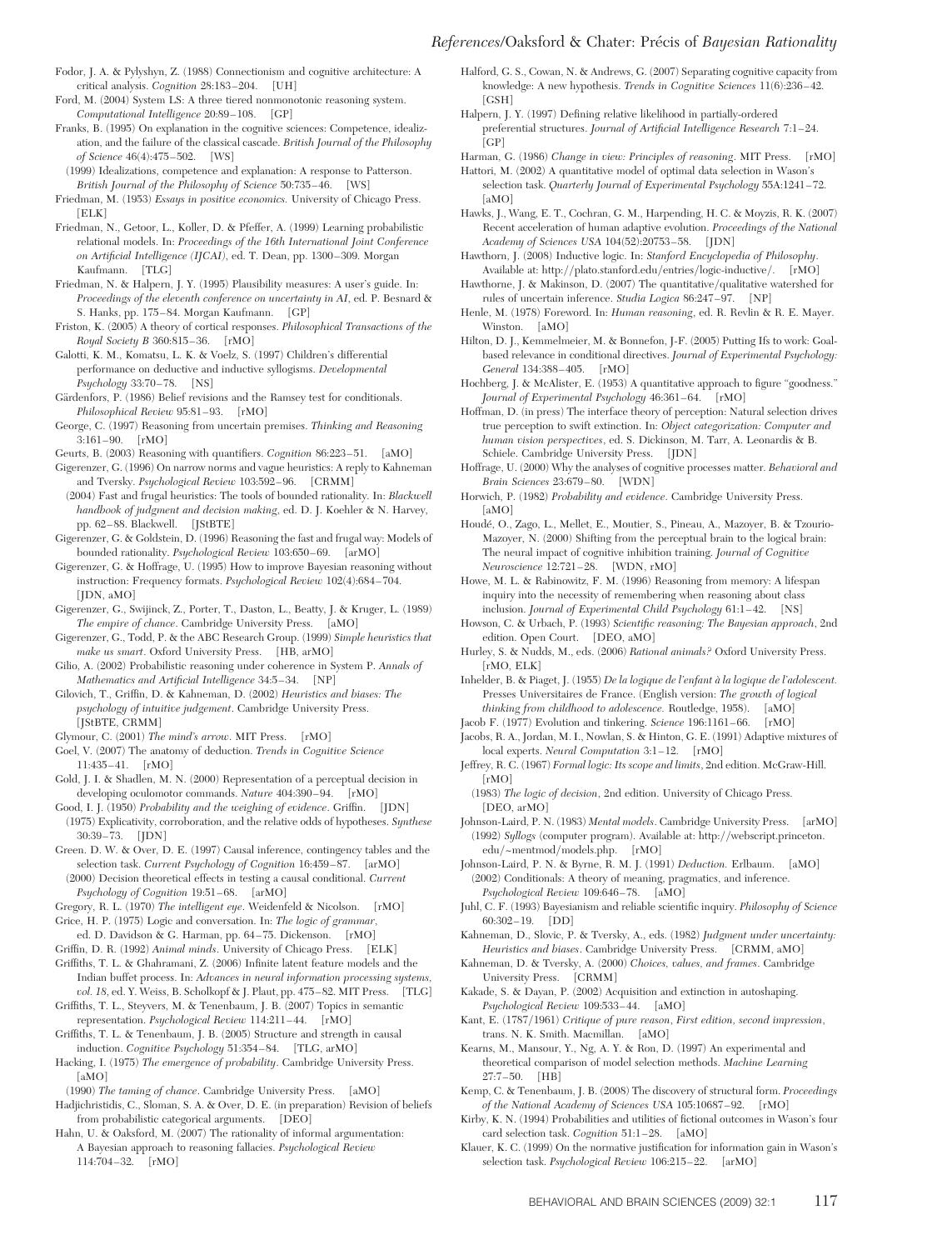Fodor, J. A. & Pylyshyn, Z. (1988) Connectionism and cognitive architecture: A critical analysis. *Cognition* 28:183–204. [UH]

Ford, M. (2004) System LS: A three tiered nonmonotonic reasoning system. *Computational Intelligence* 20:89–108. [GP]

Franks, B. (1995) On explanation in the cognitive sciences: Competence, idealization, and the failure of the classical cascade. *British Journal of the Philosophy of Science* 46(4):475–502. [WS]

(1999) Idealizations, competence and explanation: A response to Patterson. *British Journal of the Philosophy of Science* 50:735–46. [WS]

Friedman, M. (1953) *Essays in positive economics.* University of Chicago Press. [ELK]

Friedman, N., Getoor, L., Koller, D. & Pfeffer, A. (1999) Learning probabilistic relational models. In: *Proceedings of the 16th International Joint Conference on Artificial Intelligence (IJCAI)*, ed. T. Dean, pp. 1300–309. Morgan Kaufmann. [TLG]

Friedman, N. & Halpern, J. Y. (1995) Plausibility measures: A user's guide. In: *Proceedings of the eleventh conference on uncertainty in AI*, ed. P. Besnard & S. Hanks, pp. 175–84. Morgan Kaufmann. [GP]

Friston, K. (2005) A theory of cortical responses. *Philosophical Transactions of the Royal Society B* 360:815–36. [rMO]

Galotti, K. M., Komatsu, L. K. & Voelz, S. (1997) Children's differential performance on deductive and inductive syllogisms. *Developmental Psychology* 33:70–78. [NS]

Gärdenfors, P. (1986) Belief revisions and the Ramsey test for conditionals. *Philosophical Review* 95:81–93. [rMO]

George, C. (1997) Reasoning from uncertain premises. *Thinking and Reasoning* 3:161–90. [rMO]

Geurts, B. (2003) Reasoning with quantifiers. *Cognition* 86:223–51. [aMO]

Gigerenzer, G. (1996) On narrow norms and vague heuristics: A reply to Kahneman and Tversky. *Psychological Review* 103:592–96. [CRMM]

(2004) Fast and frugal heuristics: The tools of bounded rationality. In: *Blackwell handbook of judgment and decision making*, ed. D. J. Koehler & N. Harvey, pp. 62–88. Blackwell. [JStBTE]

Gigerenzer, G. & Goldstein, D. (1996) Reasoning the fast and frugal way: Models of bounded rationality. *Psychological Review* 103:650–69. [arMO]

Gigerenzer, G. & Hoffrage, U. (1995) How to improve Bayesian reasoning without instruction: Frequency formats. *Psychological Review* 102(4):684–704. [JDN, aMO]

Gigerenzer, G., Swijinck, Z., Porter, T., Daston, L., Beatty, J. & Kruger, L. (1989) *The empire of chance*. Cambridge University Press. [aMO]

Gigerenzer, G., Todd, P. & the ABC Research Group. (1999) *Simple heuristics that make us smart*. Oxford University Press. [HB, arMO]

Gilio, A. (2002) Probabilistic reasoning under coherence in System P. *Annals of Mathematics and Artificial Intelligence* 34:5–34. [NP]

Gilovich, T., Griffin, D. & Kahneman, D. (2002) *Heuristics and biases: The psychology of intuitive judgement*. Cambridge University Press. [JStBTE, CRMM]

Glymour, C. (2001) *The mind's arrow*. MIT Press. [rMO]

Goel, V. (2007) The anatomy of deduction. *Trends in Cognitive Science* 11:435–41. [rMO]

Gold, J. I. & Shadlen, M. N. (2000) Representation of a perceptual decision in developing oculomotor commands. *Nature* 404:390–94. [rMO]

Good, I. J. (1950) *Probability and the weighing of evidence*. Griffin. [JDN]

(1975) Explicativity, corroboration, and the relative odds of hypotheses. *Synthese* 30:39–73. [JDN]

Green. D. W. & Over, D. E. (1997) Causal inference, contingency tables and the selection task. *Current Psychology of Cognition* 16:459–87. [arMO]

(2000) Decision theoretical effects in testing a causal conditional. *Current Psychology of Cognition* 19:51–68. [arMO]

Gregory, R. L. (1970) *The intelligent eye*. Weidenfeld & Nicolson. [rMO]

Grice, H. P. (1975) Logic and conversation. In: *The logic of grammar*, ed. D. Davidson & G. Harman, pp. 64–75. Dickenson. [rMO]

Griffin, D. R. (1992) *Animal minds*. University of Chicago Press. [ELK]

Griffiths, T. L. & Ghahramani, Z. (2006) Infinite latent feature models and the Indian buffet process. In: *Advances in neural information processing systems, vol. 18*, ed. Y. Weiss, B. Scholkopf & J. Plaut, pp. 475–82. MIT Press. [TLG]

Griffiths, T. L., Steyvers, M. & Tenenbaum, J. B. (2007) Topics in semantic representation. *Psychological Review* 114:211–44. [rMO]

Griffiths, T. L. & Tenenbaum, J. B. (2005) Structure and strength in causal induction. *Cognitive Psychology* 51:354–84. [TLG, arMO]

Hacking, I. (1975) *The emergence of probability*. Cambridge University Press. [aMO]

(1990) *The taming of chance*. Cambridge University Press. [aMO]

Hadjichristidis, C., Sloman, S. A. & Over, D. E. (in preparation) Revision of beliefs from probabilistic categorical arguments. [DEO]

Hahn, U. & Oaksford, M. (2007) The rationality of informal argumentation: A Bayesian approach to reasoning fallacies. *Psychological Review* 114:704–32. [rMO]

Halford, G. S., Cowan, N. & Andrews, G. (2007) Separating cognitive capacity from knowledge: A new hypothesis. *Trends in Cognitive Sciences* 11(6):236–42. [GSH]

Halpern, J. Y. (1997) Defining relative likelihood in partially-ordered preferential structures. *Journal of Artificial Intelligence Research* 7:1–24. [GP]

Harman, G. (1986) *Change in view: Principles of reasoning*. MIT Press. [rMO]

Hattori, M. (2002) A quantitative model of optimal data selection in Wason's selection task. *Quarterly Journal of Experimental Psychology* 55A:1241–72. [aMO]

Hawks, J., Wang, E. T., Cochran, G. M., Harpending, H. C. & Moyzis, R. K. (2007) Recent acceleration of human adaptive evolution. *Proceedings of the National Academy of Sciences USA* 104(52):20753–58. [JDN]

Hawthorn, J. (2008) Inductive logic. In: *Stanford Encyclopedia of Philosophy*. Available at: http://plato.stanford.edu/entries/logic-inductive/. [rMO]

Hawthorne, J. & Makinson, D. (2007) The quantitative/qualitative watershed for rules of uncertain inference. *Studia Logica* 86:247–97. [NP]

Henle, M. (1978) Foreword. In: *Human reasoning*, ed. R. Revlin & R. E. Mayer. Winston. [aMO]

Hilton, D. J., Kemmelmeier, M. & Bonnefon, J-F. (2005) Putting Ifs to work: Goal-based relevance in conditional directives. *Journal of Experimental Psychology: General* 134:388–405. [rMO]

Hochberg, J. & McAlister, E. (1953) A quantitative approach to figure "goodness." *Journal of Experimental Psychology* 46:361–64. [rMO]

Hoffman, D. (in press) The interface theory of perception: Natural selection drives true perception to swift extinction. In: *Object categorization: Computer and human vision perspectives*, ed. S. Dickinson, M. Tarr, A. Leonardis & B. Schiele. Cambridge University Press. [JDN]

Hoffrage, U. (2000) Why the analyses of cognitive processes matter. *Behavioral and Brain Sciences* 23:679–80. [WDN]

Horwich, P. (1982) *Probability and evidence*. Cambridge University Press. [aMO]

Houdé, O., Zago, L., Mellet, E., Moutier, S., Pineau, A., Mazoyer, B. & Tzourio-Mazoyer, N. (2000) Shifting from the perceptual brain to the logical brain: The neural impact of cognitive inhibition training. *Journal of Cognitive Neuroscience* 12:721–28. [WDN, rMO]

Howe, M. L. & Rabinowitz, F. M. (1996) Reasoning from memory: A lifespan inquiry into the necessity of remembering when reasoning about class inclusion. *Journal of Experimental Child Psychology* 61:1–42. [NS]

Howson, C. & Urbach, P. (1993) *Scientific reasoning: The Bayesian approach*, 2nd edition. Open Court. [DEO, aMO]

Hurley, S. & Nudds, M., eds. (2006) *Rational animals?* Oxford University Press. [rMO, ELK]

Inhelder, B. & Piaget, J. (1955) *De la logique de l'enfant à la logique de l'adolescent.* Presses Universitaires de France. (English version: *The growth of logical thinking from childhood to adolescence.* Routledge, 1958). [aMO]

Jacob F. (1977) Evolution and tinkering. *Science* 196:1161–66. [rMO]

Jacobs, R. A., Jordan, M. I., Nowlan, S. & Hinton, G. E. (1991) Adaptive mixtures of local experts. *Neural Computation* 3:1–12. [rMO]

Jeffrey, R. C. (1967) *Formal logic: Its scope and limits*, 2nd edition. McGraw-Hill. [rMO]

(1983) *The logic of decision*, 2nd edition. University of Chicago Press. [DEO, arMO]

Johnson-Laird, P. N. (1983) *Mental models*. Cambridge University Press. [arMO]

(1992) *Syllogs* (computer program). Available at: http://webscript.princeton.edu/~mentmod/models.php. [rMO]

Johnson-Laird, P. N. & Byrne, R. M. J. (1991) *Deduction.* Erlbaum. [aMO]

(2002) Conditionals: A theory of meaning, pragmatics, and inference. *Psychological Review* 109:646–78. [aMO]

Juhl, C. F. (1993) Bayesianism and reliable scientific inquiry. *Philosophy of Science* 60:302–19. [DD]

Kahneman, D., Slovic, P. & Tversky, A., eds. (1982) *Judgment under uncertainty: Heuristics and biases*. Cambridge University Press. [CRMM, aMO]

Kahneman, D. & Tversky, A. (2000) *Choices, values, and frames*. Cambridge University Press. [CRMM]

Kakade, S. & Dayan, P. (2002) Acquisition and extinction in autoshaping. *Psychological Review* 109:533–44. [aMO]

Kant, E. (1787/1961) *Critique of pure reason, First edition, second impression*, trans. N. K. Smith. Macmillan. [aMO]

Kearns, M., Mansour, Y., Ng, A. Y. & Ron, D. (1997) An experimental and theoretical comparison of model selection methods. *Machine Learning* 27:7–50. [HB]

Kemp, C. & Tenenbaum, J. B. (2008) The discovery of structural form. *Proceedings of the National Academy of Sciences USA* 105:10687–92. [rMO]

Kirby, K. N. (1994) Probabilities and utilities of fictional outcomes in Wason's four card selection task. *Cognition* 51:1–28. [aMO]

Klauer, K. C. (1999) On the normative justification for information gain in Wason's selection task. *Psychological Review* 106:215–22. [arMO]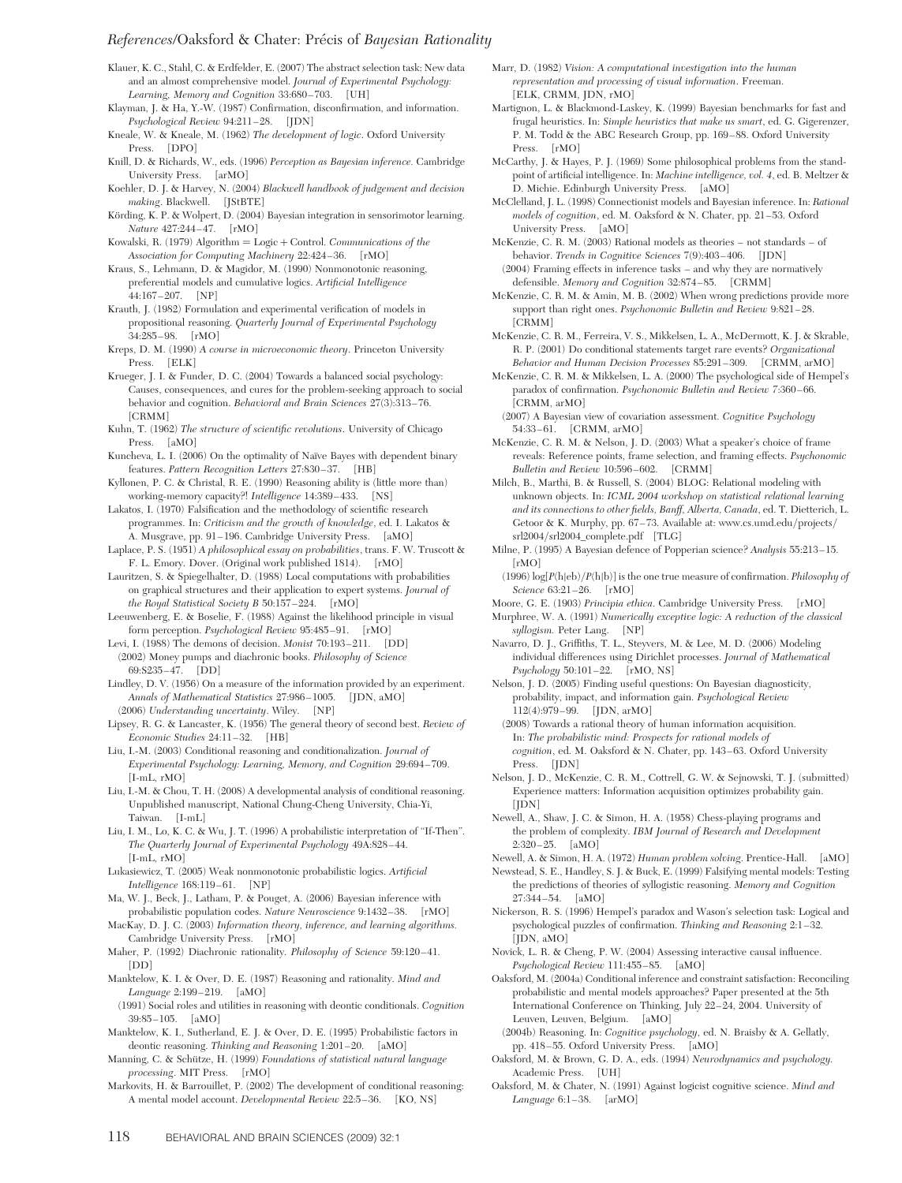Klauer, K. C., Stahl, C. & Erdfelder, E. (2007) The abstract selection task: New data and an almost comprehensive model. *Journal of Experimental Psychology: Learning, Memory and Cognition* 33:680–703. [UH]

Klayman, J. & Ha, Y.-W. (1987) Confirmation, disconfirmation, and information. *Psychological Review* 94:211–28. [JDN]

Kneale, W. & Kneale, M. (1962) *The development of logic*. Oxford University Press. [DPO]

Knill, D. & Richards, W., eds. (1996) *Perception as Bayesian inference*. Cambridge University Press. [arMO]

Koehler, D. J. & Harvey, N. (2004) *Blackwell handbook of judgement and decision making*. Blackwell. [JStBTE]

Körding, K. P. & Wolpert, D. (2004) Bayesian integration in sensorimotor learning. *Nature* 427:244–47. [rMO]

Kowalski, R. (1979) Algorithm = Logic + Control. *Communications of the Association for Computing Machinery* 22:424–36. [rMO]

Kraus, S., Lehmann, D. & Magidor, M. (1990) Nonmonotonic reasoning, preferential models and cumulative logics. *Artificial Intelligence* 44:167–207. [NP]

Krauth, J. (1982) Formulation and experimental verification of models in propositional reasoning. *Quarterly Journal of Experimental Psychology* 34:285–98. [rMO]

Kreps, D. M. (1990) *A course in microeconomic theory*. Princeton University Press. [ELK]

Krueger, J. I. & Funder, D. C. (2004) Towards a balanced social psychology: Causes, consequences, and cures for the problem-seeking approach to social behavior and cognition. *Behavioral and Brain Sciences* 27(3):313–76. [CRMM]

Kuhn, T. (1962) *The structure of scientific revolutions*. University of Chicago Press. [aMO]

Kuncheva, L. I. (2006) On the optimality of Naïve Bayes with dependent binary features. *Pattern Recognition Letters* 27:830–37. [HB]

Kyllonen, P. C. & Christal, R. E. (1990) Reasoning ability is (little more than) working-memory capacity?! *Intelligence* 14:389–433. [NS]

Lakatos, I. (1970) Falsification and the methodology of scientific research programmes. In: *Criticism and the growth of knowledge*, ed. I. Lakatos & A. Musgrave, pp. 91–196. Cambridge University Press. [aMO]

Laplace, P. S. (1951) *A philosophical essay on probabilities*, trans. F. W. Truscott & F. L. Emory. Dover. (Original work published 1814). [rMO]

Lauritzen, S. & Spiegelhalter, D. (1988) Local computations with probabilities on graphical structures and their application to expert systems. *Journal of the Royal Statistical Society B* 50:157–224. [rMO]

Leeuwenberg, E. & Boselie, F. (1988) Against the likelihood principle in visual form perception. *Psychological Review* 95:485–91. [rMO]

Levi, I. (1988) The demons of decision. *Monist* 70:193–211. [DD]

(2002) Money pumps and diachronic books. *Philosophy of Science* 69:S235–47. [DD]

Lindley, D. V. (1956) On a measure of the information provided by an experiment. *Annals of Mathematical Statistics* 27:986–1005. [JDN, aMO]

(2006) *Understanding uncertainty*. Wiley. [NP]

Lipsey, R. G. & Lancaster, K. (1956) The general theory of second best. *Review of Economic Studies* 24:11–32. [HB]

Liu, I.-M. (2003) Conditional reasoning and conditionalization. *Journal of Experimental Psychology: Learning, Memory, and Cognition* 29:694–709. [I-mL, rMO]

Liu, I.-M. & Chou, T. H. (2008) A developmental analysis of conditional reasoning. Unpublished manuscript, National Chung-Cheng University, Chia-Yi, Taiwan. [I-mL]

Liu, I. M., Lo, K. C. & Wu, J. T. (1996) A probabilistic interpretation of "If-Then". *The Quarterly Journal of Experimental Psychology* 49A:828–44. [I-mL, rMO]

Lukasiewicz, T. (2005) Weak nonmonotonic probabilistic logics. *Artificial Intelligence* 168:119–61. [NP]

Ma, W. J., Beck, J., Latham, P. & Pouget, A. (2006) Bayesian inference with probabilistic population codes. *Nature Neuroscience* 9:1432–38. [rMO]

MacKay, D. J. C. (2003) *Information theory, inference, and learning algorithms*. Cambridge University Press. [rMO]

Maher, P. (1992) Diachronic rationality. *Philosophy of Science* 59:120–41. [DD]

Manktelow, K. I. & Over, D. E. (1987) Reasoning and rationality. *Mind and Language* 2:199–219. [aMO]

(1991) Social roles and utilities in reasoning with deontic conditionals. *Cognition* 39:85–105. [aMO]

Manktelow, K. I., Sutherland, E. J. & Over, D. E. (1995) Probabilistic factors in deontic reasoning. *Thinking and Reasoning* 1:201–20. [aMO]

Manning, C. & Schütze, H. (1999) *Foundations of statistical natural language processing*. MIT Press. [rMO]

Markovits, H. & Barrouillet, P. (2002) The development of conditional reasoning: A mental model account. *Developmental Review* 22:5–36. [KO, NS]

Marr, D. (1982) *Vision: A computational investigation into the human representation and processing of visual information*. Freeman. [ELK, CRMM, JDN, rMO]

Martignon, L. & Blackmond-Laskey, K. (1999) Bayesian benchmarks for fast and frugal heuristics. In: *Simple heuristics that make us smart*, ed. G. Gigerenzer, P. M. Todd & the ABC Research Group, pp. 169–88. Oxford University Press. [rMO]

McCarthy, J. & Hayes, P. J. (1969) Some philosophical problems from the standpoint of artificial intelligence. In: *Machine intelligence, vol. 4*, ed. B. Meltzer & D. Michie. Edinburgh University Press. [aMO]

McClelland, J. L. (1998) Connectionist models and Bayesian inference. In: *Rational models of cognition*, ed. M. Oaksford & N. Chater, pp. 21–53. Oxford University Press. [aMO]

McKenzie, C. R. M. (2003) Rational models as theories – not standards – of behavior. *Trends in Cognitive Sciences* 7(9):403–406. [JDN]

(2004) Framing effects in inference tasks – and why they are normatively defensible. *Memory and Cognition* 32:874–85. [CRMM]

McKenzie, C. R. M. & Amin, M. B. (2002) When wrong predictions provide more support than right ones. *Psychonomic Bulletin and Review* 9:821–28. [CRMM]

McKenzie, C. R. M., Ferreira, V. S., Mikkelsen, L. A., McDermott, K. J. & Skrable, R. P. (2001) Do conditional statements target rare events? *Organizational Behavior and Human Decision Processes* 85:291–309. [CRMM, arMO]

McKenzie, C. R. M. & Mikkelsen, L. A. (2000) The psychological side of Hempel's paradox of confirmation. *Psychonomic Bulletin and Review* 7:360–66. [CRMM, arMO]

(2007) A Bayesian view of covariation assessment. *Cognitive Psychology* 54:33–61. [CRMM, arMO]

McKenzie, C. R. M. & Nelson, J. D. (2003) What a speaker's choice of frame reveals: Reference points, frame selection, and framing effects. *Psychonomic Bulletin and Review* 10:596–602. [CRMM]

Milch, B., Marthi, B. & Russell, S. (2004) BLOG: Relational modeling with unknown objects. In: *ICML 2004 workshop on statistical relational learning and its connections to other fields, Banff, Alberta, Canada*, ed. T. Dietterich, L. Getoor & K. Murphy, pp. 67–73. Available at: www.cs.umd.edu/projects/srl2004/srl2004_complete.pdf [TLG]

Milne, P. (1995) A Bayesian defence of Popperian science? *Analysis* 55:213–15. [rMO]

(1996) log[*P*(h|eb)/*P*(h|b)] is the one true measure of confirmation. *Philosophy of Science* 63:21–26. [rMO]

Moore, G. E. (1903) *Principia ethica*. Cambridge University Press. [rMO]

Murphree, W. A. (1991) *Numerically exceptive logic: A reduction of the classical syllogism*. Peter Lang. [NP]

Navarro, D. J., Griffiths, T. L., Steyvers, M. & Lee, M. D. (2006) Modeling individual differences using Dirichlet processes. *Journal of Mathematical Psychology* 50:101–22. [rMO, NS]

Nelson, J. D. (2005) Finding useful questions: On Bayesian diagnosticity, probability, impact, and information gain. *Psychological Review* 112(4):979–99. [JDN, arMO]

(2008) Towards a rational theory of human information acquisition. In: *The probabilistic mind: Prospects for rational models of cognition*, ed. M. Oaksford & N. Chater, pp. 143–63. Oxford University Press. [JDN]

Nelson, J. D., McKenzie, C. R. M., Cottrell, G. W. & Sejnowski, T. J. (submitted) Experience matters: Information acquisition optimizes probability gain. [JDN]

Newell, A., Shaw, J. C. & Simon, H. A. (1958) Chess-playing programs and the problem of complexity. *IBM Journal of Research and Development* 2:320–25. [aMO]

Newell, A. & Simon, H. A. (1972) *Human problem solving*. Prentice-Hall. [aMO]

Newstead, S. E., Handley, S. J. & Buck, E. (1999) Falsifying mental models: Testing the predictions of theories of syllogistic reasoning. *Memory and Cognition* 27:344–54. [aMO]

Nickerson, R. S. (1996) Hempel's paradox and Wason's selection task: Logical and psychological puzzles of confirmation. *Thinking and Reasoning* 2:1–32. [JDN, aMO]

Novick, L. R. & Cheng, P. W. (2004) Assessing interactive causal influence. *Psychological Review* 111:455–85. [aMO]

Oaksford, M. (2004a) Conditional inference and constraint satisfaction: Reconciling probabilistic and mental models approaches? Paper presented at the 5th International Conference on Thinking, July 22–24, 2004. University of Leuven, Leuven, Belgium. [aMO]

(2004b) Reasoning. In: *Cognitive psychology*, ed. N. Braisby & A. Gellatly, pp. 418–55. Oxford University Press. [aMO]

Oaksford, M. & Brown, G. D. A., eds. (1994) *Neurodynamics and psychology*. Academic Press. [UH]

Oaksford, M. & Chater, N. (1991) Against logicist cognitive science. *Mind and Language* 6:1–38. [arMO]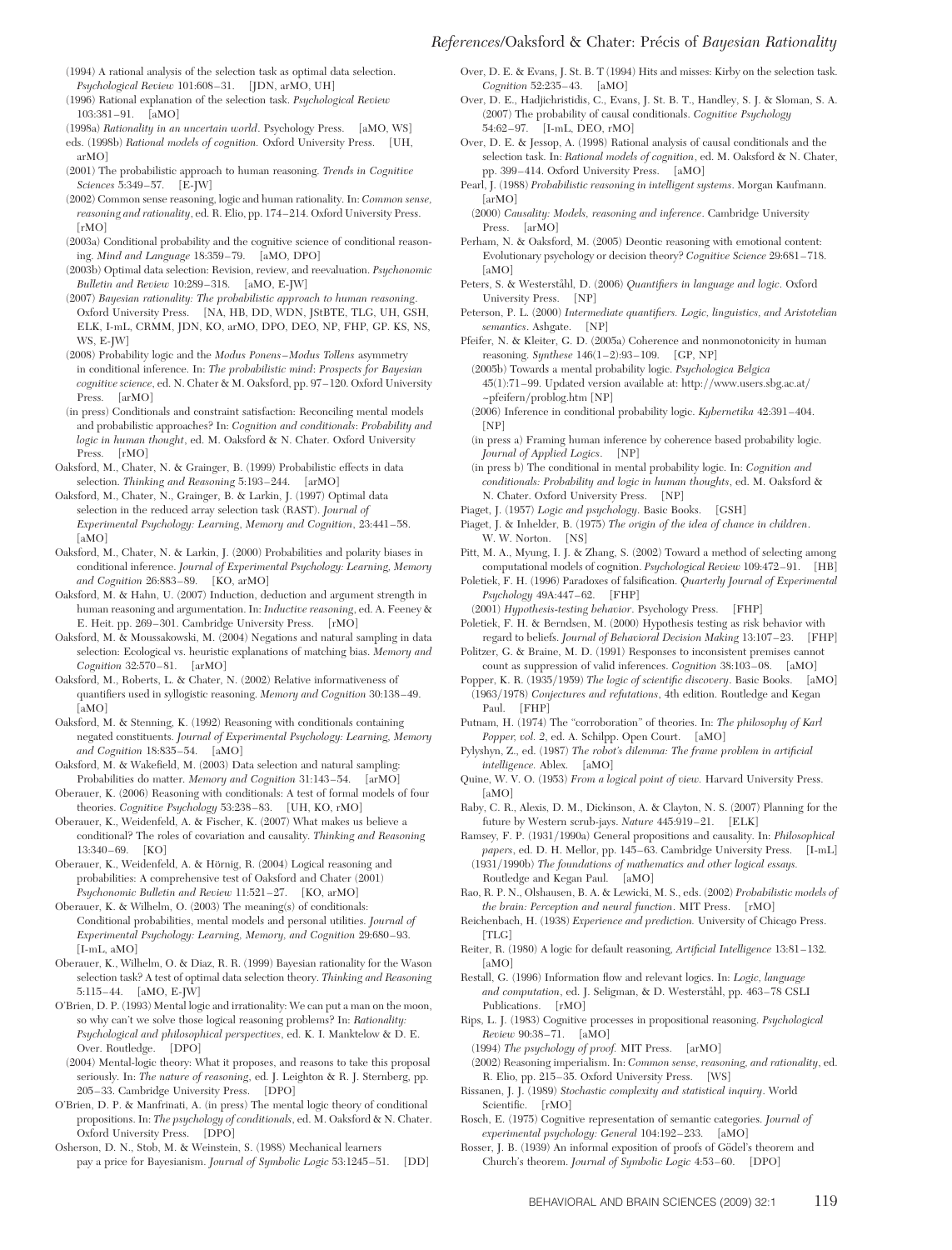(1994) A rational analysis of the selection task as optimal data selection. *Psychological Review* 101:608–31. [JDN, arMO, UH]

(1996) Rational explanation of the selection task. *Psychological Review* 103:381–91. [aMO]

(1998a) *Rationality in an uncertain world.* Psychology Press. [aMO, WS]

eds. (1998b) *Rational models of cognition.* Oxford University Press. [UH, arMO]

(2001) The probabilistic approach to human reasoning. *Trends in Cognitive Sciences* 5:349–57. [E-JW]

(2002) Common sense reasoning, logic and human rationality. In: *Common sense, reasoning and rationality*, ed. R. Elio, pp. 174–214. Oxford University Press. [rMO]

(2003a) Conditional probability and the cognitive science of conditional reasoning. *Mind and Language* 18:359–79. [aMO, DPO]

(2003b) Optimal data selection: Revision, review, and reevaluation. *Psychonomic Bulletin and Review* 10:289–318. [aMO, E-JW]

(2007) *Bayesian rationality: The probabilistic approach to human reasoning*. Oxford University Press. [NA, HB, DD, WDN, JStBTE, TLG, UH, GSH, ELK, I-mL, CRMM, JDN, KO, arMO, DPO, DEO, NP, FHP, GP. KS, NS, WS, E-JW]

(2008) Probability logic and the *Modus Ponens–Modus Tollens* asymmetry in conditional inference. In: *The probabilistic mind: Prospects for Bayesian cognitive science*, ed. N. Chater & M. Oaksford, pp. 97–120. Oxford University Press. [arMO]

(in press) Conditionals and constraint satisfaction: Reconciling mental models and probabilistic approaches? In: *Cognition and conditionals: Probability and logic in human thought*, ed. M. Oaksford & N. Chater. Oxford University Press. [rMO]

Oaksford, M., Chater, N. & Grainger, B. (1999) Probabilistic effects in data selection. *Thinking and Reasoning* 5:193–244. [arMO]

Oaksford, M., Chater, N., Grainger, B. & Larkin, J. (1997) Optimal data selection in the reduced array selection task (RAST). *Journal of Experimental Psychology: Learning, Memory and Cognition*, 23:441–58. [aMO]

Oaksford, M., Chater, N. & Larkin, J. (2000) Probabilities and polarity biases in conditional inference. *Journal of Experimental Psychology: Learning, Memory and Cognition* 26:883–89. [KO, arMO]

Oaksford, M. & Hahn, U. (2007) Induction, deduction and argument strength in human reasoning and argumentation. In: *Inductive reasoning*, ed. A. Feeney & E. Heit. pp. 269–301. Cambridge University Press. [rMO]

Oaksford, M. & Moussakowski, M. (2004) Negations and natural sampling in data selection: Ecological vs. heuristic explanations of matching bias. *Memory and Cognition* 32:570–81. [arMO]

Oaksford, M., Roberts, L. & Chater, N. (2002) Relative informativeness of quantifiers used in syllogistic reasoning. *Memory and Cognition* 30:138–49. [aMO]

Oaksford, M. & Stenning, K. (1992) Reasoning with conditionals containing negated constituents. *Journal of Experimental Psychology: Learning, Memory and Cognition* 18:835–54. [aMO]

Oaksford, M. & Wakefield, M. (2003) Data selection and natural sampling: Probabilities do matter. *Memory and Cognition* 31:143–54. [arMO]

Oberauer, K. (2006) Reasoning with conditionals: A test of formal models of four theories. *Cognitive Psychology* 53:238–83. [UH, KO, rMO]

Oberauer, K., Weidenfeld, A. & Fischer, K. (2007) What makes us believe a conditional? The roles of covariation and causality. *Thinking and Reasoning* 13:340–69. [KO]

Oberauer, K., Weidenfeld, A. & Hörnig, R. (2004) Logical reasoning and probabilities: A comprehensive test of Oaksford and Chater (2001) *Psychonomic Bulletin and Review* 11:521–27. [KO, arMO]

Oberauer, K. & Wilhelm, O. (2003) The meaning(s) of conditionals: Conditional probabilities, mental models and personal utilities. *Journal of Experimental Psychology: Learning, Memory, and Cognition* 29:680–93. [I-mL, aMO]

Oberauer, K., Wilhelm, O. & Diaz, R. R. (1999) Bayesian rationality for the Wason selection task? A test of optimal data selection theory. *Thinking and Reasoning* 5:115–44. [aMO, E-JW]

O'Brien, D. P. (1993) Mental logic and irrationality: We can put a man on the moon, so why can't we solve those logical reasoning problems? In: *Rationality: Psychological and philosophical perspectives*, ed. K. I. Manktelow & D. E. Over. Routledge. [DPO]

(2004) Mental-logic theory: What it proposes, and reasons to take this proposal seriously. In: *The nature of reasoning*, ed. J. Leighton & R. J. Sternberg, pp. 205–33. Cambridge University Press. [DPO]

O'Brien, D. P. & Manfrinati, A. (in press) The mental logic theory of conditional propositions. In: *The psychology of conditionals*, ed. M. Oaksford & N. Chater. Oxford University Press. [DPO]

Osherson, D. N., Stob, M. & Weinstein, S. (1988) Mechanical learners pay a price for Bayesianism. *Journal of Symbolic Logic* 53:1245–51. [DD]

Over, D. E. & Evans, J. St. B. T (1994) Hits and misses: Kirby on the selection task. *Cognition* 52:235–43. [aMO]

Over, D. E., Hadjichristidis, C., Evans, J. St. B. T., Handley, S. J. & Sloman, S. A. (2007) The probability of causal conditionals. *Cognitive Psychology* 54:62–97. [I-mL, DEO, rMO]

Over, D. E. & Jessop, A. (1998) Rational analysis of causal conditionals and the selection task. In: *Rational models of cognition*, ed. M. Oaksford & N. Chater, pp. 399–414. Oxford University Press. [aMO]

Pearl, J. (1988) *Probabilistic reasoning in intelligent systems*. Morgan Kaufmann. [arMO]

(2000) *Causality: Models, reasoning and inference*. Cambridge University Press. [arMO]

Perham, N. & Oaksford, M. (2005) Deontic reasoning with emotional content: Evolutionary psychology or decision theory? *Cognitive Science* 29:681–718. [aMO]

Peters, S. & Westerståhl, D. (2006) *Quantifiers in language and logic*. Oxford University Press. [NP]

Peterson, P. L. (2000) *Intermediate quantifiers. Logic, linguistics, and Aristotelian semantics*. Ashgate. [NP]

Pfeifer, N. & Kleiter, G. D. (2005a) Coherence and nonmonotonicity in human reasoning. *Synthese* 146(1–2):93–109. [GP, NP]

(2005b) Towards a mental probability logic. *Psychologica Belgica* 45(1):71–99. Updated version available at: http://www.users.sbg.ac.at/~pfeifern/problog.htm [NP]

(2006) Inference in conditional probability logic. *Kybernetika* 42:391–404. [NP]

(in press a) Framing human inference by coherence based probability logic. *Journal of Applied Logics*. [NP]

(in press b) The conditional in mental probability logic. In: *Cognition and conditionals: Probability and logic in human thoughts*, ed. M. Oaksford & N. Chater. Oxford University Press. [NP]

Piaget, J. (1957) *Logic and psychology*. Basic Books. [GSH]

Piaget, J. & Inhelder, B. (1975) *The origin of the idea of chance in children*. W. W. Norton. [NS]

Pitt, M. A., Myung, I. J. & Zhang, S. (2002) Toward a method of selecting among computational models of cognition. *Psychological Review* 109:472–91. [HB]

Poletiek, F. H. (1996) Paradoxes of falsification. *Quarterly Journal of Experimental Psychology* 49A:447–62. [FHP]

(2001) *Hypothesis-testing behavior*. Psychology Press. [FHP]

Poletiek, F. H. & Berndsen, M. (2000) Hypothesis testing as risk behavior with regard to beliefs. *Journal of Behavioral Decision Making* 13:107–23. [FHP]

Politzer, G. & Braine, M. D. (1991) Responses to inconsistent premises cannot count as suppression of valid inferences. *Cognition* 38:103–08. [aMO]

Popper, K. R. (1935/1959) *The logic of scientific discovery*. Basic Books. [aMO]

(1963/1978) *Conjectures and refutations*, 4th edition. Routledge and Kegan Paul. [FHP]

Putnam, H. (1974) The "corroboration" of theories. In: *The philosophy of Karl Popper, vol. 2*, ed. A. Schilpp. Open Court. [aMO]

Pylyshyn, Z., ed. (1987) *The robot's dilemma: The frame problem in artificial intelligence.* Ablex. [aMO]

Quine, W. V. O. (1953) *From a logical point of view.* Harvard University Press. [aMO]

Raby, C. R., Alexis, D. M., Dickinson, A. & Clayton, N. S. (2007) Planning for the future by Western scrub-jays. *Nature* 445:919–21. [ELK]

Ramsey, F. P. (1931/1990a) General propositions and causality. In: *Philosophical papers*, ed. D. H. Mellor, pp. 145–63. Cambridge University Press. [I-mL]

(1931/1990b) *The foundations of mathematics and other logical essays.* Routledge and Kegan Paul. [aMO]

Rao, R. P. N., Olshausen, B. A. & Lewicki, M. S., eds. (2002) *Probabilistic models of the brain: Perception and neural function*. MIT Press. [rMO]

Reichenbach, H. (1938) *Experience and prediction.* University of Chicago Press. [TLG]

Reiter, R. (1980) A logic for default reasoning, *Artificial Intelligence* 13:81–132. [aMO]

Restall, G. (1996) Information flow and relevant logics. In: *Logic, language and computation*, ed. J. Seligman, & D. Westerståhl, pp. 463–78 CSLI Publications. [rMO]

Rips, L. J. (1983) Cognitive processes in propositional reasoning. *Psychological Review* 90:38–71. [aMO]

(1994) *The psychology of proof.* MIT Press. [arMO]

(2002) Reasoning imperialism. In: *Common sense, reasoning, and rationality*, ed. R. Elio, pp. 215–35. Oxford University Press. [WS]

Rissanen, J. J. (1989) *Stochastic complexity and statistical inquiry*. World Scientific. [rMO]

Rosch, E. (1975) Cognitive representation of semantic categories. *Journal of experimental psychology: General* 104:192–233. [aMO]

Rosser, J. B. (1939) An informal exposition of proofs of Gödel's theorem and Church's theorem. *Journal of Symbolic Logic* 4:53–60. [DPO]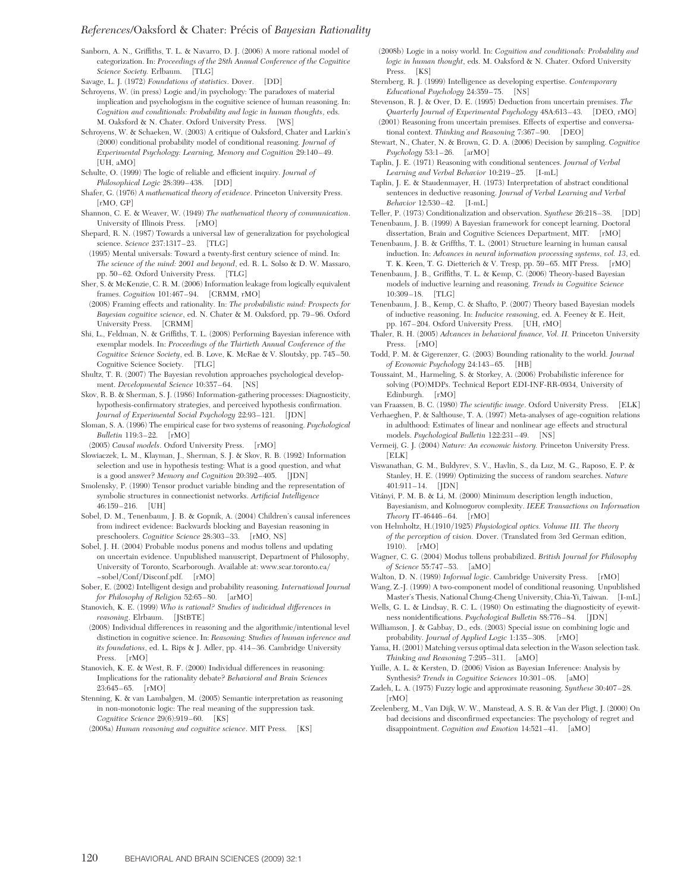Sanborn, A. N., Griffiths, T. L. & Navarro, D. J. (2006) A more rational model of categorization. In: *Proceedings of the 28th Annual Conference of the Cognitive Science Society*. Erlbaum. [TLG]

Savage, L. J. (1972) *Foundations of statistics*. Dover. [DD]

Schroyens, W. (in press) Logic and/in psychology: The paradoxes of material implication and psychologism in the cognitive science of human reasoning. In: *Cognition and conditionals: Probability and logic in human thoughts*, eds. M. Oaksford & N. Chater. Oxford University Press. [WS]

Schroyens, W. & Schaeken, W. (2003) A critique of Oaksford, Chater and Larkin's (2000) conditional probability model of conditional reasoning. *Journal of Experimental Psychology: Learning, Memory and Cognition* 29:140–49. [UH, aMO]

Schulte, O. (1999) The logic of reliable and efficient inquiry. *Journal of Philosophical Logic* 28:399–438. [DD]

Shafer, G. (1976) *A mathematical theory of evidence*. Princeton University Press. [rMO, GP]

Shannon, C. E. & Weaver, W. (1949) *The mathematical theory of communication*. University of Illinois Press. [rMO]

Shepard, R. N. (1987) Towards a universal law of generalization for psychological science. *Science* 237:1317–23. [TLG]

(1995) Mental universals: Toward a twenty-first century science of mind. In: *The science of the mind: 2001 and beyond*, ed. R. L. Solso & D. W. Massaro, pp. 50–62. Oxford University Press. [TLG]

Sher, S. & McKenzie, C. R. M. (2006) Information leakage from logically equivalent frames. *Cognition* 101:467–94. [CRMM, rMO]

(2008) Framing effects and rationality. In: *The probabilistic mind: Prospects for Bayesian cognitive science*, ed. N. Chater & M. Oaksford, pp. 79–96. Oxford University Press. [CRMM]

Shi, L., Feldman, N. & Griffiths, T. L. (2008) Performing Bayesian inference with exemplar models. In: *Proceedings of the Thirtieth Annual Conference of the Cognitive Science Society*, ed. B. Love, K. McRae & V. Sloutsky, pp. 745–50. Cognitive Science Society. [TLG]

Shultz, T. R. (2007) The Bayesian revolution approaches psychological development. *Developmental Science* 10:357–64. [NS]

Skov, R. B. & Sherman, S. J. (1986) Information-gathering processes: Diagnosticity, hypothesis-confirmatory strategies, and perceived hypothesis confirmation. *Journal of Experimental Social Psychology* 22:93–121. [JDN]

Sloman, S. A. (1996) The empirical case for two systems of reasoning. *Psychological Bulletin* 119:3–22. [rMO]

(2005) *Causal models*. Oxford University Press. [rMO]

Slowiaczek, L. M., Klayman, J., Sherman, S. J. & Skov, R. B. (1992) Information selection and use in hypothesis testing: What is a good question, and what is a good answer? *Memory and Cognition* 20:392–405. [JDN]

Smolensky, P. (1990) Tensor product variable binding and the representation of symbolic structures in connectionist networks. *Artificial Intelligence* 46:159–216. [UH]

Sobel, D. M., Tenenbaum, J. B. & Gopnik, A. (2004) Children's causal inferences from indirect evidence: Backwards blocking and Bayesian reasoning in preschoolers. *Cognitive Science* 28:303–33. [rMO, NS]

Sobel, J. H. (2004) Probable modus ponens and modus tollens and updating on uncertain evidence. Unpublished manuscript, Department of Philosophy, University of Toronto, Scarborough. Available at: www.scar.toronto.ca/~sobel/Conf/Disconf.pdf. [rMO]

Sober, E. (2002) Intelligent design and probability reasoning. *International Journal for Philosophy of Religion* 52:65–80. [arMO]

Stanovich, K. E. (1999) *Who is rational? Studies of individual differences in reasoning*. Elrbaum. [JStBTE]

(2008) Individual differences in reasoning and the algorithmic/intentional level distinction in cognitive science. In: *Reasoning: Studies of human inference and its foundations*, ed. L. Rips & J. Adler, pp. 414–36. Cambridge University Press. [rMO]

Stanovich, K. E. & West, R. F. (2000) Individual differences in reasoning: Implications for the rationality debate? *Behavioral and Brain Sciences* 23:645–65. [rMO]

Stenning, K. & van Lambalgen, M. (2005) Semantic interpretation as reasoning in non-monotonic logic: The real meaning of the suppression task. *Cognitive Science* 29(6):919–60. [KS]

(2008a) *Human reasoning and cognitive science*. MIT Press. [KS]

(2008b) Logic in a noisy world. In: *Cognition and conditionals: Probability and logic in human thought*, eds. M. Oaksford & N. Chater. Oxford University Press. [KS]

Sternberg, R. J. (1999) Intelligence as developing expertise. *Contemporary Educational Psychology* 24:359–75. [NS]

Stevenson, R. J. & Over, D. E. (1995) Deduction from uncertain premises. *The Quarterly Journal of Experimental Psychology* 48A:613–43. [DEO, rMO]

(2001) Reasoning from uncertain premises. Effects of expertise and conversational context. *Thinking and Reasoning* 7:367–90. [DEO]

Stewart, N., Chater, N. & Brown, G. D. A. (2006) Decision by sampling. *Cognitive Psychology* 53:1–26. [arMO]

Taplin, J. E. (1971) Reasoning with conditional sentences. *Journal of Verbal Learning and Verbal Behavior* 10:219–25. [I-mL]

Taplin, J. E. & Staudenmayer, H. (1973) Interpretation of abstract conditional sentences in deductive reasoning. *Journal of Verbal Learning and Verbal Behavior* 12:530–42. [I-mL]

Teller, P. (1973) Conditionalization and observation. *Synthese* 26:218–38. [DD]

Tenenbaum, J. B. (1999) A Bayesian framework for concept learning. Doctoral dissertation, Brain and Cognitive Sciences Department, MIT. [rMO]

Tenenbaum, J. B. & Griffths, T. L. (2001) Structure learning in human causal induction. In: *Advances in neural information processing systems, vol. 13*, ed. T. K. Keen, T. G. Dietterich & V. Tresp, pp. 59–65. MIT Press. [rMO]

Tenenbaum, J. B., Griffiths, T. L. & Kemp, C. (2006) Theory-based Bayesian models of inductive learning and reasoning. *Trends in Cognitive Science* 10:309–18. [TLG]

Tenenbaum, J. B., Kemp, C. & Shafto, P. (2007) Theory based Bayesian models of inductive reasoning. In: *Inducive reasoning*, ed. A. Feeney & E. Heit, pp. 167–204. Oxford University Press. [UH, rMO]

Thaler, R. H. (2005) *Advances in behavioral finance, Vol. II*. Princeton University Press. [rMO]

Todd, P. M. & Gigerenzer, G. (2003) Bounding rationality to the world. *Journal of Economic Psychology* 24:143–65. [HB]

Toussaint, M., Harmeling, S. & Storkey, A. (2006) Probabilistic inference for solving (PO)MDPs. Technical Report EDI-INF-RR-0934, University of Edinburgh. [rMO]

van Fraassen, B. C. (1980) *The scientific image*. Oxford University Press. [ELK]

Verhaeghen, P. & Salthouse, T. A. (1997) Meta-analyses of age-cognition relations in adulthood: Estimates of linear and nonlinear age effects and structural models. *Psychological Bulletin* 122:231–49. [NS]

Vermeij, G. J. (2004) *Nature: An economic history*. Princeton University Press. [ELK]

Viswanathan, G. M., Buldyrev, S. V., Havlin, S., da Luz, M. G., Raposo, E. P. & Stanley, H. E. (1999) Optimizing the success of random searches. *Nature* 401:911–14. [JDN]

Vitányi, P. M. B. & Li, M. (2000) Minimum description length induction, Bayesianism, and Kolmogorov complexity. *IEEE Transactions on Information Theory* IT-46446–64. [rMO]

von Helmholtz, H.(1910/1925) *Physiological optics. Volume III. The theory of the perception of vision*. Dover. (Translated from 3rd German edition, 1910). [rMO]

Wagner, C. G. (2004) Modus tollens probabilized. *British Journal for Philosophy of Science* 55:747–53. [aMO]

Walton, D. N. (1989) *Informal logic*. Cambridge University Press. [rMO]

Wang, Z.-J. (1999) A two-component model of conditional reasoning. Unpublished Master's Thesis, National Chung-Cheng University, Chia-Yi, Taiwan. [I-mL]

Wells, G. L. & Lindsay, R. C. L. (1980) On estimating the diagnosticity of eyewitness nonidentifications. *Psychological Bulletin* 88:776–84. [JDN]

Williamson, J. & Gabbay, D., eds. (2003) Special issue on combining logic and probability. *Journal of Applied Logic* 1:135–308. [rMO]

Yama, H. (2001) Matching versus optimal data selection in the Wason selection task. *Thinking and Reasoning* 7:295–311. [aMO]

Yuille, A. L. & Kersten, D. (2006) Vision as Bayesian Inference: Analysis by Synthesis? *Trends in Cognitive Sciences* 10:301–08. [aMO]

Zadeh, L. A. (1975) Fuzzy logic and approximate reasoning. *Synthese* 30:407–28. [rMO]

Zeelenberg, M., Van Dijk, W. W., Manstead, A. S. R. & Van der Pligt, J. (2000) On bad decisions and disconfirmed expectancies: The psychology of regret and disappointment. *Cognition and Emotion* 14:521–41. [aMO]